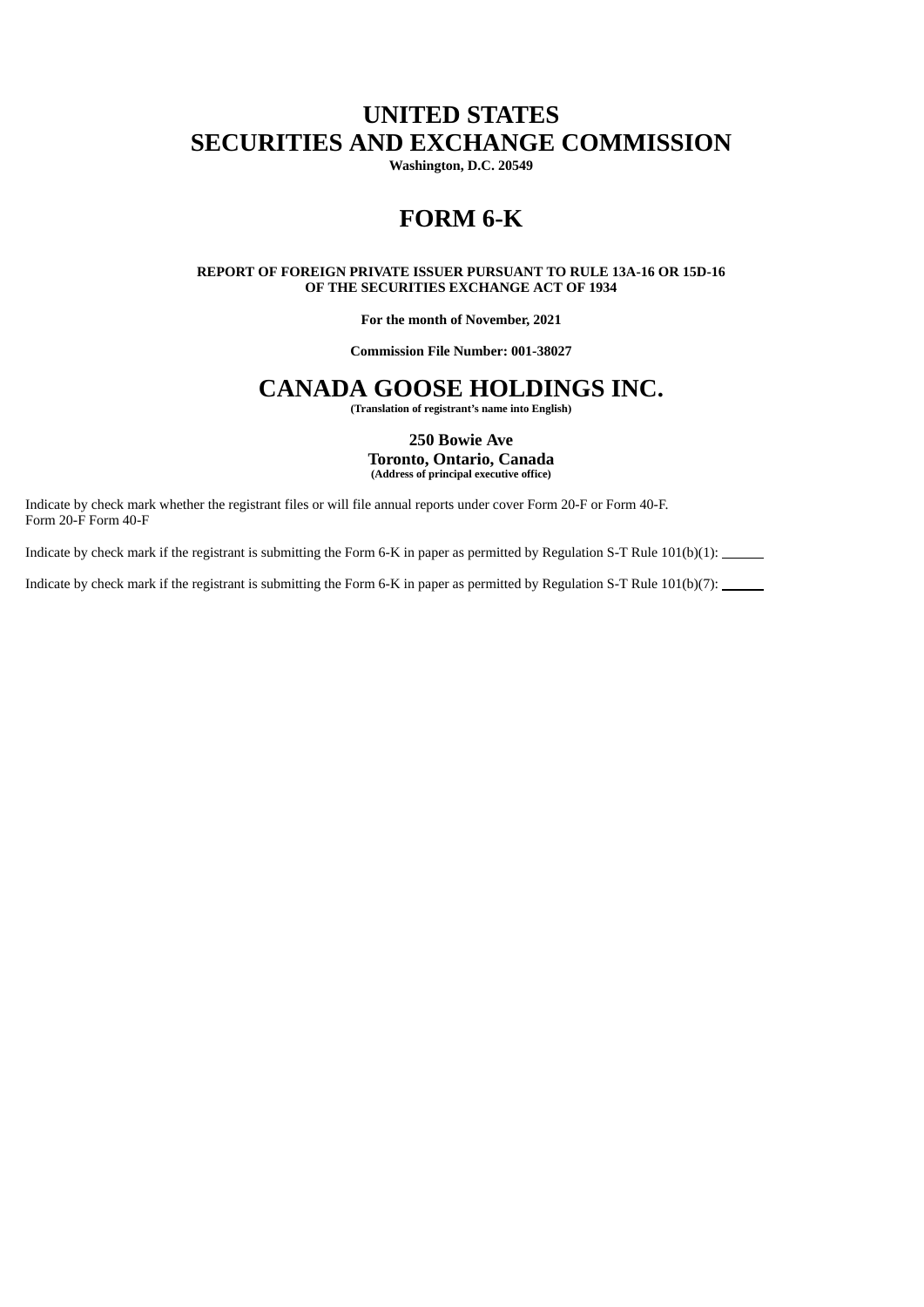# UNITED STATES
# SECURITIES AND EXCHANGE COMMISSION

**Washington, D.C. 20549**

# FORM 6-K

**REPORT OF FOREIGN PRIVATE ISSUER PURSUANT TO RULE 13A-16 OR 15D-16 OF THE SECURITIES EXCHANGE ACT OF 1934**

**For the month of November, 2021**

**Commission File Number: 001-38027**

# CANADA GOOSE HOLDINGS INC.

**(Translation of registrant's name into English)**

**250 Bowie Ave**
**Toronto, Ontario, Canada**
**(Address of principal executive office)**

Indicate by check mark whether the registrant files or will file annual reports under cover Form 20-F or Form 40-F.
Form 20-F Form 40-F

Indicate by check mark if the registrant is submitting the Form 6-K in paper as permitted by Regulation S-T Rule 101(b)(1): ______

Indicate by check mark if the registrant is submitting the Form 6-K in paper as permitted by Regulation S-T Rule 101(b)(7): ______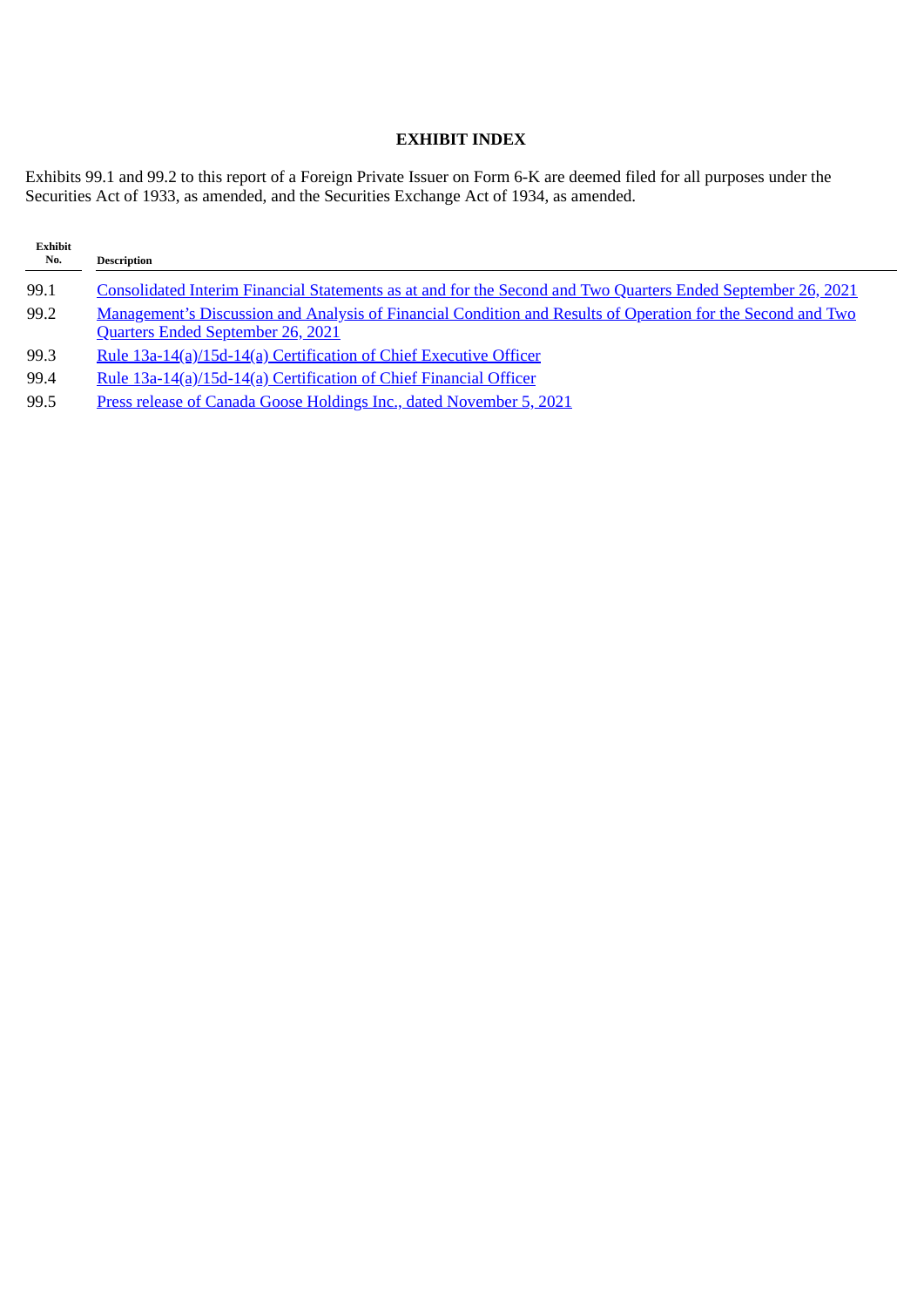## EXHIBIT INDEX

Exhibits 99.1 and 99.2 to this report of a Foreign Private Issuer on Form 6-K are deemed filed for all purposes under the Securities Act of 1933, as amended, and the Securities Exchange Act of 1934, as amended.

| Exhibit No. | Description |
|---|---|
| 99.1 | Consolidated Interim Financial Statements as at and for the Second and Two Quarters Ended September 26, 2021 |
| 99.2 | Management's Discussion and Analysis of Financial Condition and Results of Operation for the Second and Two Quarters Ended September 26, 2021 |
| 99.3 | Rule 13a-14(a)/15d-14(a) Certification of Chief Executive Officer |
| 99.4 | Rule 13a-14(a)/15d-14(a) Certification of Chief Financial Officer |
| 99.5 | Press release of Canada Goose Holdings Inc., dated November 5, 2021 |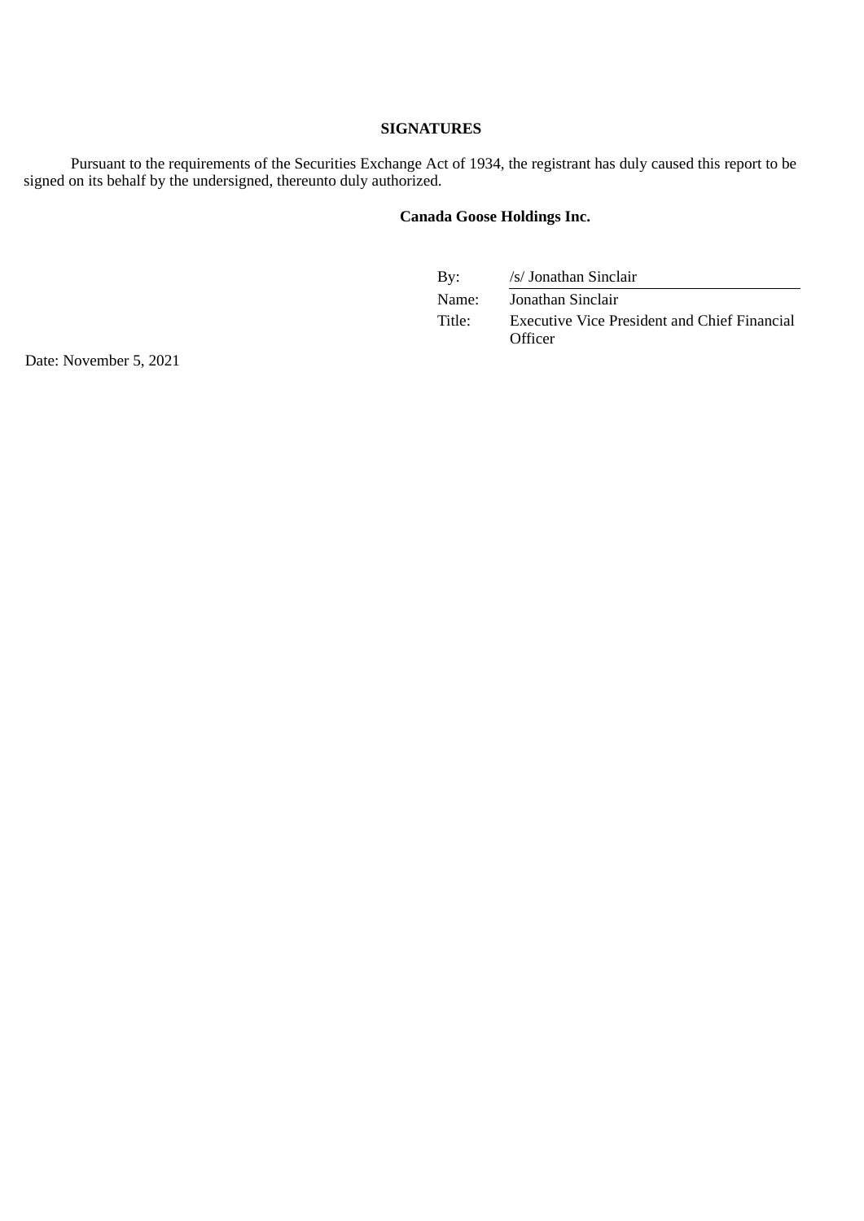**SIGNATURES**

Pursuant to the requirements of the Securities Exchange Act of 1934, the registrant has duly caused this report to be signed on its behalf by the undersigned, thereunto duly authorized.

**Canada Goose Holdings Inc.**

| | |
|---|---|
| By: | /s/ Jonathan Sinclair |
| Name: | Jonathan Sinclair |
| Title: | Executive Vice President and Chief Financial Officer |

Date: November 5, 2021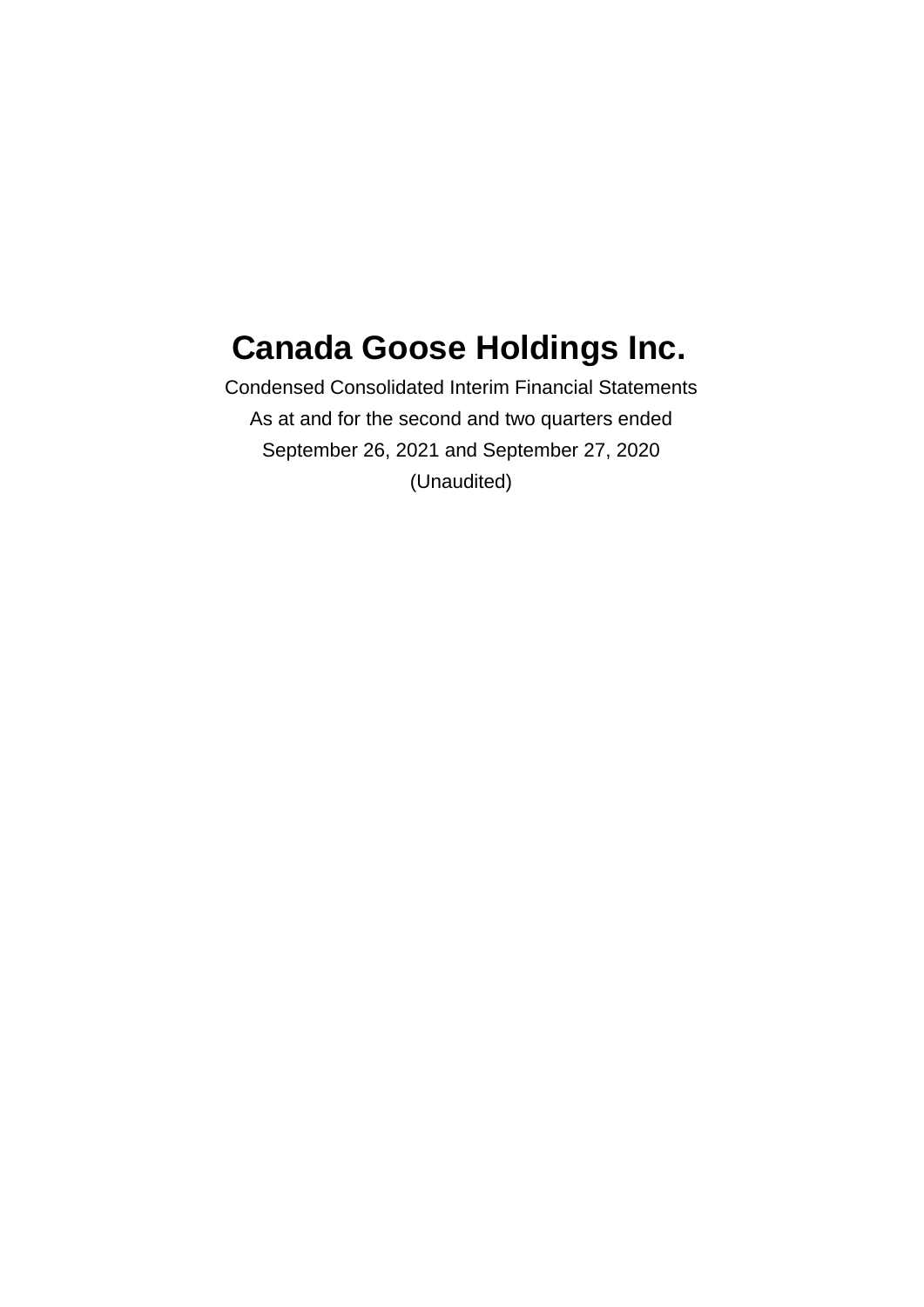# Canada Goose Holdings Inc.

Condensed Consolidated Interim Financial Statements

As at and for the second and two quarters ended

September 26, 2021 and September 27, 2020

(Unaudited)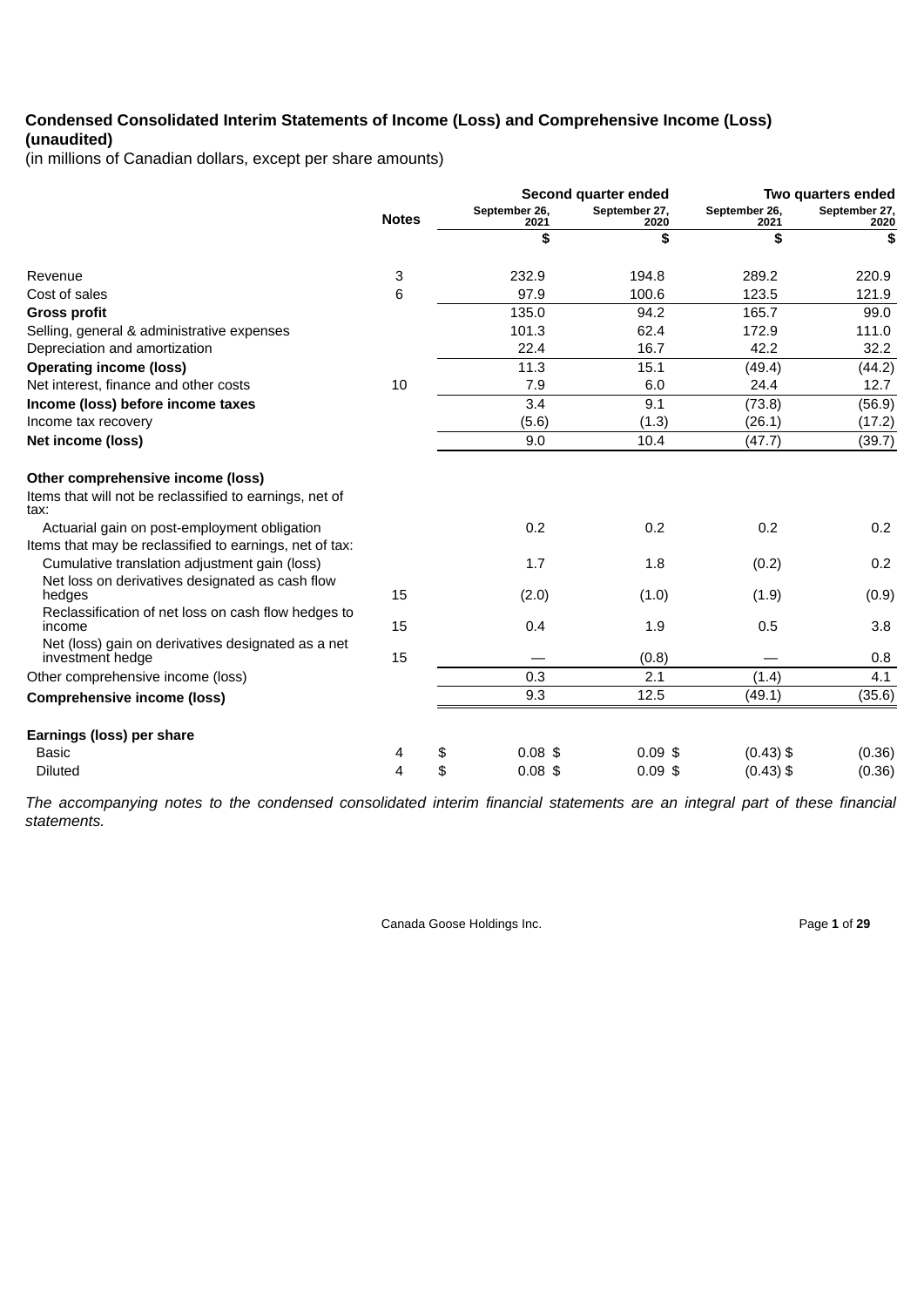**Condensed Consolidated Interim Statements of Income (Loss) and Comprehensive Income (Loss) (unaudited)**
(in millions of Canadian dollars, except per share amounts)

| | Notes | Second quarter ended | | Two quarters ended | |
|---|---|---|---|---|---|
| | | September 26, 2021 | September 27, 2020 | September 26, 2021 | September 27, 2020 |
| | | $ | $ | $ | $ |
| Revenue | 3 | 232.9 | 194.8 | 289.2 | 220.9 |
| Cost of sales | 6 | 97.9 | 100.6 | 123.5 | 121.9 |
| **Gross profit** | | 135.0 | 94.2 | 165.7 | 99.0 |
| Selling, general & administrative expenses | | 101.3 | 62.4 | 172.9 | 111.0 |
| Depreciation and amortization | | 22.4 | 16.7 | 42.2 | 32.2 |
| **Operating income (loss)** | | 11.3 | 15.1 | (49.4) | (44.2) |
| Net interest, finance and other costs | 10 | 7.9 | 6.0 | 24.4 | 12.7 |
| **Income (loss) before income taxes** | | 3.4 | 9.1 | (73.8) | (56.9) |
| Income tax recovery | | (5.6) | (1.3) | (26.1) | (17.2) |
| **Net income (loss)** | | 9.0 | 10.4 | (47.7) | (39.7) |
| | | | | | |
| **Other comprehensive income (loss)** | | | | | |
| Items that will not be reclassified to earnings, net of tax: | | | | | |
| Actuarial gain on post-employment obligation | | 0.2 | 0.2 | 0.2 | 0.2 |
| Items that may be reclassified to earnings, net of tax: | | | | | |
| Cumulative translation adjustment gain (loss) | | 1.7 | 1.8 | (0.2) | 0.2 |
| Net loss on derivatives designated as cash flow hedges | 15 | (2.0) | (1.0) | (1.9) | (0.9) |
| Reclassification of net loss on cash flow hedges to income | 15 | 0.4 | 1.9 | 0.5 | 3.8 |
| Net (loss) gain on derivatives designated as a net investment hedge | 15 | — | (0.8) | — | 0.8 |
| Other comprehensive income (loss) | | 0.3 | 2.1 | (1.4) | 4.1 |
| **Comprehensive income (loss)** | | 9.3 | 12.5 | (49.1) | (35.6) |
| | | | | | |
| **Earnings (loss) per share** | | | | | |
| Basic | 4 | $ 0.08 | $ 0.09 | $ (0.43) | $ (0.36) |
| Diluted | 4 | $ 0.08 | $ 0.09 | $ (0.43) | $ (0.36) |

*The accompanying notes to the condensed consolidated interim financial statements are an integral part of these financial statements.*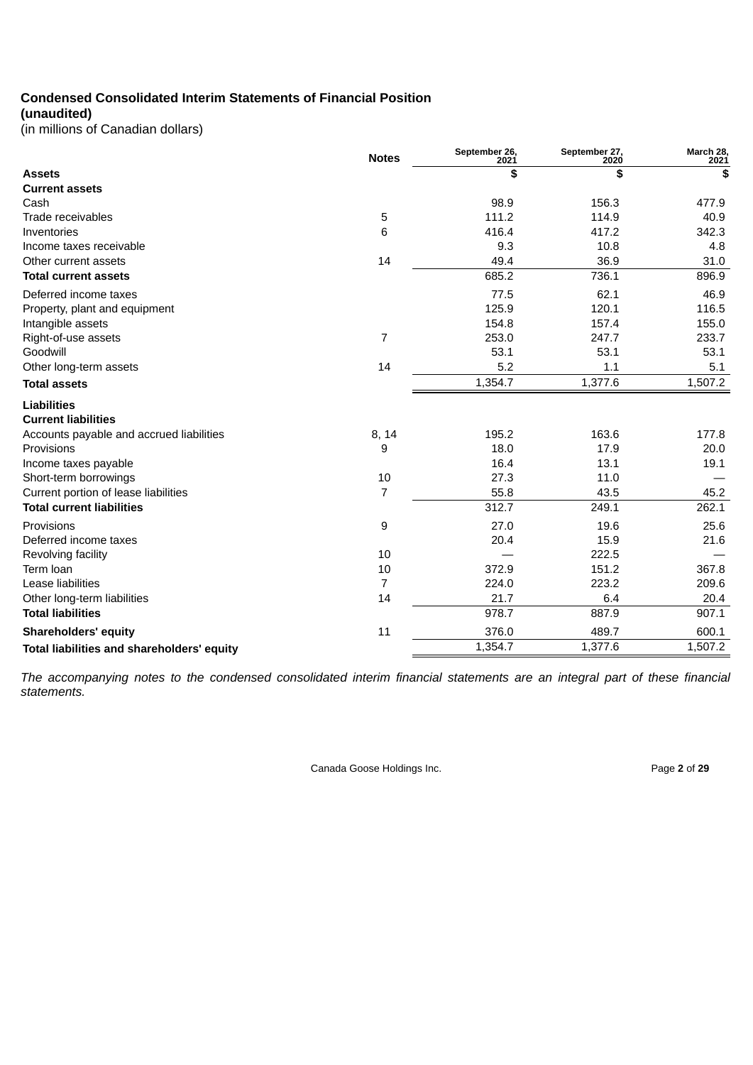**Condensed Consolidated Interim Statements of Financial Position**
**(unaudited)**
(in millions of Canadian dollars)

| | Notes | September 26, 2021 | September 27, 2020 | March 28, 2021 |
|---|---|---|---|---|
| **Assets** | | $ | $ | $ |
| **Current assets** | | | | |
| Cash | | 98.9 | 156.3 | 477.9 |
| Trade receivables | 5 | 111.2 | 114.9 | 40.9 |
| Inventories | 6 | 416.4 | 417.2 | 342.3 |
| Income taxes receivable | | 9.3 | 10.8 | 4.8 |
| Other current assets | 14 | 49.4 | 36.9 | 31.0 |
| **Total current assets** | | 685.2 | 736.1 | 896.9 |
| Deferred income taxes | | 77.5 | 62.1 | 46.9 |
| Property, plant and equipment | | 125.9 | 120.1 | 116.5 |
| Intangible assets | | 154.8 | 157.4 | 155.0 |
| Right-of-use assets | 7 | 253.0 | 247.7 | 233.7 |
| Goodwill | | 53.1 | 53.1 | 53.1 |
| Other long-term assets | 14 | 5.2 | 1.1 | 5.1 |
| **Total assets** | | 1,354.7 | 1,377.6 | 1,507.2 |
| **Liabilities** | | | | |
| **Current liabilities** | | | | |
| Accounts payable and accrued liabilities | 8, 14 | 195.2 | 163.6 | 177.8 |
| Provisions | 9 | 18.0 | 17.9 | 20.0 |
| Income taxes payable | | 16.4 | 13.1 | 19.1 |
| Short-term borrowings | 10 | 27.3 | 11.0 | — |
| Current portion of lease liabilities | 7 | 55.8 | 43.5 | 45.2 |
| **Total current liabilities** | | 312.7 | 249.1 | 262.1 |
| Provisions | 9 | 27.0 | 19.6 | 25.6 |
| Deferred income taxes | | 20.4 | 15.9 | 21.6 |
| Revolving facility | 10 | — | 222.5 | — |
| Term loan | 10 | 372.9 | 151.2 | 367.8 |
| Lease liabilities | 7 | 224.0 | 223.2 | 209.6 |
| Other long-term liabilities | 14 | 21.7 | 6.4 | 20.4 |
| **Total liabilities** | | 978.7 | 887.9 | 907.1 |
| **Shareholders' equity** | 11 | 376.0 | 489.7 | 600.1 |
| **Total liabilities and shareholders' equity** | | 1,354.7 | 1,377.6 | 1,507.2 |

*The accompanying notes to the condensed consolidated interim financial statements are an integral part of these financial statements.*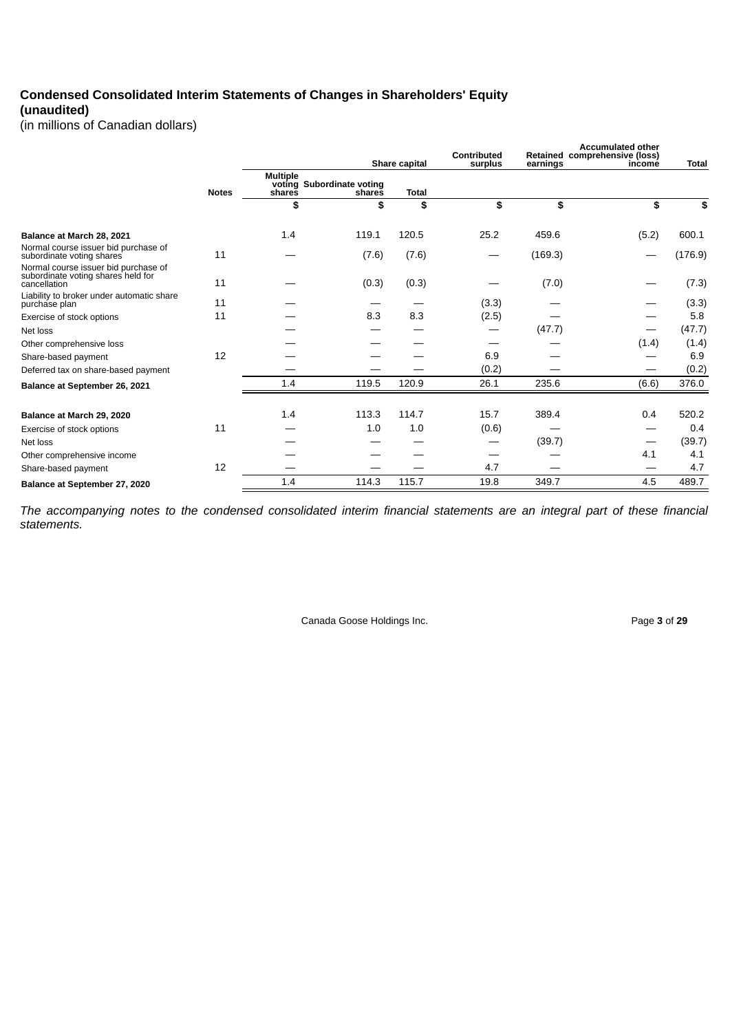## Condensed Consolidated Interim Statements of Changes in Shareholders' Equity (unaudited)

(in millions of Canadian dollars)

| | | Share capital | | | Contributed surplus | Retained earnings | Accumulated other comprehensive (loss) income | Total |
|---|---|---|---|---|---|---|---|---|
| | Notes | Multiple voting shares | Subordinate voting shares | Total | | | | |
| | | $ | $ | $ | $ | $ | $ | $ |
| **Balance at March 28, 2021** | | 1.4 | 119.1 | 120.5 | 25.2 | 459.6 | (5.2) | 600.1 |
| Normal course issuer bid purchase of subordinate voting shares | 11 | — | (7.6) | (7.6) | — | (169.3) | — | (176.9) |
| Normal course issuer bid purchase of subordinate voting shares held for cancellation | 11 | — | (0.3) | (0.3) | — | (7.0) | — | (7.3) |
| Liability to broker under automatic share purchase plan | 11 | — | — | — | (3.3) | — | — | (3.3) |
| Exercise of stock options | 11 | — | 8.3 | 8.3 | (2.5) | — | — | 5.8 |
| Net loss | | — | — | — | — | (47.7) | — | (47.7) |
| Other comprehensive loss | | — | — | — | — | — | (1.4) | (1.4) |
| Share-based payment | 12 | — | — | — | 6.9 | — | — | 6.9 |
| Deferred tax on share-based payment | | — | — | — | (0.2) | — | — | (0.2) |
| **Balance at September 26, 2021** | | 1.4 | 119.5 | 120.9 | 26.1 | 235.6 | (6.6) | 376.0 |
| | | | | | | | | |
| **Balance at March 29, 2020** | | 1.4 | 113.3 | 114.7 | 15.7 | 389.4 | 0.4 | 520.2 |
| Exercise of stock options | 11 | — | 1.0 | 1.0 | (0.6) | — | — | 0.4 |
| Net loss | | — | — | — | — | (39.7) | — | (39.7) |
| Other comprehensive income | | — | — | — | — | — | 4.1 | 4.1 |
| Share-based payment | 12 | — | — | — | 4.7 | — | — | 4.7 |
| **Balance at September 27, 2020** | | 1.4 | 114.3 | 115.7 | 19.8 | 349.7 | 4.5 | 489.7 |

*The accompanying notes to the condensed consolidated interim financial statements are an integral part of these financial statements.*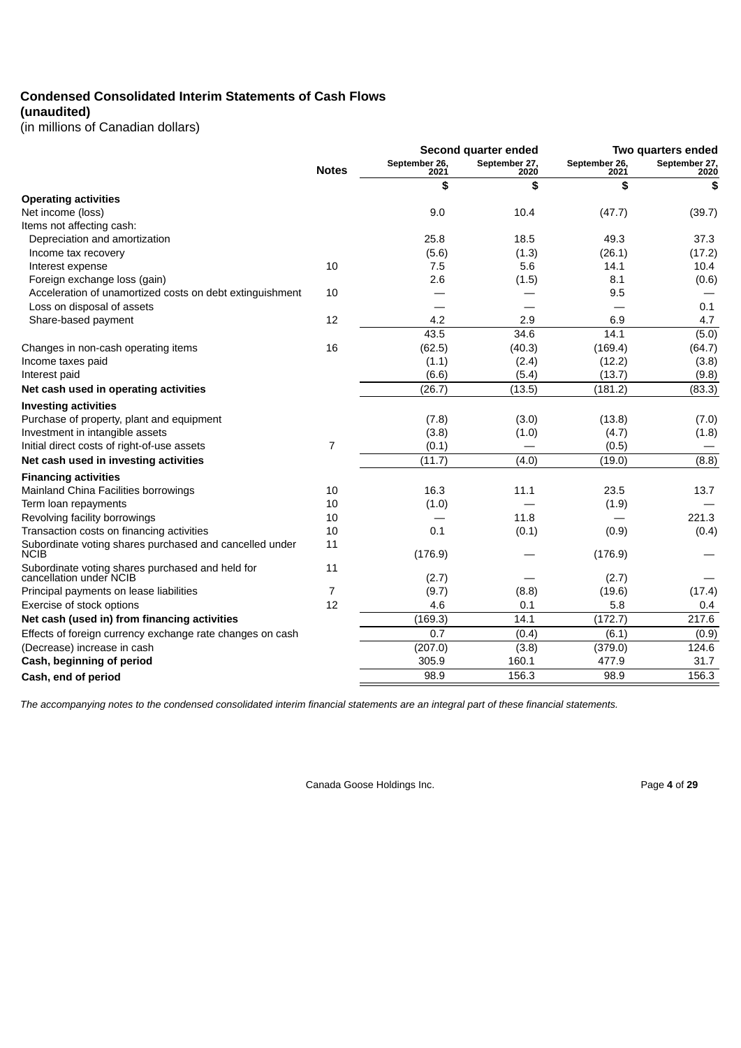**Condensed Consolidated Interim Statements of Cash Flows**
**(unaudited)**
(in millions of Canadian dollars)

| | Notes | Second quarter ended | | Two quarters ended | |
|---|---|---|---|---|---|
| | | September 26, 2021 | September 27, 2020 | September 26, 2021 | September 27, 2020 |
| | | $ | $ | $ | $ |
| **Operating activities** | | | | | |
| Net income (loss) | | 9.0 | 10.4 | (47.7) | (39.7) |
| Items not affecting cash: | | | | | |
| Depreciation and amortization | | 25.8 | 18.5 | 49.3 | 37.3 |
| Income tax recovery | | (5.6) | (1.3) | (26.1) | (17.2) |
| Interest expense | 10 | 7.5 | 5.6 | 14.1 | 10.4 |
| Foreign exchange loss (gain) | | 2.6 | (1.5) | 8.1 | (0.6) |
| Acceleration of unamortized costs on debt extinguishment | 10 | — | — | 9.5 | — |
| Loss on disposal of assets | | — | — | — | 0.1 |
| Share-based payment | 12 | 4.2 | 2.9 | 6.9 | 4.7 |
| | | 43.5 | 34.6 | 14.1 | (5.0) |
| Changes in non-cash operating items | 16 | (62.5) | (40.3) | (169.4) | (64.7) |
| Income taxes paid | | (1.1) | (2.4) | (12.2) | (3.8) |
| Interest paid | | (6.6) | (5.4) | (13.7) | (9.8) |
| **Net cash used in operating activities** | | (26.7) | (13.5) | (181.2) | (83.3) |
| **Investing activities** | | | | | |
| Purchase of property, plant and equipment | | (7.8) | (3.0) | (13.8) | (7.0) |
| Investment in intangible assets | | (3.8) | (1.0) | (4.7) | (1.8) |
| Initial direct costs of right-of-use assets | 7 | (0.1) | — | (0.5) | — |
| **Net cash used in investing activities** | | (11.7) | (4.0) | (19.0) | (8.8) |
| **Financing activities** | | | | | |
| Mainland China Facilities borrowings | 10 | 16.3 | 11.1 | 23.5 | 13.7 |
| Term loan repayments | 10 | (1.0) | — | (1.9) | — |
| Revolving facility borrowings | 10 | — | 11.8 | — | 221.3 |
| Transaction costs on financing activities | 10 | 0.1 | (0.1) | (0.9) | (0.4) |
| Subordinate voting shares purchased and cancelled under NCIB | 11 | (176.9) | — | (176.9) | — |
| Subordinate voting shares purchased and held for cancellation under NCIB | 11 | (2.7) | — | (2.7) | — |
| Principal payments on lease liabilities | 7 | (9.7) | (8.8) | (19.6) | (17.4) |
| Exercise of stock options | 12 | 4.6 | 0.1 | 5.8 | 0.4 |
| **Net cash (used in) from financing activities** | | (169.3) | 14.1 | (172.7) | 217.6 |
| Effects of foreign currency exchange rate changes on cash | | 0.7 | (0.4) | (6.1) | (0.9) |
| (Decrease) increase in cash | | (207.0) | (3.8) | (379.0) | 124.6 |
| **Cash, beginning of period** | | 305.9 | 160.1 | 477.9 | 31.7 |
| **Cash, end of period** | | 98.9 | 156.3 | 98.9 | 156.3 |

*The accompanying notes to the condensed consolidated interim financial statements are an integral part of these financial statements.*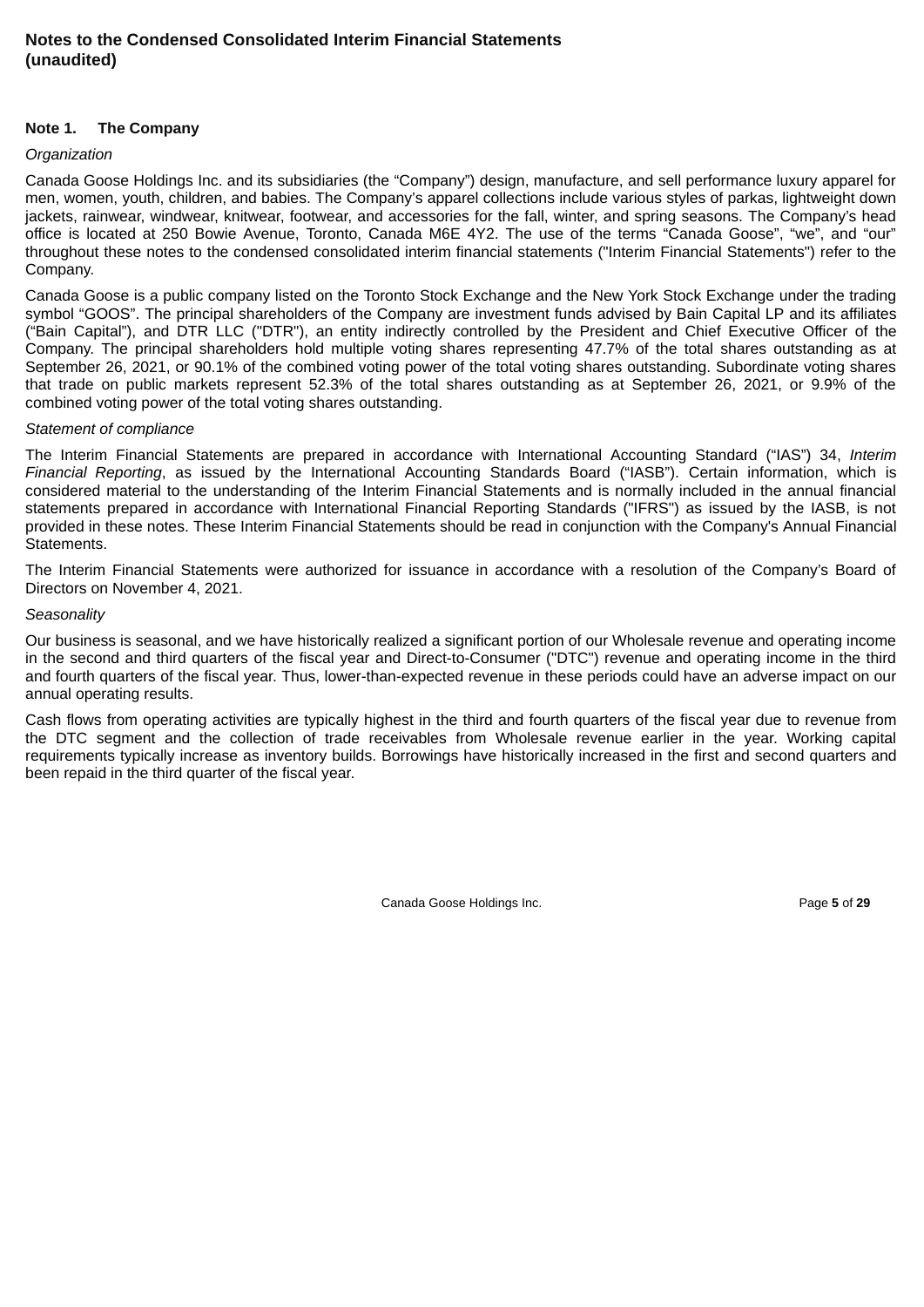**Notes to the Condensed Consolidated Interim Financial Statements (unaudited)**

## Note 1. The Company

*Organization*

Canada Goose Holdings Inc. and its subsidiaries (the “Company”) design, manufacture, and sell performance luxury apparel for men, women, youth, children, and babies. The Company’s apparel collections include various styles of parkas, lightweight down jackets, rainwear, windwear, knitwear, footwear, and accessories for the fall, winter, and spring seasons. The Company’s head office is located at 250 Bowie Avenue, Toronto, Canada M6E 4Y2. The use of the terms “Canada Goose”, “we”, and “our” throughout these notes to the condensed consolidated interim financial statements ("Interim Financial Statements") refer to the Company.

Canada Goose is a public company listed on the Toronto Stock Exchange and the New York Stock Exchange under the trading symbol “GOOS”. The principal shareholders of the Company are investment funds advised by Bain Capital LP and its affiliates (“Bain Capital”), and DTR LLC ("DTR"), an entity indirectly controlled by the President and Chief Executive Officer of the Company. The principal shareholders hold multiple voting shares representing 47.7% of the total shares outstanding as at September 26, 2021, or 90.1% of the combined voting power of the total voting shares outstanding. Subordinate voting shares that trade on public markets represent 52.3% of the total shares outstanding as at September 26, 2021, or 9.9% of the combined voting power of the total voting shares outstanding.

*Statement of compliance*

The Interim Financial Statements are prepared in accordance with International Accounting Standard (“IAS”) 34, *Interim Financial Reporting*, as issued by the International Accounting Standards Board (“IASB”). Certain information, which is considered material to the understanding of the Interim Financial Statements and is normally included in the annual financial statements prepared in accordance with International Financial Reporting Standards ("IFRS") as issued by the IASB, is not provided in these notes. These Interim Financial Statements should be read in conjunction with the Company's Annual Financial Statements.

The Interim Financial Statements were authorized for issuance in accordance with a resolution of the Company’s Board of Directors on November 4, 2021.

*Seasonality*

Our business is seasonal, and we have historically realized a significant portion of our Wholesale revenue and operating income in the second and third quarters of the fiscal year and Direct-to-Consumer ("DTC") revenue and operating income in the third and fourth quarters of the fiscal year. Thus, lower-than-expected revenue in these periods could have an adverse impact on our annual operating results.

Cash flows from operating activities are typically highest in the third and fourth quarters of the fiscal year due to revenue from the DTC segment and the collection of trade receivables from Wholesale revenue earlier in the year. Working capital requirements typically increase as inventory builds. Borrowings have historically increased in the first and second quarters and been repaid in the third quarter of the fiscal year.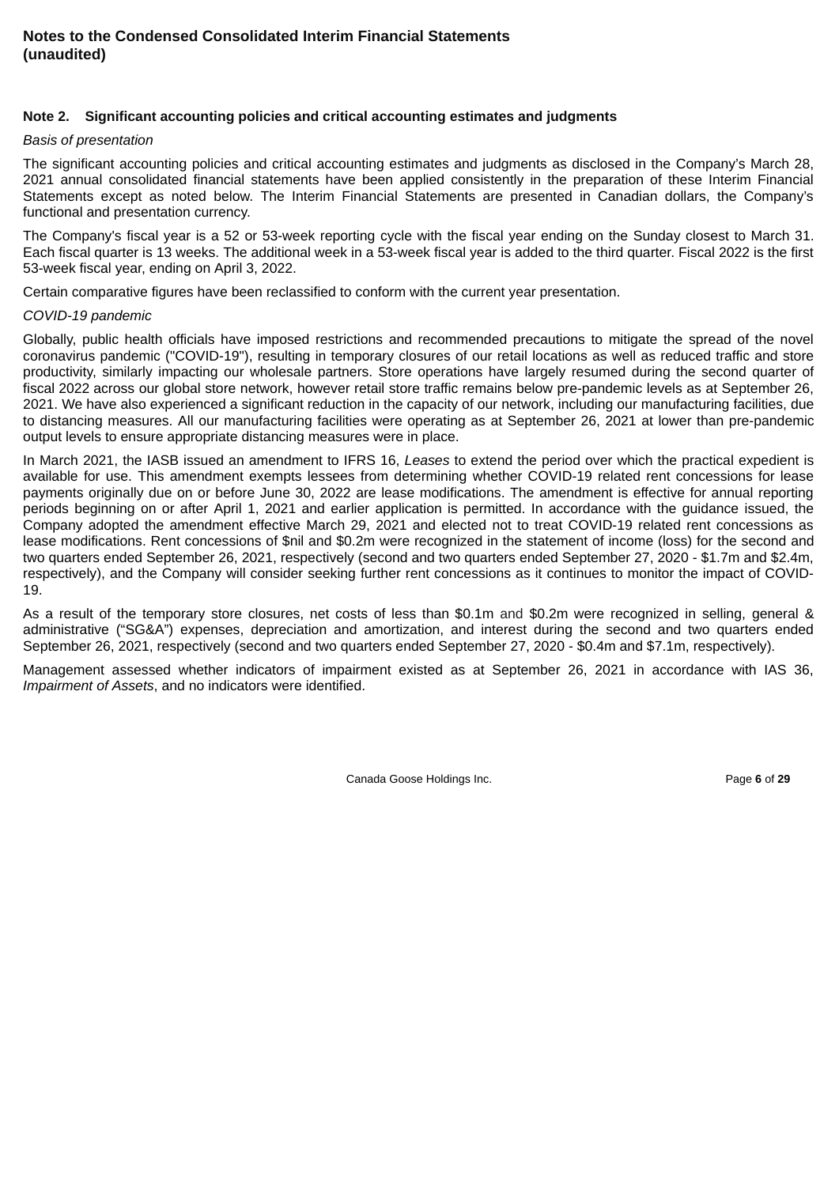**Notes to the Condensed Consolidated Interim Financial Statements (unaudited)**

## Note 2. Significant accounting policies and critical accounting estimates and judgments

*Basis of presentation*

The significant accounting policies and critical accounting estimates and judgments as disclosed in the Company's March 28, 2021 annual consolidated financial statements have been applied consistently in the preparation of these Interim Financial Statements except as noted below. The Interim Financial Statements are presented in Canadian dollars, the Company's functional and presentation currency.

The Company's fiscal year is a 52 or 53-week reporting cycle with the fiscal year ending on the Sunday closest to March 31. Each fiscal quarter is 13 weeks. The additional week in a 53-week fiscal year is added to the third quarter. Fiscal 2022 is the first 53-week fiscal year, ending on April 3, 2022.

Certain comparative figures have been reclassified to conform with the current year presentation.

*COVID-19 pandemic*

Globally, public health officials have imposed restrictions and recommended precautions to mitigate the spread of the novel coronavirus pandemic ("COVID-19"), resulting in temporary closures of our retail locations as well as reduced traffic and store productivity, similarly impacting our wholesale partners. Store operations have largely resumed during the second quarter of fiscal 2022 across our global store network, however retail store traffic remains below pre-pandemic levels as at September 26, 2021. We have also experienced a significant reduction in the capacity of our network, including our manufacturing facilities, due to distancing measures. All our manufacturing facilities were operating as at September 26, 2021 at lower than pre-pandemic output levels to ensure appropriate distancing measures were in place.

In March 2021, the IASB issued an amendment to IFRS 16, *Leases* to extend the period over which the practical expedient is available for use. This amendment exempts lessees from determining whether COVID-19 related rent concessions for lease payments originally due on or before June 30, 2022 are lease modifications. The amendment is effective for annual reporting periods beginning on or after April 1, 2021 and earlier application is permitted. In accordance with the guidance issued, the Company adopted the amendment effective March 29, 2021 and elected not to treat COVID-19 related rent concessions as lease modifications. Rent concessions of $nil and $0.2m were recognized in the statement of income (loss) for the second and two quarters ended September 26, 2021, respectively (second and two quarters ended September 27, 2020 - $1.7m and $2.4m, respectively), and the Company will consider seeking further rent concessions as it continues to monitor the impact of COVID-19.

As a result of the temporary store closures, net costs of less than $0.1m and $0.2m were recognized in selling, general & administrative ("SG&A") expenses, depreciation and amortization, and interest during the second and two quarters ended September 26, 2021, respectively (second and two quarters ended September 27, 2020 - $0.4m and $7.1m, respectively).

Management assessed whether indicators of impairment existed as at September 26, 2021 in accordance with IAS 36, *Impairment of Assets*, and no indicators were identified.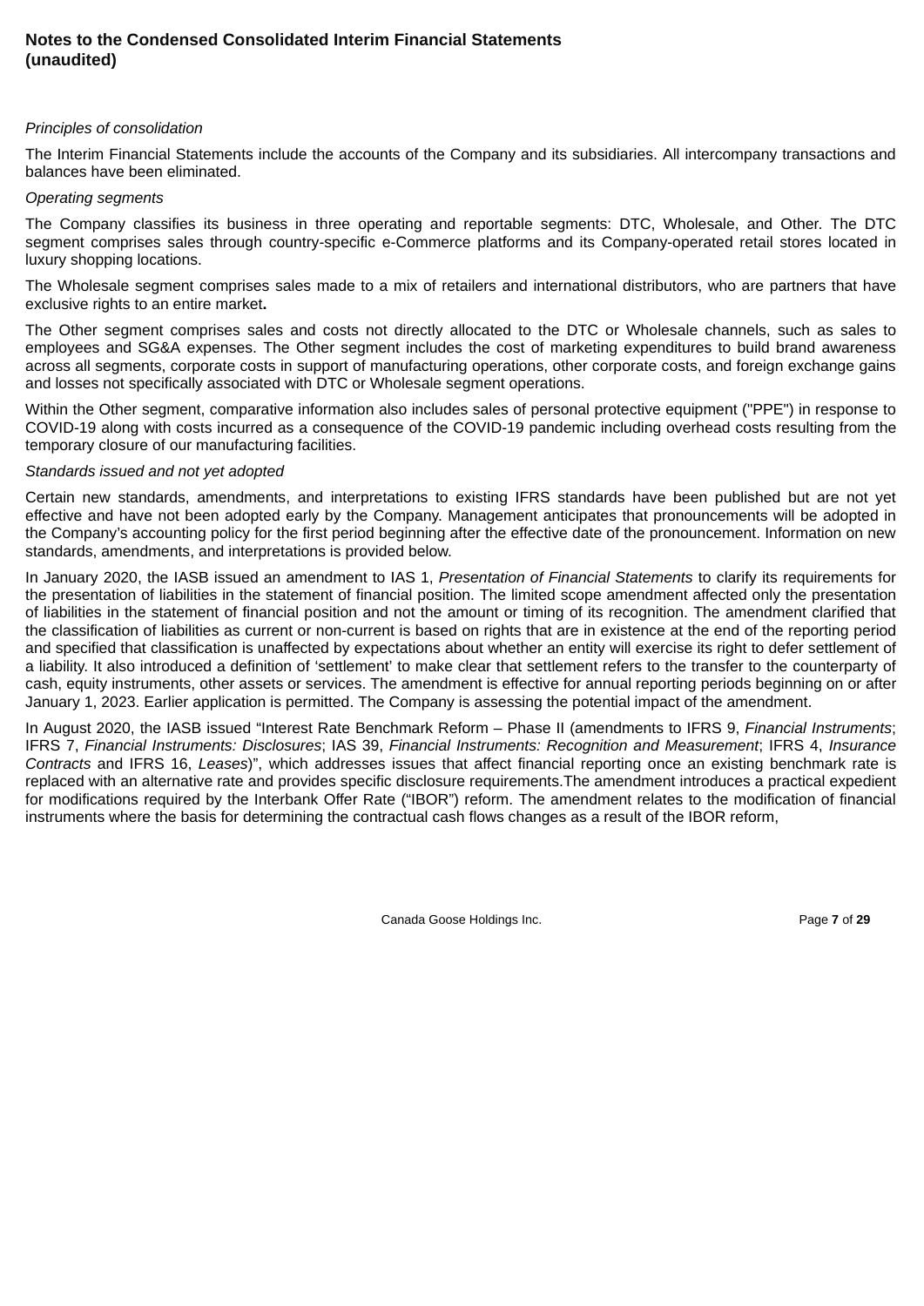*Principles of consolidation*

The Interim Financial Statements include the accounts of the Company and its subsidiaries. All intercompany transactions and balances have been eliminated.

*Operating segments*

The Company classifies its business in three operating and reportable segments: DTC, Wholesale, and Other. The DTC segment comprises sales through country-specific e-Commerce platforms and its Company-operated retail stores located in luxury shopping locations.

The Wholesale segment comprises sales made to a mix of retailers and international distributors, who are partners that have exclusive rights to an entire market.

The Other segment comprises sales and costs not directly allocated to the DTC or Wholesale channels, such as sales to employees and SG&A expenses. The Other segment includes the cost of marketing expenditures to build brand awareness across all segments, corporate costs in support of manufacturing operations, other corporate costs, and foreign exchange gains and losses not specifically associated with DTC or Wholesale segment operations.

Within the Other segment, comparative information also includes sales of personal protective equipment ("PPE") in response to COVID-19 along with costs incurred as a consequence of the COVID-19 pandemic including overhead costs resulting from the temporary closure of our manufacturing facilities.

*Standards issued and not yet adopted*

Certain new standards, amendments, and interpretations to existing IFRS standards have been published but are not yet effective and have not been adopted early by the Company. Management anticipates that pronouncements will be adopted in the Company's accounting policy for the first period beginning after the effective date of the pronouncement. Information on new standards, amendments, and interpretations is provided below.

In January 2020, the IASB issued an amendment to IAS 1, *Presentation of Financial Statements* to clarify its requirements for the presentation of liabilities in the statement of financial position. The limited scope amendment affected only the presentation of liabilities in the statement of financial position and not the amount or timing of its recognition. The amendment clarified that the classification of liabilities as current or non-current is based on rights that are in existence at the end of the reporting period and specified that classification is unaffected by expectations about whether an entity will exercise its right to defer settlement of a liability. It also introduced a definition of 'settlement' to make clear that settlement refers to the transfer to the counterparty of cash, equity instruments, other assets or services. The amendment is effective for annual reporting periods beginning on or after January 1, 2023. Earlier application is permitted. The Company is assessing the potential impact of the amendment.

In August 2020, the IASB issued "Interest Rate Benchmark Reform – Phase II (amendments to IFRS 9, *Financial Instruments*; IFRS 7, *Financial Instruments: Disclosures*; IAS 39, *Financial Instruments: Recognition and Measurement*; IFRS 4, *Insurance Contracts* and IFRS 16, *Leases*)", which addresses issues that affect financial reporting once an existing benchmark rate is replaced with an alternative rate and provides specific disclosure requirements.The amendment introduces a practical expedient for modifications required by the Interbank Offer Rate ("IBOR") reform. The amendment relates to the modification of financial instruments where the basis for determining the contractual cash flows changes as a result of the IBOR reform,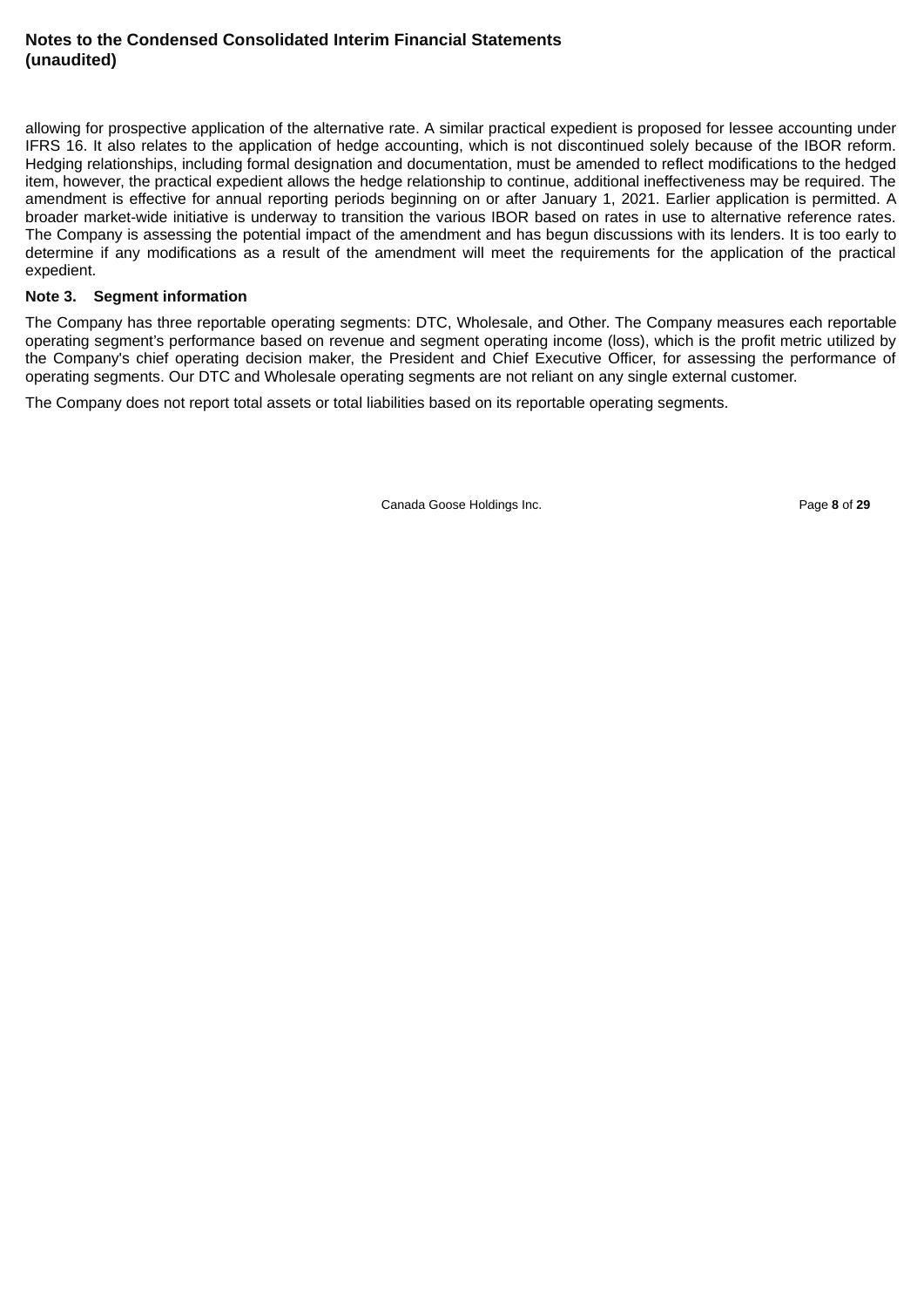allowing for prospective application of the alternative rate. A similar practical expedient is proposed for lessee accounting under IFRS 16. It also relates to the application of hedge accounting, which is not discontinued solely because of the IBOR reform. Hedging relationships, including formal designation and documentation, must be amended to reflect modifications to the hedged item, however, the practical expedient allows the hedge relationship to continue, additional ineffectiveness may be required. The amendment is effective for annual reporting periods beginning on or after January 1, 2021. Earlier application is permitted. A broader market-wide initiative is underway to transition the various IBOR based on rates in use to alternative reference rates. The Company is assessing the potential impact of the amendment and has begun discussions with its lenders. It is too early to determine if any modifications as a result of the amendment will meet the requirements for the application of the practical expedient.

**Note 3. Segment information**

The Company has three reportable operating segments: DTC, Wholesale, and Other. The Company measures each reportable operating segment's performance based on revenue and segment operating income (loss), which is the profit metric utilized by the Company's chief operating decision maker, the President and Chief Executive Officer, for assessing the performance of operating segments. Our DTC and Wholesale operating segments are not reliant on any single external customer.

The Company does not report total assets or total liabilities based on its reportable operating segments.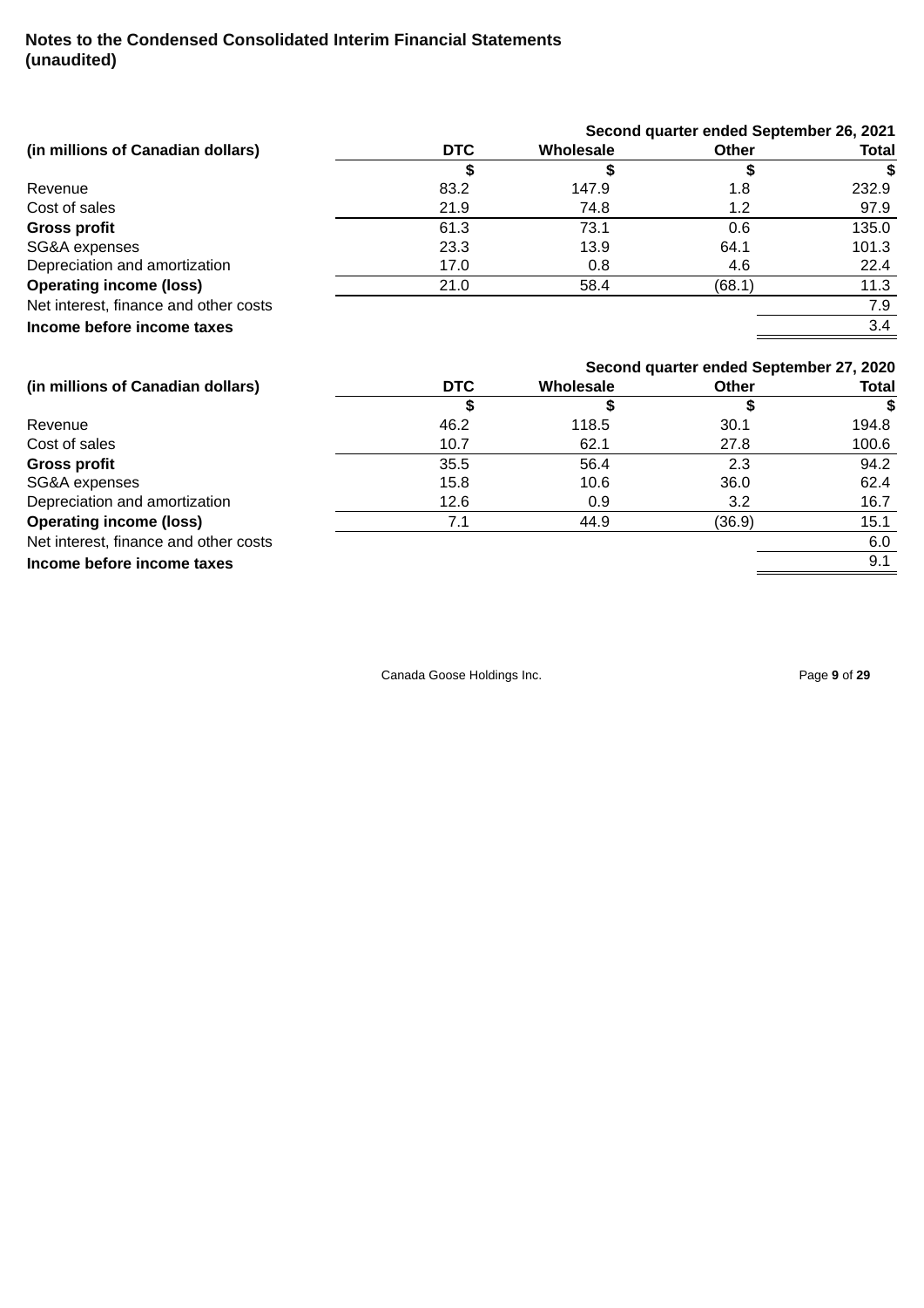**Notes to the Condensed Consolidated Interim Financial Statements**
**(unaudited)**

| (in millions of Canadian dollars) | Second quarter ended September 26, 2021 | | | |
|---|---|---|---|---|
| | **DTC** | **Wholesale** | **Other** | **Total** |
| | $ | $ | $ | $ |
| Revenue | 83.2 | 147.9 | 1.8 | 232.9 |
| Cost of sales | 21.9 | 74.8 | 1.2 | 97.9 |
| **Gross profit** | 61.3 | 73.1 | 0.6 | 135.0 |
| SG&A expenses | 23.3 | 13.9 | 64.1 | 101.3 |
| Depreciation and amortization | 17.0 | 0.8 | 4.6 | 22.4 |
| **Operating income (loss)** | 21.0 | 58.4 | (68.1) | 11.3 |
| Net interest, finance and other costs | | | | 7.9 |
| **Income before income taxes** | | | | 3.4 |

| (in millions of Canadian dollars) | Second quarter ended September 27, 2020 | | | |
|---|---|---|---|---|
| | **DTC** | **Wholesale** | **Other** | **Total** |
| | $ | $ | $ | $ |
| Revenue | 46.2 | 118.5 | 30.1 | 194.8 |
| Cost of sales | 10.7 | 62.1 | 27.8 | 100.6 |
| **Gross profit** | 35.5 | 56.4 | 2.3 | 94.2 |
| SG&A expenses | 15.8 | 10.6 | 36.0 | 62.4 |
| Depreciation and amortization | 12.6 | 0.9 | 3.2 | 16.7 |
| **Operating income (loss)** | 7.1 | 44.9 | (36.9) | 15.1 |
| Net interest, finance and other costs | | | | 6.0 |
| **Income before income taxes** | | | | 9.1 |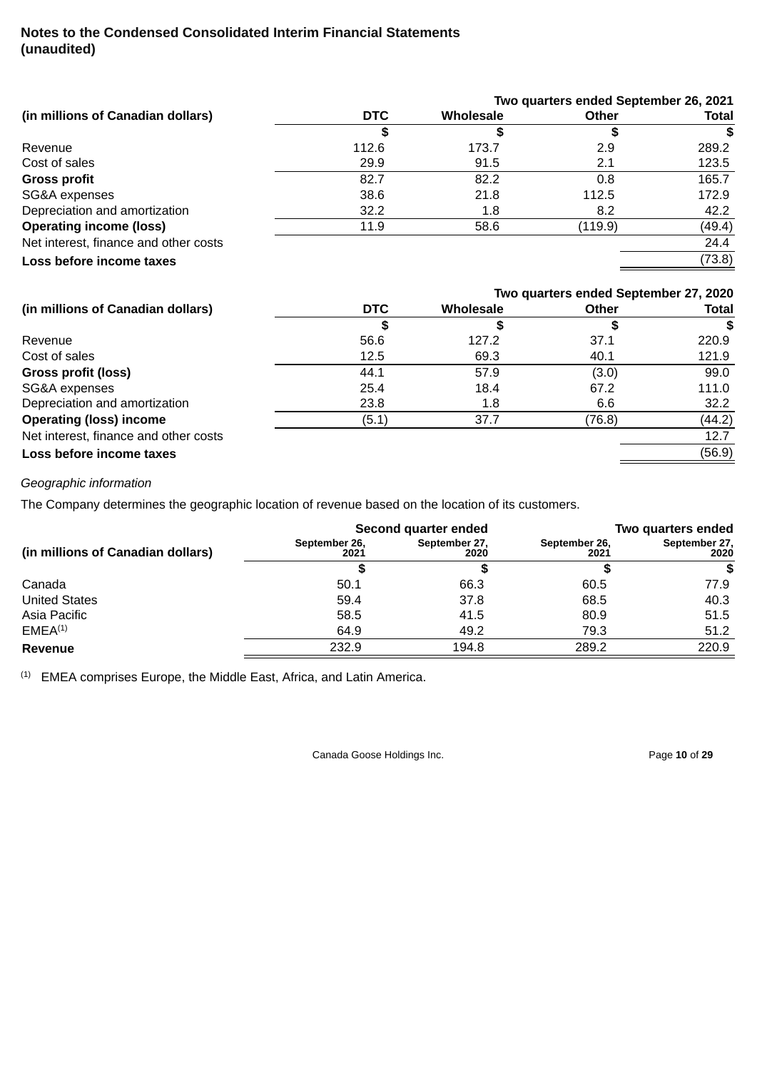**Notes to the Condensed Consolidated Interim Financial Statements (unaudited)**

| | Two quarters ended September 26, 2021 | | | |
|---|---|---|---|---|
| (in millions of Canadian dollars) | DTC | Wholesale | Other | Total |
| | $ | $ | $ | $ |
| Revenue | 112.6 | 173.7 | 2.9 | 289.2 |
| Cost of sales | 29.9 | 91.5 | 2.1 | 123.5 |
| **Gross profit** | 82.7 | 82.2 | 0.8 | 165.7 |
| SG&A expenses | 38.6 | 21.8 | 112.5 | 172.9 |
| Depreciation and amortization | 32.2 | 1.8 | 8.2 | 42.2 |
| **Operating income (loss)** | 11.9 | 58.6 | (119.9) | (49.4) |
| Net interest, finance and other costs | | | | 24.4 |
| **Loss before income taxes** | | | | (73.8) |

| | Two quarters ended September 27, 2020 | | | |
|---|---|---|---|---|
| (in millions of Canadian dollars) | DTC | Wholesale | Other | Total |
| | $ | $ | $ | $ |
| Revenue | 56.6 | 127.2 | 37.1 | 220.9 |
| Cost of sales | 12.5 | 69.3 | 40.1 | 121.9 |
| **Gross profit (loss)** | 44.1 | 57.9 | (3.0) | 99.0 |
| SG&A expenses | 25.4 | 18.4 | 67.2 | 111.0 |
| Depreciation and amortization | 23.8 | 1.8 | 6.6 | 32.2 |
| **Operating (loss) income** | (5.1) | 37.7 | (76.8) | (44.2) |
| Net interest, finance and other costs | | | | 12.7 |
| **Loss before income taxes** | | | | (56.9) |

*Geographic information*

The Company determines the geographic location of revenue based on the location of its customers.

| | Second quarter ended | | Two quarters ended | |
|---|---|---|---|---|
| (in millions of Canadian dollars) | September 26, 2021 | September 27, 2020 | September 26, 2021 | September 27, 2020 |
| | $ | $ | $ | $ |
| Canada | 50.1 | 66.3 | 60.5 | 77.9 |
| United States | 59.4 | 37.8 | 68.5 | 40.3 |
| Asia Pacific | 58.5 | 41.5 | 80.9 | 51.5 |
| EMEA[1] | 64.9 | 49.2 | 79.3 | 51.2 |
| **Revenue** | 232.9 | 194.8 | 289.2 | 220.9 |

[1] EMEA comprises Europe, the Middle East, Africa, and Latin America.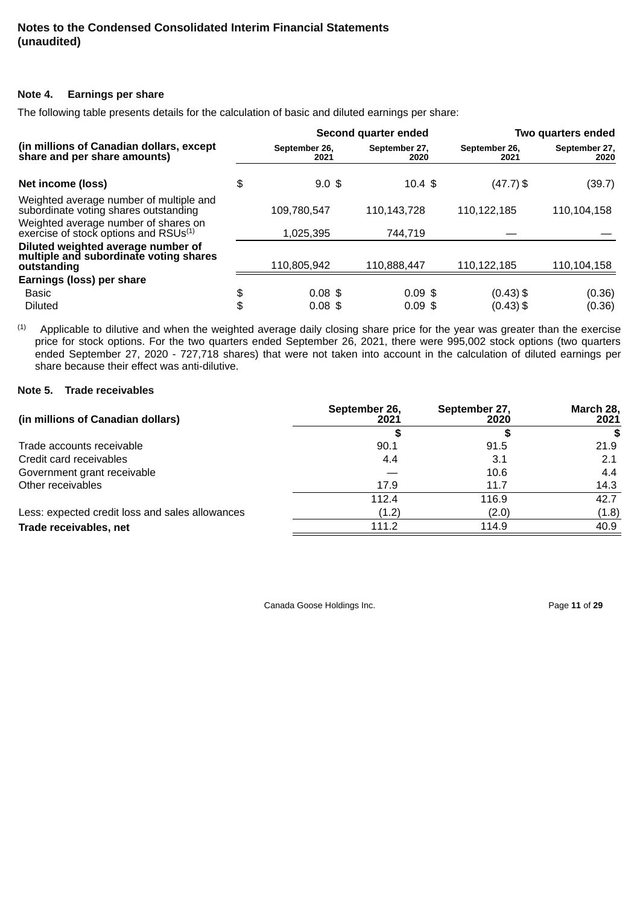**Notes to the Condensed Consolidated Interim Financial Statements (unaudited)**

## Note 4. Earnings per share

The following table presents details for the calculation of basic and diluted earnings per share:

| (in millions of Canadian dollars, except share and per share amounts) | Second quarter ended | | Two quarters ended | |
|---|---|---|---|---|
| | September 26, 2021 | September 27, 2020 | September 26, 2021 | September 27, 2020 |
| **Net income (loss)** | $ 9.0 | $ 10.4 | $ (47.7) | $ (39.7) |
| Weighted average number of multiple and subordinate voting shares outstanding | 109,780,547 | 110,143,728 | 110,122,185 | 110,104,158 |
| Weighted average number of shares on exercise of stock options and RSUs[(1)] | 1,025,395 | 744,719 | — | — |
| **Diluted weighted average number of multiple and subordinate voting shares outstanding** | 110,805,942 | 110,888,447 | 110,122,185 | 110,104,158 |
| **Earnings (loss) per share** | | | | |
| Basic | $ 0.08 | $ 0.09 | $ (0.43) | $ (0.36) |
| Diluted | $ 0.08 | $ 0.09 | $ (0.43) | $ (0.36) |

(1) Applicable to dilutive and when the weighted average daily closing share price for the year was greater than the exercise price for stock options. For the two quarters ended September 26, 2021, there were 995,002 stock options (two quarters ended September 27, 2020 - 727,718 shares) that were not taken into account in the calculation of diluted earnings per share because their effect was anti-dilutive.

## Note 5. Trade receivables

| (in millions of Canadian dollars) | September 26, 2021 | September 27, 2020 | March 28, 2021 |
|---|---|---|---|
| | $ | $ | $ |
| Trade accounts receivable | 90.1 | 91.5 | 21.9 |
| Credit card receivables | 4.4 | 3.1 | 2.1 |
| Government grant receivable | — | 10.6 | 4.4 |
| Other receivables | 17.9 | 11.7 | 14.3 |
| | 112.4 | 116.9 | 42.7 |
| Less: expected credit loss and sales allowances | (1.2) | (2.0) | (1.8) |
| **Trade receivables, net** | 111.2 | 114.9 | 40.9 |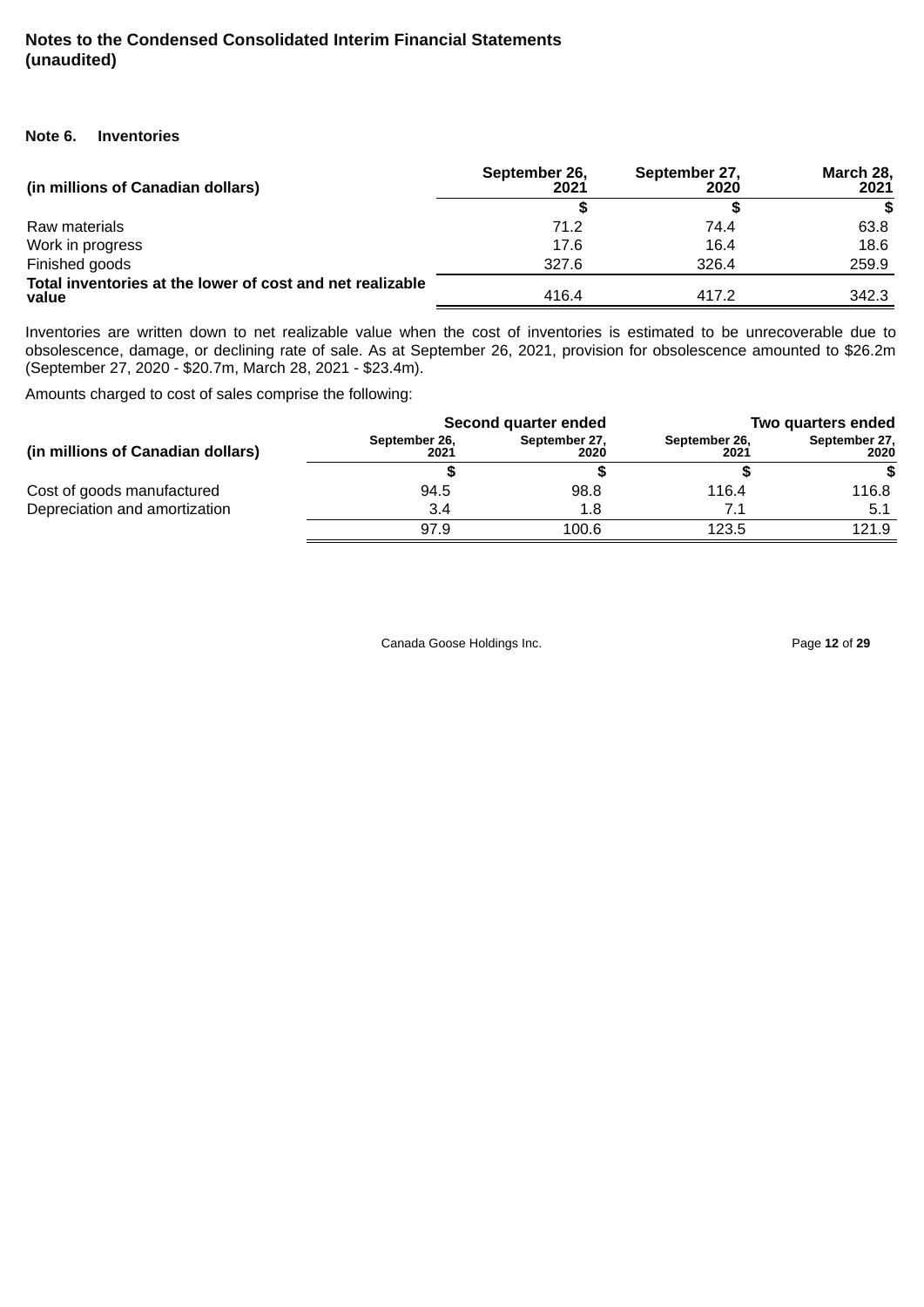# Notes to the Condensed Consolidated Interim Financial Statements (unaudited)

## Note 6. Inventories

| (in millions of Canadian dollars) | September 26, 2021 | September 27, 2020 | March 28, 2021 |
|---|---|---|---|
| | $ | $ | $ |
| Raw materials | 71.2 | 74.4 | 63.8 |
| Work in progress | 17.6 | 16.4 | 18.6 |
| Finished goods | 327.6 | 326.4 | 259.9 |
| **Total inventories at the lower of cost and net realizable value** | 416.4 | 417.2 | 342.3 |

Inventories are written down to net realizable value when the cost of inventories is estimated to be unrecoverable due to obsolescence, damage, or declining rate of sale. As at September 26, 2021, provision for obsolescence amounted to $26.2m (September 27, 2020 - $20.7m, March 28, 2021 - $23.4m).

Amounts charged to cost of sales comprise the following:

| | Second quarter ended | | Two quarters ended | |
|---|---|---|---|---|
| (in millions of Canadian dollars) | September 26, 2021 | September 27, 2020 | September 26, 2021 | September 27, 2020 |
| | $ | $ | $ | $ |
| Cost of goods manufactured | 94.5 | 98.8 | 116.4 | 116.8 |
| Depreciation and amortization | 3.4 | 1.8 | 7.1 | 5.1 |
| | 97.9 | 100.6 | 123.5 | 121.9 |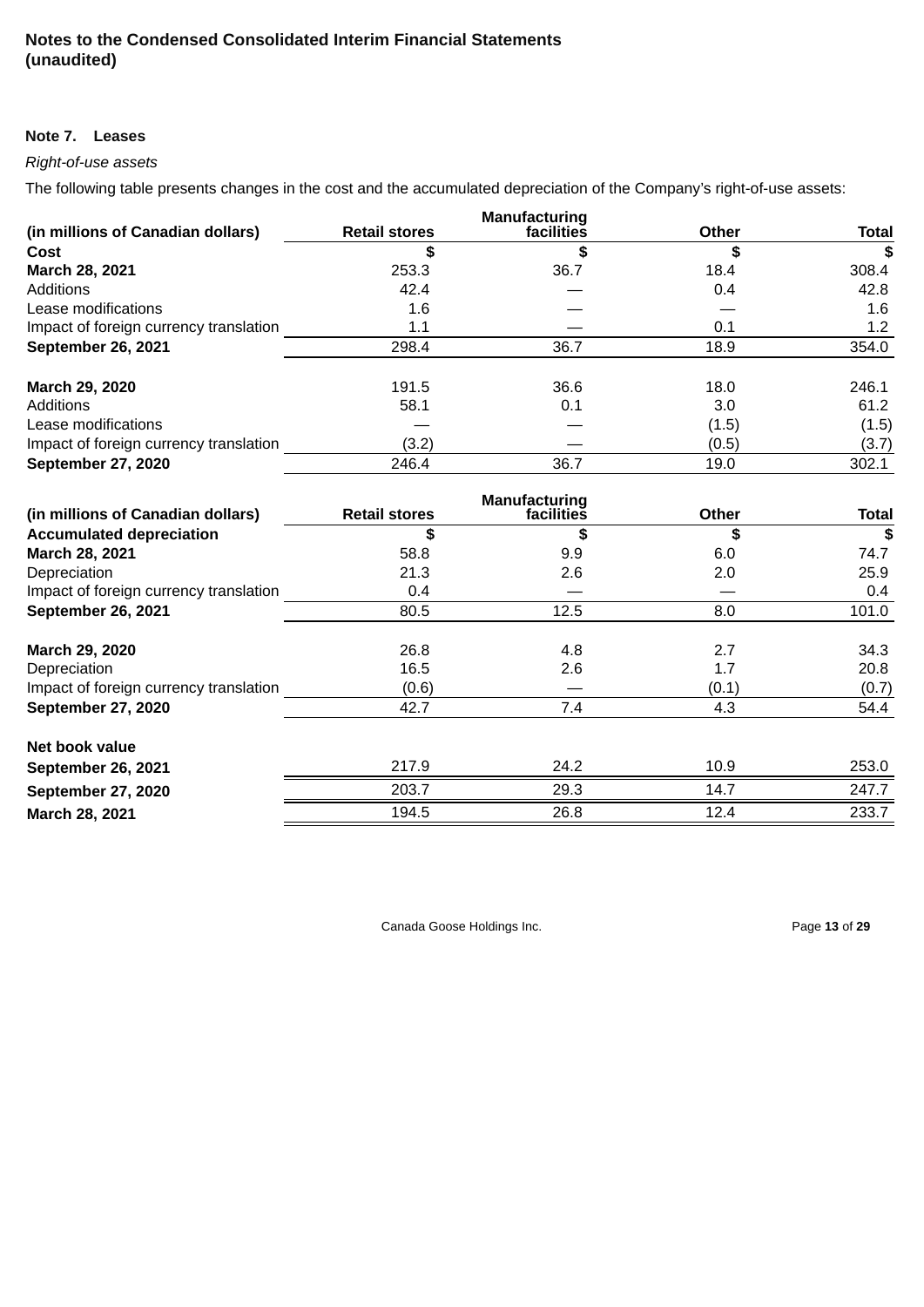**Notes to the Condensed Consolidated Interim Financial Statements (unaudited)**

### Note 7. Leases

*Right-of-use assets*

The following table presents changes in the cost and the accumulated depreciation of the Company's right-of-use assets:

| (in millions of Canadian dollars) | Retail stores | Manufacturing facilities | Other | Total |
|---|---|---|---|---|
| **Cost** | **$** | **$** | **$** | **$** |
| **March 28, 2021** | 253.3 | 36.7 | 18.4 | 308.4 |
| Additions | 42.4 | — | 0.4 | 42.8 |
| Lease modifications | 1.6 | — | — | 1.6 |
| Impact of foreign currency translation | 1.1 | — | 0.1 | 1.2 |
| **September 26, 2021** | 298.4 | 36.7 | 18.9 | 354.0 |
| | | | | |
| **March 29, 2020** | 191.5 | 36.6 | 18.0 | 246.1 |
| Additions | 58.1 | 0.1 | 3.0 | 61.2 |
| Lease modifications | — | — | (1.5) | (1.5) |
| Impact of foreign currency translation | (3.2) | — | (0.5) | (3.7) |
| **September 27, 2020** | 246.4 | 36.7 | 19.0 | 302.1 |

| (in millions of Canadian dollars) | Retail stores | Manufacturing facilities | Other | Total |
|---|---|---|---|---|
| **Accumulated depreciation** | **$** | **$** | **$** | **$** |
| **March 28, 2021** | 58.8 | 9.9 | 6.0 | 74.7 |
| Depreciation | 21.3 | 2.6 | 2.0 | 25.9 |
| Impact of foreign currency translation | 0.4 | — | — | 0.4 |
| **September 26, 2021** | 80.5 | 12.5 | 8.0 | 101.0 |
| | | | | |
| **March 29, 2020** | 26.8 | 4.8 | 2.7 | 34.3 |
| Depreciation | 16.5 | 2.6 | 1.7 | 20.8 |
| Impact of foreign currency translation | (0.6) | — | (0.1) | (0.7) |
| **September 27, 2020** | 42.7 | 7.4 | 4.3 | 54.4 |
| | | | | |
| **Net book value** | | | | |
| **September 26, 2021** | 217.9 | 24.2 | 10.9 | 253.0 |
| **September 27, 2020** | 203.7 | 29.3 | 14.7 | 247.7 |
| **March 28, 2021** | 194.5 | 26.8 | 12.4 | 233.7 |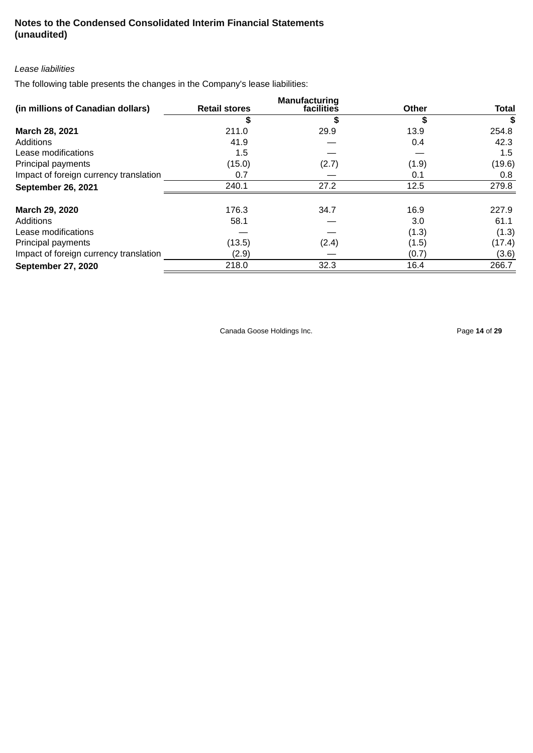**Notes to the Condensed Consolidated Interim Financial Statements (unaudited)**

*Lease liabilities*

The following table presents the changes in the Company's lease liabilities:

| (in millions of Canadian dollars) | Retail stores | Manufacturing facilities | Other | Total |
|---|---|---|---|---|
| | $ | $ | $ | $ |
| **March 28, 2021** | 211.0 | 29.9 | 13.9 | 254.8 |
| Additions | 41.9 | — | 0.4 | 42.3 |
| Lease modifications | 1.5 | — | — | 1.5 |
| Principal payments | (15.0) | (2.7) | (1.9) | (19.6) |
| Impact of foreign currency translation | 0.7 | — | 0.1 | 0.8 |
| **September 26, 2021** | 240.1 | 27.2 | 12.5 | 279.8 |
| | | | | |
| **March 29, 2020** | 176.3 | 34.7 | 16.9 | 227.9 |
| Additions | 58.1 | — | 3.0 | 61.1 |
| Lease modifications | — | — | (1.3) | (1.3) |
| Principal payments | (13.5) | (2.4) | (1.5) | (17.4) |
| Impact of foreign currency translation | (2.9) | — | (0.7) | (3.6) |
| **September 27, 2020** | 218.0 | 32.3 | 16.4 | 266.7 |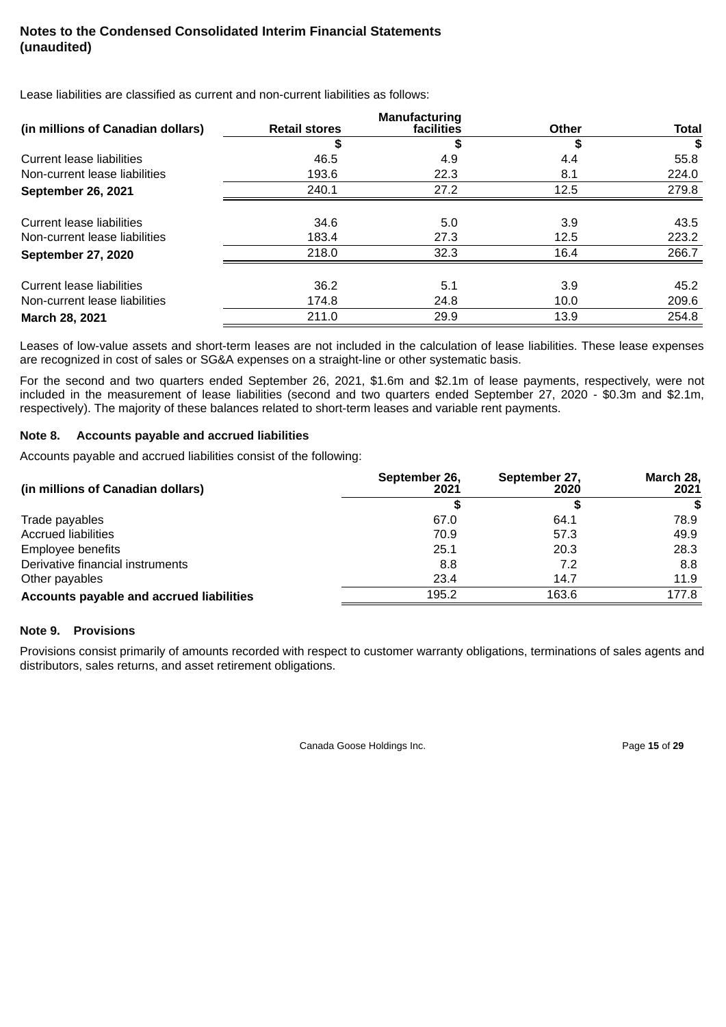**Notes to the Condensed Consolidated Interim Financial Statements (unaudited)**

Lease liabilities are classified as current and non-current liabilities as follows:

| (in millions of Canadian dollars) | Retail stores | Manufacturing facilities | Other | Total |
|---|---|---|---|---|
| | $ | $ | $ | $ |
| Current lease liabilities | 46.5 | 4.9 | 4.4 | 55.8 |
| Non-current lease liabilities | 193.6 | 22.3 | 8.1 | 224.0 |
| **September 26, 2021** | 240.1 | 27.2 | 12.5 | 279.8 |
| | | | | |
| Current lease liabilities | 34.6 | 5.0 | 3.9 | 43.5 |
| Non-current lease liabilities | 183.4 | 27.3 | 12.5 | 223.2 |
| **September 27, 2020** | 218.0 | 32.3 | 16.4 | 266.7 |
| | | | | |
| Current lease liabilities | 36.2 | 5.1 | 3.9 | 45.2 |
| Non-current lease liabilities | 174.8 | 24.8 | 10.0 | 209.6 |
| **March 28, 2021** | 211.0 | 29.9 | 13.9 | 254.8 |

Leases of low-value assets and short-term leases are not included in the calculation of lease liabilities. These lease expenses are recognized in cost of sales or SG&A expenses on a straight-line or other systematic basis.

For the second and two quarters ended September 26, 2021, $1.6m and $2.1m of lease payments, respectively, were not included in the measurement of lease liabilities (second and two quarters ended September 27, 2020 - $0.3m and $2.1m, respectively). The majority of these balances related to short-term leases and variable rent payments.

## Note 8. Accounts payable and accrued liabilities

Accounts payable and accrued liabilities consist of the following:

| (in millions of Canadian dollars) | September 26, 2021 | September 27, 2020 | March 28, 2021 |
|---|---|---|---|
| | $ | $ | $ |
| Trade payables | 67.0 | 64.1 | 78.9 |
| Accrued liabilities | 70.9 | 57.3 | 49.9 |
| Employee benefits | 25.1 | 20.3 | 28.3 |
| Derivative financial instruments | 8.8 | 7.2 | 8.8 |
| Other payables | 23.4 | 14.7 | 11.9 |
| **Accounts payable and accrued liabilities** | 195.2 | 163.6 | 177.8 |

## Note 9. Provisions

Provisions consist primarily of amounts recorded with respect to customer warranty obligations, terminations of sales agents and distributors, sales returns, and asset retirement obligations.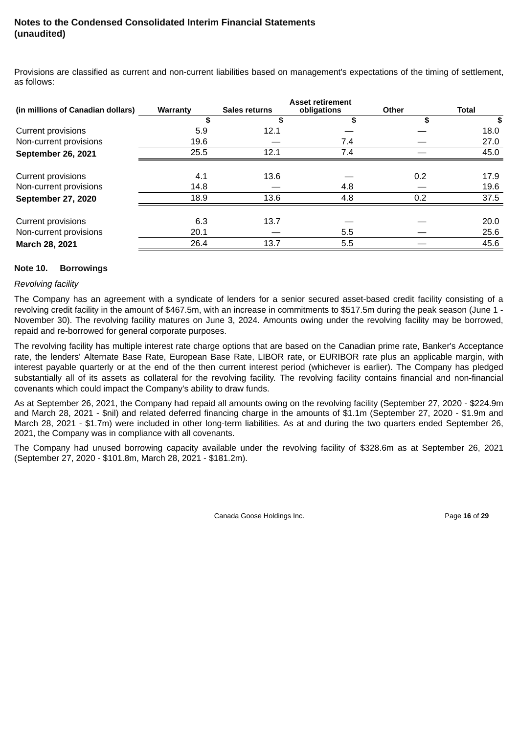**Notes to the Condensed Consolidated Interim Financial Statements (unaudited)**

Provisions are classified as current and non-current liabilities based on management's expectations of the timing of settlement, as follows:

| (in millions of Canadian dollars) | Warranty | Sales returns | Asset retirement obligations | Other | Total |
|---|---|---|---|---|---|
| | $ | $ | $ | $ | $ |
| Current provisions | 5.9 | 12.1 | — | — | 18.0 |
| Non-current provisions | 19.6 | — | 7.4 | — | 27.0 |
| **September 26, 2021** | 25.5 | 12.1 | 7.4 | — | 45.0 |
| | | | | | |
| Current provisions | 4.1 | 13.6 | — | 0.2 | 17.9 |
| Non-current provisions | 14.8 | — | 4.8 | — | 19.6 |
| **September 27, 2020** | 18.9 | 13.6 | 4.8 | 0.2 | 37.5 |
| | | | | | |
| Current provisions | 6.3 | 13.7 | — | — | 20.0 |
| Non-current provisions | 20.1 | — | 5.5 | — | 25.6 |
| **March 28, 2021** | 26.4 | 13.7 | 5.5 | — | 45.6 |

## Note 10. Borrowings

*Revolving facility*

The Company has an agreement with a syndicate of lenders for a senior secured asset-based credit facility consisting of a revolving credit facility in the amount of $467.5m, with an increase in commitments to $517.5m during the peak season (June 1 - November 30). The revolving facility matures on June 3, 2024. Amounts owing under the revolving facility may be borrowed, repaid and re-borrowed for general corporate purposes.

The revolving facility has multiple interest rate charge options that are based on the Canadian prime rate, Banker's Acceptance rate, the lenders' Alternate Base Rate, European Base Rate, LIBOR rate, or EURIBOR rate plus an applicable margin, with interest payable quarterly or at the end of the then current interest period (whichever is earlier). The Company has pledged substantially all of its assets as collateral for the revolving facility. The revolving facility contains financial and non-financial covenants which could impact the Company's ability to draw funds.

As at September 26, 2021, the Company had repaid all amounts owing on the revolving facility (September 27, 2020 - $224.9m and March 28, 2021 - $nil) and related deferred financing charge in the amounts of $1.1m (September 27, 2020 - $1.9m and March 28, 2021 - $1.7m) were included in other long-term liabilities. As at and during the two quarters ended September 26, 2021, the Company was in compliance with all covenants.

The Company had unused borrowing capacity available under the revolving facility of $328.6m as at September 26, 2021 (September 27, 2020 - $101.8m, March 28, 2021 - $181.2m).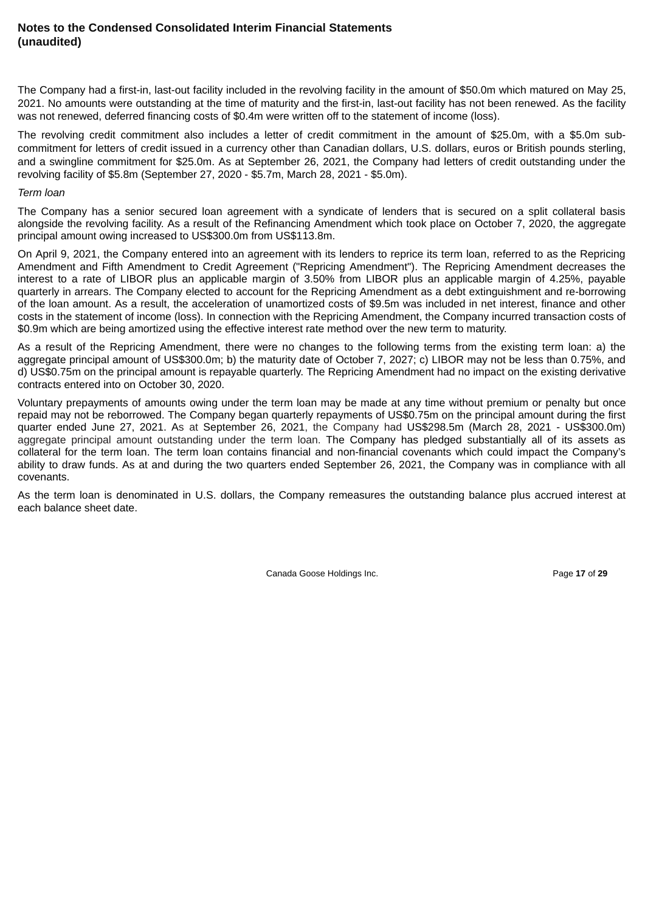The Company had a first-in, last-out facility included in the revolving facility in the amount of $50.0m which matured on May 25, 2021. No amounts were outstanding at the time of maturity and the first-in, last-out facility has not been renewed. As the facility was not renewed, deferred financing costs of $0.4m were written off to the statement of income (loss).

The revolving credit commitment also includes a letter of credit commitment in the amount of $25.0m, with a $5.0m sub-commitment for letters of credit issued in a currency other than Canadian dollars, U.S. dollars, euros or British pounds sterling, and a swingline commitment for $25.0m. As at September 26, 2021, the Company had letters of credit outstanding under the revolving facility of $5.8m (September 27, 2020 - $5.7m, March 28, 2021 - $5.0m).

*Term loan*

The Company has a senior secured loan agreement with a syndicate of lenders that is secured on a split collateral basis alongside the revolving facility. As a result of the Refinancing Amendment which took place on October 7, 2020, the aggregate principal amount owing increased to US$300.0m from US$113.8m.

On April 9, 2021, the Company entered into an agreement with its lenders to reprice its term loan, referred to as the Repricing Amendment and Fifth Amendment to Credit Agreement ("Repricing Amendment"). The Repricing Amendment decreases the interest to a rate of LIBOR plus an applicable margin of 3.50% from LIBOR plus an applicable margin of 4.25%, payable quarterly in arrears. The Company elected to account for the Repricing Amendment as a debt extinguishment and re-borrowing of the loan amount. As a result, the acceleration of unamortized costs of $9.5m was included in net interest, finance and other costs in the statement of income (loss). In connection with the Repricing Amendment, the Company incurred transaction costs of $0.9m which are being amortized using the effective interest rate method over the new term to maturity.

As a result of the Repricing Amendment, there were no changes to the following terms from the existing term loan: a) the aggregate principal amount of US$300.0m; b) the maturity date of October 7, 2027; c) LIBOR may not be less than 0.75%, and d) US$0.75m on the principal amount is repayable quarterly. The Repricing Amendment had no impact on the existing derivative contracts entered into on October 30, 2020.

Voluntary prepayments of amounts owing under the term loan may be made at any time without premium or penalty but once repaid may not be reborrowed. The Company began quarterly repayments of US$0.75m on the principal amount during the first quarter ended June 27, 2021. As at September 26, 2021, the Company had US$298.5m (March 28, 2021 - US$300.0m) aggregate principal amount outstanding under the term loan. The Company has pledged substantially all of its assets as collateral for the term loan. The term loan contains financial and non-financial covenants which could impact the Company's ability to draw funds. As at and during the two quarters ended September 26, 2021, the Company was in compliance with all covenants.

As the term loan is denominated in U.S. dollars, the Company remeasures the outstanding balance plus accrued interest at each balance sheet date.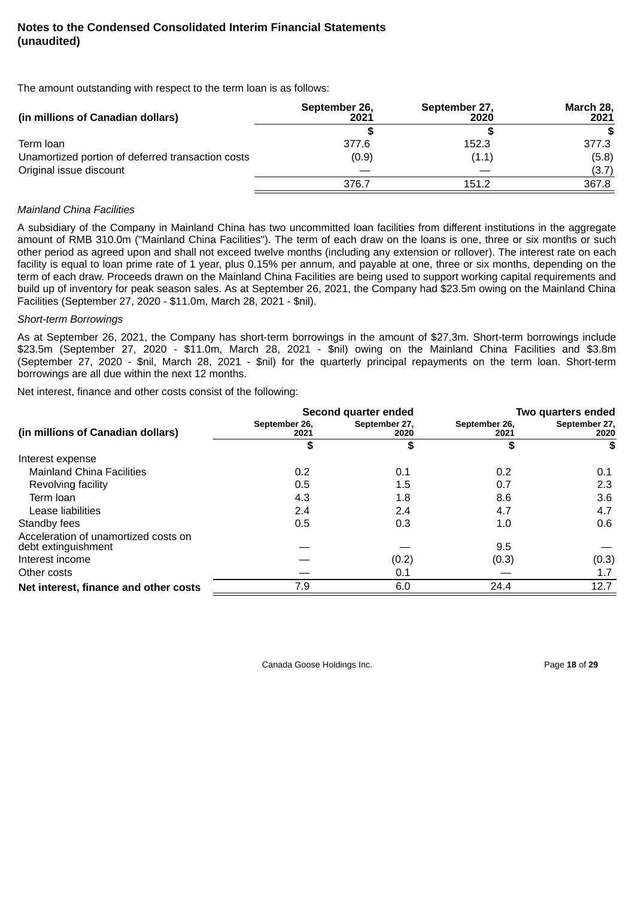**Notes to the Condensed Consolidated Interim Financial Statements (unaudited)**

The amount outstanding with respect to the term loan is as follows:

| (in millions of Canadian dollars) | September 26, 2021 | September 27, 2020 | March 28, 2021 |
|---|---|---|---|
| | $ | $ | $ |
| Term loan | 377.6 | 152.3 | 377.3 |
| Unamortized portion of deferred transaction costs | (0.9) | (1.1) | (5.8) |
| Original issue discount | — | — | (3.7) |
| | 376.7 | 151.2 | 367.8 |

*Mainland China Facilities*

A subsidiary of the Company in Mainland China has two uncommitted loan facilities from different institutions in the aggregate amount of RMB 310.0m ("Mainland China Facilities"). The term of each draw on the loans is one, three or six months or such other period as agreed upon and shall not exceed twelve months (including any extension or rollover). The interest rate on each facility is equal to loan prime rate of 1 year, plus 0.15% per annum, and payable at one, three or six months, depending on the term of each draw. Proceeds drawn on the Mainland China Facilities are being used to support working capital requirements and build up of inventory for peak season sales. As at September 26, 2021, the Company had $23.5m owing on the Mainland China Facilities (September 27, 2020 - $11.0m, March 28, 2021 - $nil).

*Short-term Borrowings*

As at September 26, 2021, the Company has short-term borrowings in the amount of $27.3m. Short-term borrowings include $23.5m (September 27, 2020 - $11.0m, March 28, 2021 - $nil) owing on the Mainland China Facilities and $3.8m (September 27, 2020 - $nil, March 28, 2021 - $nil) for the quarterly principal repayments on the term loan. Short-term borrowings are all due within the next 12 months.

Net interest, finance and other costs consist of the following:

| | Second quarter ended | | Two quarters ended | |
|---|---|---|---|---|
| (in millions of Canadian dollars) | September 26, 2021 | September 27, 2020 | September 26, 2021 | September 27, 2020 |
| | $ | $ | $ | $ |
| Interest expense | | | | |
| Mainland China Facilities | 0.2 | 0.1 | 0.2 | 0.1 |
| Revolving facility | 0.5 | 1.5 | 0.7 | 2.3 |
| Term loan | 4.3 | 1.8 | 8.6 | 3.6 |
| Lease liabilities | 2.4 | 2.4 | 4.7 | 4.7 |
| Standby fees | 0.5 | 0.3 | 1.0 | 0.6 |
| Acceleration of unamortized costs on debt extinguishment | — | — | 9.5 | — |
| Interest income | — | (0.2) | (0.3) | (0.3) |
| Other costs | — | 0.1 | — | 1.7 |
| **Net interest, finance and other costs** | 7.9 | 6.0 | 24.4 | 12.7 |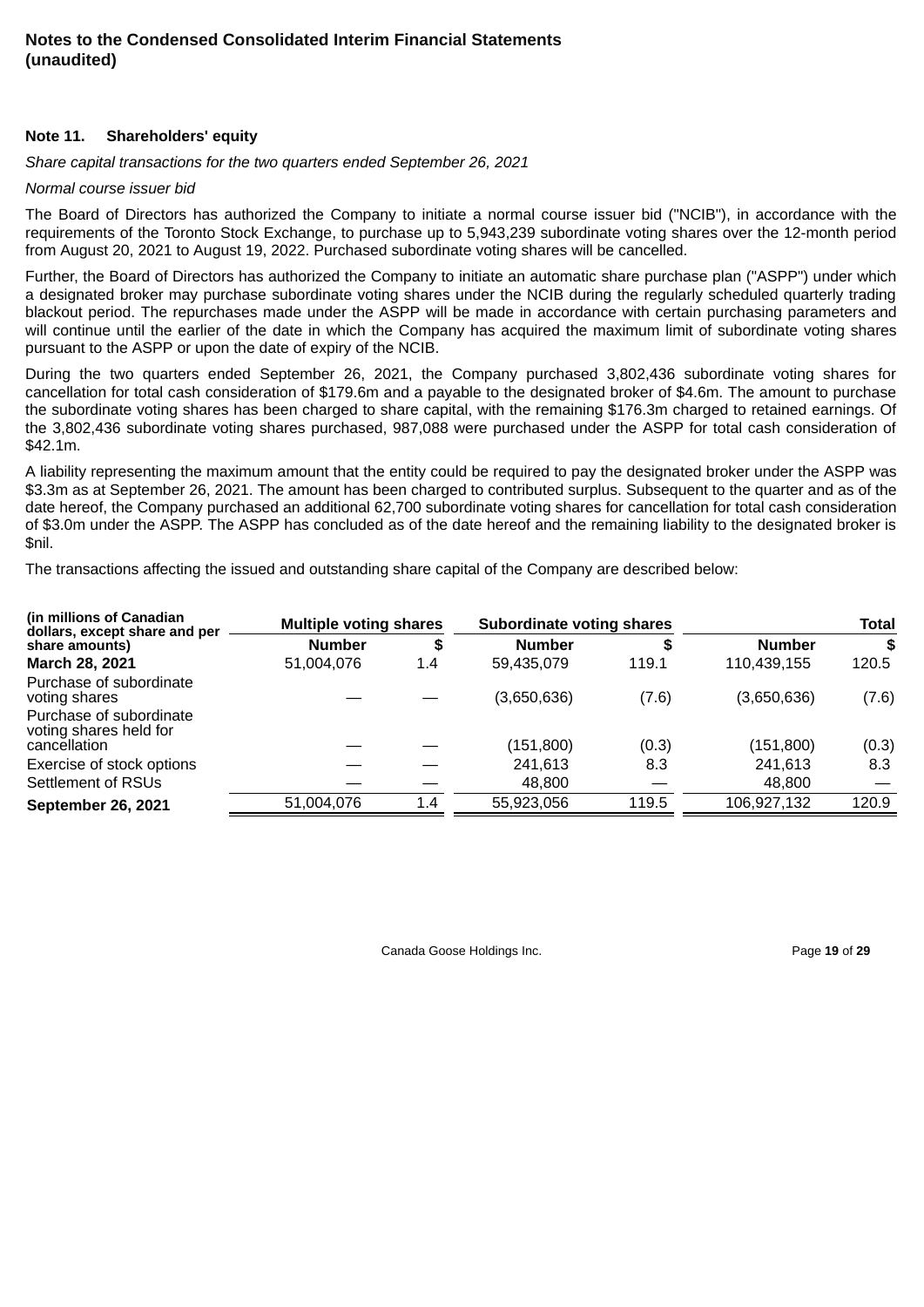**Notes to the Condensed Consolidated Interim Financial Statements (unaudited)**

### Note 11. Shareholders' equity

*Share capital transactions for the two quarters ended September 26, 2021*

*Normal course issuer bid*

The Board of Directors has authorized the Company to initiate a normal course issuer bid ("NCIB"), in accordance with the requirements of the Toronto Stock Exchange, to purchase up to 5,943,239 subordinate voting shares over the 12-month period from August 20, 2021 to August 19, 2022. Purchased subordinate voting shares will be cancelled.

Further, the Board of Directors has authorized the Company to initiate an automatic share purchase plan ("ASPP") under which a designated broker may purchase subordinate voting shares under the NCIB during the regularly scheduled quarterly trading blackout period. The repurchases made under the ASPP will be made in accordance with certain purchasing parameters and will continue until the earlier of the date in which the Company has acquired the maximum limit of subordinate voting shares pursuant to the ASPP or upon the date of expiry of the NCIB.

During the two quarters ended September 26, 2021, the Company purchased 3,802,436 subordinate voting shares for cancellation for total cash consideration of $179.6m and a payable to the designated broker of $4.6m. The amount to purchase the subordinate voting shares has been charged to share capital, with the remaining $176.3m charged to retained earnings. Of the 3,802,436 subordinate voting shares purchased, 987,088 were purchased under the ASPP for total cash consideration of $42.1m.

A liability representing the maximum amount that the entity could be required to pay the designated broker under the ASPP was $3.3m as at September 26, 2021. The amount has been charged to contributed surplus. Subsequent to the quarter and as of the date hereof, the Company purchased an additional 62,700 subordinate voting shares for cancellation for total cash consideration of $3.0m under the ASPP. The ASPP has concluded as of the date hereof and the remaining liability to the designated broker is $nil.

The transactions affecting the issued and outstanding share capital of the Company are described below:

| (in millions of Canadian dollars, except share and per share amounts) | Multiple voting shares | | Subordinate voting shares | | Total | |
|---|---|---|---|---|---|---|
| | **Number** | **$** | **Number** | **$** | **Number** | **$** |
| **March 28, 2021** | 51,004,076 | 1.4 | 59,435,079 | 119.1 | 110,439,155 | 120.5 |
| Purchase of subordinate voting shares | — | — | (3,650,636) | (7.6) | (3,650,636) | (7.6) |
| Purchase of subordinate voting shares held for cancellation | — | — | (151,800) | (0.3) | (151,800) | (0.3) |
| Exercise of stock options | — | — | 241,613 | 8.3 | 241,613 | 8.3 |
| Settlement of RSUs | — | — | 48,800 | — | 48,800 | — |
| **September 26, 2021** | 51,004,076 | 1.4 | 55,923,056 | 119.5 | 106,927,132 | 120.9 |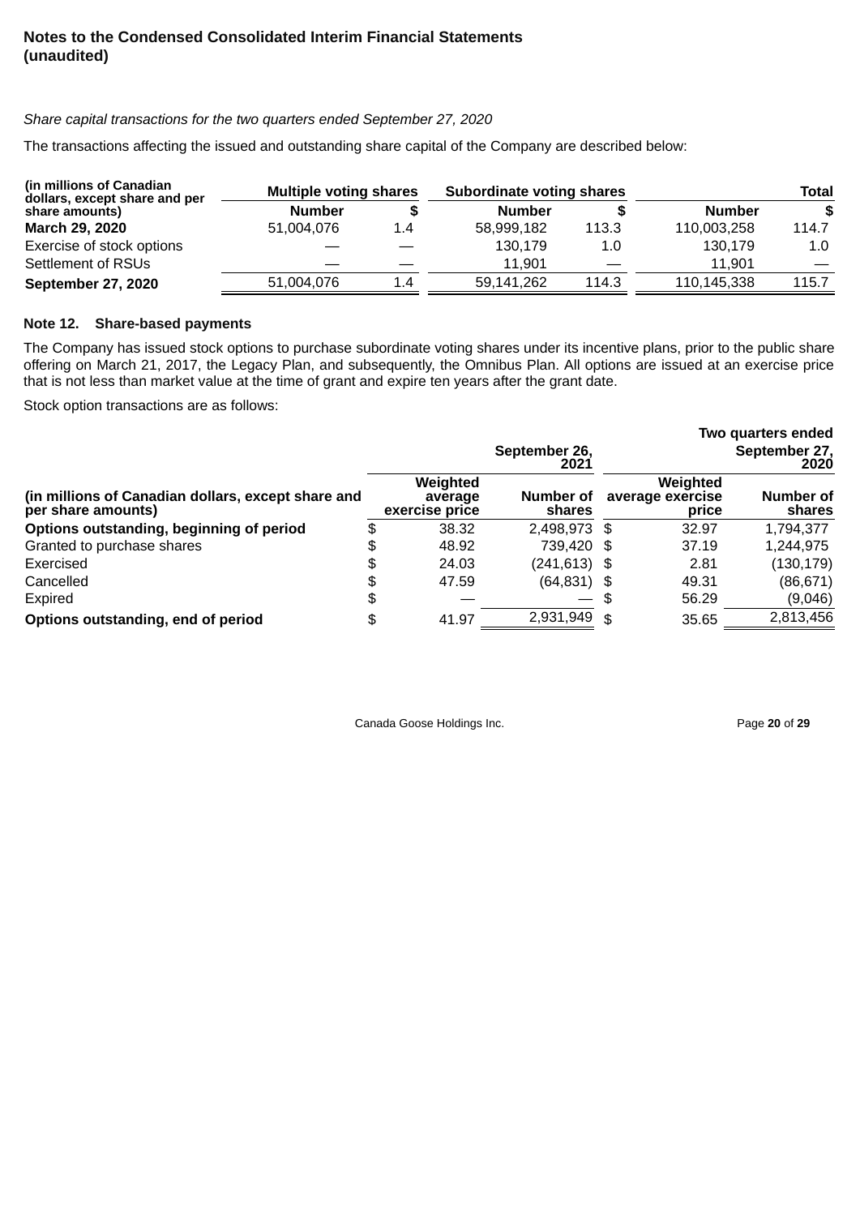## Notes to the Condensed Consolidated Interim Financial Statements (unaudited)

*Share capital transactions for the two quarters ended September 27, 2020*

The transactions affecting the issued and outstanding share capital of the Company are described below:

| (in millions of Canadian dollars, except share and per share amounts) | Multiple voting shares | | Subordinate voting shares | | Total | |
|---|---|---|---|---|---|---|
| | **Number** | **$** | **Number** | **$** | **Number** | **$** |
| **March 29, 2020** | 51,004,076 | 1.4 | 58,999,182 | 113.3 | 110,003,258 | 114.7 |
| Exercise of stock options | — | — | 130,179 | 1.0 | 130,179 | 1.0 |
| Settlement of RSUs | — | — | 11,901 | — | 11,901 | — |
| **September 27, 2020** | 51,004,076 | 1.4 | 59,141,262 | 114.3 | 110,145,338 | 115.7 |

### Note 12. Share-based payments

The Company has issued stock options to purchase subordinate voting shares under its incentive plans, prior to the public share offering on March 21, 2017, the Legacy Plan, and subsequently, the Omnibus Plan. All options are issued at an exercise price that is not less than market value at the time of grant and expire ten years after the grant date.

Stock option transactions are as follows:

| | | | | **Two quarters ended** |
|---|---|---|---|---|
| | | **September 26, 2021** | | **September 27, 2020** |
| (in millions of Canadian dollars, except share and per share amounts) | Weighted average exercise price | Number of shares | Weighted average exercise price | Number of shares |
| **Options outstanding, beginning of period** | $ 38.32 | 2,498,973 | $ 32.97 | 1,794,377 |
| Granted to purchase shares | $ 48.92 | 739,420 | $ 37.19 | 1,244,975 |
| Exercised | $ 24.03 | (241,613) | $ 2.81 | (130,179) |
| Cancelled | $ 47.59 | (64,831) | $ 49.31 | (86,671) |
| Expired | $ — | — | $ 56.29 | (9,046) |
| **Options outstanding, end of period** | $ 41.97 | 2,931,949 | $ 35.65 | 2,813,456 |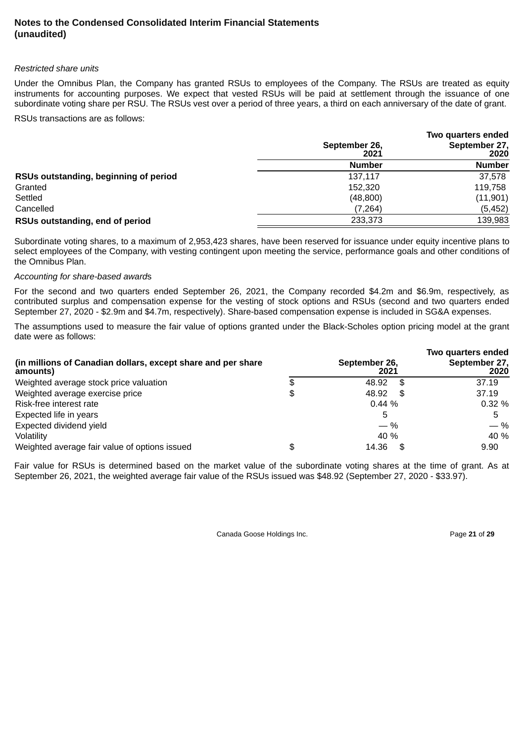*Restricted share units*

Under the Omnibus Plan, the Company has granted RSUs to employees of the Company. The RSUs are treated as equity instruments for accounting purposes. We expect that vested RSUs will be paid at settlement through the issuance of one subordinate voting share per RSU. The RSUs vest over a period of three years, a third on each anniversary of the date of grant.

RSUs transactions are as follows:

| | Two quarters ended | |
|---|---|---|
| | September 26, 2021 | September 27, 2020 |
| | Number | Number |
| **RSUs outstanding, beginning of period** | 137,117 | 37,578 |
| Granted | 152,320 | 119,758 |
| Settled | (48,800) | (11,901) |
| Cancelled | (7,264) | (5,452) |
| **RSUs outstanding, end of period** | 233,373 | 139,983 |

Subordinate voting shares, to a maximum of 2,953,423 shares, have been reserved for issuance under equity incentive plans to select employees of the Company, with vesting contingent upon meeting the service, performance goals and other conditions of the Omnibus Plan.

*Accounting for share-based awards*

For the second and two quarters ended September 26, 2021, the Company recorded $4.2m and $6.9m, respectively, as contributed surplus and compensation expense for the vesting of stock options and RSUs (second and two quarters ended September 27, 2020 - $2.9m and $4.7m, respectively). Share-based compensation expense is included in SG&A expenses.

The assumptions used to measure the fair value of options granted under the Black-Scholes option pricing model at the grant date were as follows:

| | Two quarters ended | |
|---|---|---|
| **(in millions of Canadian dollars, except share and per share amounts)** | **September 26, 2021** | **September 27, 2020** |
| Weighted average stock price valuation | $ 48.92 | $ 37.19 |
| Weighted average exercise price | $ 48.92 | $ 37.19 |
| Risk-free interest rate | 0.44 % | 0.32 % |
| Expected life in years | 5 | 5 |
| Expected dividend yield | — % | — % |
| Volatility | 40 % | 40 % |
| Weighted average fair value of options issued | $ 14.36 | $ 9.90 |

Fair value for RSUs is determined based on the market value of the subordinate voting shares at the time of grant. As at September 26, 2021, the weighted average fair value of the RSUs issued was $48.92 (September 27, 2020 - $33.97).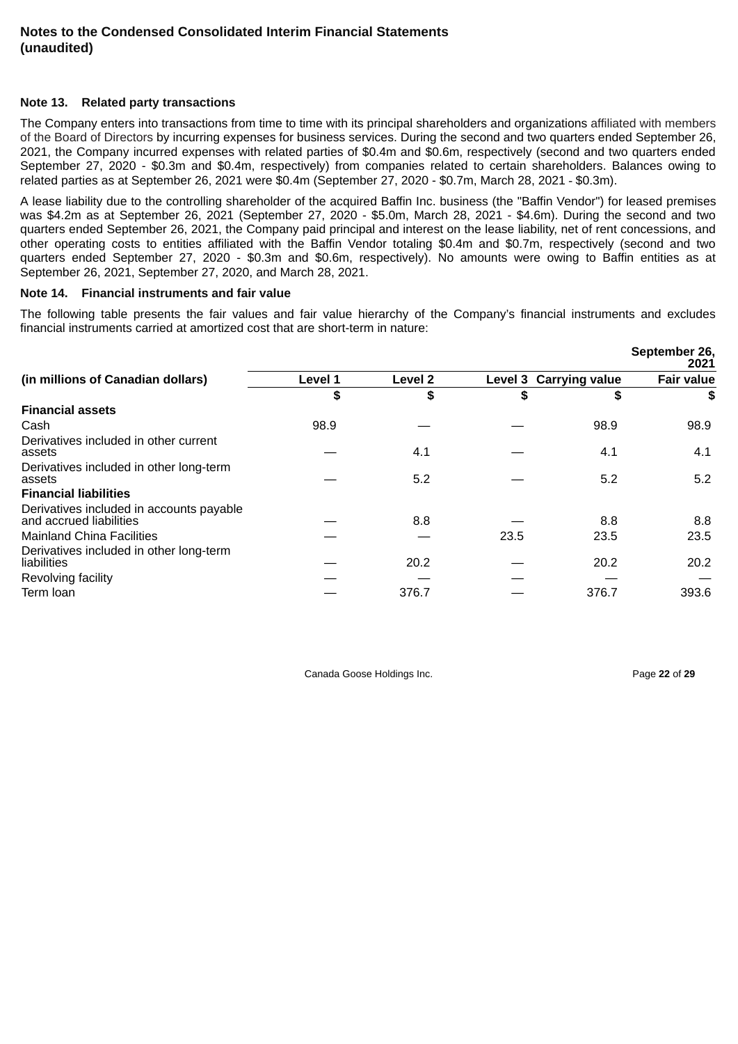**Notes to the Condensed Consolidated Interim Financial Statements (unaudited)**

### Note 13. Related party transactions

The Company enters into transactions from time to time with its principal shareholders and organizations affiliated with members of the Board of Directors by incurring expenses for business services. During the second and two quarters ended September 26, 2021, the Company incurred expenses with related parties of $0.4m and $0.6m, respectively (second and two quarters ended September 27, 2020 - $0.3m and $0.4m, respectively) from companies related to certain shareholders. Balances owing to related parties as at September 26, 2021 were $0.4m (September 27, 2020 - $0.7m, March 28, 2021 - $0.3m).

A lease liability due to the controlling shareholder of the acquired Baffin Inc. business (the "Baffin Vendor") for leased premises was $4.2m as at September 26, 2021 (September 27, 2020 - $5.0m, March 28, 2021 - $4.6m). During the second and two quarters ended September 26, 2021, the Company paid principal and interest on the lease liability, net of rent concessions, and other operating costs to entities affiliated with the Baffin Vendor totaling $0.4m and $0.7m, respectively (second and two quarters ended September 27, 2020 - $0.3m and $0.6m, respectively). No amounts were owing to Baffin entities as at September 26, 2021, September 27, 2020, and March 28, 2021.

### Note 14. Financial instruments and fair value

The following table presents the fair values and fair value hierarchy of the Company's financial instruments and excludes financial instruments carried at amortized cost that are short-term in nature:

| | | | | | September 26, 2021 |
|---|---|---|---|---|---|
| **(in millions of Canadian dollars)** | **Level 1** | **Level 2** | **Level 3** | **Carrying value** | **Fair value** |
| | **$** | **$** | **$** | **$** | **$** |
| **Financial assets** | | | | | |
| Cash | 98.9 | — | — | 98.9 | 98.9 |
| Derivatives included in other current assets | — | 4.1 | — | 4.1 | 4.1 |
| Derivatives included in other long-term assets | — | 5.2 | — | 5.2 | 5.2 |
| **Financial liabilities** | | | | | |
| Derivatives included in accounts payable and accrued liabilities | — | 8.8 | — | 8.8 | 8.8 |
| Mainland China Facilities | — | — | 23.5 | 23.5 | 23.5 |
| Derivatives included in other long-term liabilities | — | 20.2 | — | 20.2 | 20.2 |
| Revolving facility | — | — | — | — | — |
| Term loan | — | 376.7 | — | 376.7 | 393.6 |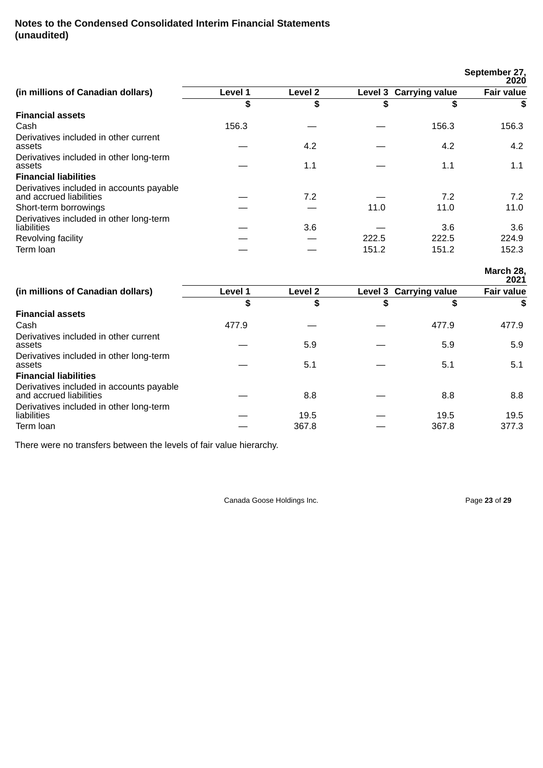**Notes to the Condensed Consolidated Interim Financial Statements (unaudited)**

| | | | | | September 27, 2020 |
|---|---|---|---|---|---|
| (in millions of Canadian dollars) | Level 1 | Level 2 | Level 3 | Carrying value | Fair value |
| | $ | $ | $ | $ | $ |
| **Financial assets** | | | | | |
| Cash | 156.3 | — | — | 156.3 | 156.3 |
| Derivatives included in other current assets | — | 4.2 | — | 4.2 | 4.2 |
| Derivatives included in other long-term assets | — | 1.1 | — | 1.1 | 1.1 |
| **Financial liabilities** | | | | | |
| Derivatives included in accounts payable and accrued liabilities | — | 7.2 | — | 7.2 | 7.2 |
| Short-term borrowings | — | — | 11.0 | 11.0 | 11.0 |
| Derivatives included in other long-term liabilities | — | 3.6 | — | 3.6 | 3.6 |
| Revolving facility | — | — | 222.5 | 222.5 | 224.9 |
| Term loan | — | — | 151.2 | 151.2 | 152.3 |

| | | | | | March 28, 2021 |
|---|---|---|---|---|---|
| (in millions of Canadian dollars) | Level 1 | Level 2 | Level 3 | Carrying value | Fair value |
| | $ | $ | $ | $ | $ |
| **Financial assets** | | | | | |
| Cash | 477.9 | — | — | 477.9 | 477.9 |
| Derivatives included in other current assets | — | 5.9 | — | 5.9 | 5.9 |
| Derivatives included in other long-term assets | — | 5.1 | — | 5.1 | 5.1 |
| **Financial liabilities** | | | | | |
| Derivatives included in accounts payable and accrued liabilities | — | 8.8 | — | 8.8 | 8.8 |
| Derivatives included in other long-term liabilities | — | 19.5 | — | 19.5 | 19.5 |
| Term loan | — | 367.8 | — | 367.8 | 377.3 |

There were no transfers between the levels of fair value hierarchy.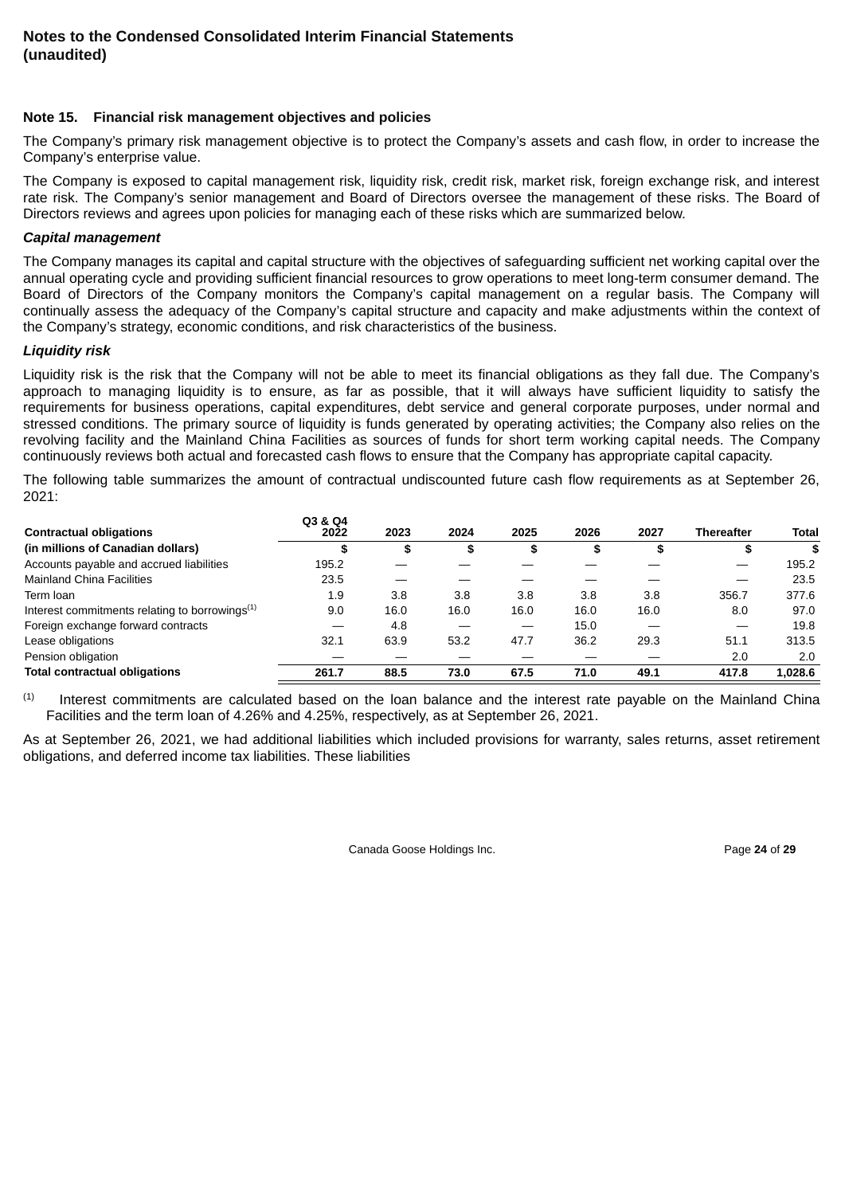**Notes to the Condensed Consolidated Interim Financial Statements (unaudited)**

## Note 15. Financial risk management objectives and policies

The Company's primary risk management objective is to protect the Company's assets and cash flow, in order to increase the Company's enterprise value.

The Company is exposed to capital management risk, liquidity risk, credit risk, market risk, foreign exchange risk, and interest rate risk. The Company's senior management and Board of Directors oversee the management of these risks. The Board of Directors reviews and agrees upon policies for managing each of these risks which are summarized below.

***Capital management***

The Company manages its capital and capital structure with the objectives of safeguarding sufficient net working capital over the annual operating cycle and providing sufficient financial resources to grow operations to meet long-term consumer demand. The Board of Directors of the Company monitors the Company's capital management on a regular basis. The Company will continually assess the adequacy of the Company's capital structure and capacity and make adjustments within the context of the Company's strategy, economic conditions, and risk characteristics of the business.

***Liquidity risk***

Liquidity risk is the risk that the Company will not be able to meet its financial obligations as they fall due. The Company's approach to managing liquidity is to ensure, as far as possible, that it will always have sufficient liquidity to satisfy the requirements for business operations, capital expenditures, debt service and general corporate purposes, under normal and stressed conditions. The primary source of liquidity is funds generated by operating activities; the Company also relies on the revolving facility and the Mainland China Facilities as sources of funds for short term working capital needs. The Company continuously reviews both actual and forecasted cash flows to ensure that the Company has appropriate capital capacity.

The following table summarizes the amount of contractual undiscounted future cash flow requirements as at September 26, 2021:

| Contractual obligations | Q3 & Q4 2022 | 2023 | 2024 | 2025 | 2026 | 2027 | Thereafter | Total |
|---|---|---|---|---|---|---|---|---|
| **(in millions of Canadian dollars)** | **$** | **$** | **$** | **$** | **$** | **$** | **$** | **$** |
| Accounts payable and accrued liabilities | 195.2 | — | — | — | — | — | — | 195.2 |
| Mainland China Facilities | 23.5 | — | — | — | — | — | — | 23.5 |
| Term loan | 1.9 | 3.8 | 3.8 | 3.8 | 3.8 | 3.8 | 356.7 | 377.6 |
| Interest commitments relating to borrowings[1] | 9.0 | 16.0 | 16.0 | 16.0 | 16.0 | 16.0 | 8.0 | 97.0 |
| Foreign exchange forward contracts | — | 4.8 | — | — | 15.0 | — | — | 19.8 |
| Lease obligations | 32.1 | 63.9 | 53.2 | 47.7 | 36.2 | 29.3 | 51.1 | 313.5 |
| Pension obligation | — | — | — | — | — | — | 2.0 | 2.0 |
| **Total contractual obligations** | **261.7** | **88.5** | **73.0** | **67.5** | **71.0** | **49.1** | **417.8** | **1,028.6** |

[1] Interest commitments are calculated based on the loan balance and the interest rate payable on the Mainland China Facilities and the term loan of 4.26% and 4.25%, respectively, as at September 26, 2021.

As at September 26, 2021, we had additional liabilities which included provisions for warranty, sales returns, asset retirement obligations, and deferred income tax liabilities. These liabilities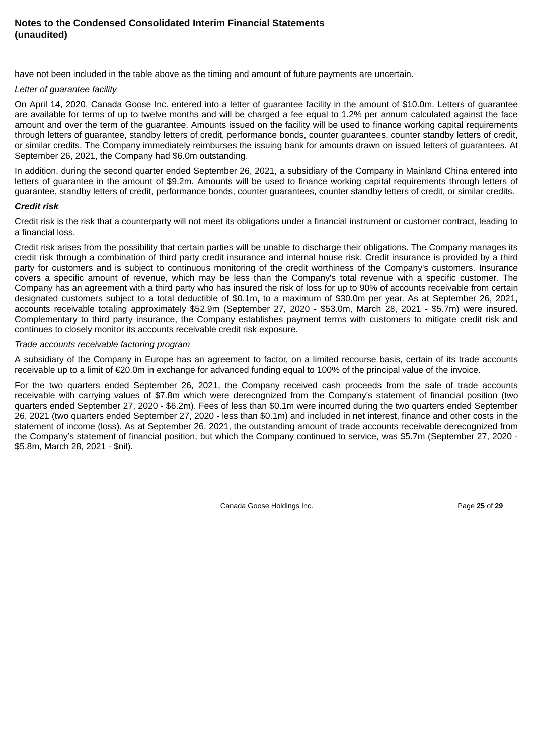have not been included in the table above as the timing and amount of future payments are uncertain.

*Letter of guarantee facility*

On April 14, 2020, Canada Goose Inc. entered into a letter of guarantee facility in the amount of $10.0m. Letters of guarantee are available for terms of up to twelve months and will be charged a fee equal to 1.2% per annum calculated against the face amount and over the term of the guarantee. Amounts issued on the facility will be used to finance working capital requirements through letters of guarantee, standby letters of credit, performance bonds, counter guarantees, counter standby letters of credit, or similar credits. The Company immediately reimburses the issuing bank for amounts drawn on issued letters of guarantees. At September 26, 2021, the Company had $6.0m outstanding.

In addition, during the second quarter ended September 26, 2021, a subsidiary of the Company in Mainland China entered into letters of guarantee in the amount of $9.2m. Amounts will be used to finance working capital requirements through letters of guarantee, standby letters of credit, performance bonds, counter guarantees, counter standby letters of credit, or similar credits.

***Credit risk***

Credit risk is the risk that a counterparty will not meet its obligations under a financial instrument or customer contract, leading to a financial loss.

Credit risk arises from the possibility that certain parties will be unable to discharge their obligations. The Company manages its credit risk through a combination of third party credit insurance and internal house risk. Credit insurance is provided by a third party for customers and is subject to continuous monitoring of the credit worthiness of the Company's customers. Insurance covers a specific amount of revenue, which may be less than the Company's total revenue with a specific customer. The Company has an agreement with a third party who has insured the risk of loss for up to 90% of accounts receivable from certain designated customers subject to a total deductible of $0.1m, to a maximum of $30.0m per year. As at September 26, 2021, accounts receivable totaling approximately $52.9m (September 27, 2020 - $53.0m, March 28, 2021 - $5.7m) were insured. Complementary to third party insurance, the Company establishes payment terms with customers to mitigate credit risk and continues to closely monitor its accounts receivable credit risk exposure.

*Trade accounts receivable factoring program*

A subsidiary of the Company in Europe has an agreement to factor, on a limited recourse basis, certain of its trade accounts receivable up to a limit of €20.0m in exchange for advanced funding equal to 100% of the principal value of the invoice.

For the two quarters ended September 26, 2021, the Company received cash proceeds from the sale of trade accounts receivable with carrying values of $7.8m which were derecognized from the Company's statement of financial position (two quarters ended September 27, 2020 - $6.2m). Fees of less than $0.1m were incurred during the two quarters ended September 26, 2021 (two quarters ended September 27, 2020 - less than $0.1m) and included in net interest, finance and other costs in the statement of income (loss). As at September 26, 2021, the outstanding amount of trade accounts receivable derecognized from the Company's statement of financial position, but which the Company continued to service, was $5.7m (September 27, 2020 - $5.8m, March 28, 2021 - $nil).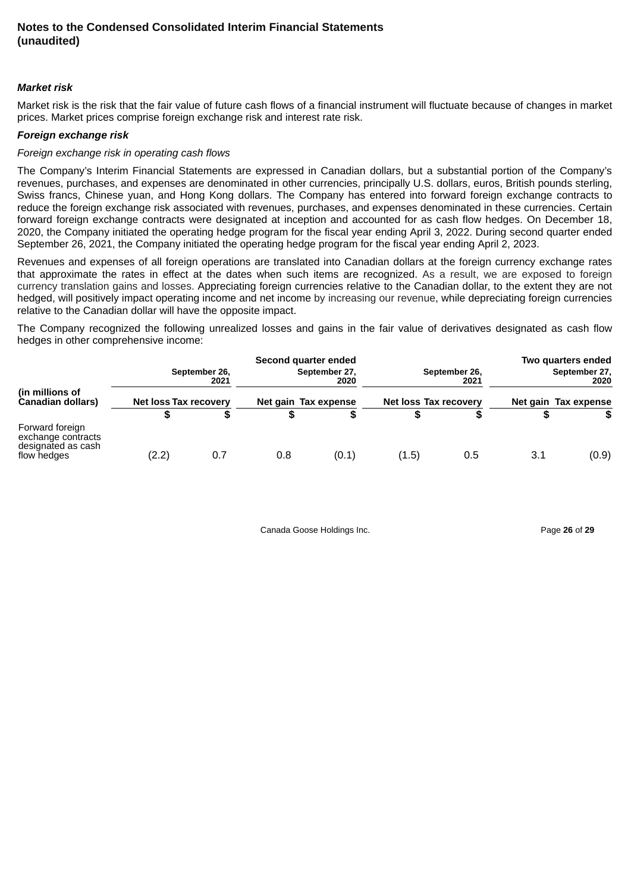### *Market risk*

Market risk is the risk that the fair value of future cash flows of a financial instrument will fluctuate because of changes in market prices. Market prices comprise foreign exchange risk and interest rate risk.

### *Foreign exchange risk*

*Foreign exchange risk in operating cash flows*

The Company's Interim Financial Statements are expressed in Canadian dollars, but a substantial portion of the Company's revenues, purchases, and expenses are denominated in other currencies, principally U.S. dollars, euros, British pounds sterling, Swiss francs, Chinese yuan, and Hong Kong dollars. The Company has entered into forward foreign exchange contracts to reduce the foreign exchange risk associated with revenues, purchases, and expenses denominated in these currencies. Certain forward foreign exchange contracts were designated at inception and accounted for as cash flow hedges. On December 18, 2020, the Company initiated the operating hedge program for the fiscal year ending April 3, 2022. During second quarter ended September 26, 2021, the Company initiated the operating hedge program for the fiscal year ending April 2, 2023.

Revenues and expenses of all foreign operations are translated into Canadian dollars at the foreign currency exchange rates that approximate the rates in effect at the dates when such items are recognized. As a result, we are exposed to foreign currency translation gains and losses. Appreciating foreign currencies relative to the Canadian dollar, to the extent they are not hedged, will positively impact operating income and net income by increasing our revenue, while depreciating foreign currencies relative to the Canadian dollar will have the opposite impact.

The Company recognized the following unrealized losses and gains in the fair value of derivatives designated as cash flow hedges in other comprehensive income:

| | Second quarter ended | | | | Two quarters ended | | | |
|---|---|---|---|---|---|---|---|---|
| | September 26, 2021 | | September 27, 2020 | | September 26, 2021 | | September 27, 2020 | |
| (in millions of Canadian dollars) | Net loss | Tax recovery | Net gain | Tax expense | Net loss | Tax recovery | Net gain | Tax expense |
| | $ | $ | $ | $ | $ | $ | $ | $ |
| Forward foreign exchange contracts designated as cash flow hedges | (2.2) | 0.7 | 0.8 | (0.1) | (1.5) | 0.5 | 3.1 | (0.9) |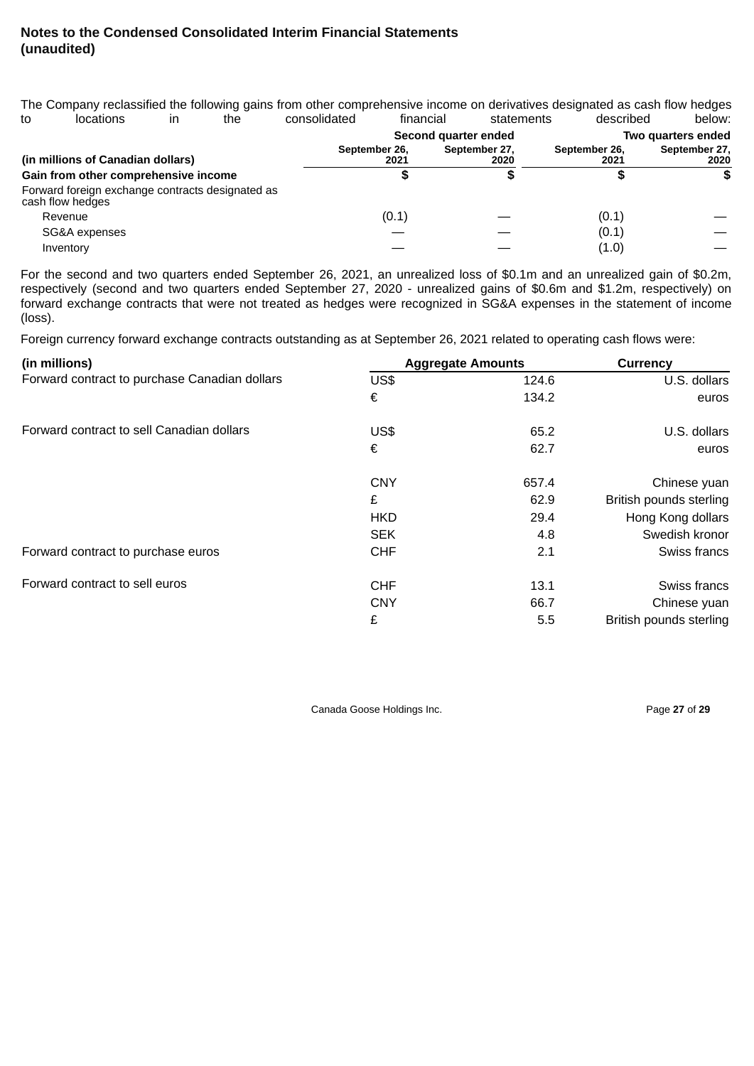**Notes to the Condensed Consolidated Interim Financial Statements (unaudited)**

The Company reclassified the following gains from other comprehensive income on derivatives designated as cash flow hedges to locations in the consolidated financial statements described below:

| | Second quarter ended | | Two quarters ended | |
|---|---|---|---|---|
| (in millions of Canadian dollars) | September 26, 2021 | September 27, 2020 | September 26, 2021 | September 27, 2020 |
| **Gain from other comprehensive income** | **$** | **$** | **$** | **$** |
| Forward foreign exchange contracts designated as cash flow hedges | | | | |
| Revenue | (0.1) | — | (0.1) | — |
| SG&A expenses | — | — | (0.1) | — |
| Inventory | — | — | (1.0) | — |

For the second and two quarters ended September 26, 2021, an unrealized loss of $0.1m and an unrealized gain of $0.2m, respectively (second and two quarters ended September 27, 2020 - unrealized gains of $0.6m and $1.2m, respectively) on forward exchange contracts that were not treated as hedges were recognized in SG&A expenses in the statement of income (loss).

Foreign currency forward exchange contracts outstanding as at September 26, 2021 related to operating cash flows were:

| (in millions) | Aggregate Amounts | | Currency |
|---|---|---|---|
| Forward contract to purchase Canadian dollars | US$ | 124.6 | U.S. dollars |
| | € | 134.2 | euros |
| Forward contract to sell Canadian dollars | US$ | 65.2 | U.S. dollars |
| | € | 62.7 | euros |
| | CNY | 657.4 | Chinese yuan |
| | £ | 62.9 | British pounds sterling |
| | HKD | 29.4 | Hong Kong dollars |
| | SEK | 4.8 | Swedish kronor |
| Forward contract to purchase euros | CHF | 2.1 | Swiss francs |
| Forward contract to sell euros | CHF | 13.1 | Swiss francs |
| | CNY | 66.7 | Chinese yuan |
| | £ | 5.5 | British pounds sterling |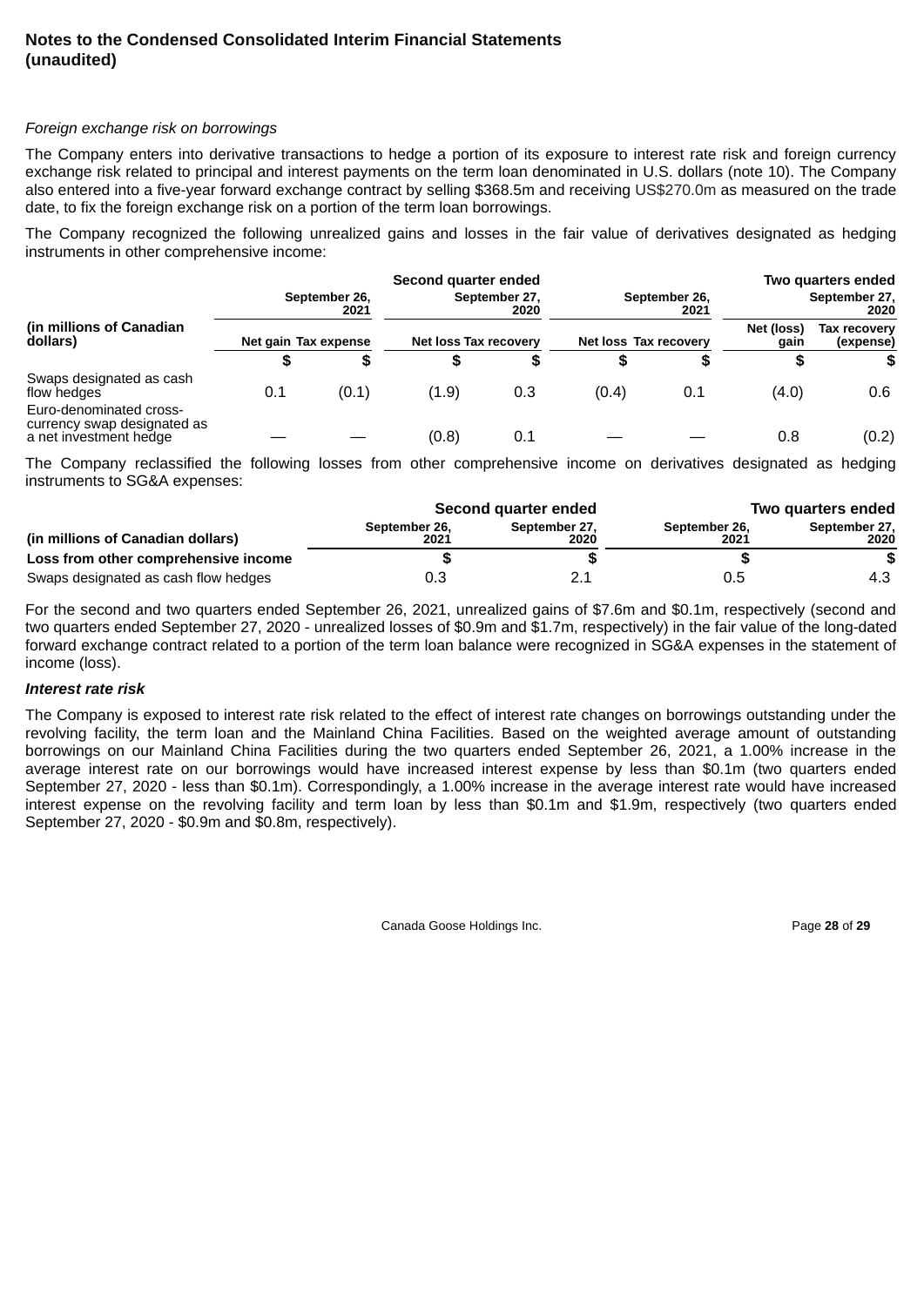## Notes to the Condensed Consolidated Interim Financial Statements (unaudited)

*Foreign exchange risk on borrowings*

The Company enters into derivative transactions to hedge a portion of its exposure to interest rate risk and foreign currency exchange risk related to principal and interest payments on the term loan denominated in U.S. dollars (note 10). The Company also entered into a five-year forward exchange contract by selling $368.5m and receiving US$270.0m as measured on the trade date, to fix the foreign exchange risk on a portion of the term loan borrowings.

The Company recognized the following unrealized gains and losses in the fair value of derivatives designated as hedging instruments in other comprehensive income:

| (in millions of Canadian dollars) | Second quarter ended | | | | Two quarters ended | | | |
|---|---|---|---|---|---|---|---|---|
| | September 26, 2021 | | September 27, 2020 | | September 26, 2021 | | September 27, 2020 | |
| | Net gain | Tax expense | Net loss | Tax recovery | Net loss | Tax recovery | Net (loss) gain | Tax recovery (expense) |
| | $ | $ | $ | $ | $ | $ | $ | $ |
| Swaps designated as cash flow hedges | 0.1 | (0.1) | (1.9) | 0.3 | (0.4) | 0.1 | (4.0) | 0.6 |
| Euro-denominated cross-currency swap designated as a net investment hedge | — | — | (0.8) | 0.1 | — | — | 0.8 | (0.2) |

The Company reclassified the following losses from other comprehensive income on derivatives designated as hedging instruments to SG&A expenses:

| (in millions of Canadian dollars) | Second quarter ended | | Two quarters ended | |
|---|---|---|---|---|
| | September 26, 2021 | September 27, 2020 | September 26, 2021 | September 27, 2020 |
| **Loss from other comprehensive income** | **$** | **$** | **$** | **$** |
| Swaps designated as cash flow hedges | 0.3 | 2.1 | 0.5 | 4.3 |

For the second and two quarters ended September 26, 2021, unrealized gains of $7.6m and $0.1m, respectively (second and two quarters ended September 27, 2020 - unrealized losses of $0.9m and $1.7m, respectively) in the fair value of the long-dated forward exchange contract related to a portion of the term loan balance were recognized in SG&A expenses in the statement of income (loss).

***Interest rate risk***

The Company is exposed to interest rate risk related to the effect of interest rate changes on borrowings outstanding under the revolving facility, the term loan and the Mainland China Facilities. Based on the weighted average amount of outstanding borrowings on our Mainland China Facilities during the two quarters ended September 26, 2021, a 1.00% increase in the average interest rate on our borrowings would have increased interest expense by less than $0.1m (two quarters ended September 27, 2020 - less than $0.1m). Correspondingly, a 1.00% increase in the average interest rate would have increased interest expense on the revolving facility and term loan by less than $0.1m and $1.9m, respectively (two quarters ended September 27, 2020 - $0.9m and $0.8m, respectively).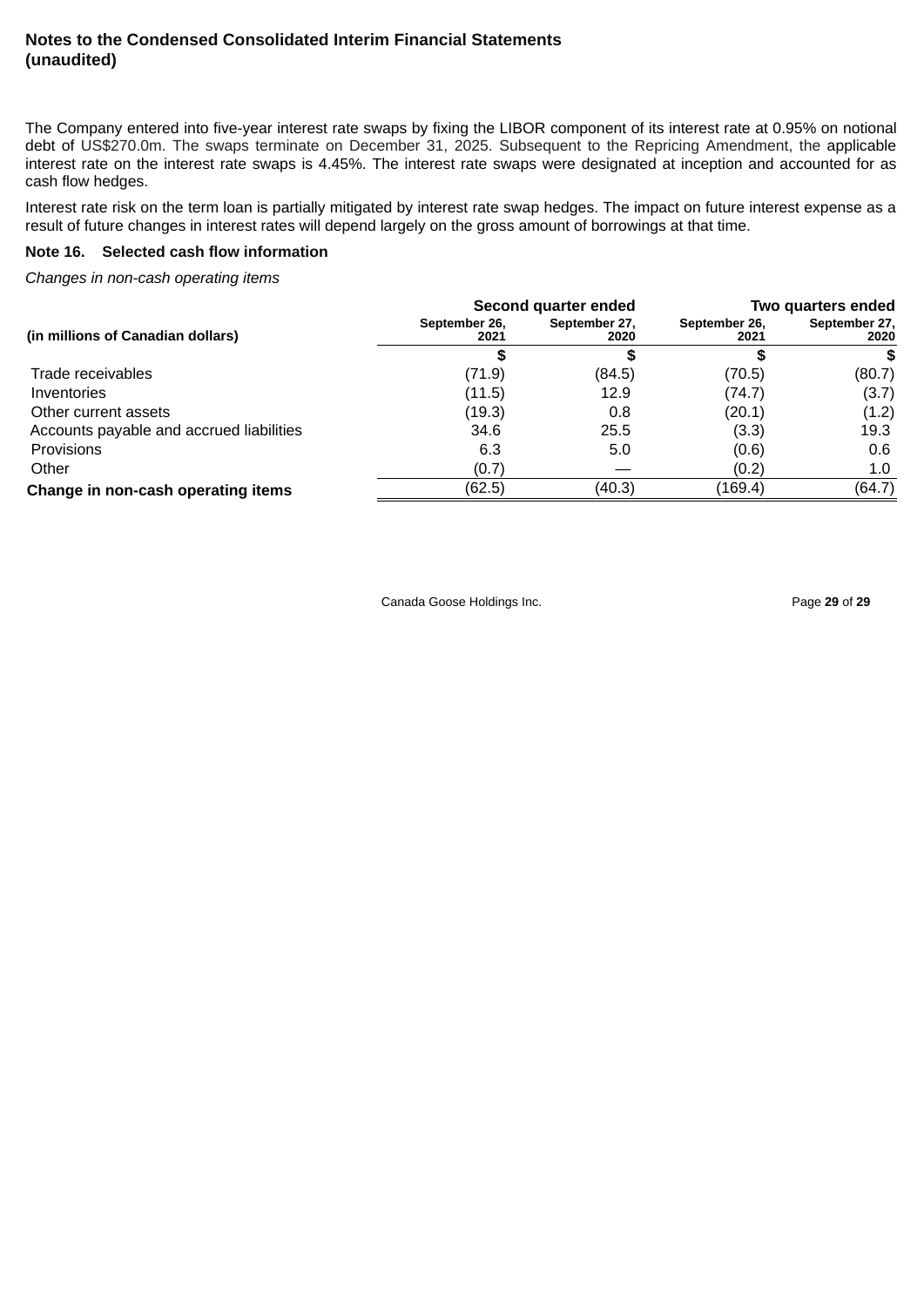The Company entered into five-year interest rate swaps by fixing the LIBOR component of its interest rate at 0.95% on notional debt of US$270.0m. The swaps terminate on December 31, 2025. Subsequent to the Repricing Amendment, the applicable interest rate on the interest rate swaps is 4.45%. The interest rate swaps were designated at inception and accounted for as cash flow hedges.

Interest rate risk on the term loan is partially mitigated by interest rate swap hedges. The impact on future interest expense as a result of future changes in interest rates will depend largely on the gross amount of borrowings at that time.

### Note 16. Selected cash flow information

*Changes in non-cash operating items*

| | Second quarter ended | | Two quarters ended | |
|---|---|---|---|---|
| **(in millions of Canadian dollars)** | **September 26, 2021** | **September 27, 2020** | **September 26, 2021** | **September 27, 2020** |
| | **$** | **$** | **$** | **$** |
| Trade receivables | (71.9) | (84.5) | (70.5) | (80.7) |
| Inventories | (11.5) | 12.9 | (74.7) | (3.7) |
| Other current assets | (19.3) | 0.8 | (20.1) | (1.2) |
| Accounts payable and accrued liabilities | 34.6 | 25.5 | (3.3) | 19.3 |
| Provisions | 6.3 | 5.0 | (0.6) | 0.6 |
| Other | (0.7) | — | (0.2) | 1.0 |
| **Change in non-cash operating items** | (62.5) | (40.3) | (169.4) | (64.7) |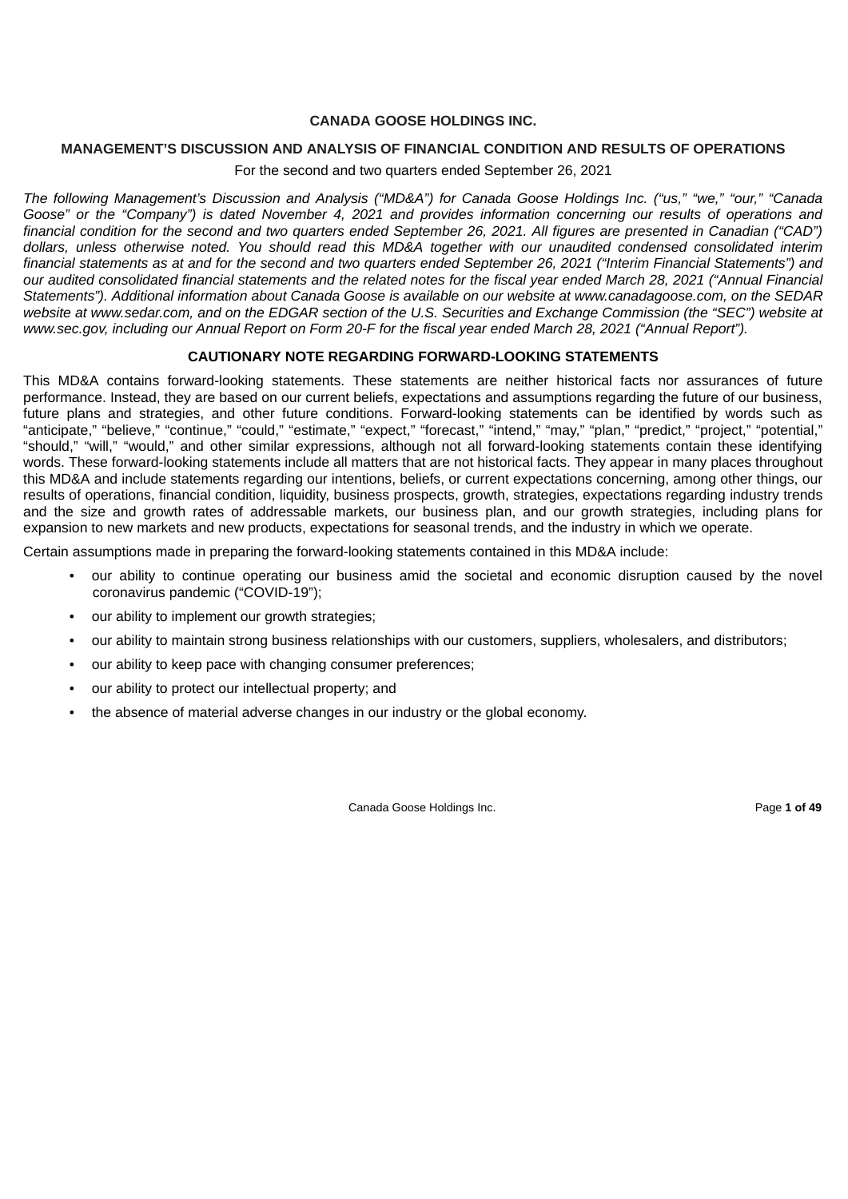# CANADA GOOSE HOLDINGS INC.

## MANAGEMENT'S DISCUSSION AND ANALYSIS OF FINANCIAL CONDITION AND RESULTS OF OPERATIONS

For the second and two quarters ended September 26, 2021

*The following Management's Discussion and Analysis ("MD&A") for Canada Goose Holdings Inc. ("us," "we," "our," "Canada Goose" or the "Company") is dated November 4, 2021 and provides information concerning our results of operations and financial condition for the second and two quarters ended September 26, 2021. All figures are presented in Canadian ("CAD") dollars, unless otherwise noted. You should read this MD&A together with our unaudited condensed consolidated interim financial statements as at and for the second and two quarters ended September 26, 2021 ("Interim Financial Statements") and our audited consolidated financial statements and the related notes for the fiscal year ended March 28, 2021 ("Annual Financial Statements"). Additional information about Canada Goose is available on our website at www.canadagoose.com, on the SEDAR website at www.sedar.com, and on the EDGAR section of the U.S. Securities and Exchange Commission (the "SEC") website at www.sec.gov, including our Annual Report on Form 20-F for the fiscal year ended March 28, 2021 ("Annual Report").*

## CAUTIONARY NOTE REGARDING FORWARD-LOOKING STATEMENTS

This MD&A contains forward-looking statements. These statements are neither historical facts nor assurances of future performance. Instead, they are based on our current beliefs, expectations and assumptions regarding the future of our business, future plans and strategies, and other future conditions. Forward-looking statements can be identified by words such as "anticipate," "believe," "continue," "could," "estimate," "expect," "forecast," "intend," "may," "plan," "predict," "project," "potential," "should," "will," "would," and other similar expressions, although not all forward-looking statements contain these identifying words. These forward-looking statements include all matters that are not historical facts. They appear in many places throughout this MD&A and include statements regarding our intentions, beliefs, or current expectations concerning, among other things, our results of operations, financial condition, liquidity, business prospects, growth, strategies, expectations regarding industry trends and the size and growth rates of addressable markets, our business plan, and our growth strategies, including plans for expansion to new markets and new products, expectations for seasonal trends, and the industry in which we operate.

Certain assumptions made in preparing the forward-looking statements contained in this MD&A include:

- our ability to continue operating our business amid the societal and economic disruption caused by the novel coronavirus pandemic ("COVID-19");
- our ability to implement our growth strategies;
- our ability to maintain strong business relationships with our customers, suppliers, wholesalers, and distributors;
- our ability to keep pace with changing consumer preferences;
- our ability to protect our intellectual property; and
- the absence of material adverse changes in our industry or the global economy.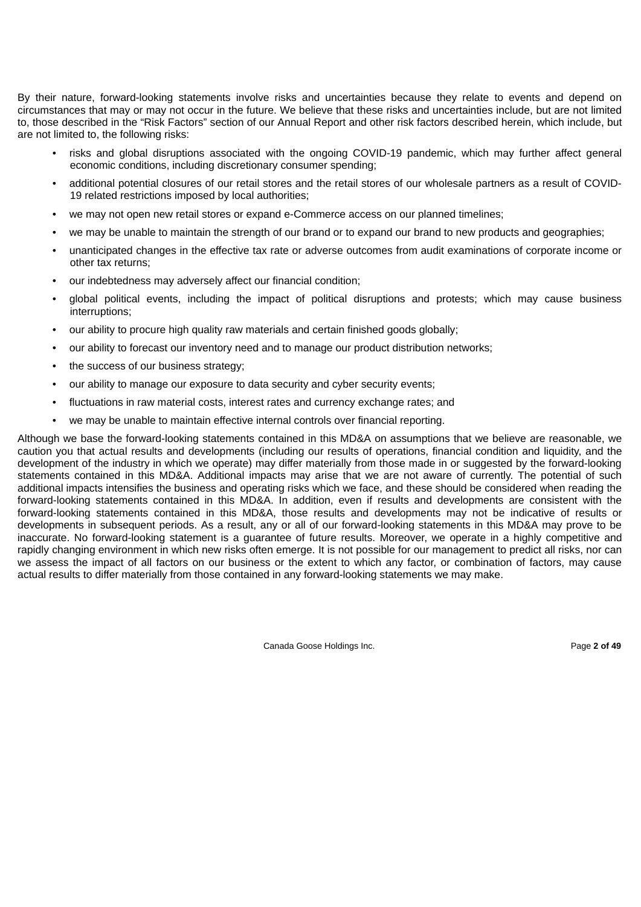By their nature, forward-looking statements involve risks and uncertainties because they relate to events and depend on circumstances that may or may not occur in the future. We believe that these risks and uncertainties include, but are not limited to, those described in the "Risk Factors" section of our Annual Report and other risk factors described herein, which include, but are not limited to, the following risks:

- risks and global disruptions associated with the ongoing COVID-19 pandemic, which may further affect general economic conditions, including discretionary consumer spending;
- additional potential closures of our retail stores and the retail stores of our wholesale partners as a result of COVID-19 related restrictions imposed by local authorities;
- we may not open new retail stores or expand e-Commerce access on our planned timelines;
- we may be unable to maintain the strength of our brand or to expand our brand to new products and geographies;
- unanticipated changes in the effective tax rate or adverse outcomes from audit examinations of corporate income or other tax returns;
- our indebtedness may adversely affect our financial condition;
- global political events, including the impact of political disruptions and protests; which may cause business interruptions;
- our ability to procure high quality raw materials and certain finished goods globally;
- our ability to forecast our inventory need and to manage our product distribution networks;
- the success of our business strategy;
- our ability to manage our exposure to data security and cyber security events;
- fluctuations in raw material costs, interest rates and currency exchange rates; and
- we may be unable to maintain effective internal controls over financial reporting.

Although we base the forward-looking statements contained in this MD&A on assumptions that we believe are reasonable, we caution you that actual results and developments (including our results of operations, financial condition and liquidity, and the development of the industry in which we operate) may differ materially from those made in or suggested by the forward-looking statements contained in this MD&A. Additional impacts may arise that we are not aware of currently. The potential of such additional impacts intensifies the business and operating risks which we face, and these should be considered when reading the forward-looking statements contained in this MD&A. In addition, even if results and developments are consistent with the forward-looking statements contained in this MD&A, those results and developments may not be indicative of results or developments in subsequent periods. As a result, any or all of our forward-looking statements in this MD&A may prove to be inaccurate. No forward-looking statement is a guarantee of future results. Moreover, we operate in a highly competitive and rapidly changing environment in which new risks often emerge. It is not possible for our management to predict all risks, nor can we assess the impact of all factors on our business or the extent to which any factor, or combination of factors, may cause actual results to differ materially from those contained in any forward-looking statements we may make.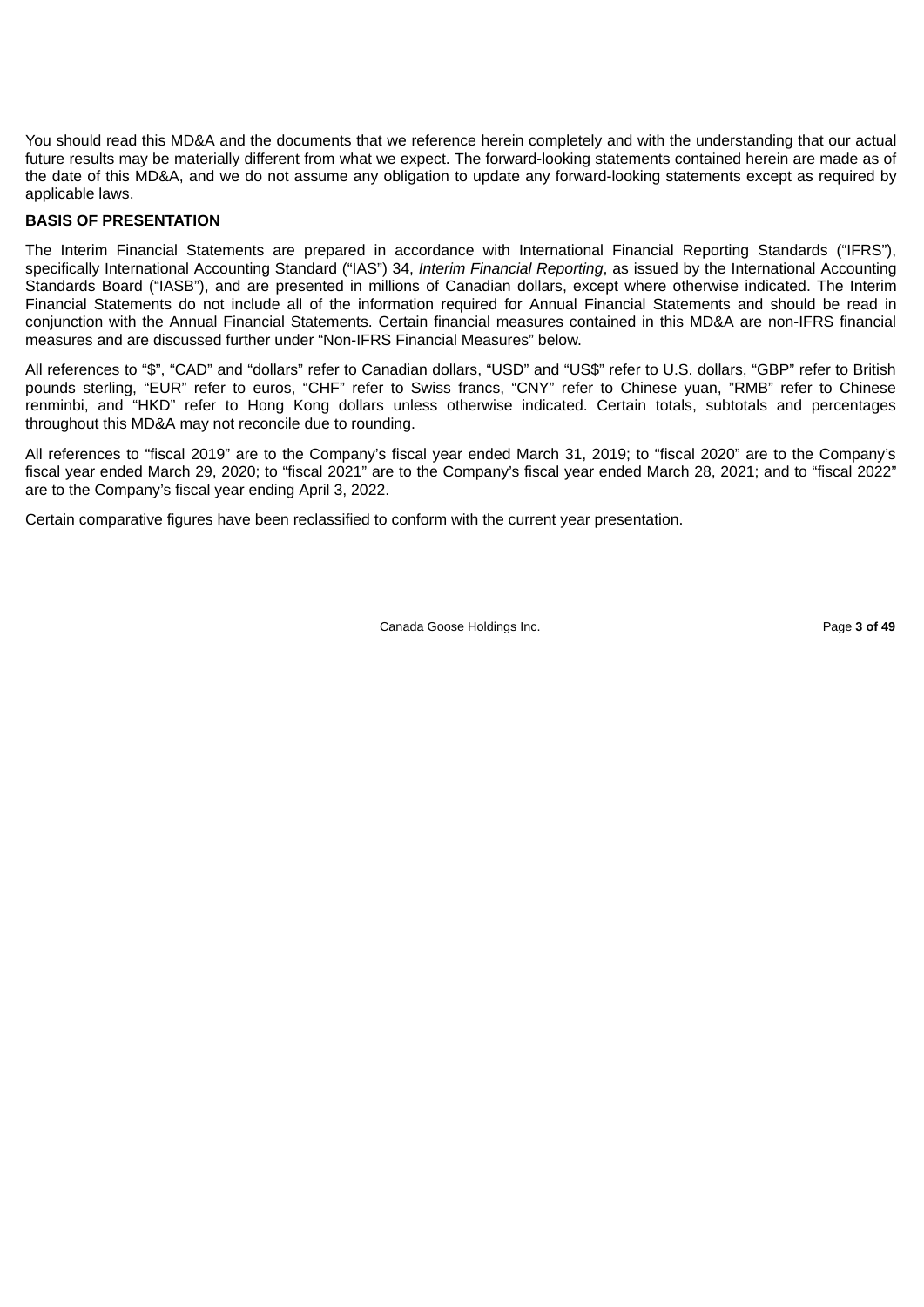You should read this MD&A and the documents that we reference herein completely and with the understanding that our actual future results may be materially different from what we expect. The forward-looking statements contained herein are made as of the date of this MD&A, and we do not assume any obligation to update any forward-looking statements except as required by applicable laws.

**BASIS OF PRESENTATION**

The Interim Financial Statements are prepared in accordance with International Financial Reporting Standards ("IFRS"), specifically International Accounting Standard ("IAS") 34, *Interim Financial Reporting*, as issued by the International Accounting Standards Board ("IASB"), and are presented in millions of Canadian dollars, except where otherwise indicated. The Interim Financial Statements do not include all of the information required for Annual Financial Statements and should be read in conjunction with the Annual Financial Statements. Certain financial measures contained in this MD&A are non-IFRS financial measures and are discussed further under "Non-IFRS Financial Measures" below.

All references to "$", "CAD" and "dollars" refer to Canadian dollars, "USD" and "US$" refer to U.S. dollars, "GBP" refer to British pounds sterling, "EUR" refer to euros, "CHF" refer to Swiss francs, "CNY" refer to Chinese yuan, "RMB" refer to Chinese renminbi, and "HKD" refer to Hong Kong dollars unless otherwise indicated. Certain totals, subtotals and percentages throughout this MD&A may not reconcile due to rounding.

All references to "fiscal 2019" are to the Company's fiscal year ended March 31, 2019; to "fiscal 2020" are to the Company's fiscal year ended March 29, 2020; to "fiscal 2021" are to the Company's fiscal year ended March 28, 2021; and to "fiscal 2022" are to the Company's fiscal year ending April 3, 2022.

Certain comparative figures have been reclassified to conform with the current year presentation.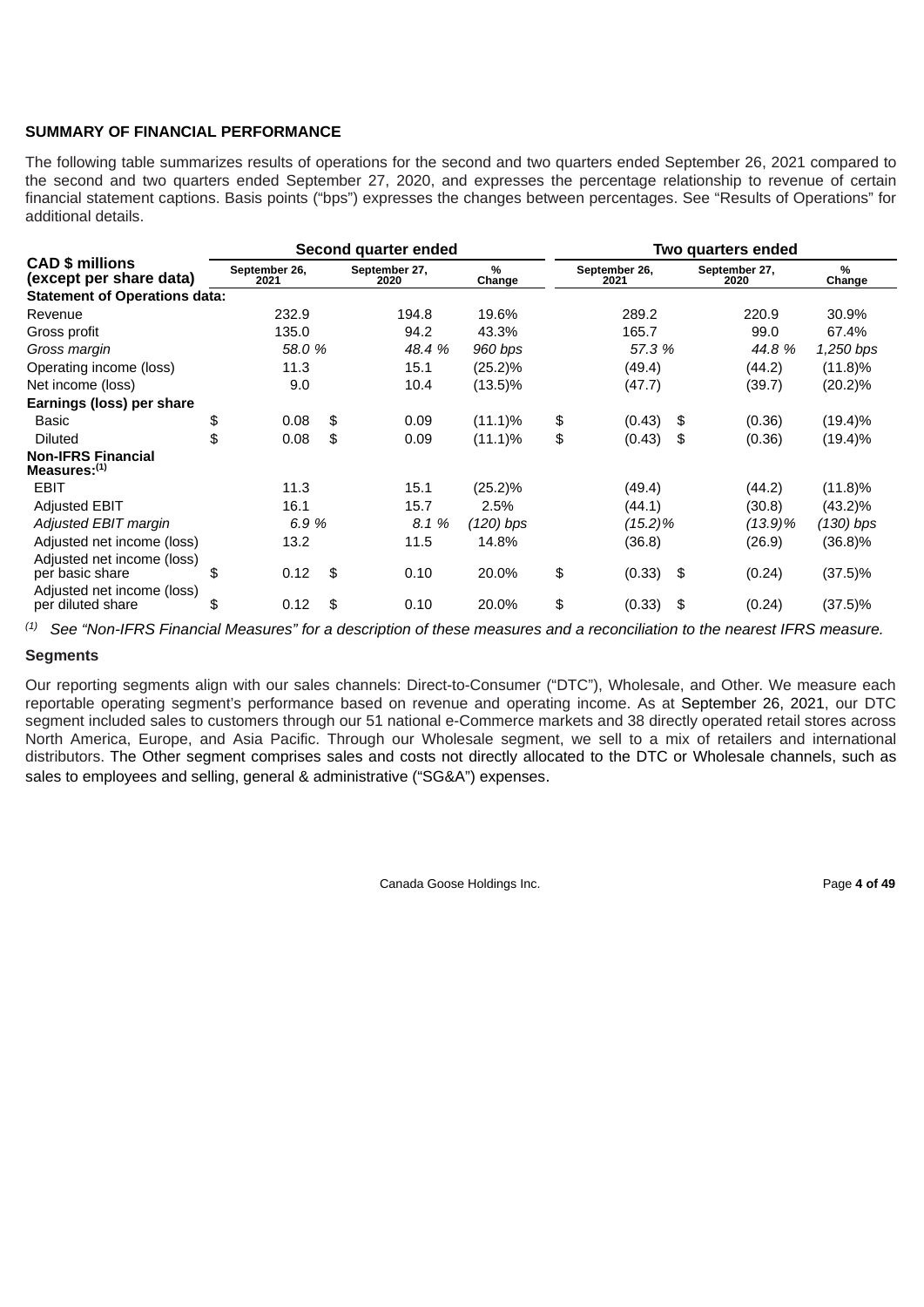**SUMMARY OF FINANCIAL PERFORMANCE**

The following table summarizes results of operations for the second and two quarters ended September 26, 2021 compared to the second and two quarters ended September 27, 2020, and expresses the percentage relationship to revenue of certain financial statement captions. Basis points ("bps") expresses the changes between percentages. See "Results of Operations" for additional details.

| CAD $ millions (except per share data) | Second quarter ended | | | Two quarters ended | | |
|---|---|---|---|---|---|---|
| | September 26, 2021 | September 27, 2020 | % Change | September 26, 2021 | September 27, 2020 | % Change |
| **Statement of Operations data:** | | | | | | |
| Revenue | 232.9 | 194.8 | 19.6% | 289.2 | 220.9 | 30.9% |
| Gross profit | 135.0 | 94.2 | 43.3% | 165.7 | 99.0 | 67.4% |
| *Gross margin* | *58.0 %* | *48.4 %* | *960 bps* | *57.3 %* | *44.8 %* | *1,250 bps* |
| Operating income (loss) | 11.3 | 15.1 | (25.2)% | (49.4) | (44.2) | (11.8)% |
| Net income (loss) | 9.0 | 10.4 | (13.5)% | (47.7) | (39.7) | (20.2)% |
| **Earnings (loss) per share** | | | | | | |
| Basic | $ 0.08 | $ 0.09 | (11.1)% | $ (0.43) | $ (0.36) | (19.4)% |
| Diluted | $ 0.08 | $ 0.09 | (11.1)% | $ (0.43) | $ (0.36) | (19.4)% |
| **Non-IFRS Financial Measures:**[1] | | | | | | |
| EBIT | 11.3 | 15.1 | (25.2)% | (49.4) | (44.2) | (11.8)% |
| Adjusted EBIT | 16.1 | 15.7 | 2.5% | (44.1) | (30.8) | (43.2)% |
| *Adjusted EBIT margin* | *6.9 %* | *8.1 %* | *(120) bps* | *(15.2)%* | *(13.9)%* | *(130) bps* |
| Adjusted net income (loss) | 13.2 | 11.5 | 14.8% | (36.8) | (26.9) | (36.8)% |
| Adjusted net income (loss) per basic share | $ 0.12 | $ 0.10 | 20.0% | $ (0.33) | $ (0.24) | (37.5)% |
| Adjusted net income (loss) per diluted share | $ 0.12 | $ 0.10 | 20.0% | $ (0.33) | $ (0.24) | (37.5)% |

[1] *See "Non-IFRS Financial Measures" for a description of these measures and a reconciliation to the nearest IFRS measure.*

**Segments**

Our reporting segments align with our sales channels: Direct-to-Consumer ("DTC"), Wholesale, and Other. We measure each reportable operating segment's performance based on revenue and operating income. As at September 26, 2021, our DTC segment included sales to customers through our 51 national e-Commerce markets and 38 directly operated retail stores across North America, Europe, and Asia Pacific. Through our Wholesale segment, we sell to a mix of retailers and international distributors. The Other segment comprises sales and costs not directly allocated to the DTC or Wholesale channels, such as sales to employees and selling, general & administrative ("SG&A") expenses.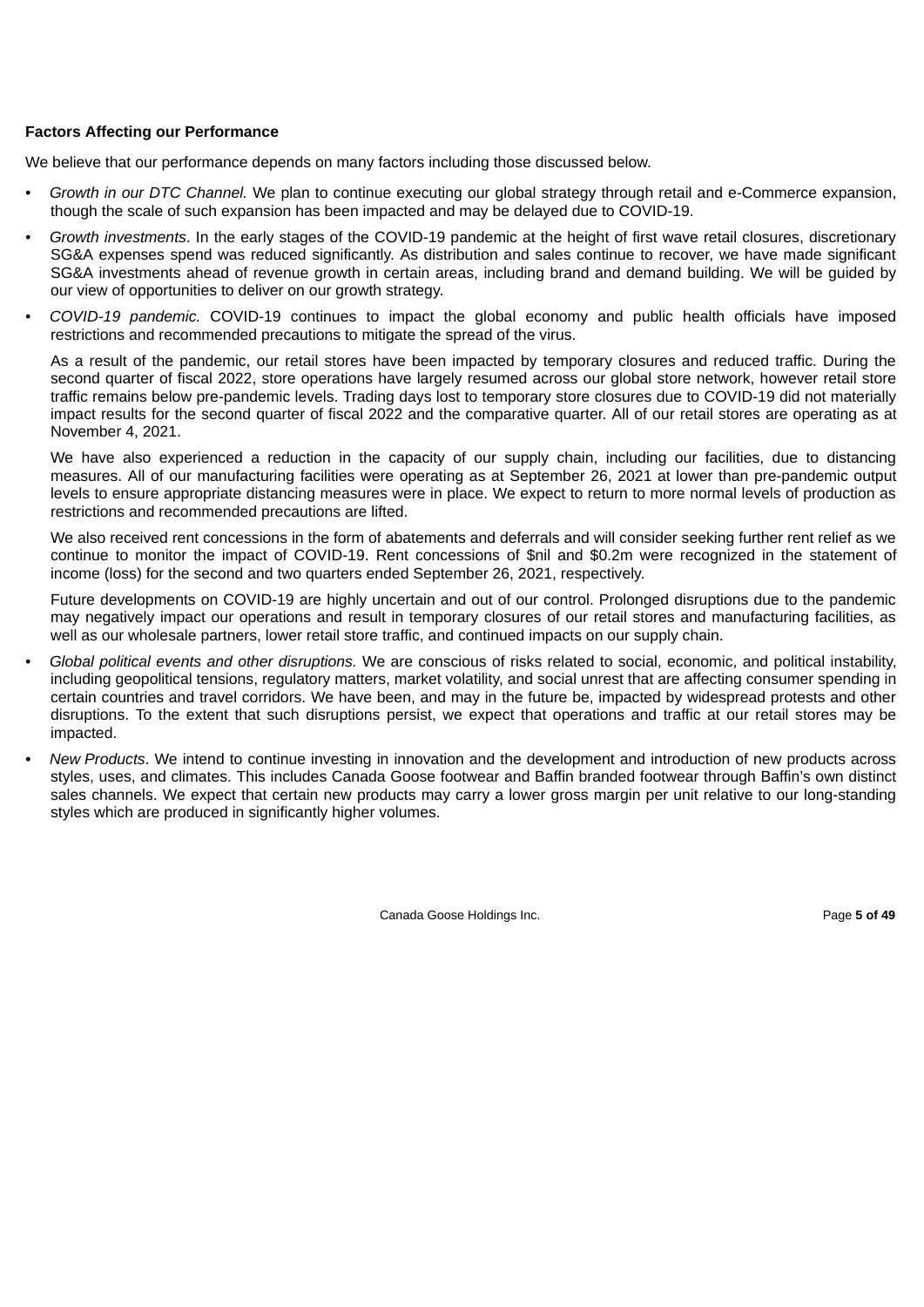**Factors Affecting our Performance**

We believe that our performance depends on many factors including those discussed below.

- *Growth in our DTC Channel.* We plan to continue executing our global strategy through retail and e-Commerce expansion, though the scale of such expansion has been impacted and may be delayed due to COVID-19.
- *Growth investments*. In the early stages of the COVID-19 pandemic at the height of first wave retail closures, discretionary SG&A expenses spend was reduced significantly. As distribution and sales continue to recover, we have made significant SG&A investments ahead of revenue growth in certain areas, including brand and demand building. We will be guided by our view of opportunities to deliver on our growth strategy.
- *COVID-19 pandemic.* COVID-19 continues to impact the global economy and public health officials have imposed restrictions and recommended precautions to mitigate the spread of the virus.

  As a result of the pandemic, our retail stores have been impacted by temporary closures and reduced traffic. During the second quarter of fiscal 2022, store operations have largely resumed across our global store network, however retail store traffic remains below pre-pandemic levels. Trading days lost to temporary store closures due to COVID-19 did not materially impact results for the second quarter of fiscal 2022 and the comparative quarter. All of our retail stores are operating as at November 4, 2021.

  We have also experienced a reduction in the capacity of our supply chain, including our facilities, due to distancing measures. All of our manufacturing facilities were operating as at September 26, 2021 at lower than pre-pandemic output levels to ensure appropriate distancing measures were in place. We expect to return to more normal levels of production as restrictions and recommended precautions are lifted.

  We also received rent concessions in the form of abatements and deferrals and will consider seeking further rent relief as we continue to monitor the impact of COVID-19. Rent concessions of $nil and $0.2m were recognized in the statement of income (loss) for the second and two quarters ended September 26, 2021, respectively.

  Future developments on COVID-19 are highly uncertain and out of our control. Prolonged disruptions due to the pandemic may negatively impact our operations and result in temporary closures of our retail stores and manufacturing facilities, as well as our wholesale partners, lower retail store traffic, and continued impacts on our supply chain.
- *Global political events and other disruptions.* We are conscious of risks related to social, economic, and political instability, including geopolitical tensions, regulatory matters, market volatility, and social unrest that are affecting consumer spending in certain countries and travel corridors. We have been, and may in the future be, impacted by widespread protests and other disruptions. To the extent that such disruptions persist, we expect that operations and traffic at our retail stores may be impacted.
- *New Products*. We intend to continue investing in innovation and the development and introduction of new products across styles, uses, and climates. This includes Canada Goose footwear and Baffin branded footwear through Baffin's own distinct sales channels. We expect that certain new products may carry a lower gross margin per unit relative to our long-standing styles which are produced in significantly higher volumes.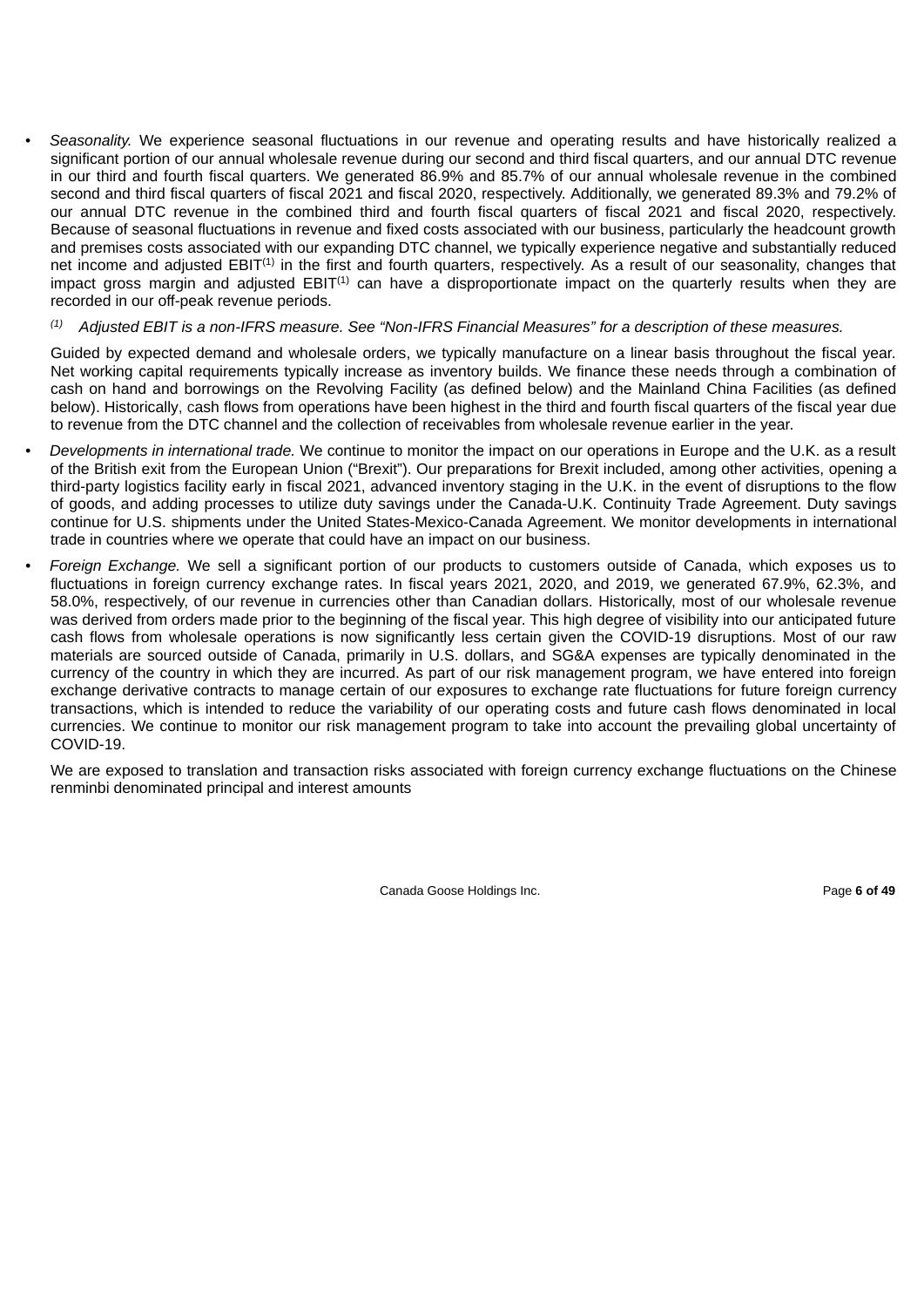- *Seasonality.* We experience seasonal fluctuations in our revenue and operating results and have historically realized a significant portion of our annual wholesale revenue during our second and third fiscal quarters, and our annual DTC revenue in our third and fourth fiscal quarters. We generated 86.9% and 85.7% of our annual wholesale revenue in the combined second and third fiscal quarters of fiscal 2021 and fiscal 2020, respectively. Additionally, we generated 89.3% and 79.2% of our annual DTC revenue in the combined third and fourth fiscal quarters of fiscal 2021 and fiscal 2020, respectively. Because of seasonal fluctuations in revenue and fixed costs associated with our business, particularly the headcount growth and premises costs associated with our expanding DTC channel, we typically experience negative and substantially reduced net income and adjusted EBIT[(1)] in the first and fourth quarters, respectively. As a result of our seasonality, changes that impact gross margin and adjusted EBIT[(1)] can have a disproportionate impact on the quarterly results when they are recorded in our off-peak revenue periods.

  *[(1)] Adjusted EBIT is a non-IFRS measure. See "Non-IFRS Financial Measures" for a description of these measures.*

  Guided by expected demand and wholesale orders, we typically manufacture on a linear basis throughout the fiscal year. Net working capital requirements typically increase as inventory builds. We finance these needs through a combination of cash on hand and borrowings on the Revolving Facility (as defined below) and the Mainland China Facilities (as defined below). Historically, cash flows from operations have been highest in the third and fourth fiscal quarters of the fiscal year due to revenue from the DTC channel and the collection of receivables from wholesale revenue earlier in the year.

- *Developments in international trade.* We continue to monitor the impact on our operations in Europe and the U.K. as a result of the British exit from the European Union ("Brexit"). Our preparations for Brexit included, among other activities, opening a third-party logistics facility early in fiscal 2021, advanced inventory staging in the U.K. in the event of disruptions to the flow of goods, and adding processes to utilize duty savings under the Canada-U.K. Continuity Trade Agreement. Duty savings continue for U.S. shipments under the United States-Mexico-Canada Agreement. We monitor developments in international trade in countries where we operate that could have an impact on our business.

- *Foreign Exchange.* We sell a significant portion of our products to customers outside of Canada, which exposes us to fluctuations in foreign currency exchange rates. In fiscal years 2021, 2020, and 2019, we generated 67.9%, 62.3%, and 58.0%, respectively, of our revenue in currencies other than Canadian dollars. Historically, most of our wholesale revenue was derived from orders made prior to the beginning of the fiscal year. This high degree of visibility into our anticipated future cash flows from wholesale operations is now significantly less certain given the COVID-19 disruptions. Most of our raw materials are sourced outside of Canada, primarily in U.S. dollars, and SG&A expenses are typically denominated in the currency of the country in which they are incurred. As part of our risk management program, we have entered into foreign exchange derivative contracts to manage certain of our exposures to exchange rate fluctuations for future foreign currency transactions, which is intended to reduce the variability of our operating costs and future cash flows denominated in local currencies. We continue to monitor our risk management program to take into account the prevailing global uncertainty of COVID-19.

  We are exposed to translation and transaction risks associated with foreign currency exchange fluctuations on the Chinese renminbi denominated principal and interest amounts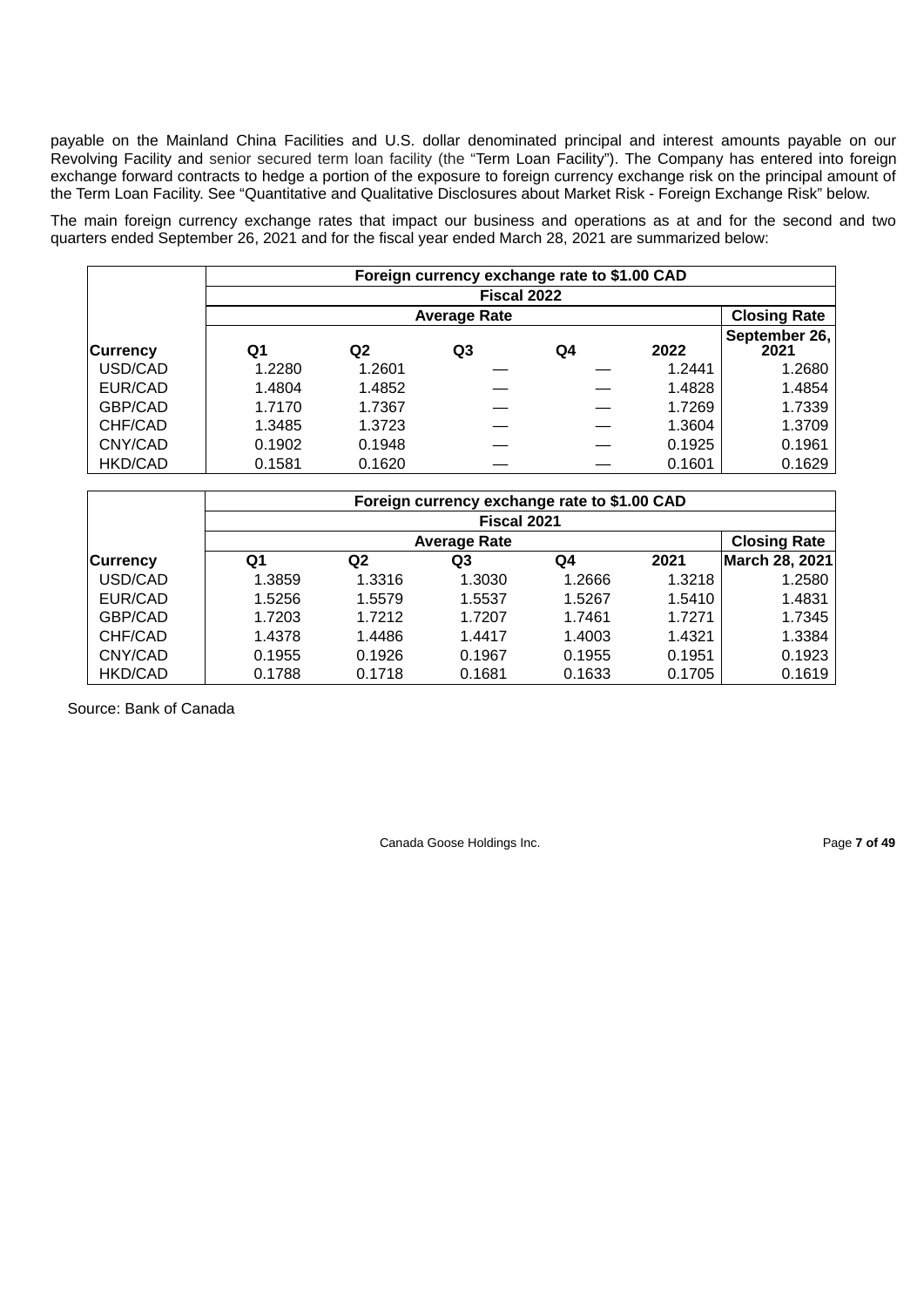payable on the Mainland China Facilities and U.S. dollar denominated principal and interest amounts payable on our Revolving Facility and senior secured term loan facility (the "Term Loan Facility"). The Company has entered into foreign exchange forward contracts to hedge a portion of the exposure to foreign currency exchange risk on the principal amount of the Term Loan Facility. See "Quantitative and Qualitative Disclosures about Market Risk - Foreign Exchange Risk" below.

The main foreign currency exchange rates that impact our business and operations as at and for the second and two quarters ended September 26, 2021 and for the fiscal year ended March 28, 2021 are summarized below:

| | **Foreign currency exchange rate to $1.00 CAD** | | | | | |
|---|---|---|---|---|---|---|
| | **Fiscal 2022** | | | | | |
| | **Average Rate** | | | | | **Closing Rate** |
| **Currency** | **Q1** | **Q2** | **Q3** | **Q4** | **2022** | **September 26, 2021** |
| USD/CAD | 1.2280 | 1.2601 | — | — | 1.2441 | 1.2680 |
| EUR/CAD | 1.4804 | 1.4852 | — | — | 1.4828 | 1.4854 |
| GBP/CAD | 1.7170 | 1.7367 | — | — | 1.7269 | 1.7339 |
| CHF/CAD | 1.3485 | 1.3723 | — | — | 1.3604 | 1.3709 |
| CNY/CAD | 0.1902 | 0.1948 | — | — | 0.1925 | 0.1961 |
| HKD/CAD | 0.1581 | 0.1620 | — | — | 0.1601 | 0.1629 |

| | **Foreign currency exchange rate to $1.00 CAD** | | | | | |
|---|---|---|---|---|---|---|
| | **Fiscal 2021** | | | | | |
| | **Average Rate** | | | | | **Closing Rate** |
| **Currency** | **Q1** | **Q2** | **Q3** | **Q4** | **2021** | **March 28, 2021** |
| USD/CAD | 1.3859 | 1.3316 | 1.3030 | 1.2666 | 1.3218 | 1.2580 |
| EUR/CAD | 1.5256 | 1.5579 | 1.5537 | 1.5267 | 1.5410 | 1.4831 |
| GBP/CAD | 1.7203 | 1.7212 | 1.7207 | 1.7461 | 1.7271 | 1.7345 |
| CHF/CAD | 1.4378 | 1.4486 | 1.4417 | 1.4003 | 1.4321 | 1.3384 |
| CNY/CAD | 0.1955 | 0.1926 | 0.1967 | 0.1955 | 0.1951 | 0.1923 |
| HKD/CAD | 0.1788 | 0.1718 | 0.1681 | 0.1633 | 0.1705 | 0.1619 |

Source: Bank of Canada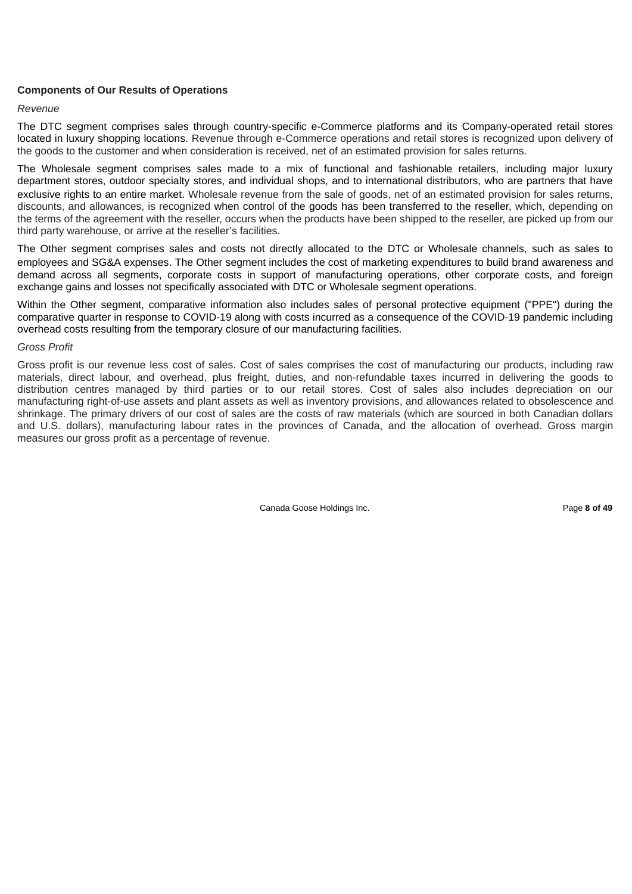**Components of Our Results of Operations**

*Revenue*

The DTC segment comprises sales through country-specific e-Commerce platforms and its Company-operated retail stores located in luxury shopping locations. Revenue through e-Commerce operations and retail stores is recognized upon delivery of the goods to the customer and when consideration is received, net of an estimated provision for sales returns.

The Wholesale segment comprises sales made to a mix of functional and fashionable retailers, including major luxury department stores, outdoor specialty stores, and individual shops, and to international distributors, who are partners that have exclusive rights to an entire market. Wholesale revenue from the sale of goods, net of an estimated provision for sales returns, discounts, and allowances, is recognized when control of the goods has been transferred to the reseller, which, depending on the terms of the agreement with the reseller, occurs when the products have been shipped to the reseller, are picked up from our third party warehouse, or arrive at the reseller's facilities.

The Other segment comprises sales and costs not directly allocated to the DTC or Wholesale channels, such as sales to employees and SG&A expenses. The Other segment includes the cost of marketing expenditures to build brand awareness and demand across all segments, corporate costs in support of manufacturing operations, other corporate costs, and foreign exchange gains and losses not specifically associated with DTC or Wholesale segment operations.

Within the Other segment, comparative information also includes sales of personal protective equipment ("PPE") during the comparative quarter in response to COVID-19 along with costs incurred as a consequence of the COVID-19 pandemic including overhead costs resulting from the temporary closure of our manufacturing facilities.

*Gross Profit*

Gross profit is our revenue less cost of sales. Cost of sales comprises the cost of manufacturing our products, including raw materials, direct labour, and overhead, plus freight, duties, and non-refundable taxes incurred in delivering the goods to distribution centres managed by third parties or to our retail stores. Cost of sales also includes depreciation on our manufacturing right-of-use assets and plant assets as well as inventory provisions, and allowances related to obsolescence and shrinkage. The primary drivers of our cost of sales are the costs of raw materials (which are sourced in both Canadian dollars and U.S. dollars), manufacturing labour rates in the provinces of Canada, and the allocation of overhead. Gross margin measures our gross profit as a percentage of revenue.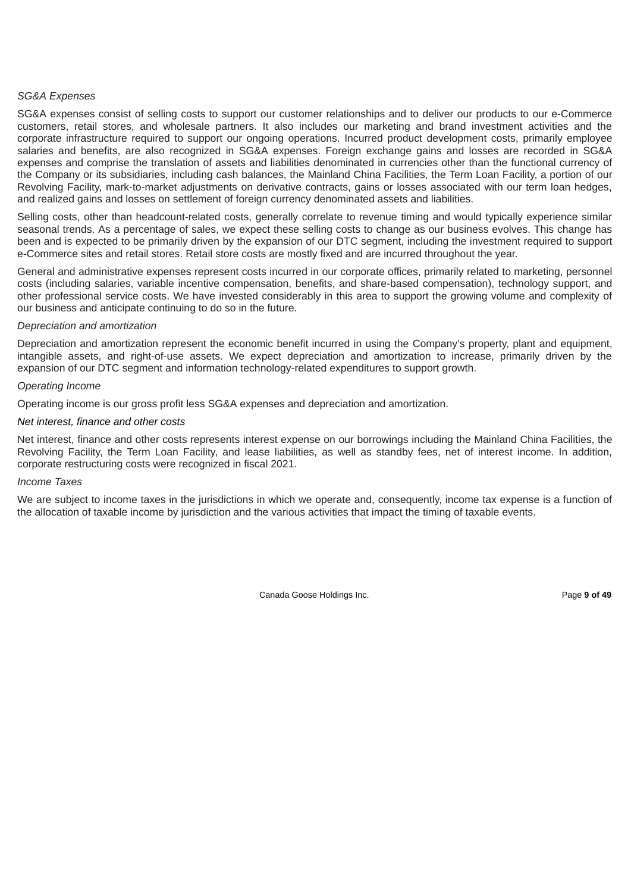*SG&A Expenses*

SG&A expenses consist of selling costs to support our customer relationships and to deliver our products to our e-Commerce customers, retail stores, and wholesale partners. It also includes our marketing and brand investment activities and the corporate infrastructure required to support our ongoing operations. Incurred product development costs, primarily employee salaries and benefits, are also recognized in SG&A expenses. Foreign exchange gains and losses are recorded in SG&A expenses and comprise the translation of assets and liabilities denominated in currencies other than the functional currency of the Company or its subsidiaries, including cash balances, the Mainland China Facilities, the Term Loan Facility, a portion of our Revolving Facility, mark-to-market adjustments on derivative contracts, gains or losses associated with our term loan hedges, and realized gains and losses on settlement of foreign currency denominated assets and liabilities.

Selling costs, other than headcount-related costs, generally correlate to revenue timing and would typically experience similar seasonal trends. As a percentage of sales, we expect these selling costs to change as our business evolves. This change has been and is expected to be primarily driven by the expansion of our DTC segment, including the investment required to support e-Commerce sites and retail stores. Retail store costs are mostly fixed and are incurred throughout the year.

General and administrative expenses represent costs incurred in our corporate offices, primarily related to marketing, personnel costs (including salaries, variable incentive compensation, benefits, and share-based compensation), technology support, and other professional service costs. We have invested considerably in this area to support the growing volume and complexity of our business and anticipate continuing to do so in the future.

*Depreciation and amortization*

Depreciation and amortization represent the economic benefit incurred in using the Company's property, plant and equipment, intangible assets, and right-of-use assets. We expect depreciation and amortization to increase, primarily driven by the expansion of our DTC segment and information technology-related expenditures to support growth.

*Operating Income*

Operating income is our gross profit less SG&A expenses and depreciation and amortization.

*Net interest, finance and other costs*

Net interest, finance and other costs represents interest expense on our borrowings including the Mainland China Facilities, the Revolving Facility, the Term Loan Facility, and lease liabilities, as well as standby fees, net of interest income. In addition, corporate restructuring costs were recognized in fiscal 2021.

*Income Taxes*

We are subject to income taxes in the jurisdictions in which we operate and, consequently, income tax expense is a function of the allocation of taxable income by jurisdiction and the various activities that impact the timing of taxable events.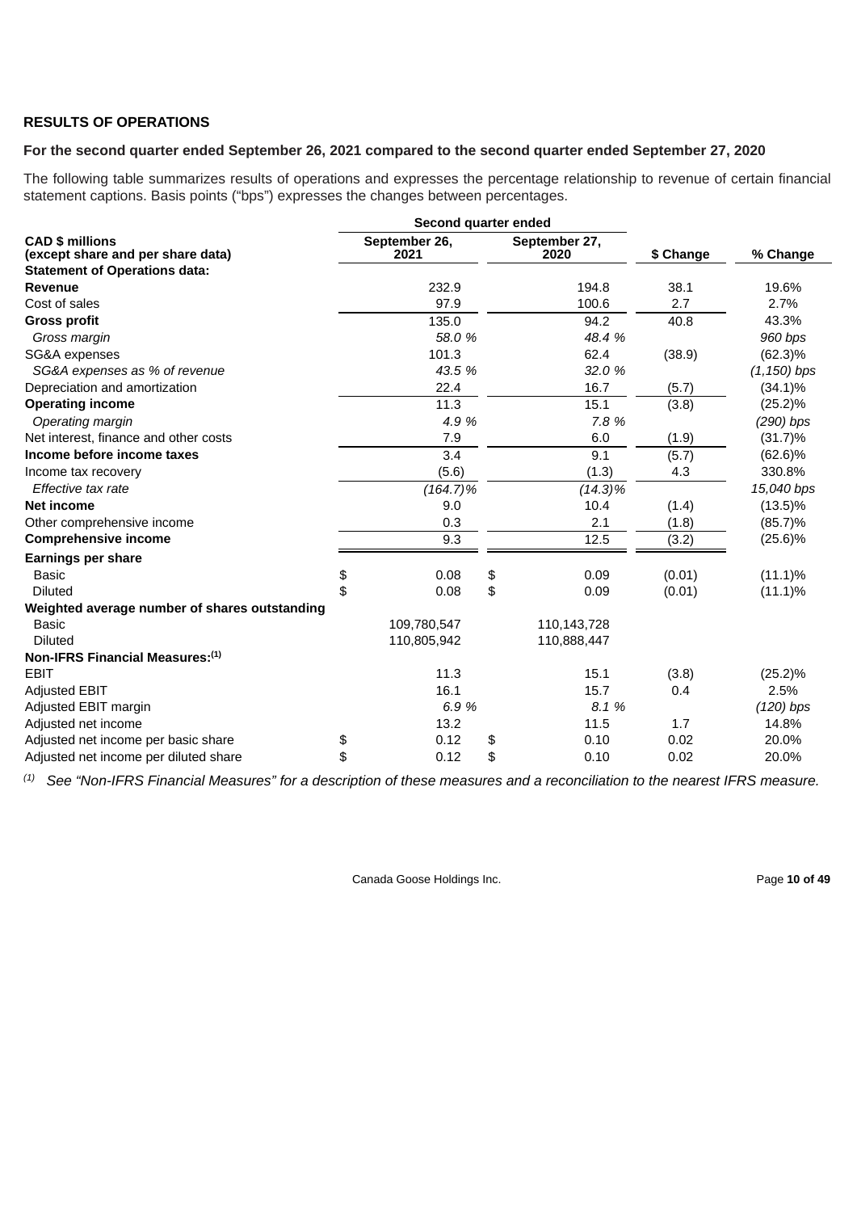## RESULTS OF OPERATIONS

### For the second quarter ended September 26, 2021 compared to the second quarter ended September 27, 2020

The following table summarizes results of operations and expresses the percentage relationship to revenue of certain financial statement captions. Basis points ("bps") expresses the changes between percentages.

| CAD $ millions (except share and per share data) | Second quarter ended September 26, 2021 | Second quarter ended September 27, 2020 | $ Change | % Change |
|---|---|---|---|---|
| **Statement of Operations data:** | | | | |
| **Revenue** | 232.9 | 194.8 | 38.1 | 19.6% |
| Cost of sales | 97.9 | 100.6 | 2.7 | 2.7% |
| **Gross profit** | 135.0 | 94.2 | 40.8 | 43.3% |
| *Gross margin* | *58.0 %* | *48.4 %* | | *960 bps* |
| SG&A expenses | 101.3 | 62.4 | (38.9) | (62.3)% |
| *SG&A expenses as % of revenue* | *43.5 %* | *32.0 %* | | *(1,150) bps* |
| Depreciation and amortization | 22.4 | 16.7 | (5.7) | (34.1)% |
| **Operating income** | 11.3 | 15.1 | (3.8) | (25.2)% |
| *Operating margin* | *4.9 %* | *7.8 %* | | *(290) bps* |
| Net interest, finance and other costs | 7.9 | 6.0 | (1.9) | (31.7)% |
| **Income before income taxes** | 3.4 | 9.1 | (5.7) | (62.6)% |
| Income tax recovery | (5.6) | (1.3) | 4.3 | 330.8% |
| *Effective tax rate* | *(164.7)%* | *(14.3)%* | | *15,040 bps* |
| **Net income** | 9.0 | 10.4 | (1.4) | (13.5)% |
| Other comprehensive income | 0.3 | 2.1 | (1.8) | (85.7)% |
| **Comprehensive income** | 9.3 | 12.5 | (3.2) | (25.6)% |
| **Earnings per share** | | | | |
| Basic | $ 0.08 | $ 0.09 | (0.01) | (11.1)% |
| Diluted | $ 0.08 | $ 0.09 | (0.01) | (11.1)% |
| **Weighted average number of shares outstanding** | | | | |
| Basic | 109,780,547 | 110,143,728 | | |
| Diluted | 110,805,942 | 110,888,447 | | |
| **Non-IFRS Financial Measures:[1]** | | | | |
| EBIT | 11.3 | 15.1 | (3.8) | (25.2)% |
| Adjusted EBIT | 16.1 | 15.7 | 0.4 | 2.5% |
| Adjusted EBIT margin | *6.9 %* | *8.1 %* | | *(120) bps* |
| Adjusted net income | 13.2 | 11.5 | 1.7 | 14.8% |
| Adjusted net income per basic share | $ 0.12 | $ 0.10 | 0.02 | 20.0% |
| Adjusted net income per diluted share | $ 0.12 | $ 0.10 | 0.02 | 20.0% |

[1] *See "Non-IFRS Financial Measures" for a description of these measures and a reconciliation to the nearest IFRS measure.*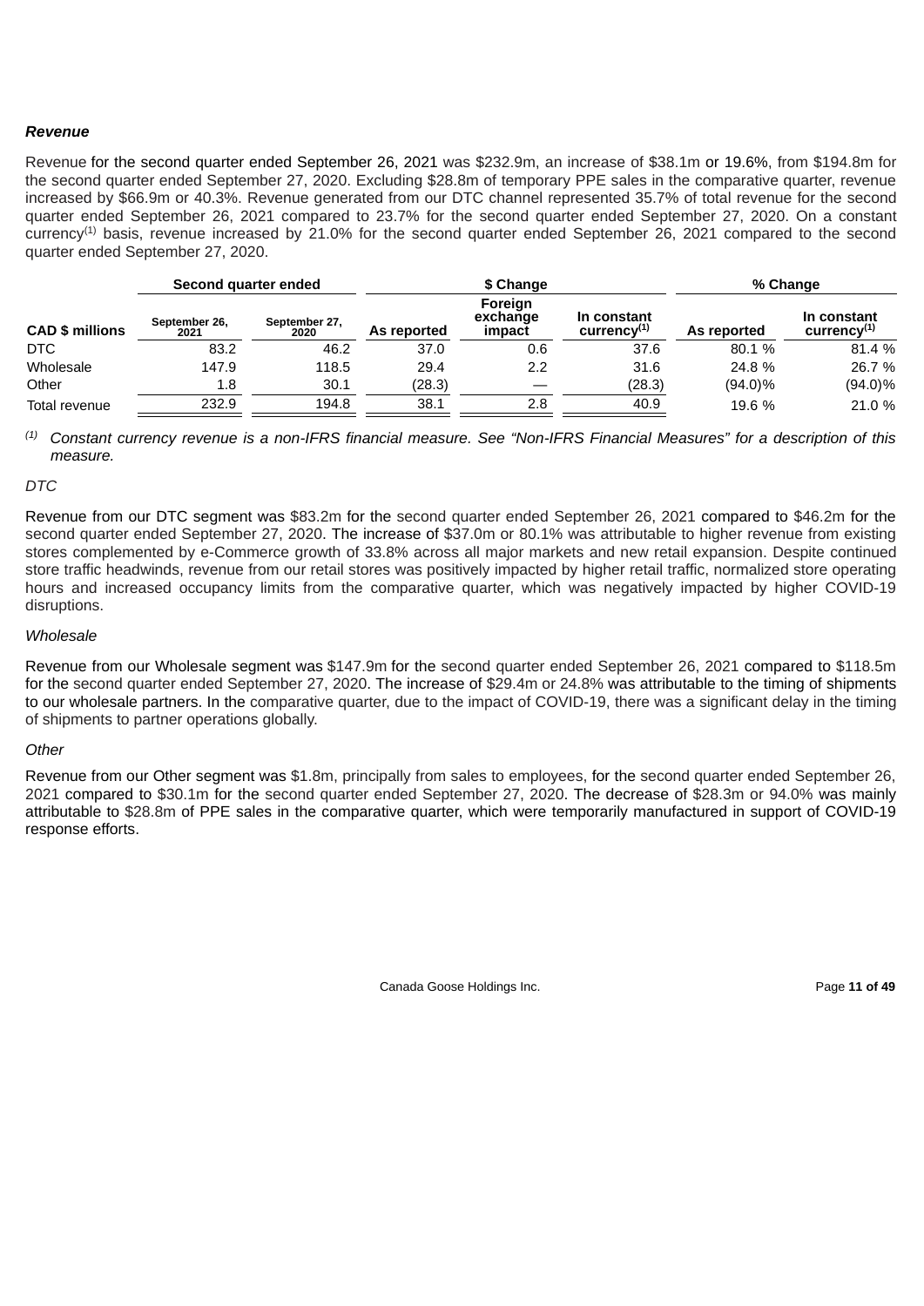***Revenue***

Revenue for the second quarter ended September 26, 2021 was \$232.9m, an increase of \$38.1m or 19.6%, from \$194.8m for the second quarter ended September 27, 2020. Excluding \$28.8m of temporary PPE sales in the comparative quarter, revenue increased by \$66.9m or 40.3%. Revenue generated from our DTC channel represented 35.7% of total revenue for the second quarter ended September 26, 2021 compared to 23.7% for the second quarter ended September 27, 2020. On a constant currency[1] basis, revenue increased by 21.0% for the second quarter ended September 26, 2021 compared to the second quarter ended September 27, 2020.

| | Second quarter ended | | \$ Change | | | % Change | |
|---|---|---|---|---|---|---|---|
| **CAD \$ millions** | September 26, 2021 | September 27, 2020 | As reported | Foreign exchange impact | In constant currency[1] | As reported | In constant currency[1] |
| DTC | 83.2 | 46.2 | 37.0 | 0.6 | 37.6 | 80.1 % | 81.4 % |
| Wholesale | 147.9 | 118.5 | 29.4 | 2.2 | 31.6 | 24.8 % | 26.7 % |
| Other | 1.8 | 30.1 | (28.3) | — | (28.3) | (94.0)% | (94.0)% |
| Total revenue | 232.9 | 194.8 | 38.1 | 2.8 | 40.9 | 19.6 % | 21.0 % |

[1] *Constant currency revenue is a non-IFRS financial measure. See "Non-IFRS Financial Measures" for a description of this measure.*

*DTC*

Revenue from our DTC segment was \$83.2m for the second quarter ended September 26, 2021 compared to \$46.2m for the second quarter ended September 27, 2020. The increase of \$37.0m or 80.1% was attributable to higher revenue from existing stores complemented by e-Commerce growth of 33.8% across all major markets and new retail expansion. Despite continued store traffic headwinds, revenue from our retail stores was positively impacted by higher retail traffic, normalized store operating hours and increased occupancy limits from the comparative quarter, which was negatively impacted by higher COVID-19 disruptions.

*Wholesale*

Revenue from our Wholesale segment was \$147.9m for the second quarter ended September 26, 2021 compared to \$118.5m for the second quarter ended September 27, 2020. The increase of \$29.4m or 24.8% was attributable to the timing of shipments to our wholesale partners. In the comparative quarter, due to the impact of COVID-19, there was a significant delay in the timing of shipments to partner operations globally.

*Other*

Revenue from our Other segment was \$1.8m, principally from sales to employees, for the second quarter ended September 26, 2021 compared to \$30.1m for the second quarter ended September 27, 2020. The decrease of \$28.3m or 94.0% was mainly attributable to \$28.8m of PPE sales in the comparative quarter, which were temporarily manufactured in support of COVID-19 response efforts.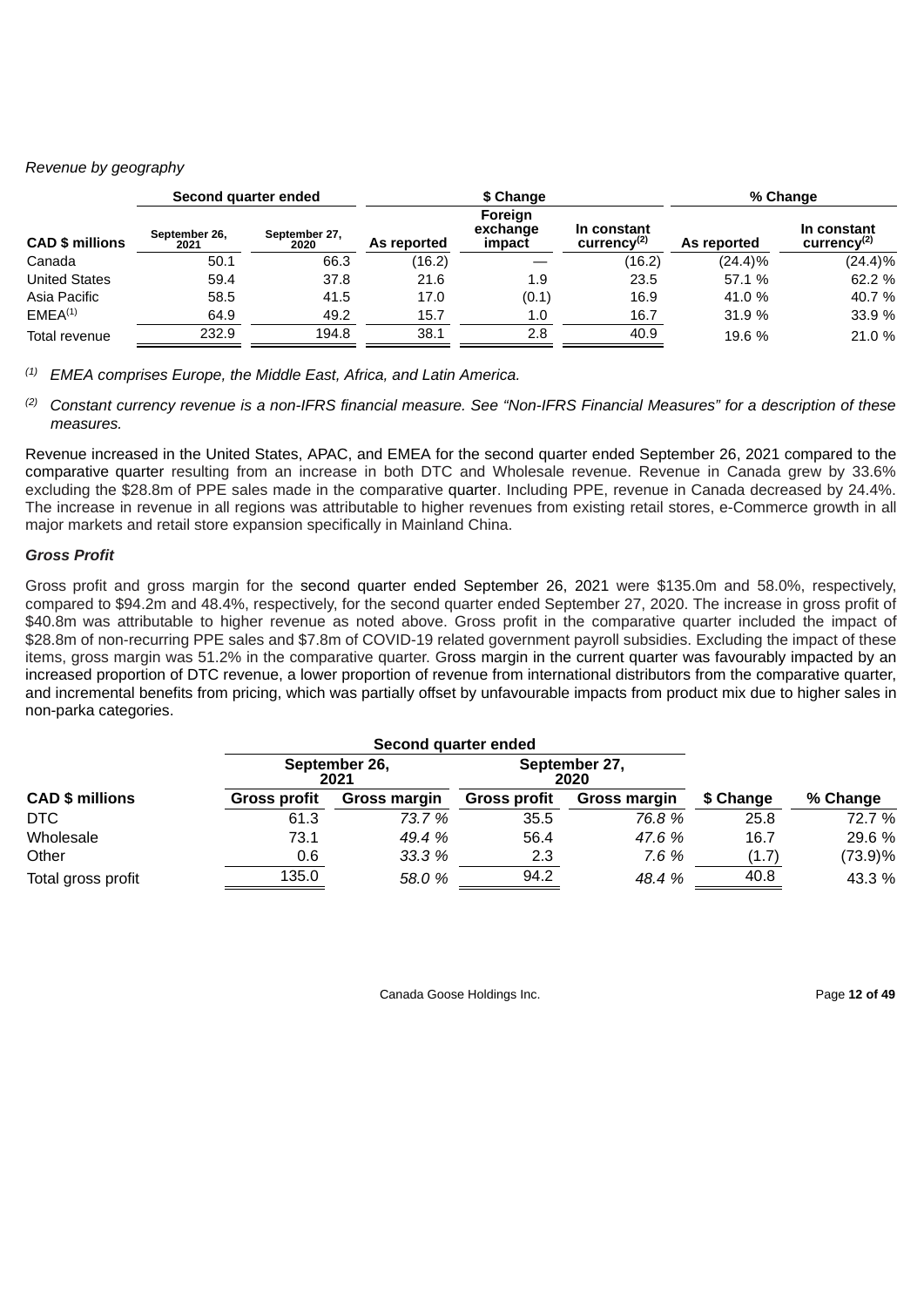*Revenue by geography*

| CAD $ millions | Second quarter ended | | $ Change | | | % Change | |
|---|---|---|---|---|---|---|---|
| | September 26, 2021 | September 27, 2020 | As reported | Foreign exchange impact | In constant currency[(2)] | As reported | In constant currency[(2)] |
| Canada | 50.1 | 66.3 | (16.2) | — | (16.2) | (24.4)% | (24.4)% |
| United States | 59.4 | 37.8 | 21.6 | 1.9 | 23.5 | 57.1 % | 62.2 % |
| Asia Pacific | 58.5 | 41.5 | 17.0 | (0.1) | 16.9 | 41.0 % | 40.7 % |
| EMEA[(1)] | 64.9 | 49.2 | 15.7 | 1.0 | 16.7 | 31.9 % | 33.9 % |
| Total revenue | 232.9 | 194.8 | 38.1 | 2.8 | 40.9 | 19.6 % | 21.0 % |

[(1)] *EMEA comprises Europe, the Middle East, Africa, and Latin America.*

[(2)] *Constant currency revenue is a non-IFRS financial measure. See "Non-IFRS Financial Measures" for a description of these measures.*

Revenue increased in the United States, APAC, and EMEA for the second quarter ended September 26, 2021 compared to the comparative quarter resulting from an increase in both DTC and Wholesale revenue. Revenue in Canada grew by 33.6% excluding the $28.8m of PPE sales made in the comparative quarter. Including PPE, revenue in Canada decreased by 24.4%. The increase in revenue in all regions was attributable to higher revenues from existing retail stores, e-Commerce growth in all major markets and retail store expansion specifically in Mainland China.

***Gross Profit***

Gross profit and gross margin for the second quarter ended September 26, 2021 were $135.0m and 58.0%, respectively, compared to $94.2m and 48.4%, respectively, for the second quarter ended September 27, 2020. The increase in gross profit of $40.8m was attributable to higher revenue as noted above. Gross profit in the comparative quarter included the impact of $28.8m of non-recurring PPE sales and $7.8m of COVID-19 related government payroll subsidies. Excluding the impact of these items, gross margin was 51.2% in the comparative quarter. Gross margin in the current quarter was favourably impacted by an increased proportion of DTC revenue, a lower proportion of revenue from international distributors from the comparative quarter, and incremental benefits from pricing, which was partially offset by unfavourable impacts from product mix due to higher sales in non-parka categories.

| CAD $ millions | Second quarter ended | | | | $ Change | % Change |
|---|---|---|---|---|---|---|
| | September 26, 2021 | | September 27, 2020 | | | |
| | Gross profit | Gross margin | Gross profit | Gross margin | | |
| DTC | 61.3 | *73.7 %* | 35.5 | *76.8 %* | 25.8 | 72.7 % |
| Wholesale | 73.1 | *49.4 %* | 56.4 | *47.6 %* | 16.7 | 29.6 % |
| Other | 0.6 | *33.3 %* | 2.3 | *7.6 %* | (1.7) | (73.9)% |
| Total gross profit | 135.0 | *58.0 %* | 94.2 | *48.4 %* | 40.8 | 43.3 % |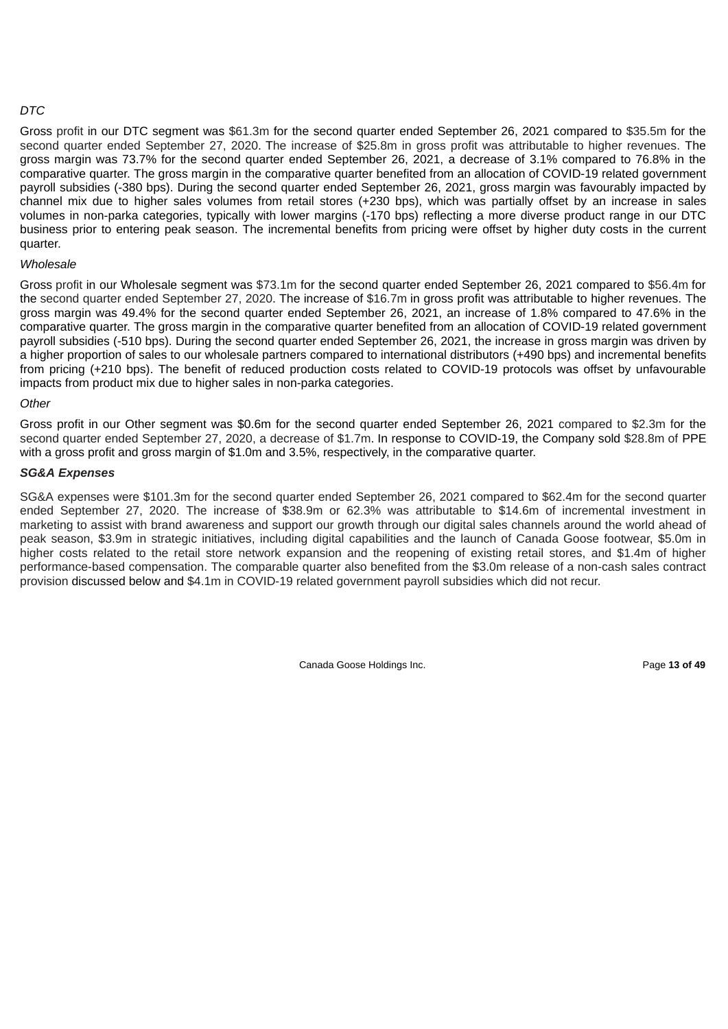*DTC*

Gross profit in our DTC segment was $61.3m for the second quarter ended September 26, 2021 compared to $35.5m for the second quarter ended September 27, 2020. The increase of $25.8m in gross profit was attributable to higher revenues. The gross margin was 73.7% for the second quarter ended September 26, 2021, a decrease of 3.1% compared to 76.8% in the comparative quarter. The gross margin in the comparative quarter benefited from an allocation of COVID-19 related government payroll subsidies (-380 bps). During the second quarter ended September 26, 2021, gross margin was favourably impacted by channel mix due to higher sales volumes from retail stores (+230 bps), which was partially offset by an increase in sales volumes in non-parka categories, typically with lower margins (-170 bps) reflecting a more diverse product range in our DTC business prior to entering peak season. The incremental benefits from pricing were offset by higher duty costs in the current quarter.

*Wholesale*

Gross profit in our Wholesale segment was $73.1m for the second quarter ended September 26, 2021 compared to $56.4m for the second quarter ended September 27, 2020. The increase of $16.7m in gross profit was attributable to higher revenues. The gross margin was 49.4% for the second quarter ended September 26, 2021, an increase of 1.8% compared to 47.6% in the comparative quarter. The gross margin in the comparative quarter benefited from an allocation of COVID-19 related government payroll subsidies (-510 bps). During the second quarter ended September 26, 2021, the increase in gross margin was driven by a higher proportion of sales to our wholesale partners compared to international distributors (+490 bps) and incremental benefits from pricing (+210 bps). The benefit of reduced production costs related to COVID-19 protocols was offset by unfavourable impacts from product mix due to higher sales in non-parka categories.

*Other*

Gross profit in our Other segment was $0.6m for the second quarter ended September 26, 2021 compared to $2.3m for the second quarter ended September 27, 2020, a decrease of $1.7m. In response to COVID-19, the Company sold $28.8m of PPE with a gross profit and gross margin of $1.0m and 3.5%, respectively, in the comparative quarter.

***SG&A Expenses***

SG&A expenses were $101.3m for the second quarter ended September 26, 2021 compared to $62.4m for the second quarter ended September 27, 2020. The increase of $38.9m or 62.3% was attributable to $14.6m of incremental investment in marketing to assist with brand awareness and support our growth through our digital sales channels around the world ahead of peak season, $3.9m in strategic initiatives, including digital capabilities and the launch of Canada Goose footwear, $5.0m in higher costs related to the retail store network expansion and the reopening of existing retail stores, and $1.4m of higher performance-based compensation. The comparable quarter also benefited from the $3.0m release of a non-cash sales contract provision discussed below and $4.1m in COVID-19 related government payroll subsidies which did not recur.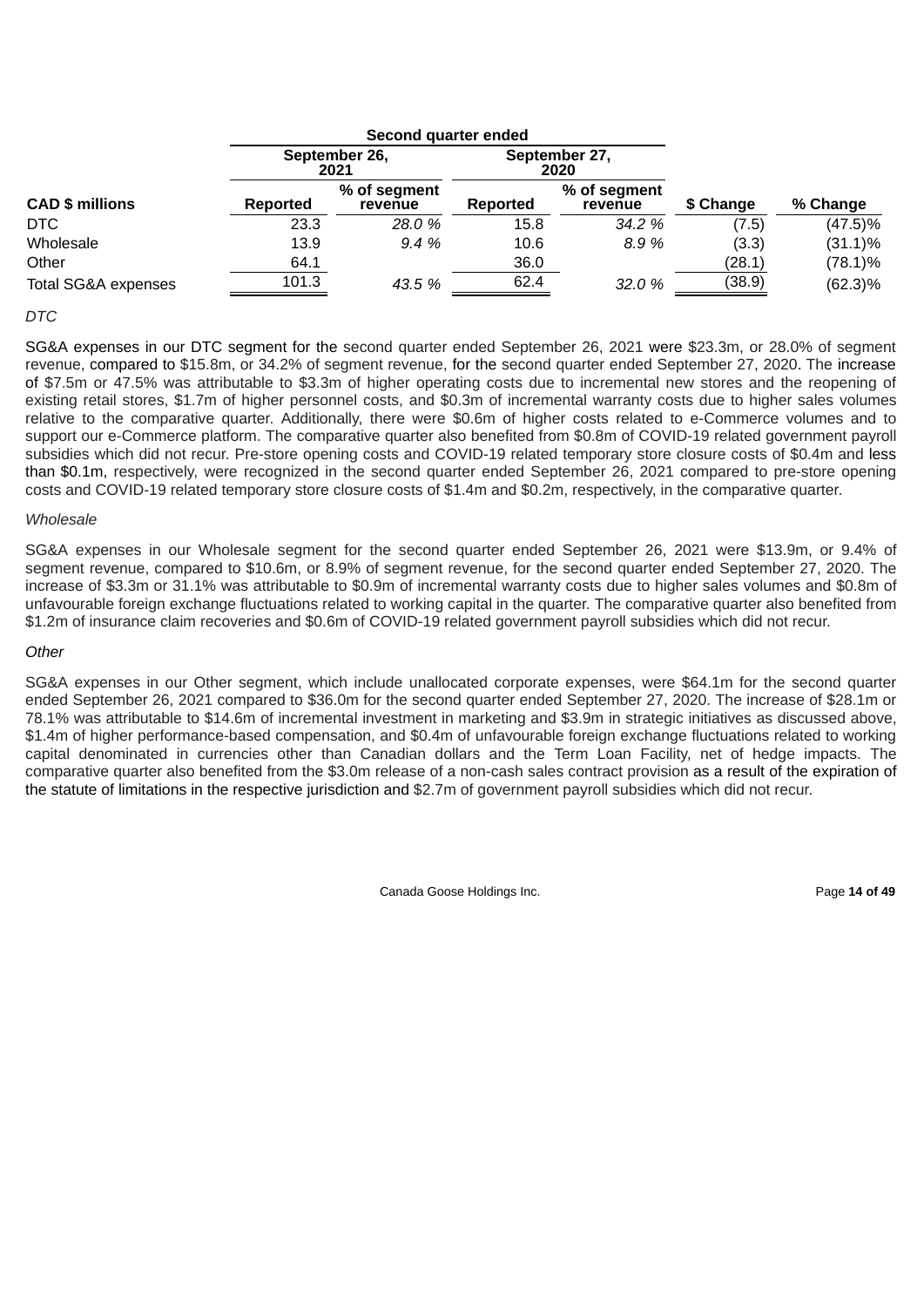| | Second quarter ended | | | | | |
|---|---|---|---|---|---|---|
| | September 26, 2021 | | September 27, 2020 | | | |
| **CAD $ millions** | **Reported** | **% of segment revenue** | **Reported** | **% of segment revenue** | **$ Change** | **% Change** |
| DTC | 23.3 | *28.0 %* | 15.8 | *34.2 %* | (7.5) | (47.5)% |
| Wholesale | 13.9 | *9.4 %* | 10.6 | *8.9 %* | (3.3) | (31.1)% |
| Other | 64.1 | | 36.0 | | (28.1) | (78.1)% |
| Total SG&A expenses | 101.3 | *43.5 %* | 62.4 | *32.0 %* | (38.9) | (62.3)% |

*DTC*

SG&A expenses in our DTC segment for the second quarter ended September 26, 2021 were $23.3m, or 28.0% of segment revenue, compared to $15.8m, or 34.2% of segment revenue, for the second quarter ended September 27, 2020. The increase of $7.5m or 47.5% was attributable to $3.3m of higher operating costs due to incremental new stores and the reopening of existing retail stores, $1.7m of higher personnel costs, and $0.3m of incremental warranty costs due to higher sales volumes relative to the comparative quarter. Additionally, there were $0.6m of higher costs related to e-Commerce volumes and to support our e-Commerce platform. The comparative quarter also benefited from $0.8m of COVID-19 related government payroll subsidies which did not recur. Pre-store opening costs and COVID-19 related temporary store closure costs of $0.4m and less than $0.1m, respectively, were recognized in the second quarter ended September 26, 2021 compared to pre-store opening costs and COVID-19 related temporary store closure costs of $1.4m and $0.2m, respectively, in the comparative quarter.

*Wholesale*

SG&A expenses in our Wholesale segment for the second quarter ended September 26, 2021 were $13.9m, or 9.4% of segment revenue, compared to $10.6m, or 8.9% of segment revenue, for the second quarter ended September 27, 2020. The increase of $3.3m or 31.1% was attributable to $0.9m of incremental warranty costs due to higher sales volumes and $0.8m of unfavourable foreign exchange fluctuations related to working capital in the quarter. The comparative quarter also benefited from $1.2m of insurance claim recoveries and $0.6m of COVID-19 related government payroll subsidies which did not recur.

*Other*

SG&A expenses in our Other segment, which include unallocated corporate expenses, were $64.1m for the second quarter ended September 26, 2021 compared to $36.0m for the second quarter ended September 27, 2020. The increase of $28.1m or 78.1% was attributable to $14.6m of incremental investment in marketing and $3.9m in strategic initiatives as discussed above, $1.4m of higher performance-based compensation, and $0.4m of unfavourable foreign exchange fluctuations related to working capital denominated in currencies other than Canadian dollars and the Term Loan Facility, net of hedge impacts. The comparative quarter also benefited from the $3.0m release of a non-cash sales contract provision as a result of the expiration of the statute of limitations in the respective jurisdiction and $2.7m of government payroll subsidies which did not recur.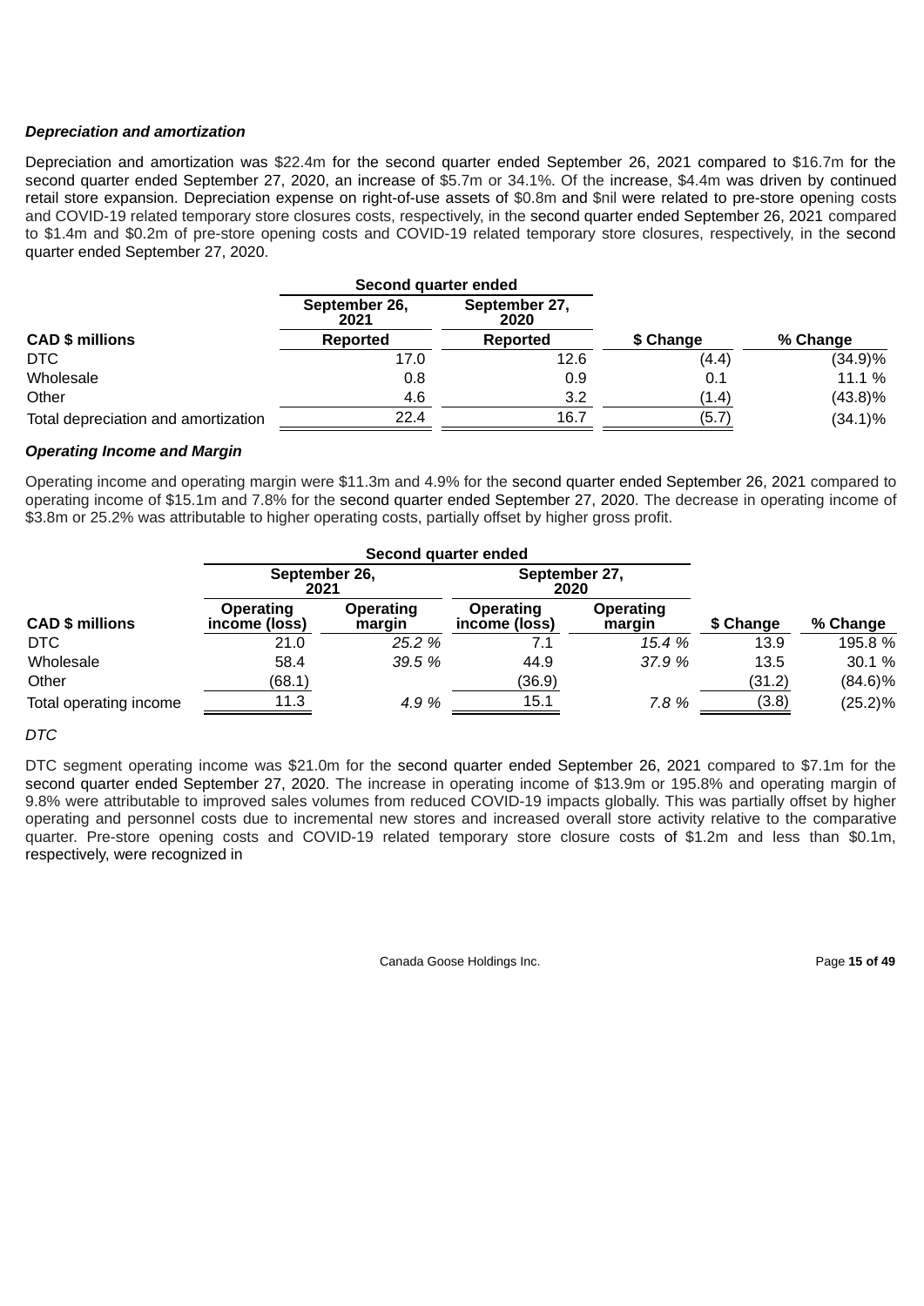***Depreciation and amortization***

Depreciation and amortization was $22.4m for the second quarter ended September 26, 2021 compared to $16.7m for the second quarter ended September 27, 2020, an increase of $5.7m or 34.1%. Of the increase, $4.4m was driven by continued retail store expansion. Depreciation expense on right-of-use assets of $0.8m and $nil were related to pre-store opening costs and COVID-19 related temporary store closures costs, respectively, in the second quarter ended September 26, 2021 compared to $1.4m and $0.2m of pre-store opening costs and COVID-19 related temporary store closures, respectively, in the second quarter ended September 27, 2020.

| | Second quarter ended | | | |
|---|---|---|---|---|
| | September 26, 2021 | September 27, 2020 | | |
| **CAD $ millions** | **Reported** | **Reported** | **$ Change** | **% Change** |
| DTC | 17.0 | 12.6 | (4.4) | (34.9)% |
| Wholesale | 0.8 | 0.9 | 0.1 | 11.1 % |
| Other | 4.6 | 3.2 | (1.4) | (43.8)% |
| Total depreciation and amortization | 22.4 | 16.7 | (5.7) | (34.1)% |

***Operating Income and Margin***

Operating income and operating margin were $11.3m and 4.9% for the second quarter ended September 26, 2021 compared to operating income of $15.1m and 7.8% for the second quarter ended September 27, 2020. The decrease in operating income of $3.8m or 25.2% was attributable to higher operating costs, partially offset by higher gross profit.

| | Second quarter ended | | | | | |
|---|---|---|---|---|---|---|
| | September 26, 2021 | | September 27, 2020 | | | |
| **CAD $ millions** | **Operating income (loss)** | **Operating margin** | **Operating income (loss)** | **Operating margin** | **$ Change** | **% Change** |
| DTC | 21.0 | *25.2 %* | 7.1 | *15.4 %* | 13.9 | 195.8 % |
| Wholesale | 58.4 | *39.5 %* | 44.9 | *37.9 %* | 13.5 | 30.1 % |
| Other | (68.1) | | (36.9) | | (31.2) | (84.6)% |
| Total operating income | 11.3 | *4.9 %* | 15.1 | *7.8 %* | (3.8) | (25.2)% |

*DTC*

DTC segment operating income was $21.0m for the second quarter ended September 26, 2021 compared to $7.1m for the second quarter ended September 27, 2020. The increase in operating income of $13.9m or 195.8% and operating margin of 9.8% were attributable to improved sales volumes from reduced COVID-19 impacts globally. This was partially offset by higher operating and personnel costs due to incremental new stores and increased overall store activity relative to the comparative quarter. Pre-store opening costs and COVID-19 related temporary store closure costs of $1.2m and less than $0.1m, respectively, were recognized in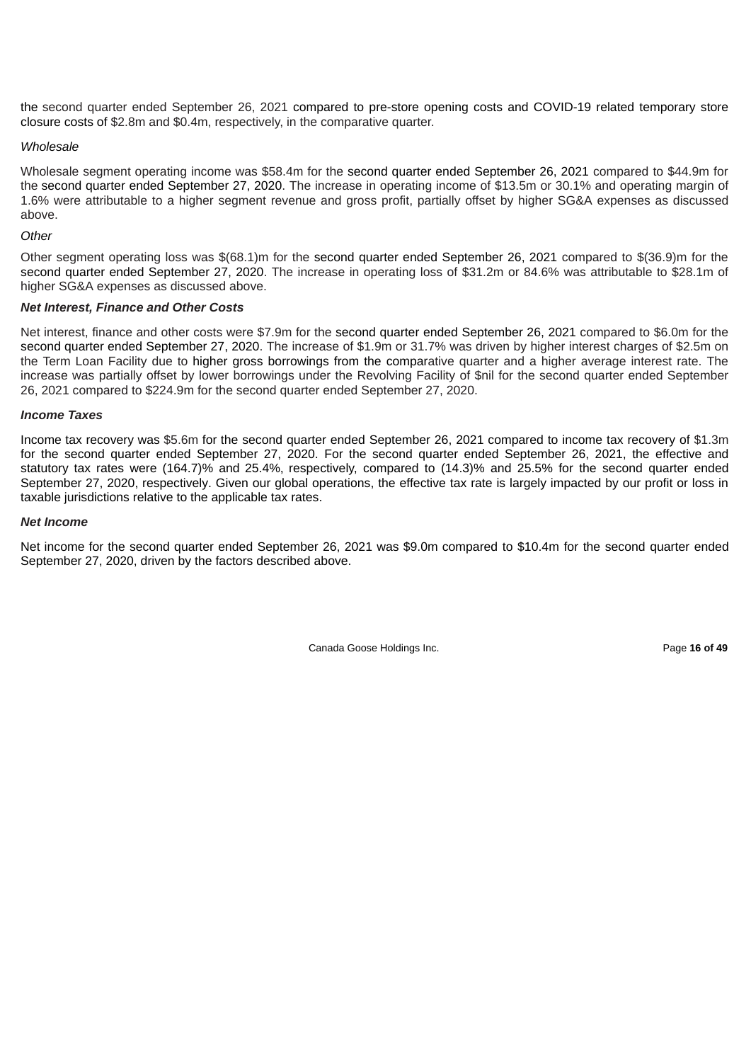the second quarter ended September 26, 2021 compared to pre-store opening costs and COVID-19 related temporary store closure costs of $2.8m and $0.4m, respectively, in the comparative quarter.

*Wholesale*

Wholesale segment operating income was $58.4m for the second quarter ended September 26, 2021 compared to $44.9m for the second quarter ended September 27, 2020. The increase in operating income of $13.5m or 30.1% and operating margin of 1.6% were attributable to a higher segment revenue and gross profit, partially offset by higher SG&A expenses as discussed above.

*Other*

Other segment operating loss was $(68.1)m for the second quarter ended September 26, 2021 compared to $(36.9)m for the second quarter ended September 27, 2020. The increase in operating loss of $31.2m or 84.6% was attributable to $28.1m of higher SG&A expenses as discussed above.

***Net Interest, Finance and Other Costs***

Net interest, finance and other costs were $7.9m for the second quarter ended September 26, 2021 compared to $6.0m for the second quarter ended September 27, 2020. The increase of $1.9m or 31.7% was driven by higher interest charges of $2.5m on the Term Loan Facility due to higher gross borrowings from the comparative quarter and a higher average interest rate. The increase was partially offset by lower borrowings under the Revolving Facility of $nil for the second quarter ended September 26, 2021 compared to $224.9m for the second quarter ended September 27, 2020.

***Income Taxes***

Income tax recovery was $5.6m for the second quarter ended September 26, 2021 compared to income tax recovery of $1.3m for the second quarter ended September 27, 2020. For the second quarter ended September 26, 2021, the effective and statutory tax rates were (164.7)% and 25.4%, respectively, compared to (14.3)% and 25.5% for the second quarter ended September 27, 2020, respectively. Given our global operations, the effective tax rate is largely impacted by our profit or loss in taxable jurisdictions relative to the applicable tax rates.

***Net Income***

Net income for the second quarter ended September 26, 2021 was $9.0m compared to $10.4m for the second quarter ended September 27, 2020, driven by the factors described above.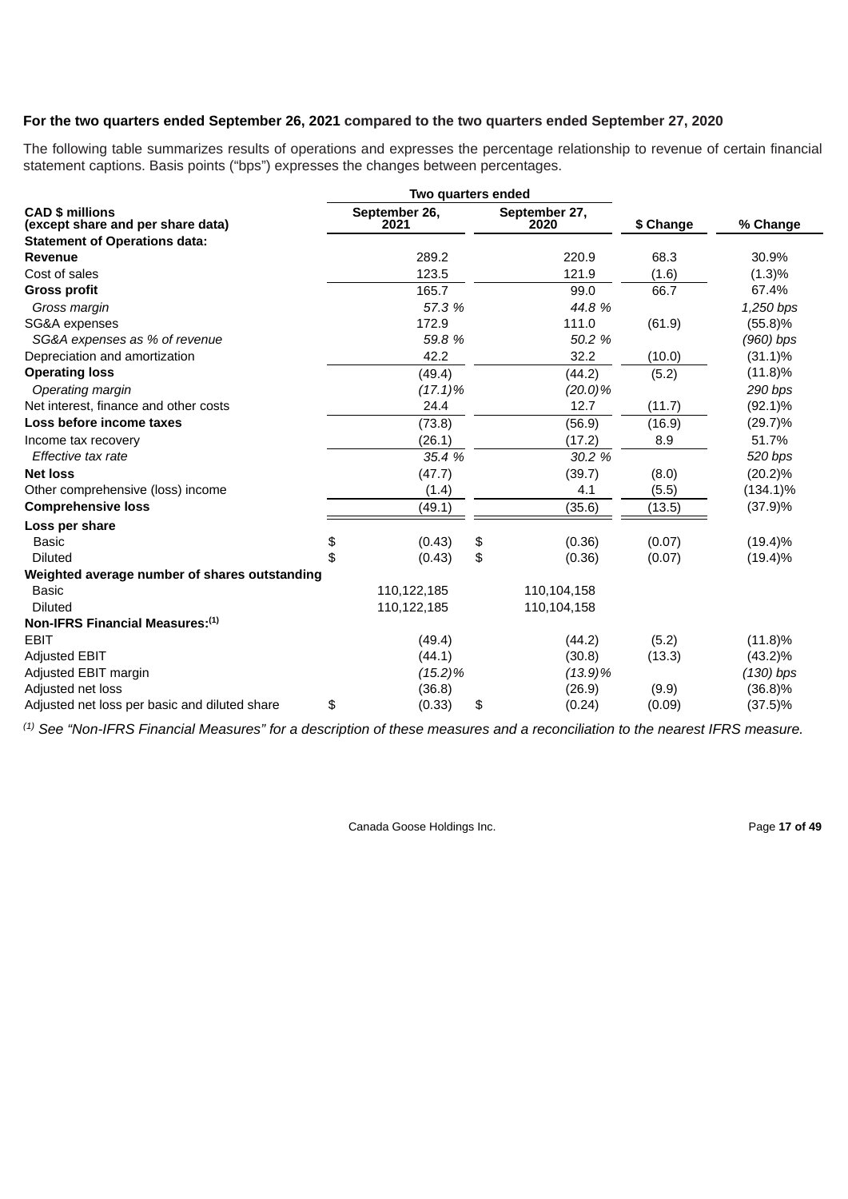**For the two quarters ended September 26, 2021 compared to the two quarters ended September 27, 2020**

The following table summarizes results of operations and expresses the percentage relationship to revenue of certain financial statement captions. Basis points ("bps") expresses the changes between percentages.

| CAD $ millions (except share and per share data) | Two quarters ended September 26, 2021 | Two quarters ended September 27, 2020 | $ Change | % Change |
|---|---|---|---|---|
| **Statement of Operations data:** | | | | |
| **Revenue** | 289.2 | 220.9 | 68.3 | 30.9% |
| Cost of sales | 123.5 | 121.9 | (1.6) | (1.3)% |
| **Gross profit** | 165.7 | 99.0 | 66.7 | 67.4% |
| *Gross margin* | *57.3 %* | *44.8 %* | | *1,250 bps* |
| SG&A expenses | 172.9 | 111.0 | (61.9) | (55.8)% |
| *SG&A expenses as % of revenue* | *59.8 %* | *50.2 %* | | *(960) bps* |
| Depreciation and amortization | 42.2 | 32.2 | (10.0) | (31.1)% |
| **Operating loss** | (49.4) | (44.2) | (5.2) | (11.8)% |
| *Operating margin* | *(17.1)%* | *(20.0)%* | | *290 bps* |
| Net interest, finance and other costs | 24.4 | 12.7 | (11.7) | (92.1)% |
| **Loss before income taxes** | (73.8) | (56.9) | (16.9) | (29.7)% |
| Income tax recovery | (26.1) | (17.2) | 8.9 | 51.7% |
| *Effective tax rate* | *35.4 %* | *30.2 %* | | *520 bps* |
| **Net loss** | (47.7) | (39.7) | (8.0) | (20.2)% |
| Other comprehensive (loss) income | (1.4) | 4.1 | (5.5) | (134.1)% |
| **Comprehensive loss** | (49.1) | (35.6) | (13.5) | (37.9)% |
| **Loss per share** | | | | |
| Basic | $ (0.43) | $ (0.36) | (0.07) | (19.4)% |
| Diluted | $ (0.43) | $ (0.36) | (0.07) | (19.4)% |
| **Weighted average number of shares outstanding** | | | | |
| Basic | 110,122,185 | 110,104,158 | | |
| Diluted | 110,122,185 | 110,104,158 | | |
| **Non-IFRS Financial Measures:[1]** | | | | |
| EBIT | (49.4) | (44.2) | (5.2) | (11.8)% |
| Adjusted EBIT | (44.1) | (30.8) | (13.3) | (43.2)% |
| Adjusted EBIT margin | *(15.2)%* | *(13.9)%* | | *(130) bps* |
| Adjusted net loss | (36.8) | (26.9) | (9.9) | (36.8)% |
| Adjusted net loss per basic and diluted share | $ (0.33) | $ (0.24) | (0.09) | (37.5)% |

[1] *See "Non-IFRS Financial Measures" for a description of these measures and a reconciliation to the nearest IFRS measure.*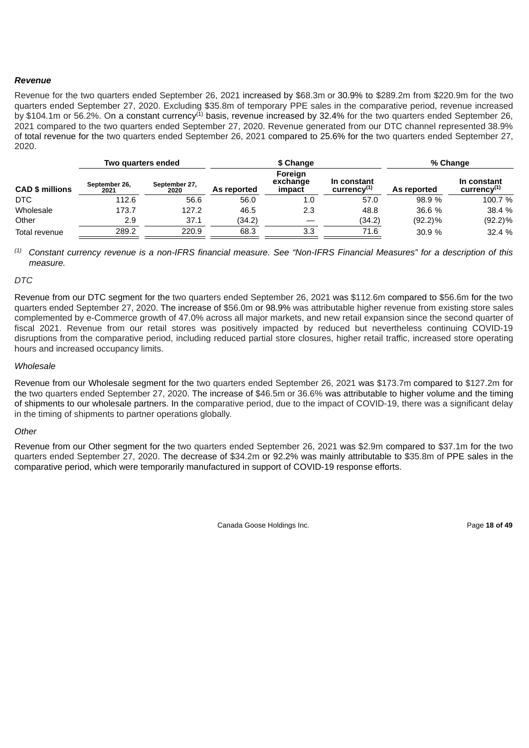### *Revenue*

Revenue for the two quarters ended September 26, 2021 increased by $68.3m or 30.9% to $289.2m from $220.9m for the two quarters ended September 27, 2020. Excluding $35.8m of temporary PPE sales in the comparative period, revenue increased by $104.1m or 56.2%. On a constant currency[(1)] basis, revenue increased by 32.4% for the two quarters ended September 26, 2021 compared to the two quarters ended September 27, 2020. Revenue generated from our DTC channel represented 38.9% of total revenue for the two quarters ended September 26, 2021 compared to 25.6% for the two quarters ended September 27, 2020.

| | Two quarters ended | | $ Change | | | % Change | |
|---|---|---|---|---|---|---|---|
| **CAD $ millions** | **September 26, 2021** | **September 27, 2020** | **As reported** | **Foreign exchange impact** | **In constant currency[(1)]** | **As reported** | **In constant currency[(1)]** |
| DTC | 112.6 | 56.6 | 56.0 | 1.0 | 57.0 | 98.9 % | 100.7 % |
| Wholesale | 173.7 | 127.2 | 46.5 | 2.3 | 48.8 | 36.6 % | 38.4 % |
| Other | 2.9 | 37.1 | (34.2) | — | (34.2) | (92.2)% | (92.2)% |
| Total revenue | 289.2 | 220.9 | 68.3 | 3.3 | 71.6 | 30.9 % | 32.4 % |

(1) *Constant currency revenue is a non-IFRS financial measure. See "Non-IFRS Financial Measures" for a description of this measure.*

*DTC*

Revenue from our DTC segment for the two quarters ended September 26, 2021 was $112.6m compared to $56.6m for the two quarters ended September 27, 2020. The increase of $56.0m or 98.9% was attributable higher revenue from existing store sales complemented by e-Commerce growth of 47.0% across all major markets, and new retail expansion since the second quarter of fiscal 2021. Revenue from our retail stores was positively impacted by reduced but nevertheless continuing COVID-19 disruptions from the comparative period, including reduced partial store closures, higher retail traffic, increased store operating hours and increased occupancy limits.

*Wholesale*

Revenue from our Wholesale segment for the two quarters ended September 26, 2021 was $173.7m compared to $127.2m for the two quarters ended September 27, 2020. The increase of $46.5m or 36.6% was attributable to higher volume and the timing of shipments to our wholesale partners. In the comparative period, due to the impact of COVID-19, there was a significant delay in the timing of shipments to partner operations globally.

*Other*

Revenue from our Other segment for the two quarters ended September 26, 2021 was $2.9m compared to $37.1m for the two quarters ended September 27, 2020. The decrease of $34.2m or 92.2% was mainly attributable to $35.8m of PPE sales in the comparative period, which were temporarily manufactured in support of COVID-19 response efforts.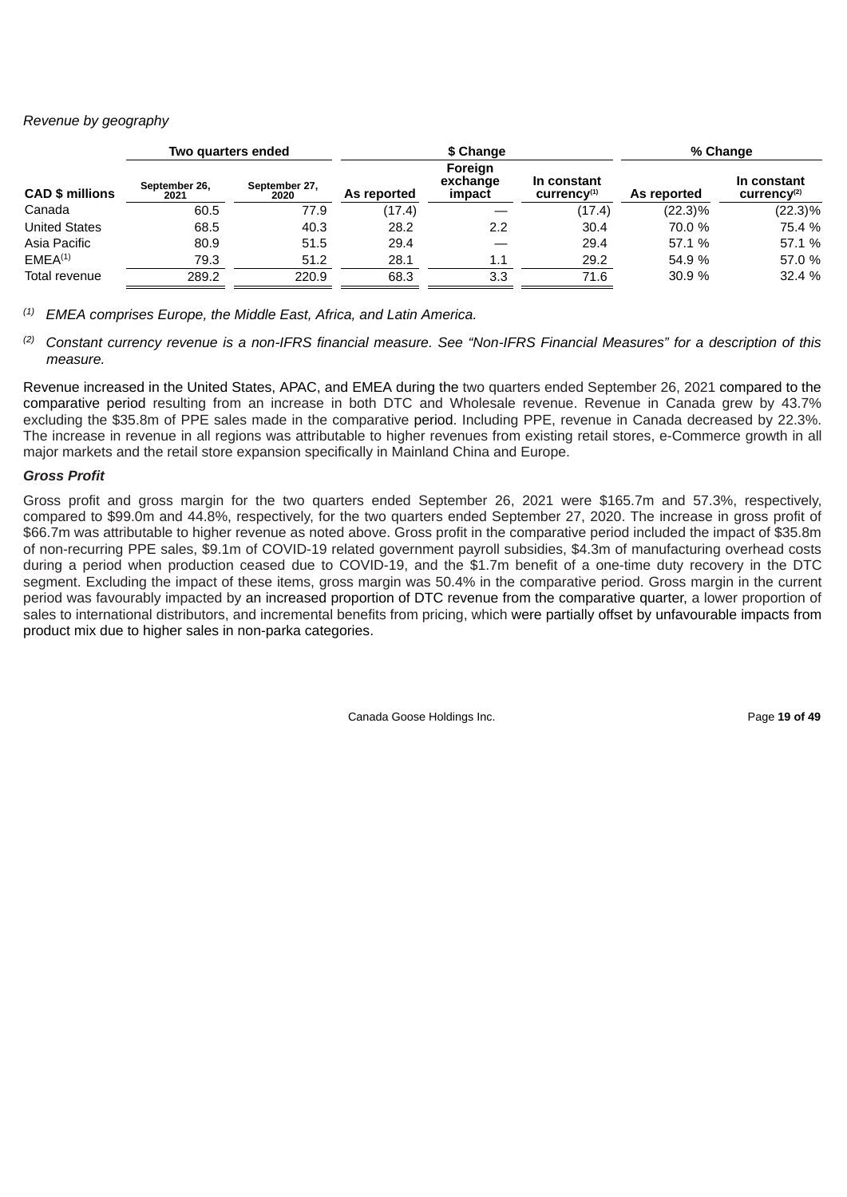*Revenue by geography*

| | Two quarters ended | | $ Change | | | % Change | |
|---|---|---|---|---|---|---|---|
| **CAD $ millions** | **September 26, 2021** | **September 27, 2020** | **As reported** | **Foreign exchange impact** | **In constant currency[1]** | **As reported** | **In constant currency[2]** |
| Canada | 60.5 | 77.9 | (17.4) | — | (17.4) | (22.3)% | (22.3)% |
| United States | 68.5 | 40.3 | 28.2 | 2.2 | 30.4 | 70.0 % | 75.4 % |
| Asia Pacific | 80.9 | 51.5 | 29.4 | — | 29.4 | 57.1 % | 57.1 % |
| EMEA[1] | 79.3 | 51.2 | 28.1 | 1.1 | 29.2 | 54.9 % | 57.0 % |
| Total revenue | 289.2 | 220.9 | 68.3 | 3.3 | 71.6 | 30.9 % | 32.4 % |

*(1) EMEA comprises Europe, the Middle East, Africa, and Latin America.*

*(2) Constant currency revenue is a non-IFRS financial measure. See "Non-IFRS Financial Measures" for a description of this measure.*

Revenue increased in the United States, APAC, and EMEA during the two quarters ended September 26, 2021 compared to the comparative period resulting from an increase in both DTC and Wholesale revenue. Revenue in Canada grew by 43.7% excluding the $35.8m of PPE sales made in the comparative period. Including PPE, revenue in Canada decreased by 22.3%. The increase in revenue in all regions was attributable to higher revenues from existing retail stores, e-Commerce growth in all major markets and the retail store expansion specifically in Mainland China and Europe.

***Gross Profit***

Gross profit and gross margin for the two quarters ended September 26, 2021 were $165.7m and 57.3%, respectively, compared to $99.0m and 44.8%, respectively, for the two quarters ended September 27, 2020. The increase in gross profit of $66.7m was attributable to higher revenue as noted above. Gross profit in the comparative period included the impact of $35.8m of non-recurring PPE sales, $9.1m of COVID-19 related government payroll subsidies, $4.3m of manufacturing overhead costs during a period when production ceased due to COVID-19, and the $1.7m benefit of a one-time duty recovery in the DTC segment. Excluding the impact of these items, gross margin was 50.4% in the comparative period. Gross margin in the current period was favourably impacted by an increased proportion of DTC revenue from the comparative quarter, a lower proportion of sales to international distributors, and incremental benefits from pricing, which were partially offset by unfavourable impacts from product mix due to higher sales in non-parka categories.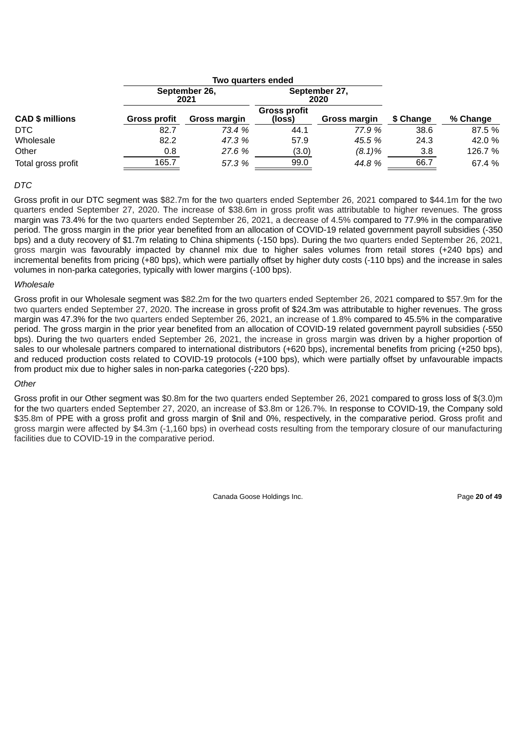| | Two quarters ended | | | | | |
|---|---|---|---|---|---|---|
| | September 26, 2021 | | September 27, 2020 | | | |
| CAD $ millions | Gross profit | Gross margin | Gross profit (loss) | Gross margin | $ Change | % Change |
| DTC | 82.7 | *73.4 %* | 44.1 | *77.9 %* | 38.6 | 87.5 % |
| Wholesale | 82.2 | *47.3 %* | 57.9 | *45.5 %* | 24.3 | 42.0 % |
| Other | 0.8 | *27.6 %* | (3.0) | *(8.1)%* | 3.8 | 126.7 % |
| Total gross profit | 165.7 | *57.3 %* | 99.0 | *44.8 %* | 66.7 | 67.4 % |

*DTC*

Gross profit in our DTC segment was $82.7m for the two quarters ended September 26, 2021 compared to $44.1m for the two quarters ended September 27, 2020. The increase of $38.6m in gross profit was attributable to higher revenues. The gross margin was 73.4% for the two quarters ended September 26, 2021, a decrease of 4.5% compared to 77.9% in the comparative period. The gross margin in the prior year benefited from an allocation of COVID-19 related government payroll subsidies (-350 bps) and a duty recovery of $1.7m relating to China shipments (-150 bps). During the two quarters ended September 26, 2021, gross margin was favourably impacted by channel mix due to higher sales volumes from retail stores (+240 bps) and incremental benefits from pricing (+80 bps), which were partially offset by higher duty costs (-110 bps) and the increase in sales volumes in non-parka categories, typically with lower margins (-100 bps).

*Wholesale*

Gross profit in our Wholesale segment was $82.2m for the two quarters ended September 26, 2021 compared to $57.9m for the two quarters ended September 27, 2020. The increase in gross profit of $24.3m was attributable to higher revenues. The gross margin was 47.3% for the two quarters ended September 26, 2021, an increase of 1.8% compared to 45.5% in the comparative period. The gross margin in the prior year benefited from an allocation of COVID-19 related government payroll subsidies (-550 bps). During the two quarters ended September 26, 2021, the increase in gross margin was driven by a higher proportion of sales to our wholesale partners compared to international distributors (+620 bps), incremental benefits from pricing (+250 bps), and reduced production costs related to COVID-19 protocols (+100 bps), which were partially offset by unfavourable impacts from product mix due to higher sales in non-parka categories (-220 bps).

*Other*

Gross profit in our Other segment was $0.8m for the two quarters ended September 26, 2021 compared to gross loss of $(3.0)m for the two quarters ended September 27, 2020, an increase of $3.8m or 126.7%. In response to COVID-19, the Company sold $35.8m of PPE with a gross profit and gross margin of $nil and 0%, respectively, in the comparative period. Gross profit and gross margin were affected by $4.3m (-1,160 bps) in overhead costs resulting from the temporary closure of our manufacturing facilities due to COVID-19 in the comparative period.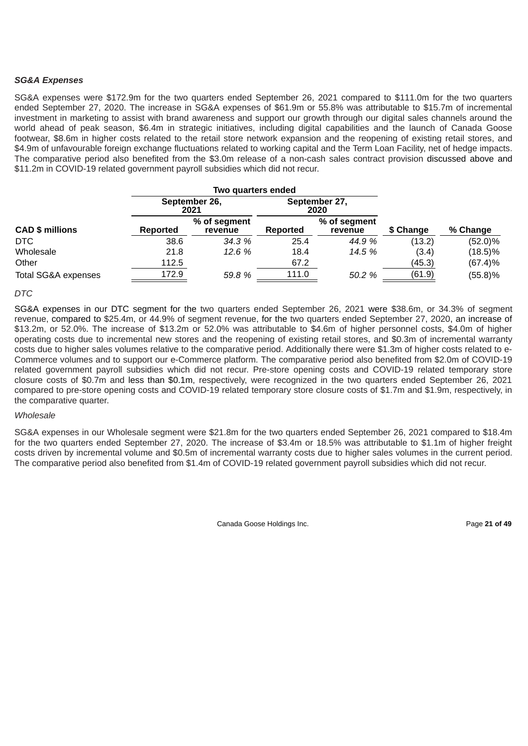***SG&A Expenses***

SG&A expenses were $172.9m for the two quarters ended September 26, 2021 compared to $111.0m for the two quarters ended September 27, 2020. The increase in SG&A expenses of $61.9m or 55.8% was attributable to $15.7m of incremental investment in marketing to assist with brand awareness and support our growth through our digital sales channels around the world ahead of peak season, $6.4m in strategic initiatives, including digital capabilities and the launch of Canada Goose footwear, $8.6m in higher costs related to the retail store network expansion and the reopening of existing retail stores, and $4.9m of unfavourable foreign exchange fluctuations related to working capital and the Term Loan Facility, net of hedge impacts. The comparative period also benefited from the $3.0m release of a non-cash sales contract provision discussed above and $11.2m in COVID-19 related government payroll subsidies which did not recur.

| | Two quarters ended | | | | | |
|---|---|---|---|---|---|---|
| | September 26, 2021 | | September 27, 2020 | | | |
| **CAD $ millions** | **Reported** | **% of segment revenue** | **Reported** | **% of segment revenue** | **$ Change** | **% Change** |
| DTC | 38.6 | *34.3 %* | 25.4 | *44.9 %* | (13.2) | (52.0)% |
| Wholesale | 21.8 | *12.6 %* | 18.4 | *14.5 %* | (3.4) | (18.5)% |
| Other | 112.5 | | 67.2 | | (45.3) | (67.4)% |
| Total SG&A expenses | 172.9 | *59.8 %* | 111.0 | *50.2 %* | (61.9) | (55.8)% |

*DTC*

SG&A expenses in our DTC segment for the two quarters ended September 26, 2021 were $38.6m, or 34.3% of segment revenue, compared to $25.4m, or 44.9% of segment revenue, for the two quarters ended September 27, 2020, an increase of $13.2m, or 52.0%. The increase of $13.2m or 52.0% was attributable to $4.6m of higher personnel costs, $4.0m of higher operating costs due to incremental new stores and the reopening of existing retail stores, and $0.3m of incremental warranty costs due to higher sales volumes relative to the comparative period. Additionally there were $1.3m of higher costs related to e-Commerce volumes and to support our e-Commerce platform. The comparative period also benefited from $2.0m of COVID-19 related government payroll subsidies which did not recur. Pre-store opening costs and COVID-19 related temporary store closure costs of $0.7m and less than $0.1m, respectively, were recognized in the two quarters ended September 26, 2021 compared to pre-store opening costs and COVID-19 related temporary store closure costs of $1.7m and $1.9m, respectively, in the comparative quarter.

*Wholesale*

SG&A expenses in our Wholesale segment were $21.8m for the two quarters ended September 26, 2021 compared to $18.4m for the two quarters ended September 27, 2020. The increase of $3.4m or 18.5% was attributable to $1.1m of higher freight costs driven by incremental volume and $0.5m of incremental warranty costs due to higher sales volumes in the current period. The comparative period also benefited from $1.4m of COVID-19 related government payroll subsidies which did not recur.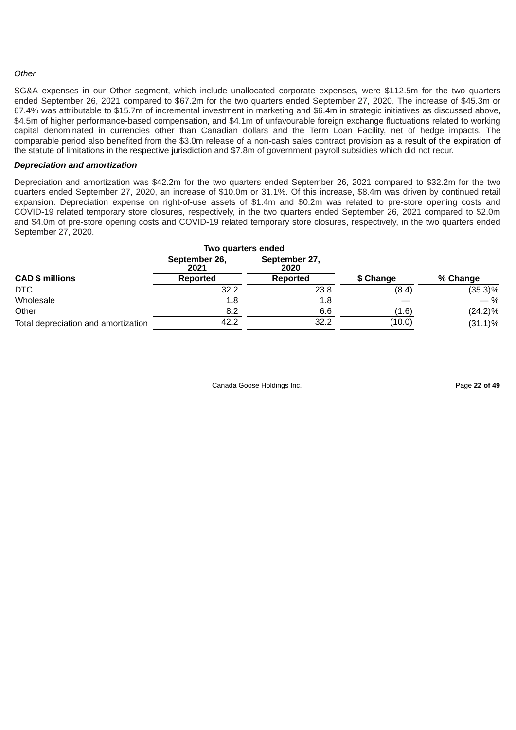*Other*

SG&A expenses in our Other segment, which include unallocated corporate expenses, were $112.5m for the two quarters ended September 26, 2021 compared to $67.2m for the two quarters ended September 27, 2020. The increase of $45.3m or 67.4% was attributable to $15.7m of incremental investment in marketing and $6.4m in strategic initiatives as discussed above, $4.5m of higher performance-based compensation, and $4.1m of unfavourable foreign exchange fluctuations related to working capital denominated in currencies other than Canadian dollars and the Term Loan Facility, net of hedge impacts. The comparable period also benefited from the $3.0m release of a non-cash sales contract provision as a result of the expiration of the statute of limitations in the respective jurisdiction and $7.8m of government payroll subsidies which did not recur.

***Depreciation and amortization***

Depreciation and amortization was $42.2m for the two quarters ended September 26, 2021 compared to $32.2m for the two quarters ended September 27, 2020, an increase of $10.0m or 31.1%. Of this increase, $8.4m was driven by continued retail expansion. Depreciation expense on right-of-use assets of $1.4m and $0.2m was related to pre-store opening costs and COVID-19 related temporary store closures, respectively, in the two quarters ended September 26, 2021 compared to $2.0m and $4.0m of pre-store opening costs and COVID-19 related temporary store closures, respectively, in the two quarters ended September 27, 2020.

| | Two quarters ended | | | |
|---|---|---|---|---|
| | September 26, 2021 | September 27, 2020 | | |
| **CAD $ millions** | **Reported** | **Reported** | **$ Change** | **% Change** |
| DTC | 32.2 | 23.8 | (8.4) | (35.3)% |
| Wholesale | 1.8 | 1.8 | — | — % |
| Other | 8.2 | 6.6 | (1.6) | (24.2)% |
| Total depreciation and amortization | 42.2 | 32.2 | (10.0) | (31.1)% |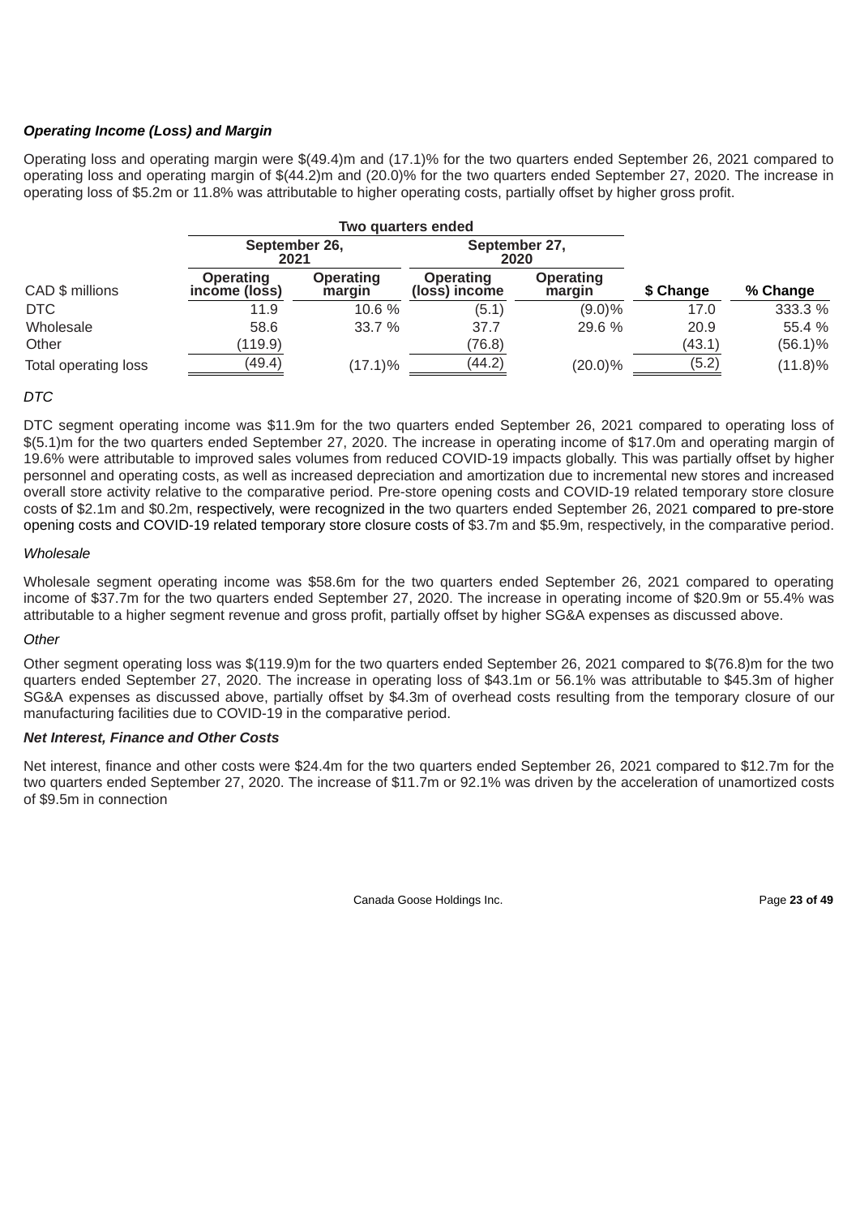***Operating Income (Loss) and Margin***

Operating loss and operating margin were $(49.4)m and (17.1)% for the two quarters ended September 26, 2021 compared to operating loss and operating margin of $(44.2)m and (20.0)% for the two quarters ended September 27, 2020. The increase in operating loss of $5.2m or 11.8% was attributable to higher operating costs, partially offset by higher gross profit.

| | Two quarters ended | | | | | |
|---|---|---|---|---|---|---|
| | September 26, 2021 | | September 27, 2020 | | | |
| CAD $ millions | Operating income (loss) | Operating margin | Operating (loss) income | Operating margin | $ Change | % Change |
| DTC | 11.9 | 10.6 % | (5.1) | (9.0)% | 17.0 | 333.3 % |
| Wholesale | 58.6 | 33.7 % | 37.7 | 29.6 % | 20.9 | 55.4 % |
| Other | (119.9) | | (76.8) | | (43.1) | (56.1)% |
| Total operating loss | (49.4) | (17.1)% | (44.2) | (20.0)% | (5.2) | (11.8)% |

*DTC*

DTC segment operating income was $11.9m for the two quarters ended September 26, 2021 compared to operating loss of $(5.1)m for the two quarters ended September 27, 2020. The increase in operating income of $17.0m and operating margin of 19.6% were attributable to improved sales volumes from reduced COVID-19 impacts globally. This was partially offset by higher personnel and operating costs, as well as increased depreciation and amortization due to incremental new stores and increased overall store activity relative to the comparative period. Pre-store opening costs and COVID-19 related temporary store closure costs of $2.1m and $0.2m, respectively, were recognized in the two quarters ended September 26, 2021 compared to pre-store opening costs and COVID-19 related temporary store closure costs of $3.7m and $5.9m, respectively, in the comparative period.

*Wholesale*

Wholesale segment operating income was $58.6m for the two quarters ended September 26, 2021 compared to operating income of $37.7m for the two quarters ended September 27, 2020. The increase in operating income of $20.9m or 55.4% was attributable to a higher segment revenue and gross profit, partially offset by higher SG&A expenses as discussed above.

*Other*

Other segment operating loss was $(119.9)m for the two quarters ended September 26, 2021 compared to $(76.8)m for the two quarters ended September 27, 2020. The increase in operating loss of $43.1m or 56.1% was attributable to $45.3m of higher SG&A expenses as discussed above, partially offset by $4.3m of overhead costs resulting from the temporary closure of our manufacturing facilities due to COVID-19 in the comparative period.

***Net Interest, Finance and Other Costs***

Net interest, finance and other costs were $24.4m for the two quarters ended September 26, 2021 compared to $12.7m for the two quarters ended September 27, 2020. The increase of $11.7m or 92.1% was driven by the acceleration of unamortized costs of $9.5m in connection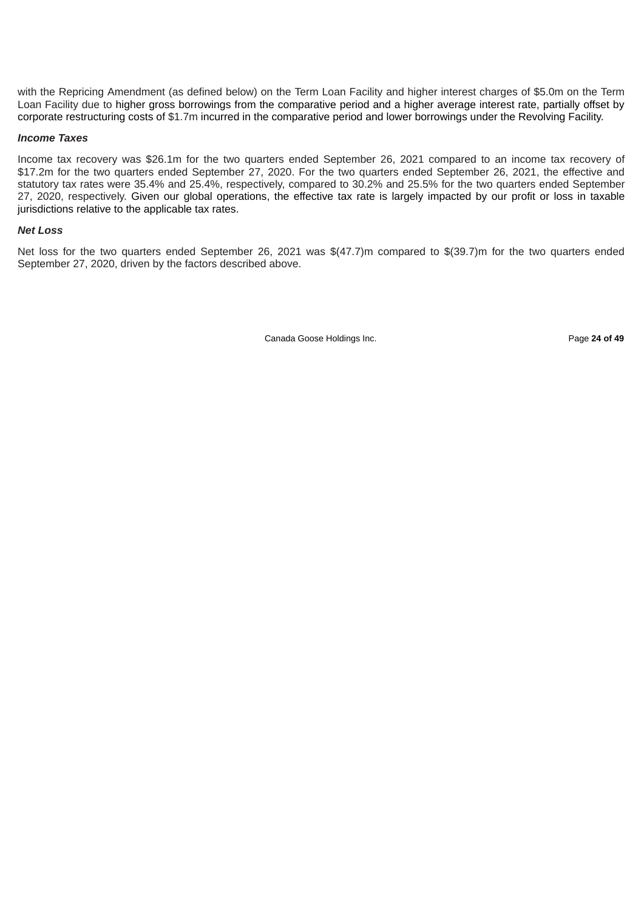with the Repricing Amendment (as defined below) on the Term Loan Facility and higher interest charges of $5.0m on the Term Loan Facility due to higher gross borrowings from the comparative period and a higher average interest rate, partially offset by corporate restructuring costs of $1.7m incurred in the comparative period and lower borrowings under the Revolving Facility.

***Income Taxes***

Income tax recovery was $26.1m for the two quarters ended September 26, 2021 compared to an income tax recovery of $17.2m for the two quarters ended September 27, 2020. For the two quarters ended September 26, 2021, the effective and statutory tax rates were 35.4% and 25.4%, respectively, compared to 30.2% and 25.5% for the two quarters ended September 27, 2020, respectively. Given our global operations, the effective tax rate is largely impacted by our profit or loss in taxable jurisdictions relative to the applicable tax rates.

***Net Loss***

Net loss for the two quarters ended September 26, 2021 was $(47.7)m compared to $(39.7)m for the two quarters ended September 27, 2020, driven by the factors described above.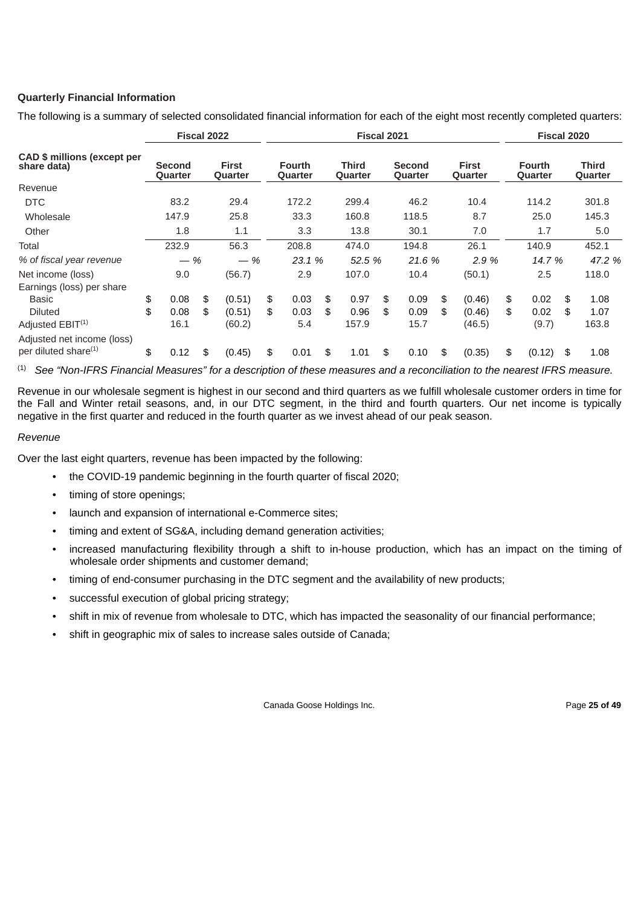**Quarterly Financial Information**

The following is a summary of selected consolidated financial information for each of the eight most recently completed quarters:

| CAD $ millions (except per share data) | Fiscal 2022 | | Fiscal 2021 | | | | Fiscal 2020 | |
|---|---|---|---|---|---|---|---|---|
| | Second Quarter | First Quarter | Fourth Quarter | Third Quarter | Second Quarter | First Quarter | Fourth Quarter | Third Quarter |
| Revenue | | | | | | | | |
| DTC | 83.2 | 29.4 | 172.2 | 299.4 | 46.2 | 10.4 | 114.2 | 301.8 |
| Wholesale | 147.9 | 25.8 | 33.3 | 160.8 | 118.5 | 8.7 | 25.0 | 145.3 |
| Other | 1.8 | 1.1 | 3.3 | 13.8 | 30.1 | 7.0 | 1.7 | 5.0 |
| Total | 232.9 | 56.3 | 208.8 | 474.0 | 194.8 | 26.1 | 140.9 | 452.1 |
| *% of fiscal year revenue* | *— %* | *— %* | *23.1 %* | *52.5 %* | *21.6 %* | *2.9 %* | *14.7 %* | *47.2 %* |
| Net income (loss) | 9.0 | (56.7) | 2.9 | 107.0 | 10.4 | (50.1) | 2.5 | 118.0 |
| Earnings (loss) per share | | | | | | | | |
| Basic | $ 0.08 | $ (0.51) | $ 0.03 | $ 0.97 | $ 0.09 | $ (0.46) | $ 0.02 | $ 1.08 |
| Diluted | $ 0.08 | $ (0.51) | $ 0.03 | $ 0.96 | $ 0.09 | $ (0.46) | $ 0.02 | $ 1.07 |
| Adjusted EBIT[(1)] | 16.1 | (60.2) | 5.4 | 157.9 | 15.7 | (46.5) | (9.7) | 163.8 |
| Adjusted net income (loss) per diluted share[(1)] | $ 0.12 | $ (0.45) | $ 0.01 | $ 1.01 | $ 0.10 | $ (0.35) | $ (0.12) | $ 1.08 |

[(1)] *See "Non-IFRS Financial Measures" for a description of these measures and a reconciliation to the nearest IFRS measure.*

Revenue in our wholesale segment is highest in our second and third quarters as we fulfill wholesale customer orders in time for the Fall and Winter retail seasons, and, in our DTC segment, in the third and fourth quarters. Our net income is typically negative in the first quarter and reduced in the fourth quarter as we invest ahead of our peak season.

*Revenue*

Over the last eight quarters, revenue has been impacted by the following:

- the COVID-19 pandemic beginning in the fourth quarter of fiscal 2020;
- timing of store openings;
- launch and expansion of international e-Commerce sites;
- timing and extent of SG&A, including demand generation activities;
- increased manufacturing flexibility through a shift to in-house production, which has an impact on the timing of wholesale order shipments and customer demand;
- timing of end-consumer purchasing in the DTC segment and the availability of new products;
- successful execution of global pricing strategy;
- shift in mix of revenue from wholesale to DTC, which has impacted the seasonality of our financial performance;
- shift in geographic mix of sales to increase sales outside of Canada;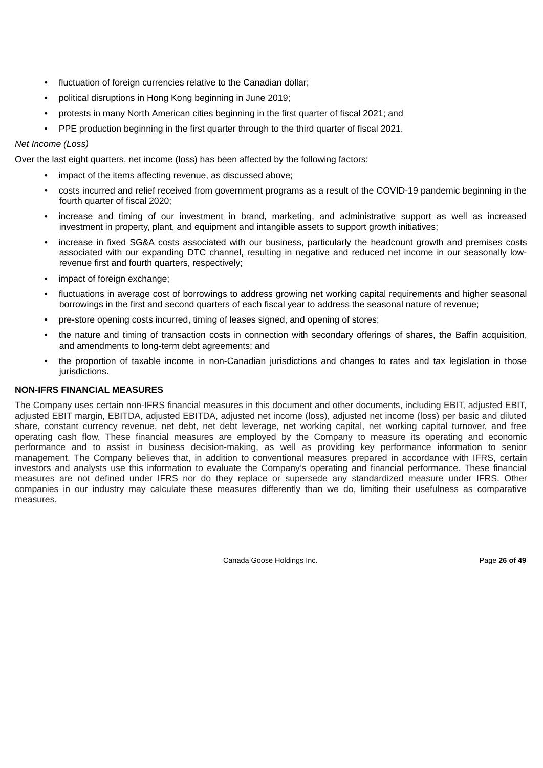- fluctuation of foreign currencies relative to the Canadian dollar;
- political disruptions in Hong Kong beginning in June 2019;
- protests in many North American cities beginning in the first quarter of fiscal 2021; and
- PPE production beginning in the first quarter through to the third quarter of fiscal 2021.

*Net Income (Loss)*

Over the last eight quarters, net income (loss) has been affected by the following factors:

- impact of the items affecting revenue, as discussed above;
- costs incurred and relief received from government programs as a result of the COVID-19 pandemic beginning in the fourth quarter of fiscal 2020;
- increase and timing of our investment in brand, marketing, and administrative support as well as increased investment in property, plant, and equipment and intangible assets to support growth initiatives;
- increase in fixed SG&A costs associated with our business, particularly the headcount growth and premises costs associated with our expanding DTC channel, resulting in negative and reduced net income in our seasonally low-revenue first and fourth quarters, respectively;
- impact of foreign exchange;
- fluctuations in average cost of borrowings to address growing net working capital requirements and higher seasonal borrowings in the first and second quarters of each fiscal year to address the seasonal nature of revenue;
- pre-store opening costs incurred, timing of leases signed, and opening of stores;
- the nature and timing of transaction costs in connection with secondary offerings of shares, the Baffin acquisition, and amendments to long-term debt agreements; and
- the proportion of taxable income in non-Canadian jurisdictions and changes to rates and tax legislation in those jurisdictions.

## NON-IFRS FINANCIAL MEASURES

The Company uses certain non-IFRS financial measures in this document and other documents, including EBIT, adjusted EBIT, adjusted EBIT margin, EBITDA, adjusted EBITDA, adjusted net income (loss), adjusted net income (loss) per basic and diluted share, constant currency revenue, net debt, net debt leverage, net working capital, net working capital turnover, and free operating cash flow. These financial measures are employed by the Company to measure its operating and economic performance and to assist in business decision-making, as well as providing key performance information to senior management. The Company believes that, in addition to conventional measures prepared in accordance with IFRS, certain investors and analysts use this information to evaluate the Company's operating and financial performance. These financial measures are not defined under IFRS nor do they replace or supersede any standardized measure under IFRS. Other companies in our industry may calculate these measures differently than we do, limiting their usefulness as comparative measures.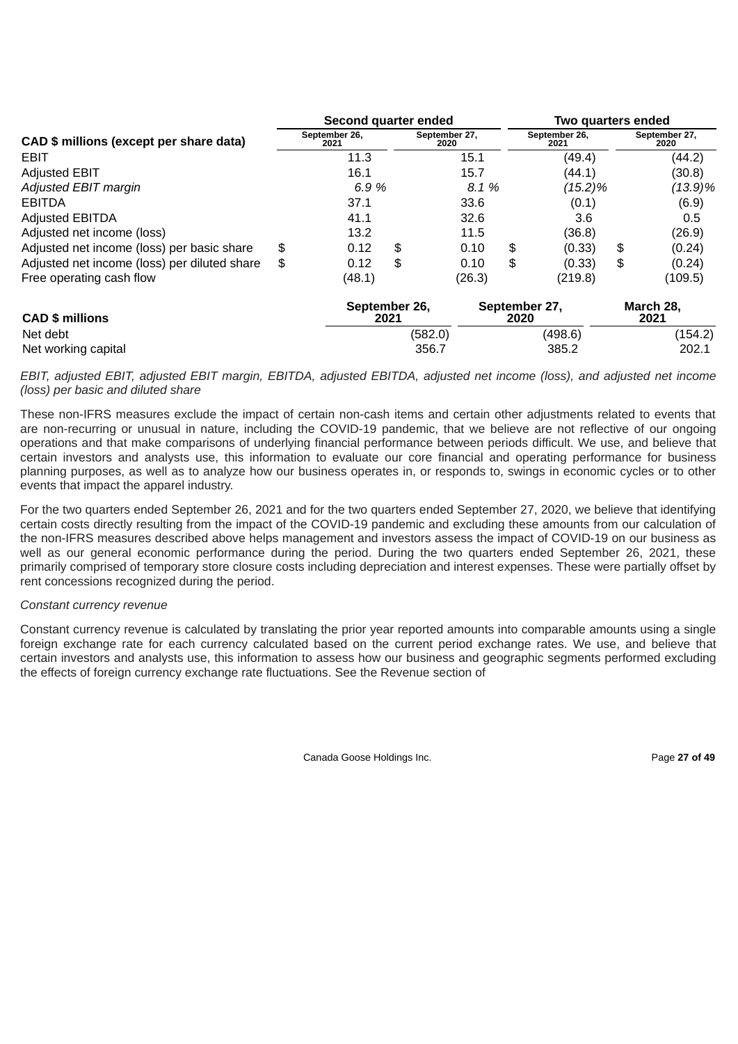| CAD $ millions (except per share data) | Second quarter ended | | Two quarters ended | |
|---|---|---|---|---|
| | September 26, 2021 | September 27, 2020 | September 26, 2021 | September 27, 2020 |
| EBIT | 11.3 | 15.1 | (49.4) | (44.2) |
| Adjusted EBIT | 16.1 | 15.7 | (44.1) | (30.8) |
| *Adjusted EBIT margin* | *6.9 %* | *8.1 %* | *(15.2)%* | *(13.9)%* |
| EBITDA | 37.1 | 33.6 | (0.1) | (6.9) |
| Adjusted EBITDA | 41.1 | 32.6 | 3.6 | 0.5 |
| Adjusted net income (loss) | 13.2 | 11.5 | (36.8) | (26.9) |
| Adjusted net income (loss) per basic share | $ 0.12 | $ 0.10 | $ (0.33) | $ (0.24) |
| Adjusted net income (loss) per diluted share | $ 0.12 | $ 0.10 | $ (0.33) | $ (0.24) |
| Free operating cash flow | (48.1) | (26.3) | (219.8) | (109.5) |

| CAD $ millions | September 26, 2021 | September 27, 2020 | March 28, 2021 |
|---|---|---|---|
| Net debt | (582.0) | (498.6) | (154.2) |
| Net working capital | 356.7 | 385.2 | 202.1 |

*EBIT, adjusted EBIT, adjusted EBIT margin, EBITDA, adjusted EBITDA, adjusted net income (loss), and adjusted net income (loss) per basic and diluted share*

These non-IFRS measures exclude the impact of certain non-cash items and certain other adjustments related to events that are non-recurring or unusual in nature, including the COVID-19 pandemic, that we believe are not reflective of our ongoing operations and that make comparisons of underlying financial performance between periods difficult. We use, and believe that certain investors and analysts use, this information to evaluate our core financial and operating performance for business planning purposes, as well as to analyze how our business operates in, or responds to, swings in economic cycles or to other events that impact the apparel industry.

For the two quarters ended September 26, 2021 and for the two quarters ended September 27, 2020, we believe that identifying certain costs directly resulting from the impact of the COVID-19 pandemic and excluding these amounts from our calculation of the non-IFRS measures described above helps management and investors assess the impact of COVID-19 on our business as well as our general economic performance during the period. During the two quarters ended September 26, 2021, these primarily comprised of temporary store closure costs including depreciation and interest expenses. These were partially offset by rent concessions recognized during the period.

*Constant currency revenue*

Constant currency revenue is calculated by translating the prior year reported amounts into comparable amounts using a single foreign exchange rate for each currency calculated based on the current period exchange rates. We use, and believe that certain investors and analysts use, this information to assess how our business and geographic segments performed excluding the effects of foreign currency exchange rate fluctuations. See the Revenue section of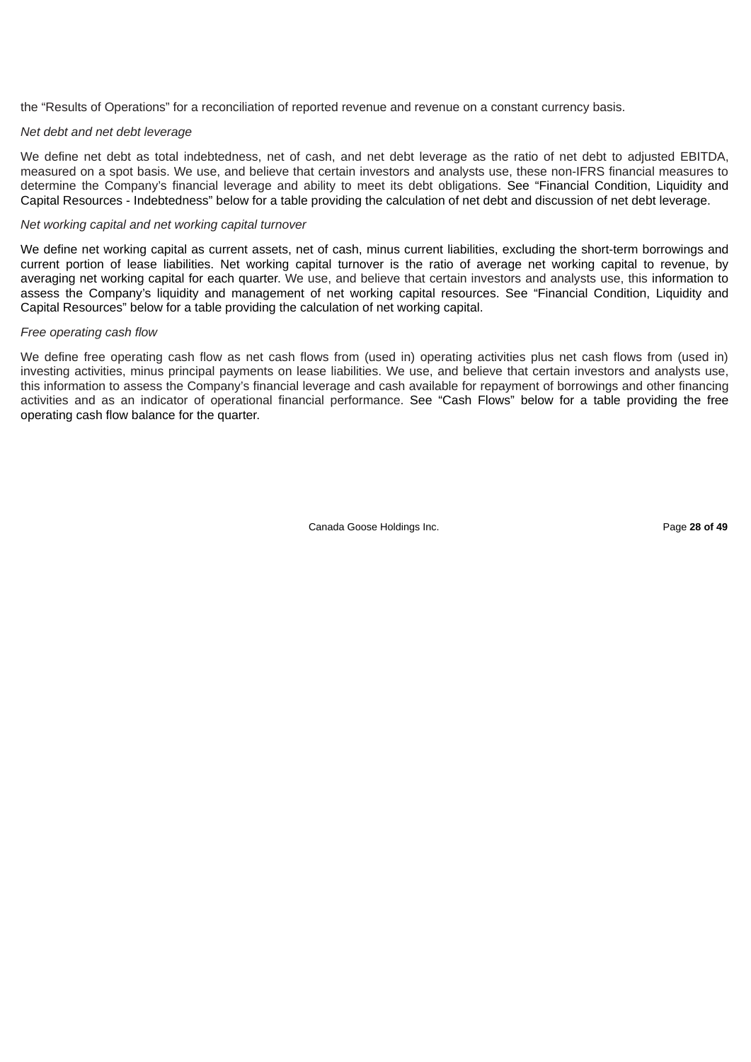the “Results of Operations” for a reconciliation of reported revenue and revenue on a constant currency basis.

*Net debt and net debt leverage*

We define net debt as total indebtedness, net of cash, and net debt leverage as the ratio of net debt to adjusted EBITDA, measured on a spot basis. We use, and believe that certain investors and analysts use, these non-IFRS financial measures to determine the Company's financial leverage and ability to meet its debt obligations. See “Financial Condition, Liquidity and Capital Resources - Indebtedness” below for a table providing the calculation of net debt and discussion of net debt leverage.

*Net working capital and net working capital turnover*

We define net working capital as current assets, net of cash, minus current liabilities, excluding the short-term borrowings and current portion of lease liabilities. Net working capital turnover is the ratio of average net working capital to revenue, by averaging net working capital for each quarter. We use, and believe that certain investors and analysts use, this information to assess the Company's liquidity and management of net working capital resources. See “Financial Condition, Liquidity and Capital Resources” below for a table providing the calculation of net working capital.

*Free operating cash flow*

We define free operating cash flow as net cash flows from (used in) operating activities plus net cash flows from (used in) investing activities, minus principal payments on lease liabilities. We use, and believe that certain investors and analysts use, this information to assess the Company's financial leverage and cash available for repayment of borrowings and other financing activities and as an indicator of operational financial performance. See “Cash Flows” below for a table providing the free operating cash flow balance for the quarter.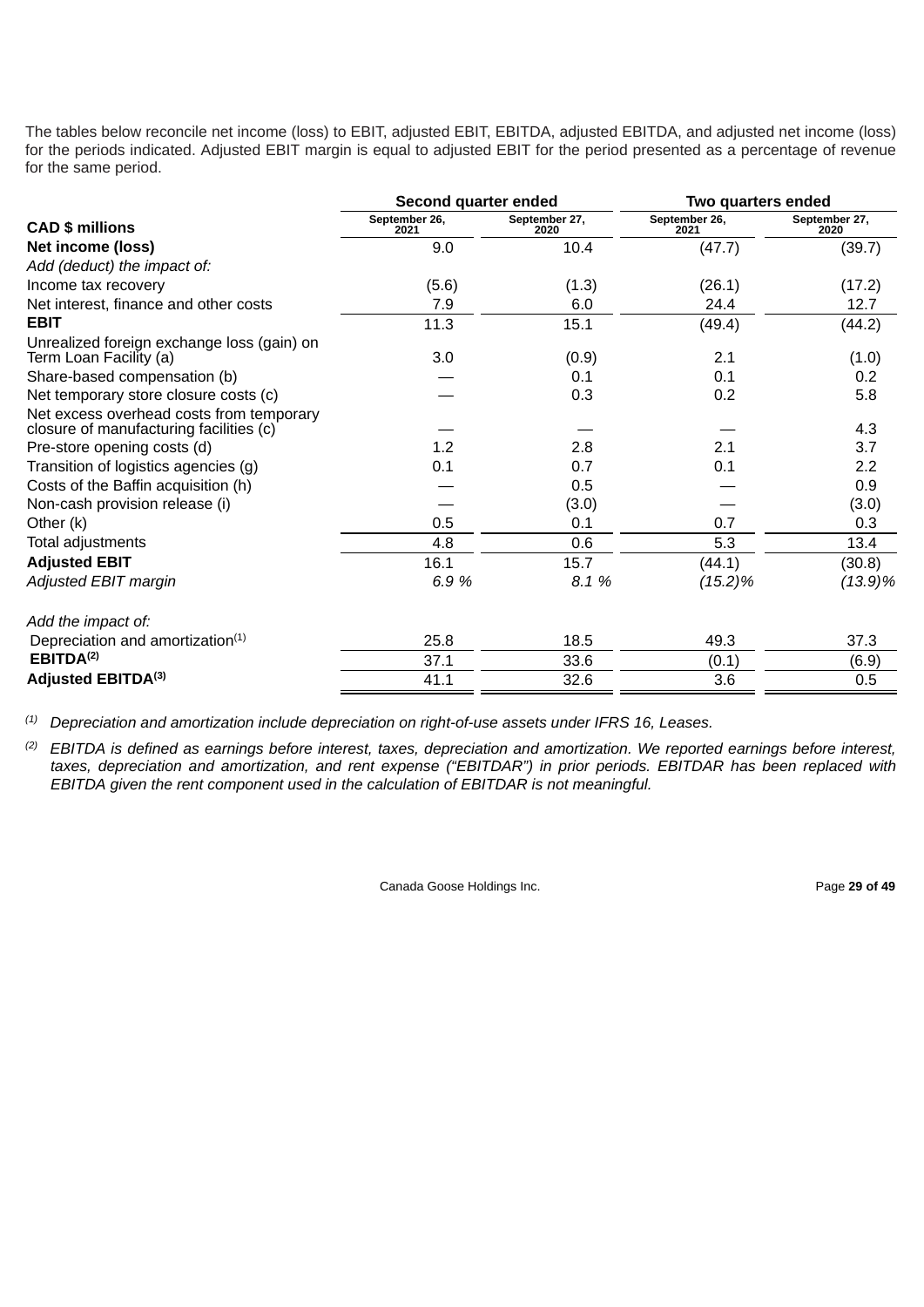The tables below reconcile net income (loss) to EBIT, adjusted EBIT, EBITDA, adjusted EBITDA, and adjusted net income (loss) for the periods indicated. Adjusted EBIT margin is equal to adjusted EBIT for the period presented as a percentage of revenue for the same period.

| | Second quarter ended | | Two quarters ended | |
|---|---|---|---|---|
| **CAD $ millions** | September 26, 2021 | September 27, 2020 | September 26, 2021 | September 27, 2020 |
| **Net income (loss)** | 9.0 | 10.4 | (47.7) | (39.7) |
| *Add (deduct) the impact of:* | | | | |
| Income tax recovery | (5.6) | (1.3) | (26.1) | (17.2) |
| Net interest, finance and other costs | 7.9 | 6.0 | 24.4 | 12.7 |
| **EBIT** | 11.3 | 15.1 | (49.4) | (44.2) |
| Unrealized foreign exchange loss (gain) on Term Loan Facility (a) | 3.0 | (0.9) | 2.1 | (1.0) |
| Share-based compensation (b) | — | 0.1 | 0.1 | 0.2 |
| Net temporary store closure costs (c) | — | 0.3 | 0.2 | 5.8 |
| Net excess overhead costs from temporary closure of manufacturing facilities (c) | — | — | — | 4.3 |
| Pre-store opening costs (d) | 1.2 | 2.8 | 2.1 | 3.7 |
| Transition of logistics agencies (g) | 0.1 | 0.7 | 0.1 | 2.2 |
| Costs of the Baffin acquisition (h) | — | 0.5 | — | 0.9 |
| Non-cash provision release (i) | — | (3.0) | — | (3.0) |
| Other (k) | 0.5 | 0.1 | 0.7 | 0.3 |
| Total adjustments | 4.8 | 0.6 | 5.3 | 13.4 |
| **Adjusted EBIT** | 16.1 | 15.7 | (44.1) | (30.8) |
| *Adjusted EBIT margin* | *6.9 %* | *8.1 %* | *(15.2)%* | *(13.9)%* |
| | | | | |
| *Add the impact of:* | | | | |
| Depreciation and amortization[(1)] | 25.8 | 18.5 | 49.3 | 37.3 |
| **EBITDA[(2)]** | 37.1 | 33.6 | (0.1) | (6.9) |
| **Adjusted EBITDA[(3)]** | 41.1 | 32.6 | 3.6 | 0.5 |

*(1) Depreciation and amortization include depreciation on right-of-use assets under IFRS 16, Leases.*

*(2) EBITDA is defined as earnings before interest, taxes, depreciation and amortization. We reported earnings before interest, taxes, depreciation and amortization, and rent expense ("EBITDAR") in prior periods. EBITDAR has been replaced with EBITDA given the rent component used in the calculation of EBITDAR is not meaningful.*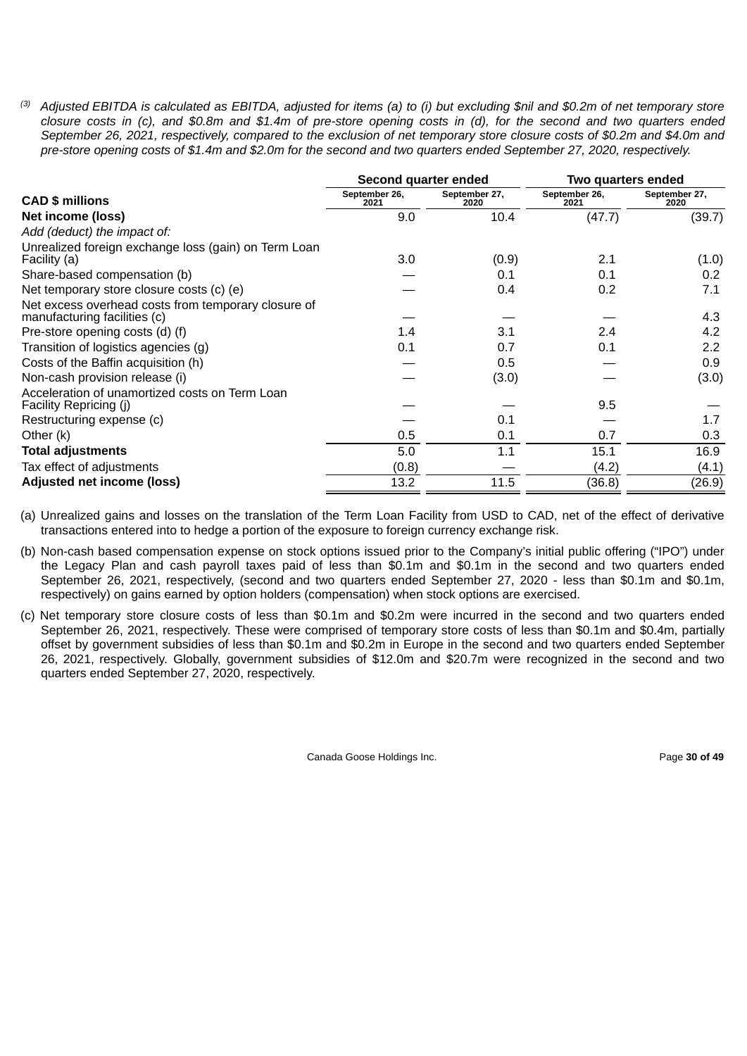[(3)] *Adjusted EBITDA is calculated as EBITDA, adjusted for items (a) to (i) but excluding $nil and $0.2m of net temporary store closure costs in (c), and $0.8m and $1.4m of pre-store opening costs in (d), for the second and two quarters ended September 26, 2021, respectively, compared to the exclusion of net temporary store closure costs of $0.2m and $4.0m and pre-store opening costs of $1.4m and $2.0m for the second and two quarters ended September 27, 2020, respectively.*

| | Second quarter ended | | Two quarters ended | |
|---|---|---|---|---|
| **CAD $ millions** | September 26, 2021 | September 27, 2020 | September 26, 2021 | September 27, 2020 |
| **Net income (loss)** | 9.0 | 10.4 | (47.7) | (39.7) |
| *Add (deduct) the impact of:* | | | | |
| Unrealized foreign exchange loss (gain) on Term Loan Facility (a) | 3.0 | (0.9) | 2.1 | (1.0) |
| Share-based compensation (b) | — | 0.1 | 0.1 | 0.2 |
| Net temporary store closure costs (c) (e) | — | 0.4 | 0.2 | 7.1 |
| Net excess overhead costs from temporary closure of manufacturing facilities (c) | — | — | — | 4.3 |
| Pre-store opening costs (d) (f) | 1.4 | 3.1 | 2.4 | 4.2 |
| Transition of logistics agencies (g) | 0.1 | 0.7 | 0.1 | 2.2 |
| Costs of the Baffin acquisition (h) | — | 0.5 | — | 0.9 |
| Non-cash provision release (i) | — | (3.0) | — | (3.0) |
| Acceleration of unamortized costs on Term Loan Facility Repricing (j) | — | — | 9.5 | — |
| Restructuring expense (c) | — | 0.1 | — | 1.7 |
| Other (k) | 0.5 | 0.1 | 0.7 | 0.3 |
| **Total adjustments** | 5.0 | 1.1 | 15.1 | 16.9 |
| Tax effect of adjustments | (0.8) | — | (4.2) | (4.1) |
| **Adjusted net income (loss)** | 13.2 | 11.5 | (36.8) | (26.9) |

(a) Unrealized gains and losses on the translation of the Term Loan Facility from USD to CAD, net of the effect of derivative transactions entered into to hedge a portion of the exposure to foreign currency exchange risk.

(b) Non-cash based compensation expense on stock options issued prior to the Company's initial public offering ("IPO") under the Legacy Plan and cash payroll taxes paid of less than $0.1m and $0.1m in the second and two quarters ended September 26, 2021, respectively, (second and two quarters ended September 27, 2020 - less than $0.1m and $0.1m, respectively) on gains earned by option holders (compensation) when stock options are exercised.

(c) Net temporary store closure costs of less than $0.1m and $0.2m were incurred in the second and two quarters ended September 26, 2021, respectively. These were comprised of temporary store costs of less than $0.1m and $0.4m, partially offset by government subsidies of less than $0.1m and $0.2m in Europe in the second and two quarters ended September 26, 2021, respectively. Globally, government subsidies of $12.0m and $20.7m were recognized in the second and two quarters ended September 27, 2020, respectively.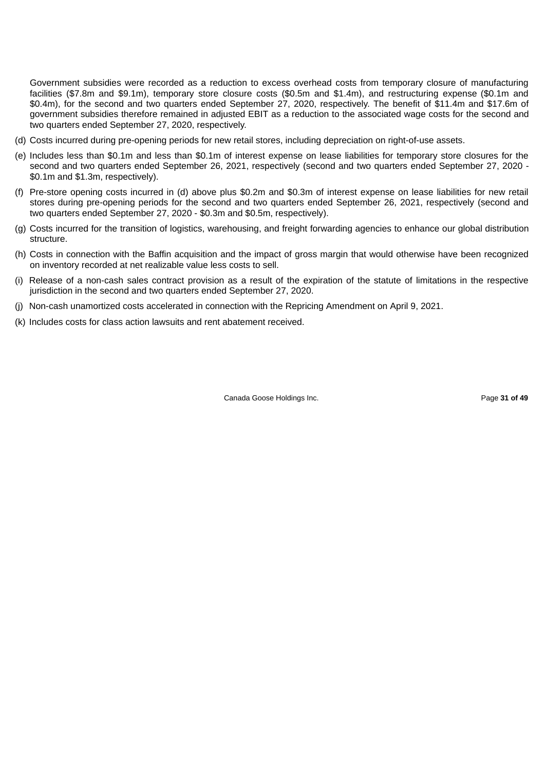Government subsidies were recorded as a reduction to excess overhead costs from temporary closure of manufacturing facilities ($7.8m and $9.1m), temporary store closure costs ($0.5m and $1.4m), and restructuring expense ($0.1m and $0.4m), for the second and two quarters ended September 27, 2020, respectively. The benefit of $11.4m and $17.6m of government subsidies therefore remained in adjusted EBIT as a reduction to the associated wage costs for the second and two quarters ended September 27, 2020, respectively.

(d) Costs incurred during pre-opening periods for new retail stores, including depreciation on right-of-use assets.

(e) Includes less than $0.1m and less than $0.1m of interest expense on lease liabilities for temporary store closures for the second and two quarters ended September 26, 2021, respectively (second and two quarters ended September 27, 2020 - $0.1m and $1.3m, respectively).

(f) Pre-store opening costs incurred in (d) above plus $0.2m and $0.3m of interest expense on lease liabilities for new retail stores during pre-opening periods for the second and two quarters ended September 26, 2021, respectively (second and two quarters ended September 27, 2020 - $0.3m and $0.5m, respectively).

(g) Costs incurred for the transition of logistics, warehousing, and freight forwarding agencies to enhance our global distribution structure.

(h) Costs in connection with the Baffin acquisition and the impact of gross margin that would otherwise have been recognized on inventory recorded at net realizable value less costs to sell.

(i) Release of a non-cash sales contract provision as a result of the expiration of the statute of limitations in the respective jurisdiction in the second and two quarters ended September 27, 2020.

(j) Non-cash unamortized costs accelerated in connection with the Repricing Amendment on April 9, 2021.

(k) Includes costs for class action lawsuits and rent abatement received.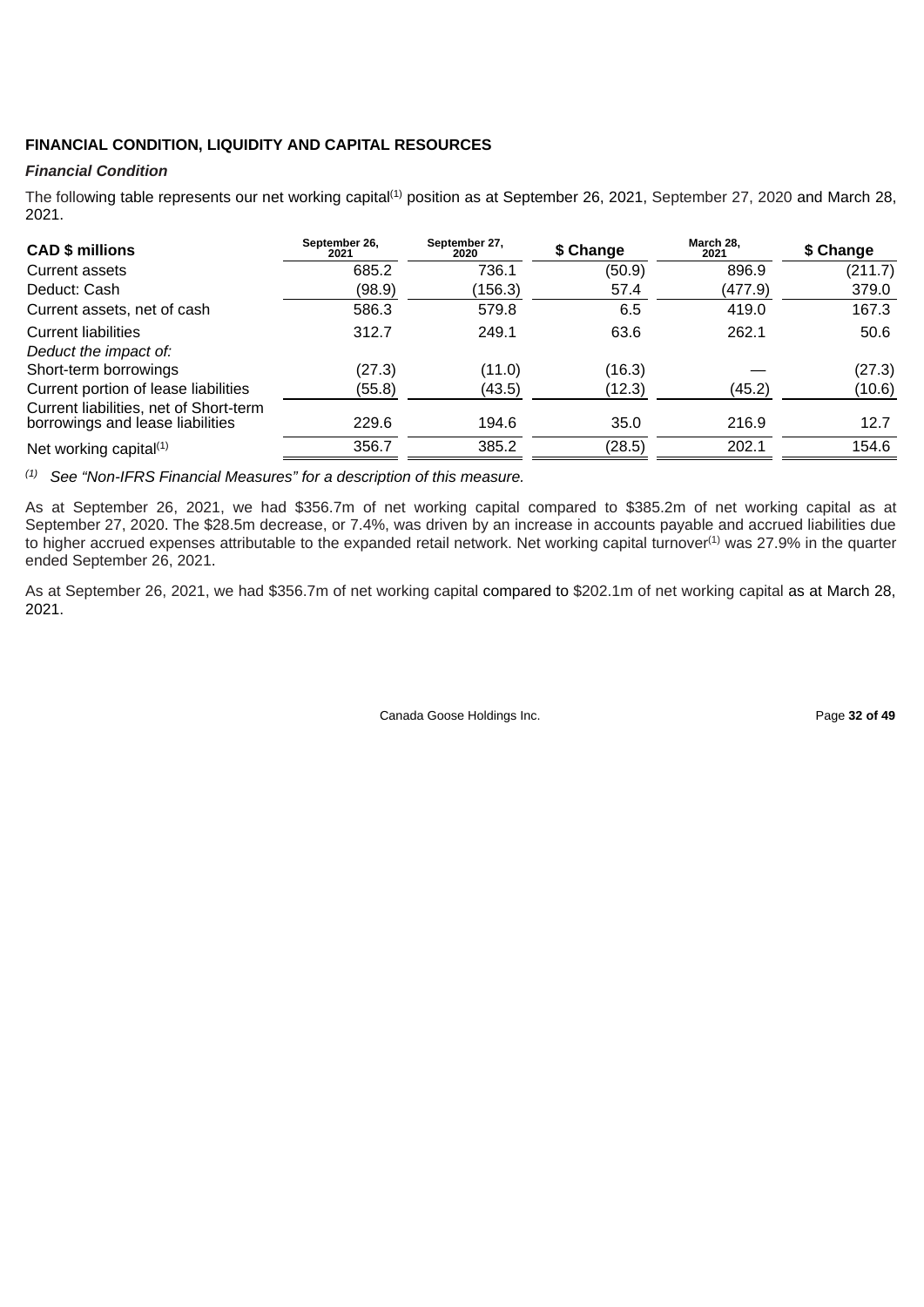## FINANCIAL CONDITION, LIQUIDITY AND CAPITAL RESOURCES

### *Financial Condition*

The following table represents our net working capital[1] position as at September 26, 2021, September 27, 2020 and March 28, 2021.

| CAD $ millions | September 26, 2021 | September 27, 2020 | $ Change | March 28, 2021 | $ Change |
|---|---|---|---|---|---|
| Current assets | 685.2 | 736.1 | (50.9) | 896.9 | (211.7) |
| Deduct: Cash | (98.9) | (156.3) | 57.4 | (477.9) | 379.0 |
| Current assets, net of cash | 586.3 | 579.8 | 6.5 | 419.0 | 167.3 |
| Current liabilities | 312.7 | 249.1 | 63.6 | 262.1 | 50.6 |
| *Deduct the impact of:* | | | | | |
| Short-term borrowings | (27.3) | (11.0) | (16.3) | — | (27.3) |
| Current portion of lease liabilities | (55.8) | (43.5) | (12.3) | (45.2) | (10.6) |
| Current liabilities, net of Short-term borrowings and lease liabilities | 229.6 | 194.6 | 35.0 | 216.9 | 12.7 |
| Net working capital[1] | 356.7 | 385.2 | (28.5) | 202.1 | 154.6 |

[1] *See "Non-IFRS Financial Measures" for a description of this measure.*

As at September 26, 2021, we had $356.7m of net working capital compared to $385.2m of net working capital as at September 27, 2020. The $28.5m decrease, or 7.4%, was driven by an increase in accounts payable and accrued liabilities due to higher accrued expenses attributable to the expanded retail network. Net working capital turnover[1] was 27.9% in the quarter ended September 26, 2021.

As at September 26, 2021, we had $356.7m of net working capital compared to $202.1m of net working capital as at March 28, 2021.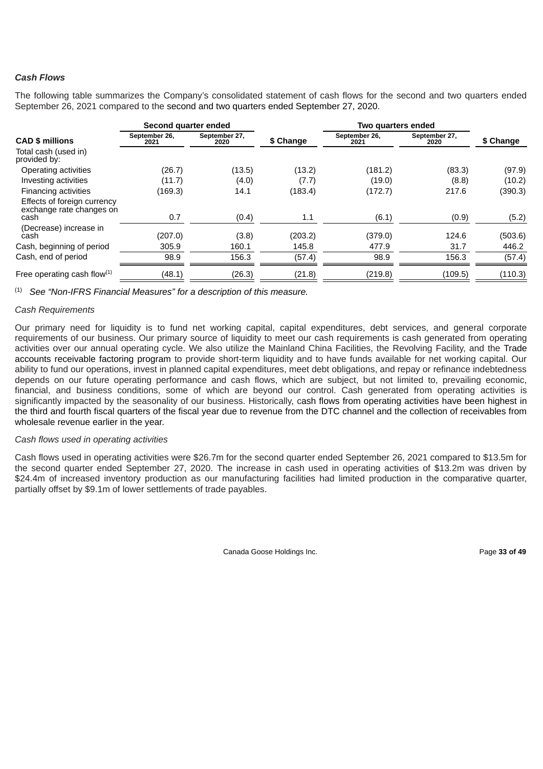### *Cash Flows*

The following table summarizes the Company's consolidated statement of cash flows for the second and two quarters ended September 26, 2021 compared to the second and two quarters ended September 27, 2020.

| | Second quarter ended | | | Two quarters ended | | |
|---|---|---|---|---|---|---|
| **CAD $ millions** | **September 26, 2021** | **September 27, 2020** | **$ Change** | **September 26, 2021** | **September 27, 2020** | **$ Change** |
| Total cash (used in) provided by: | | | | | | |
| Operating activities | (26.7) | (13.5) | (13.2) | (181.2) | (83.3) | (97.9) |
| Investing activities | (11.7) | (4.0) | (7.7) | (19.0) | (8.8) | (10.2) |
| Financing activities | (169.3) | 14.1 | (183.4) | (172.7) | 217.6 | (390.3) |
| Effects of foreign currency exchange rate changes on cash | 0.7 | (0.4) | 1.1 | (6.1) | (0.9) | (5.2) |
| (Decrease) increase in cash | (207.0) | (3.8) | (203.2) | (379.0) | 124.6 | (503.6) |
| Cash, beginning of period | 305.9 | 160.1 | 145.8 | 477.9 | 31.7 | 446.2 |
| Cash, end of period | 98.9 | 156.3 | (57.4) | 98.9 | 156.3 | (57.4) |
| Free operating cash flow[(1)] | (48.1) | (26.3) | (21.8) | (219.8) | (109.5) | (110.3) |

[(1)] *See "Non-IFRS Financial Measures" for a description of this measure.*

*Cash Requirements*

Our primary need for liquidity is to fund net working capital, capital expenditures, debt services, and general corporate requirements of our business. Our primary source of liquidity to meet our cash requirements is cash generated from operating activities over our annual operating cycle. We also utilize the Mainland China Facilities, the Revolving Facility, and the Trade accounts receivable factoring program to provide short-term liquidity and to have funds available for net working capital. Our ability to fund our operations, invest in planned capital expenditures, meet debt obligations, and repay or refinance indebtedness depends on our future operating performance and cash flows, which are subject, but not limited to, prevailing economic, financial, and business conditions, some of which are beyond our control. Cash generated from operating activities is significantly impacted by the seasonality of our business. Historically, cash flows from operating activities have been highest in the third and fourth fiscal quarters of the fiscal year due to revenue from the DTC channel and the collection of receivables from wholesale revenue earlier in the year.

*Cash flows used in operating activities*

Cash flows used in operating activities were $26.7m for the second quarter ended September 26, 2021 compared to $13.5m for the second quarter ended September 27, 2020. The increase in cash used in operating activities of $13.2m was driven by $24.4m of increased inventory production as our manufacturing facilities had limited production in the comparative quarter, partially offset by $9.1m of lower settlements of trade payables.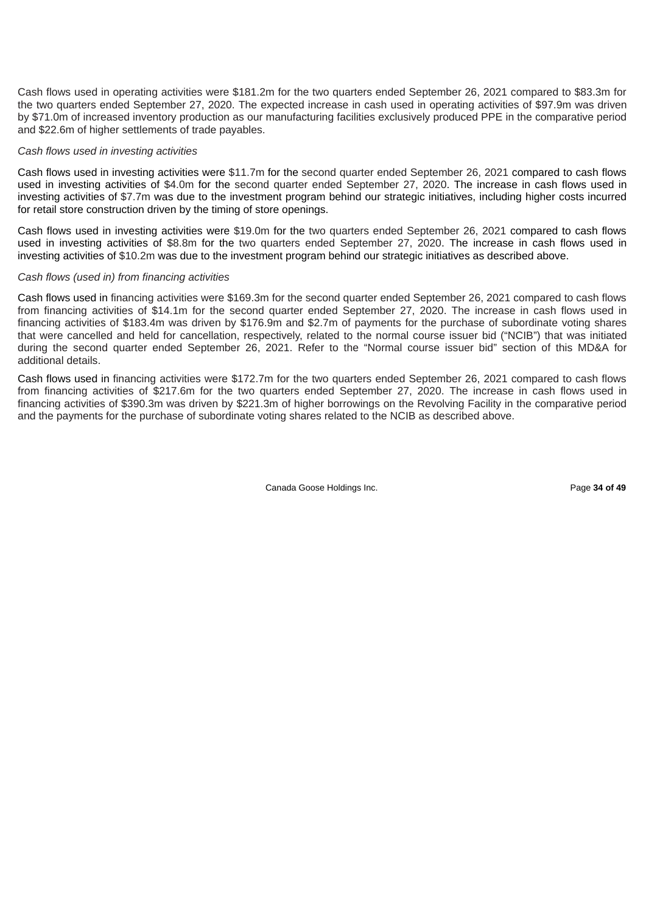Cash flows used in operating activities were $181.2m for the two quarters ended September 26, 2021 compared to $83.3m for the two quarters ended September 27, 2020. The expected increase in cash used in operating activities of $97.9m was driven by $71.0m of increased inventory production as our manufacturing facilities exclusively produced PPE in the comparative period and $22.6m of higher settlements of trade payables.

*Cash flows used in investing activities*

Cash flows used in investing activities were $11.7m for the second quarter ended September 26, 2021 compared to cash flows used in investing activities of $4.0m for the second quarter ended September 27, 2020. The increase in cash flows used in investing activities of $7.7m was due to the investment program behind our strategic initiatives, including higher costs incurred for retail store construction driven by the timing of store openings.

Cash flows used in investing activities were $19.0m for the two quarters ended September 26, 2021 compared to cash flows used in investing activities of $8.8m for the two quarters ended September 27, 2020. The increase in cash flows used in investing activities of $10.2m was due to the investment program behind our strategic initiatives as described above.

*Cash flows (used in) from financing activities*

Cash flows used in financing activities were $169.3m for the second quarter ended September 26, 2021 compared to cash flows from financing activities of $14.1m for the second quarter ended September 27, 2020. The increase in cash flows used in financing activities of $183.4m was driven by $176.9m and $2.7m of payments for the purchase of subordinate voting shares that were cancelled and held for cancellation, respectively, related to the normal course issuer bid ("NCIB") that was initiated during the second quarter ended September 26, 2021. Refer to the "Normal course issuer bid" section of this MD&A for additional details.

Cash flows used in financing activities were $172.7m for the two quarters ended September 26, 2021 compared to cash flows from financing activities of $217.6m for the two quarters ended September 27, 2020. The increase in cash flows used in financing activities of $390.3m was driven by $221.3m of higher borrowings on the Revolving Facility in the comparative period and the payments for the purchase of subordinate voting shares related to the NCIB as described above.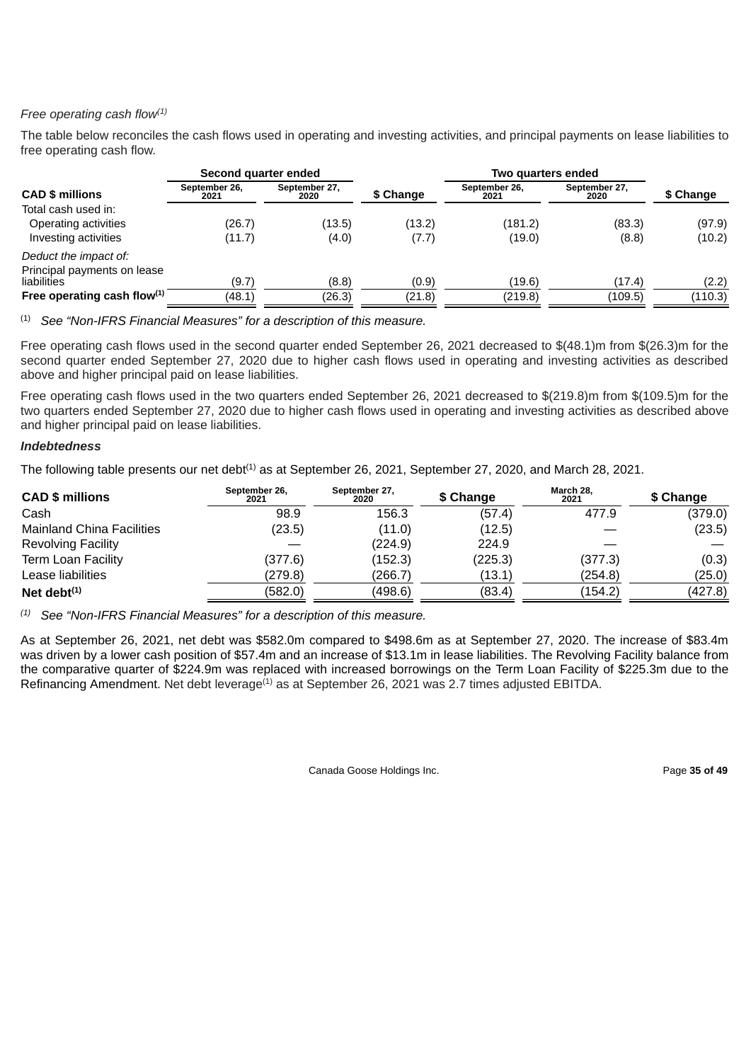*Free operating cash flow[1]*

The table below reconciles the cash flows used in operating and investing activities, and principal payments on lease liabilities to free operating cash flow.

| | Second quarter ended | | | Two quarters ended | | |
|---|---|---|---|---|---|---|
| **CAD $ millions** | September 26, 2021 | September 27, 2020 | $ Change | September 26, 2021 | September 27, 2020 | $ Change |
| Total cash used in: | | | | | | |
| Operating activities | (26.7) | (13.5) | (13.2) | (181.2) | (83.3) | (97.9) |
| Investing activities | (11.7) | (4.0) | (7.7) | (19.0) | (8.8) | (10.2) |
| *Deduct the impact of:* | | | | | | |
| Principal payments on lease liabilities | (9.7) | (8.8) | (0.9) | (19.6) | (17.4) | (2.2) |
| **Free operating cash flow[1]** | (48.1) | (26.3) | (21.8) | (219.8) | (109.5) | (110.3) |

[1] *See "Non-IFRS Financial Measures" for a description of this measure.*

Free operating cash flows used in the second quarter ended September 26, 2021 decreased to $(48.1)m from $(26.3)m for the second quarter ended September 27, 2020 due to higher cash flows used in operating and investing activities as described above and higher principal paid on lease liabilities.

Free operating cash flows used in the two quarters ended September 26, 2021 decreased to $(219.8)m from $(109.5)m for the two quarters ended September 27, 2020 due to higher cash flows used in operating and investing activities as described above and higher principal paid on lease liabilities.

***Indebtedness***

The following table presents our net debt[1] as at September 26, 2021, September 27, 2020, and March 28, 2021.

| **CAD $ millions** | September 26, 2021 | September 27, 2020 | $ Change | March 28, 2021 | $ Change |
|---|---|---|---|---|---|
| Cash | 98.9 | 156.3 | (57.4) | 477.9 | (379.0) |
| Mainland China Facilities | (23.5) | (11.0) | (12.5) | — | (23.5) |
| Revolving Facility | — | (224.9) | 224.9 | — | — |
| Term Loan Facility | (377.6) | (152.3) | (225.3) | (377.3) | (0.3) |
| Lease liabilities | (279.8) | (266.7) | (13.1) | (254.8) | (25.0) |
| **Net debt[1]** | (582.0) | (498.6) | (83.4) | (154.2) | (427.8) |

[1] *See "Non-IFRS Financial Measures" for a description of this measure.*

As at September 26, 2021, net debt was $582.0m compared to $498.6m as at September 27, 2020. The increase of $83.4m was driven by a lower cash position of $57.4m and an increase of $13.1m in lease liabilities. The Revolving Facility balance from the comparative quarter of $224.9m was replaced with increased borrowings on the Term Loan Facility of $225.3m due to the Refinancing Amendment. Net debt leverage[1] as at September 26, 2021 was 2.7 times adjusted EBITDA.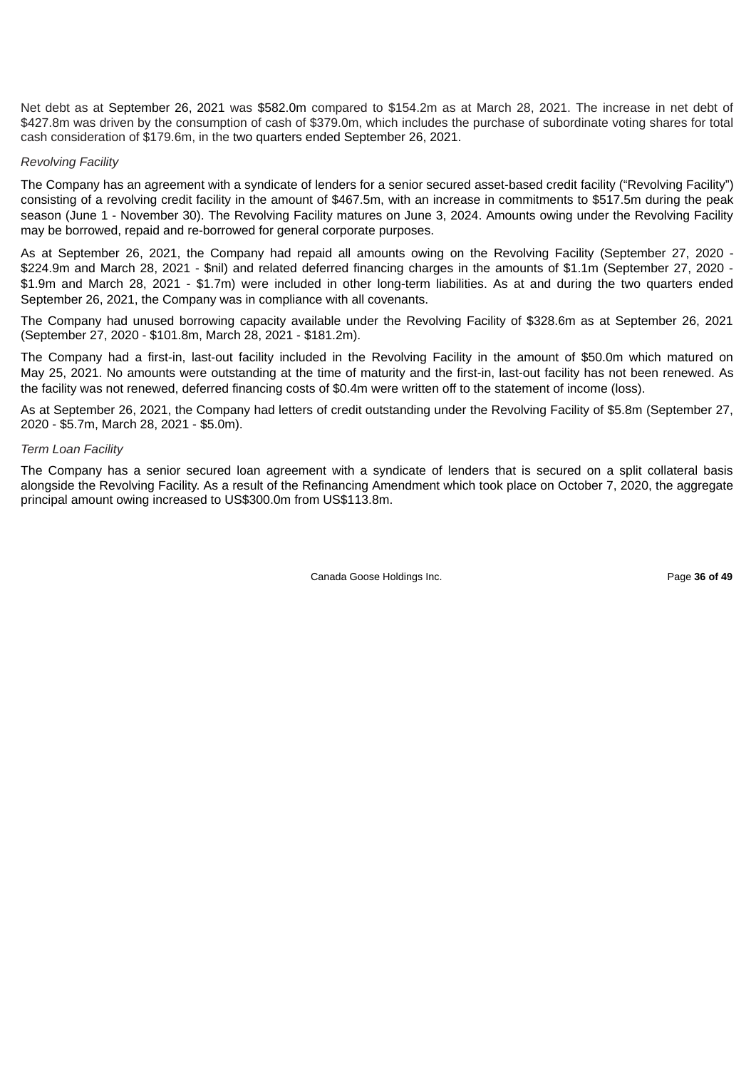Net debt as at September 26, 2021 was $582.0m compared to $154.2m as at March 28, 2021. The increase in net debt of $427.8m was driven by the consumption of cash of $379.0m, which includes the purchase of subordinate voting shares for total cash consideration of $179.6m, in the two quarters ended September 26, 2021.

*Revolving Facility*

The Company has an agreement with a syndicate of lenders for a senior secured asset-based credit facility ("Revolving Facility") consisting of a revolving credit facility in the amount of $467.5m, with an increase in commitments to $517.5m during the peak season (June 1 - November 30). The Revolving Facility matures on June 3, 2024. Amounts owing under the Revolving Facility may be borrowed, repaid and re-borrowed for general corporate purposes.

As at September 26, 2021, the Company had repaid all amounts owing on the Revolving Facility (September 27, 2020 - $224.9m and March 28, 2021 - $nil) and related deferred financing charges in the amounts of $1.1m (September 27, 2020 - $1.9m and March 28, 2021 - $1.7m) were included in other long-term liabilities. As at and during the two quarters ended September 26, 2021, the Company was in compliance with all covenants.

The Company had unused borrowing capacity available under the Revolving Facility of $328.6m as at September 26, 2021 (September 27, 2020 - $101.8m, March 28, 2021 - $181.2m).

The Company had a first-in, last-out facility included in the Revolving Facility in the amount of $50.0m which matured on May 25, 2021. No amounts were outstanding at the time of maturity and the first-in, last-out facility has not been renewed. As the facility was not renewed, deferred financing costs of $0.4m were written off to the statement of income (loss).

As at September 26, 2021, the Company had letters of credit outstanding under the Revolving Facility of $5.8m (September 27, 2020 - $5.7m, March 28, 2021 - $5.0m).

*Term Loan Facility*

The Company has a senior secured loan agreement with a syndicate of lenders that is secured on a split collateral basis alongside the Revolving Facility. As a result of the Refinancing Amendment which took place on October 7, 2020, the aggregate principal amount owing increased to US$300.0m from US$113.8m.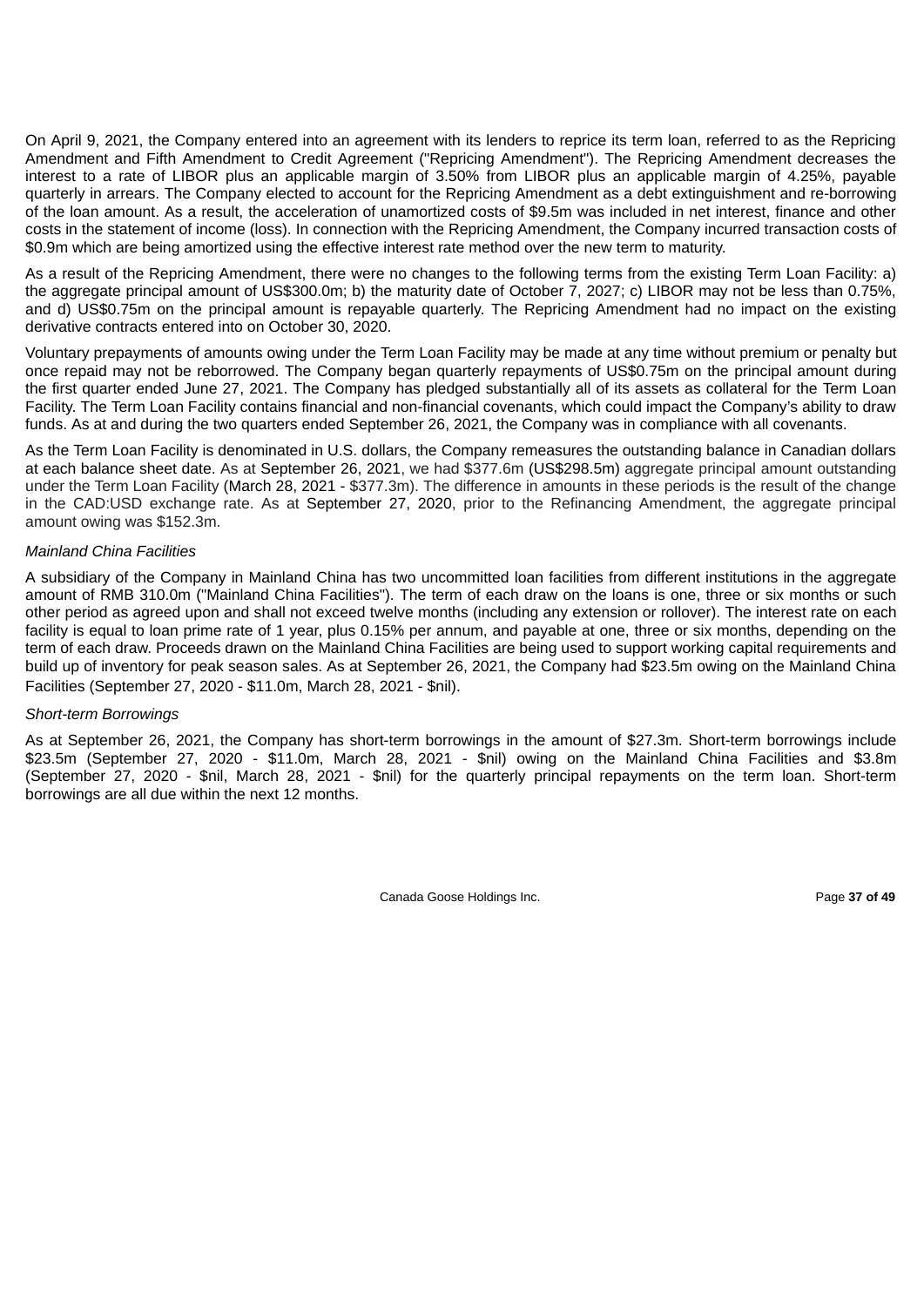On April 9, 2021, the Company entered into an agreement with its lenders to reprice its term loan, referred to as the Repricing Amendment and Fifth Amendment to Credit Agreement ("Repricing Amendment"). The Repricing Amendment decreases the interest to a rate of LIBOR plus an applicable margin of 3.50% from LIBOR plus an applicable margin of 4.25%, payable quarterly in arrears. The Company elected to account for the Repricing Amendment as a debt extinguishment and re-borrowing of the loan amount. As a result, the acceleration of unamortized costs of $9.5m was included in net interest, finance and other costs in the statement of income (loss). In connection with the Repricing Amendment, the Company incurred transaction costs of $0.9m which are being amortized using the effective interest rate method over the new term to maturity.

As a result of the Repricing Amendment, there were no changes to the following terms from the existing Term Loan Facility: a) the aggregate principal amount of US$300.0m; b) the maturity date of October 7, 2027; c) LIBOR may not be less than 0.75%, and d) US$0.75m on the principal amount is repayable quarterly. The Repricing Amendment had no impact on the existing derivative contracts entered into on October 30, 2020.

Voluntary prepayments of amounts owing under the Term Loan Facility may be made at any time without premium or penalty but once repaid may not be reborrowed. The Company began quarterly repayments of US$0.75m on the principal amount during the first quarter ended June 27, 2021. The Company has pledged substantially all of its assets as collateral for the Term Loan Facility. The Term Loan Facility contains financial and non-financial covenants, which could impact the Company's ability to draw funds. As at and during the two quarters ended September 26, 2021, the Company was in compliance with all covenants.

As the Term Loan Facility is denominated in U.S. dollars, the Company remeasures the outstanding balance in Canadian dollars at each balance sheet date. As at September 26, 2021, we had $377.6m (US$298.5m) aggregate principal amount outstanding under the Term Loan Facility (March 28, 2021 - $377.3m). The difference in amounts in these periods is the result of the change in the CAD:USD exchange rate. As at September 27, 2020, prior to the Refinancing Amendment, the aggregate principal amount owing was $152.3m.

*Mainland China Facilities*

A subsidiary of the Company in Mainland China has two uncommitted loan facilities from different institutions in the aggregate amount of RMB 310.0m ("Mainland China Facilities"). The term of each draw on the loans is one, three or six months or such other period as agreed upon and shall not exceed twelve months (including any extension or rollover). The interest rate on each facility is equal to loan prime rate of 1 year, plus 0.15% per annum, and payable at one, three or six months, depending on the term of each draw. Proceeds drawn on the Mainland China Facilities are being used to support working capital requirements and build up of inventory for peak season sales. As at September 26, 2021, the Company had $23.5m owing on the Mainland China Facilities (September 27, 2020 - $11.0m, March 28, 2021 - $nil).

*Short-term Borrowings*

As at September 26, 2021, the Company has short-term borrowings in the amount of $27.3m. Short-term borrowings include $23.5m (September 27, 2020 - $11.0m, March 28, 2021 - $nil) owing on the Mainland China Facilities and $3.8m (September 27, 2020 - $nil, March 28, 2021 - $nil) for the quarterly principal repayments on the term loan. Short-term borrowings are all due within the next 12 months.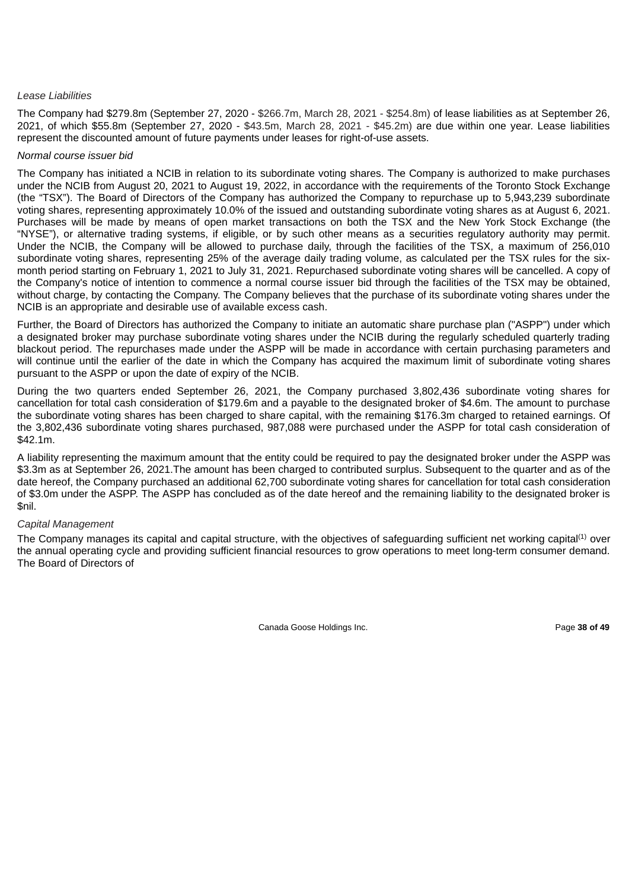*Lease Liabilities*

The Company had $279.8m (September 27, 2020 - $266.7m, March 28, 2021 - $254.8m) of lease liabilities as at September 26, 2021, of which $55.8m (September 27, 2020 - $43.5m, March 28, 2021 - $45.2m) are due within one year. Lease liabilities represent the discounted amount of future payments under leases for right-of-use assets.

*Normal course issuer bid*

The Company has initiated a NCIB in relation to its subordinate voting shares. The Company is authorized to make purchases under the NCIB from August 20, 2021 to August 19, 2022, in accordance with the requirements of the Toronto Stock Exchange (the "TSX"). The Board of Directors of the Company has authorized the Company to repurchase up to 5,943,239 subordinate voting shares, representing approximately 10.0% of the issued and outstanding subordinate voting shares as at August 6, 2021. Purchases will be made by means of open market transactions on both the TSX and the New York Stock Exchange (the "NYSE"), or alternative trading systems, if eligible, or by such other means as a securities regulatory authority may permit. Under the NCIB, the Company will be allowed to purchase daily, through the facilities of the TSX, a maximum of 256,010 subordinate voting shares, representing 25% of the average daily trading volume, as calculated per the TSX rules for the six-month period starting on February 1, 2021 to July 31, 2021. Repurchased subordinate voting shares will be cancelled. A copy of the Company's notice of intention to commence a normal course issuer bid through the facilities of the TSX may be obtained, without charge, by contacting the Company. The Company believes that the purchase of its subordinate voting shares under the NCIB is an appropriate and desirable use of available excess cash.

Further, the Board of Directors has authorized the Company to initiate an automatic share purchase plan ("ASPP") under which a designated broker may purchase subordinate voting shares under the NCIB during the regularly scheduled quarterly trading blackout period. The repurchases made under the ASPP will be made in accordance with certain purchasing parameters and will continue until the earlier of the date in which the Company has acquired the maximum limit of subordinate voting shares pursuant to the ASPP or upon the date of expiry of the NCIB.

During the two quarters ended September 26, 2021, the Company purchased 3,802,436 subordinate voting shares for cancellation for total cash consideration of $179.6m and a payable to the designated broker of $4.6m. The amount to purchase the subordinate voting shares has been charged to share capital, with the remaining $176.3m charged to retained earnings. Of the 3,802,436 subordinate voting shares purchased, 987,088 were purchased under the ASPP for total cash consideration of $42.1m.

A liability representing the maximum amount that the entity could be required to pay the designated broker under the ASPP was $3.3m as at September 26, 2021.The amount has been charged to contributed surplus. Subsequent to the quarter and as of the date hereof, the Company purchased an additional 62,700 subordinate voting shares for cancellation for total cash consideration of $3.0m under the ASPP. The ASPP has concluded as of the date hereof and the remaining liability to the designated broker is $nil.

*Capital Management*

The Company manages its capital and capital structure, with the objectives of safeguarding sufficient net working capital[(1)] over the annual operating cycle and providing sufficient financial resources to grow operations to meet long-term consumer demand. The Board of Directors of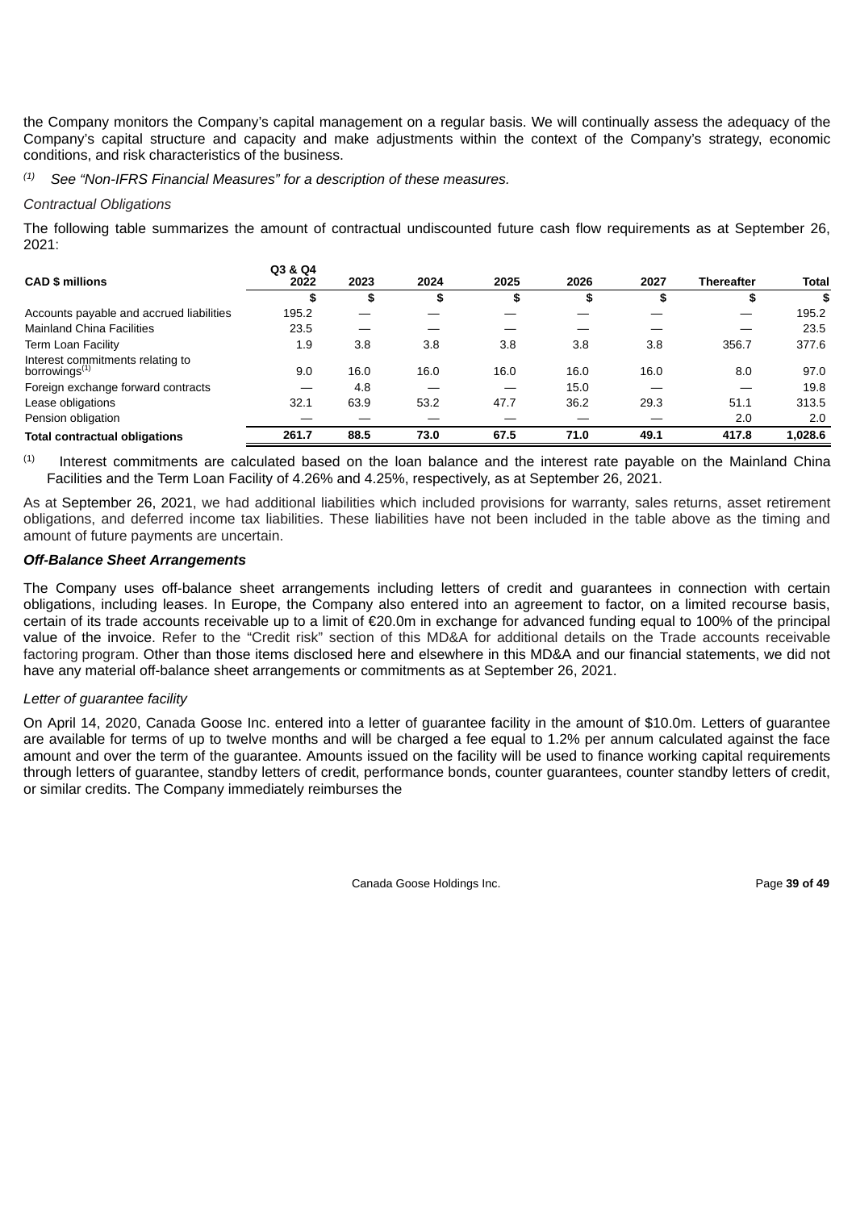the Company monitors the Company's capital management on a regular basis. We will continually assess the adequacy of the Company's capital structure and capacity and make adjustments within the context of the Company's strategy, economic conditions, and risk characteristics of the business.

(1) *See "Non-IFRS Financial Measures" for a description of these measures.*

*Contractual Obligations*

The following table summarizes the amount of contractual undiscounted future cash flow requirements as at September 26, 2021:

| CAD $ millions | Q3 & Q4 2022 | 2023 | 2024 | 2025 | 2026 | 2027 | Thereafter | Total |
|---|---|---|---|---|---|---|---|---|
| | $ | $ | $ | $ | $ | $ | $ | $ |
| Accounts payable and accrued liabilities | 195.2 | — | — | — | — | — | — | 195.2 |
| Mainland China Facilities | 23.5 | — | — | — | — | — | — | 23.5 |
| Term Loan Facility | 1.9 | 3.8 | 3.8 | 3.8 | 3.8 | 3.8 | 356.7 | 377.6 |
| Interest commitments relating to borrowings[(1)] | 9.0 | 16.0 | 16.0 | 16.0 | 16.0 | 16.0 | 8.0 | 97.0 |
| Foreign exchange forward contracts | — | 4.8 | — | — | 15.0 | — | — | 19.8 |
| Lease obligations | 32.1 | 63.9 | 53.2 | 47.7 | 36.2 | 29.3 | 51.1 | 313.5 |
| Pension obligation | — | — | — | — | — | — | 2.0 | 2.0 |
| **Total contractual obligations** | **261.7** | **88.5** | **73.0** | **67.5** | **71.0** | **49.1** | **417.8** | **1,028.6** |

(1) Interest commitments are calculated based on the loan balance and the interest rate payable on the Mainland China Facilities and the Term Loan Facility of 4.26% and 4.25%, respectively, as at September 26, 2021.

As at September 26, 2021, we had additional liabilities which included provisions for warranty, sales returns, asset retirement obligations, and deferred income tax liabilities. These liabilities have not been included in the table above as the timing and amount of future payments are uncertain.

***Off-Balance Sheet Arrangements***

The Company uses off-balance sheet arrangements including letters of credit and guarantees in connection with certain obligations, including leases. In Europe, the Company also entered into an agreement to factor, on a limited recourse basis, certain of its trade accounts receivable up to a limit of €20.0m in exchange for advanced funding equal to 100% of the principal value of the invoice. Refer to the "Credit risk" section of this MD&A for additional details on the Trade accounts receivable factoring program. Other than those items disclosed here and elsewhere in this MD&A and our financial statements, we did not have any material off-balance sheet arrangements or commitments as at September 26, 2021.

*Letter of guarantee facility*

On April 14, 2020, Canada Goose Inc. entered into a letter of guarantee facility in the amount of $10.0m. Letters of guarantee are available for terms of up to twelve months and will be charged a fee equal to 1.2% per annum calculated against the face amount and over the term of the guarantee. Amounts issued on the facility will be used to finance working capital requirements through letters of guarantee, standby letters of credit, performance bonds, counter guarantees, counter standby letters of credit, or similar credits. The Company immediately reimburses the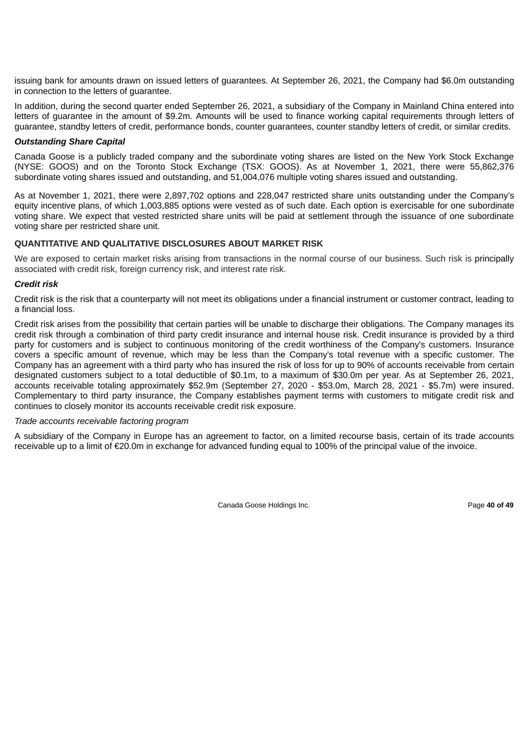issuing bank for amounts drawn on issued letters of guarantees. At September 26, 2021, the Company had $6.0m outstanding in connection to the letters of guarantee.

In addition, during the second quarter ended September 26, 2021, a subsidiary of the Company in Mainland China entered into letters of guarantee in the amount of $9.2m. Amounts will be used to finance working capital requirements through letters of guarantee, standby letters of credit, performance bonds, counter guarantees, counter standby letters of credit, or similar credits.

***Outstanding Share Capital***

Canada Goose is a publicly traded company and the subordinate voting shares are listed on the New York Stock Exchange (NYSE: GOOS) and on the Toronto Stock Exchange (TSX: GOOS). As at November 1, 2021, there were 55,862,376 subordinate voting shares issued and outstanding, and 51,004,076 multiple voting shares issued and outstanding.

As at November 1, 2021, there were 2,897,702 options and 228,047 restricted share units outstanding under the Company's equity incentive plans, of which 1,003,885 options were vested as of such date. Each option is exercisable for one subordinate voting share. We expect that vested restricted share units will be paid at settlement through the issuance of one subordinate voting share per restricted share unit.

**QUANTITATIVE AND QUALITATIVE DISCLOSURES ABOUT MARKET RISK**

We are exposed to certain market risks arising from transactions in the normal course of our business. Such risk is principally associated with credit risk, foreign currency risk, and interest rate risk.

***Credit risk***

Credit risk is the risk that a counterparty will not meet its obligations under a financial instrument or customer contract, leading to a financial loss.

Credit risk arises from the possibility that certain parties will be unable to discharge their obligations. The Company manages its credit risk through a combination of third party credit insurance and internal house risk. Credit insurance is provided by a third party for customers and is subject to continuous monitoring of the credit worthiness of the Company's customers. Insurance covers a specific amount of revenue, which may be less than the Company's total revenue with a specific customer. The Company has an agreement with a third party who has insured the risk of loss for up to 90% of accounts receivable from certain designated customers subject to a total deductible of $0.1m, to a maximum of $30.0m per year. As at September 26, 2021, accounts receivable totaling approximately $52.9m (September 27, 2020 - $53.0m, March 28, 2021 - $5.7m) were insured. Complementary to third party insurance, the Company establishes payment terms with customers to mitigate credit risk and continues to closely monitor its accounts receivable credit risk exposure.

*Trade accounts receivable factoring program*

A subsidiary of the Company in Europe has an agreement to factor, on a limited recourse basis, certain of its trade accounts receivable up to a limit of €20.0m in exchange for advanced funding equal to 100% of the principal value of the invoice.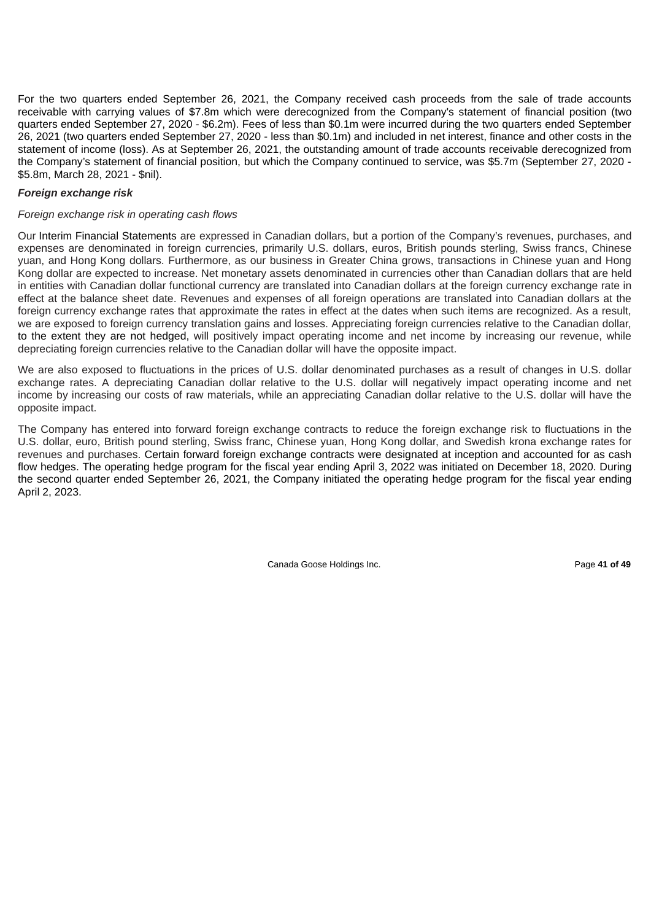For the two quarters ended September 26, 2021, the Company received cash proceeds from the sale of trade accounts receivable with carrying values of $7.8m which were derecognized from the Company's statement of financial position (two quarters ended September 27, 2020 - $6.2m). Fees of less than $0.1m were incurred during the two quarters ended September 26, 2021 (two quarters ended September 27, 2020 - less than $0.1m) and included in net interest, finance and other costs in the statement of income (loss). As at September 26, 2021, the outstanding amount of trade accounts receivable derecognized from the Company's statement of financial position, but which the Company continued to service, was $5.7m (September 27, 2020 - $5.8m, March 28, 2021 - $nil).

***Foreign exchange risk***

*Foreign exchange risk in operating cash flows*

Our Interim Financial Statements are expressed in Canadian dollars, but a portion of the Company's revenues, purchases, and expenses are denominated in foreign currencies, primarily U.S. dollars, euros, British pounds sterling, Swiss francs, Chinese yuan, and Hong Kong dollars. Furthermore, as our business in Greater China grows, transactions in Chinese yuan and Hong Kong dollar are expected to increase. Net monetary assets denominated in currencies other than Canadian dollars that are held in entities with Canadian dollar functional currency are translated into Canadian dollars at the foreign currency exchange rate in effect at the balance sheet date. Revenues and expenses of all foreign operations are translated into Canadian dollars at the foreign currency exchange rates that approximate the rates in effect at the dates when such items are recognized. As a result, we are exposed to foreign currency translation gains and losses. Appreciating foreign currencies relative to the Canadian dollar, to the extent they are not hedged, will positively impact operating income and net income by increasing our revenue, while depreciating foreign currencies relative to the Canadian dollar will have the opposite impact.

We are also exposed to fluctuations in the prices of U.S. dollar denominated purchases as a result of changes in U.S. dollar exchange rates. A depreciating Canadian dollar relative to the U.S. dollar will negatively impact operating income and net income by increasing our costs of raw materials, while an appreciating Canadian dollar relative to the U.S. dollar will have the opposite impact.

The Company has entered into forward foreign exchange contracts to reduce the foreign exchange risk to fluctuations in the U.S. dollar, euro, British pound sterling, Swiss franc, Chinese yuan, Hong Kong dollar, and Swedish krona exchange rates for revenues and purchases. Certain forward foreign exchange contracts were designated at inception and accounted for as cash flow hedges. The operating hedge program for the fiscal year ending April 3, 2022 was initiated on December 18, 2020. During the second quarter ended September 26, 2021, the Company initiated the operating hedge program for the fiscal year ending April 2, 2023.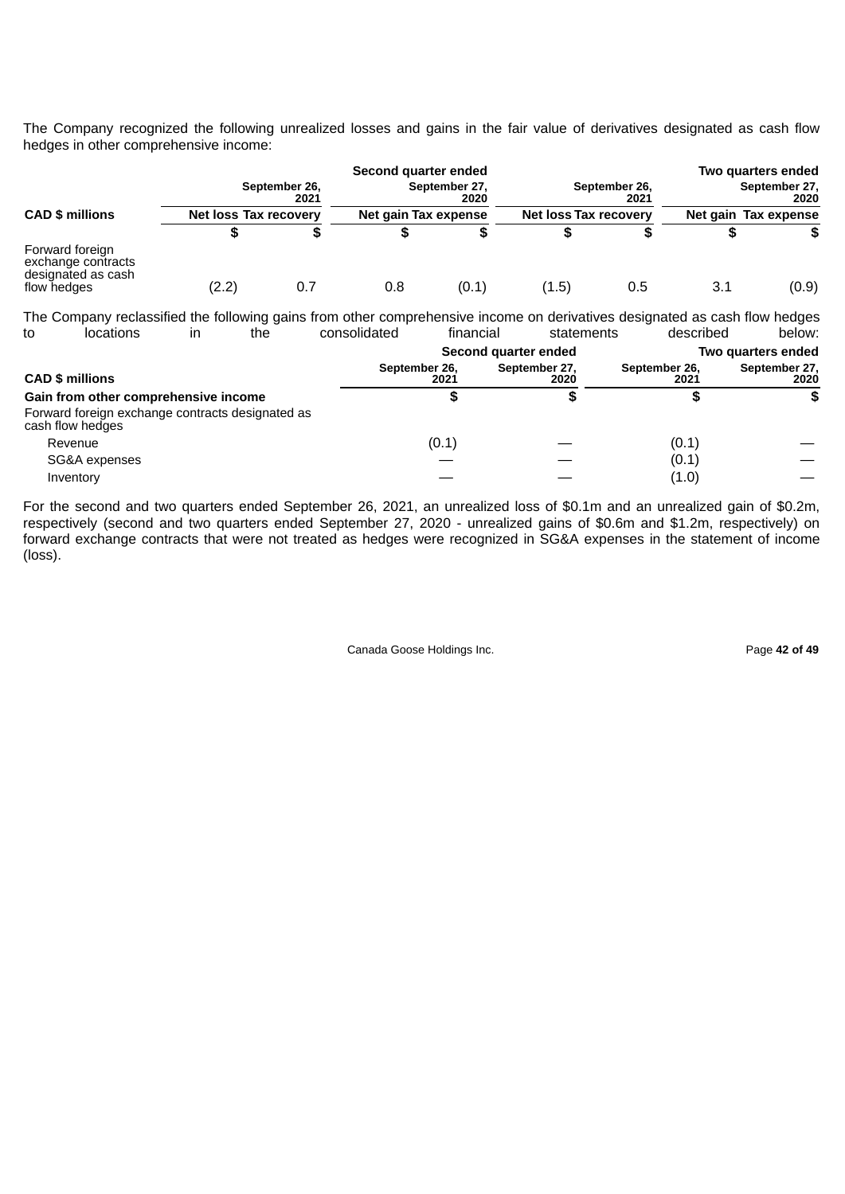The Company recognized the following unrealized losses and gains in the fair value of derivatives designated as cash flow hedges in other comprehensive income:

| | Second quarter ended | | | | Two quarters ended | | | |
|---|---|---|---|---|---|---|---|---|
| | September 26, 2021 | | September 27, 2020 | | September 26, 2021 | | September 27, 2020 | |
| CAD $ millions | Net loss | Tax recovery | Net gain | Tax expense | Net loss | Tax recovery | Net gain | Tax expense |
| | $ | $ | $ | $ | $ | $ | $ | $ |
| Forward foreign exchange contracts designated as cash flow hedges | (2.2) | 0.7 | 0.8 | (0.1) | (1.5) | 0.5 | 3.1 | (0.9) |

The Company reclassified the following gains from other comprehensive income on derivatives designated as cash flow hedges to locations in the consolidated financial statements described below:

| | Second quarter ended | | Two quarters ended | |
|---|---|---|---|---|
| CAD $ millions | September 26, 2021 | September 27, 2020 | September 26, 2021 | September 27, 2020 |
| **Gain from other comprehensive income** | $ | $ | $ | $ |
| Forward foreign exchange contracts designated as cash flow hedges | | | | |
| Revenue | (0.1) | — | (0.1) | — |
| SG&A expenses | — | — | (0.1) | — |
| Inventory | — | — | (1.0) | — |

For the second and two quarters ended September 26, 2021, an unrealized loss of $0.1m and an unrealized gain of $0.2m, respectively (second and two quarters ended September 27, 2020 - unrealized gains of $0.6m and $1.2m, respectively) on forward exchange contracts that were not treated as hedges were recognized in SG&A expenses in the statement of income (loss).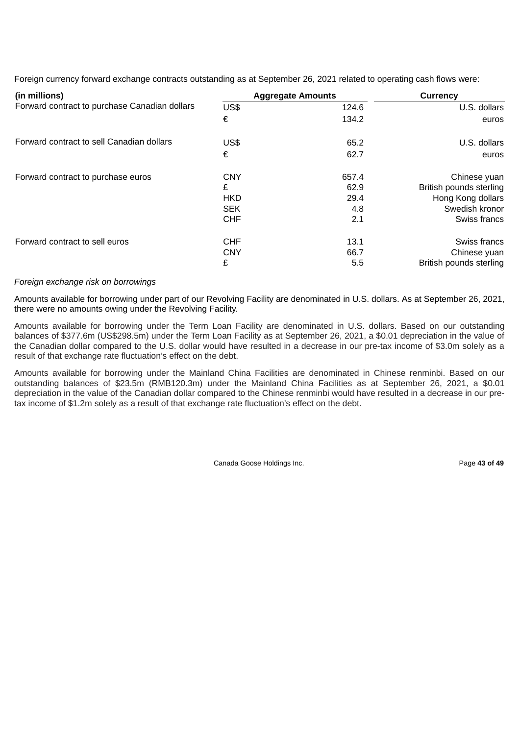Foreign currency forward exchange contracts outstanding as at September 26, 2021 related to operating cash flows were:

| (in millions) | Aggregate Amounts | | Currency |
|---|---|---|---|
| Forward contract to purchase Canadian dollars | US$ | 124.6 | U.S. dollars |
| | € | 134.2 | euros |
| Forward contract to sell Canadian dollars | US$ | 65.2 | U.S. dollars |
| | € | 62.7 | euros |
| Forward contract to purchase euros | CNY | 657.4 | Chinese yuan |
| | £ | 62.9 | British pounds sterling |
| | HKD | 29.4 | Hong Kong dollars |
| | SEK | 4.8 | Swedish kronor |
| | CHF | 2.1 | Swiss francs |
| Forward contract to sell euros | CHF | 13.1 | Swiss francs |
| | CNY | 66.7 | Chinese yuan |
| | £ | 5.5 | British pounds sterling |

*Foreign exchange risk on borrowings*

Amounts available for borrowing under part of our Revolving Facility are denominated in U.S. dollars. As at September 26, 2021, there were no amounts owing under the Revolving Facility.

Amounts available for borrowing under the Term Loan Facility are denominated in U.S. dollars. Based on our outstanding balances of $377.6m (US$298.5m) under the Term Loan Facility as at September 26, 2021, a $0.01 depreciation in the value of the Canadian dollar compared to the U.S. dollar would have resulted in a decrease in our pre-tax income of $3.0m solely as a result of that exchange rate fluctuation's effect on the debt.

Amounts available for borrowing under the Mainland China Facilities are denominated in Chinese renminbi. Based on our outstanding balances of $23.5m (RMB120.3m) under the Mainland China Facilities as at September 26, 2021, a $0.01 depreciation in the value of the Canadian dollar compared to the Chinese renminbi would have resulted in a decrease in our pre-tax income of $1.2m solely as a result of that exchange rate fluctuation's effect on the debt.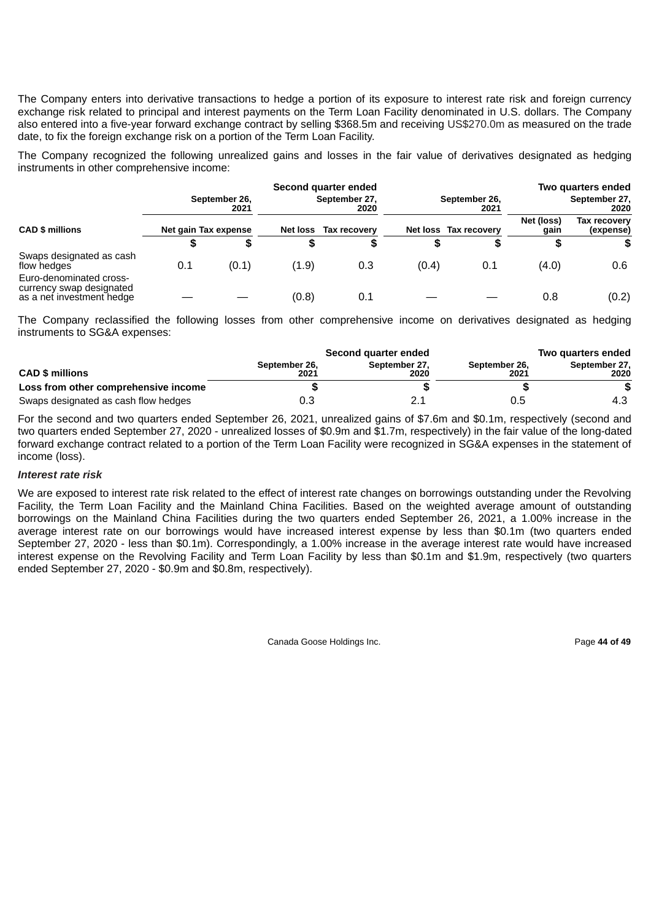The Company enters into derivative transactions to hedge a portion of its exposure to interest rate risk and foreign currency exchange risk related to principal and interest payments on the Term Loan Facility denominated in U.S. dollars. The Company also entered into a five-year forward exchange contract by selling $368.5m and receiving US$270.0m as measured on the trade date, to fix the foreign exchange risk on a portion of the Term Loan Facility.

The Company recognized the following unrealized gains and losses in the fair value of derivatives designated as hedging instruments in other comprehensive income:

| | Second quarter ended | | | | Two quarters ended | | | |
|---|---|---|---|---|---|---|---|---|
| | September 26, 2021 | | September 27, 2020 | | September 26, 2021 | | September 27, 2020 | |
| **CAD $ millions** | Net gain | Tax expense | Net loss | Tax recovery | Net loss | Tax recovery | Net (loss) gain | Tax recovery (expense) |
| | $ | $ | $ | $ | $ | $ | $ | $ |
| Swaps designated as cash flow hedges | 0.1 | (0.1) | (1.9) | 0.3 | (0.4) | 0.1 | (4.0) | 0.6 |
| Euro-denominated cross-currency swap designated as a net investment hedge | — | — | (0.8) | 0.1 | — | — | 0.8 | (0.2) |

The Company reclassified the following losses from other comprehensive income on derivatives designated as hedging instruments to SG&A expenses:

| | Second quarter ended | | Two quarters ended | |
|---|---|---|---|---|
| **CAD $ millions** | September 26, 2021 | September 27, 2020 | September 26, 2021 | September 27, 2020 |
| **Loss from other comprehensive income** | $ | $ | $ | $ |
| Swaps designated as cash flow hedges | 0.3 | 2.1 | 0.5 | 4.3 |

For the second and two quarters ended September 26, 2021, unrealized gains of $7.6m and $0.1m, respectively (second and two quarters ended September 27, 2020 - unrealized losses of $0.9m and $1.7m, respectively) in the fair value of the long-dated forward exchange contract related to a portion of the Term Loan Facility were recognized in SG&A expenses in the statement of income (loss).

***Interest rate risk***

We are exposed to interest rate risk related to the effect of interest rate changes on borrowings outstanding under the Revolving Facility, the Term Loan Facility and the Mainland China Facilities. Based on the weighted average amount of outstanding borrowings on the Mainland China Facilities during the two quarters ended September 26, 2021, a 1.00% increase in the average interest rate on our borrowings would have increased interest expense by less than $0.1m (two quarters ended September 27, 2020 - less than $0.1m). Correspondingly, a 1.00% increase in the average interest rate would have increased interest expense on the Revolving Facility and Term Loan Facility by less than $0.1m and $1.9m, respectively (two quarters ended September 27, 2020 - $0.9m and $0.8m, respectively).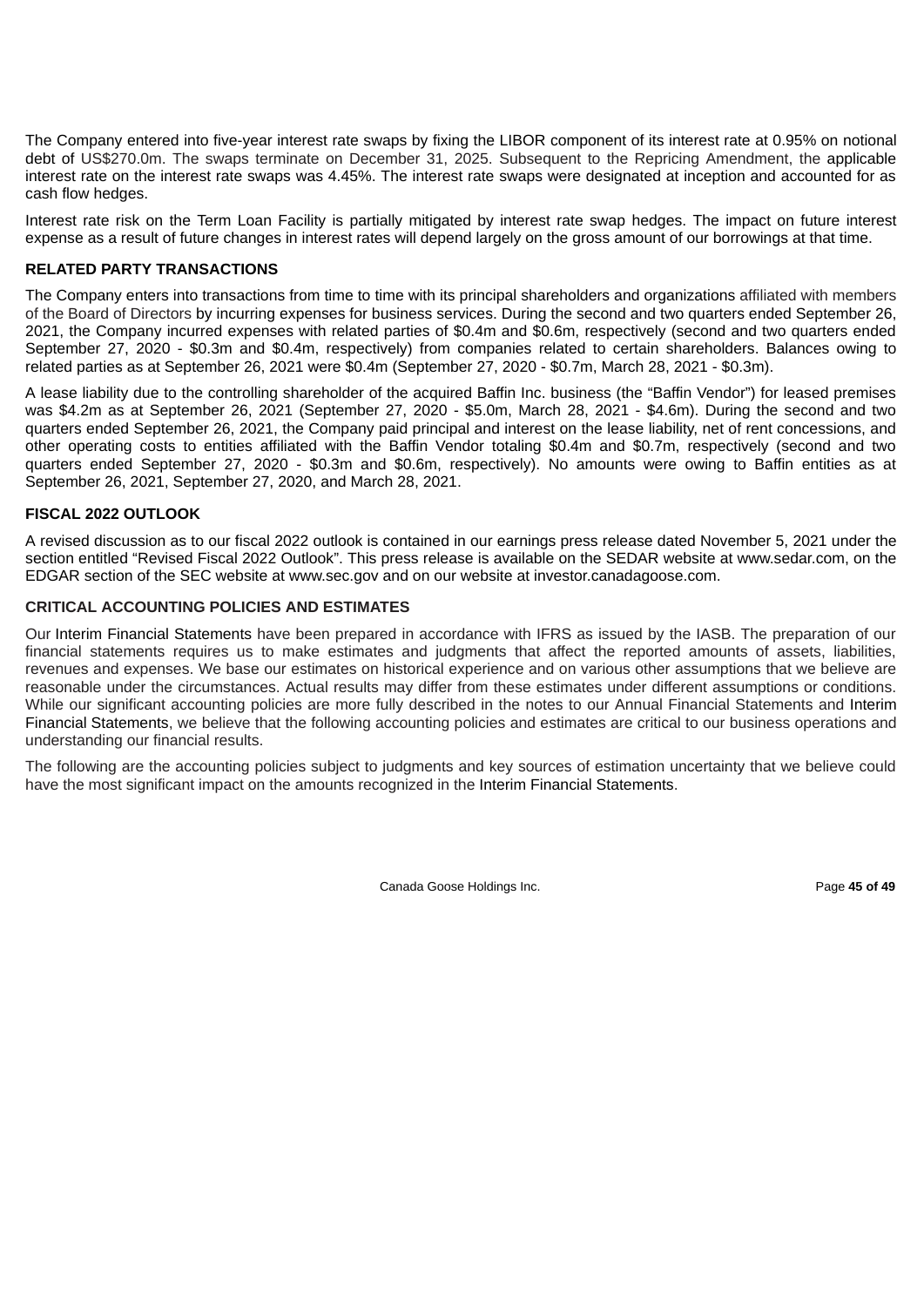The Company entered into five-year interest rate swaps by fixing the LIBOR component of its interest rate at 0.95% on notional debt of US$270.0m. The swaps terminate on December 31, 2025. Subsequent to the Repricing Amendment, the applicable interest rate on the interest rate swaps was 4.45%. The interest rate swaps were designated at inception and accounted for as cash flow hedges.

Interest rate risk on the Term Loan Facility is partially mitigated by interest rate swap hedges. The impact on future interest expense as a result of future changes in interest rates will depend largely on the gross amount of our borrowings at that time.

## RELATED PARTY TRANSACTIONS

The Company enters into transactions from time to time with its principal shareholders and organizations affiliated with members of the Board of Directors by incurring expenses for business services. During the second and two quarters ended September 26, 2021, the Company incurred expenses with related parties of $0.4m and $0.6m, respectively (second and two quarters ended September 27, 2020 - $0.3m and $0.4m, respectively) from companies related to certain shareholders. Balances owing to related parties as at September 26, 2021 were $0.4m (September 27, 2020 - $0.7m, March 28, 2021 - $0.3m).

A lease liability due to the controlling shareholder of the acquired Baffin Inc. business (the "Baffin Vendor") for leased premises was $4.2m as at September 26, 2021 (September 27, 2020 - $5.0m, March 28, 2021 - $4.6m). During the second and two quarters ended September 26, 2021, the Company paid principal and interest on the lease liability, net of rent concessions, and other operating costs to entities affiliated with the Baffin Vendor totaling $0.4m and $0.7m, respectively (second and two quarters ended September 27, 2020 - $0.3m and $0.6m, respectively). No amounts were owing to Baffin entities as at September 26, 2021, September 27, 2020, and March 28, 2021.

## FISCAL 2022 OUTLOOK

A revised discussion as to our fiscal 2022 outlook is contained in our earnings press release dated November 5, 2021 under the section entitled "Revised Fiscal 2022 Outlook". This press release is available on the SEDAR website at www.sedar.com, on the EDGAR section of the SEC website at www.sec.gov and on our website at investor.canadagoose.com.

## CRITICAL ACCOUNTING POLICIES AND ESTIMATES

Our Interim Financial Statements have been prepared in accordance with IFRS as issued by the IASB. The preparation of our financial statements requires us to make estimates and judgments that affect the reported amounts of assets, liabilities, revenues and expenses. We base our estimates on historical experience and on various other assumptions that we believe are reasonable under the circumstances. Actual results may differ from these estimates under different assumptions or conditions. While our significant accounting policies are more fully described in the notes to our Annual Financial Statements and Interim Financial Statements, we believe that the following accounting policies and estimates are critical to our business operations and understanding our financial results.

The following are the accounting policies subject to judgments and key sources of estimation uncertainty that we believe could have the most significant impact on the amounts recognized in the Interim Financial Statements.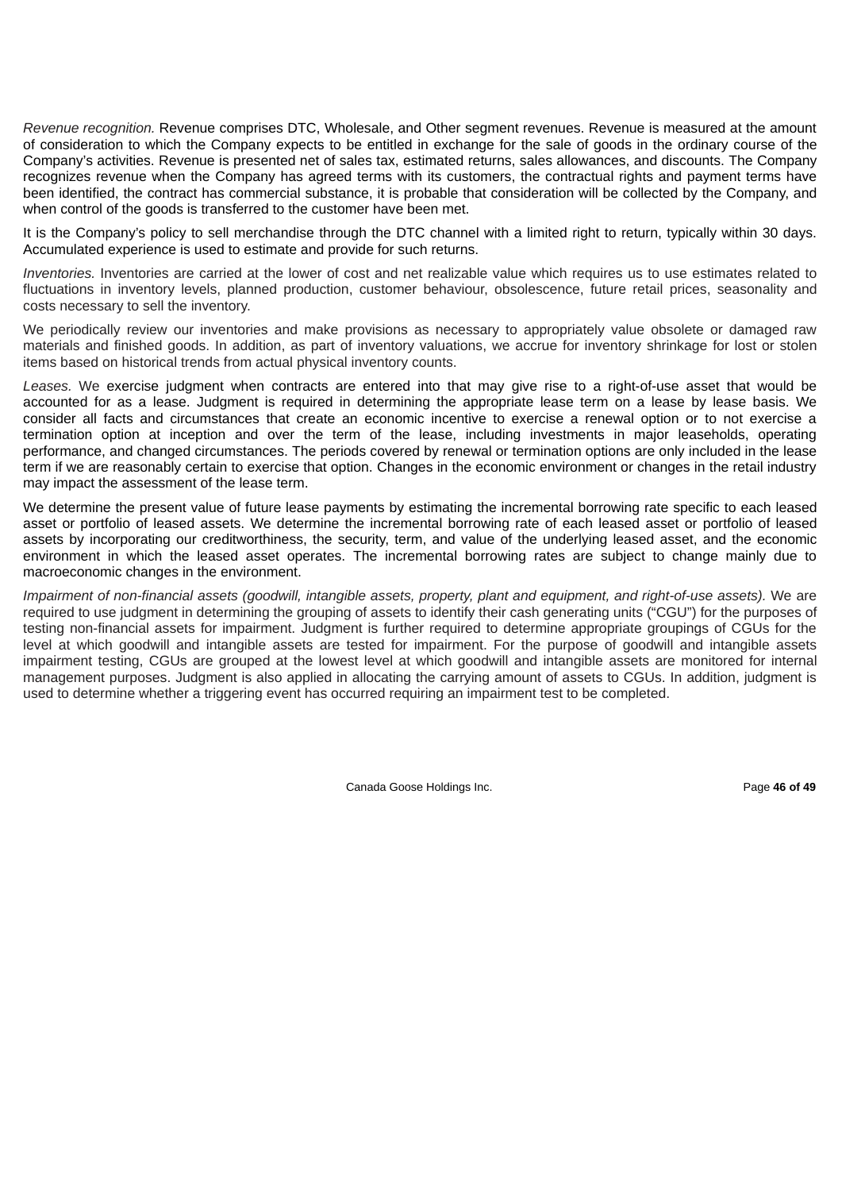*Revenue recognition.* Revenue comprises DTC, Wholesale, and Other segment revenues. Revenue is measured at the amount of consideration to which the Company expects to be entitled in exchange for the sale of goods in the ordinary course of the Company's activities. Revenue is presented net of sales tax, estimated returns, sales allowances, and discounts. The Company recognizes revenue when the Company has agreed terms with its customers, the contractual rights and payment terms have been identified, the contract has commercial substance, it is probable that consideration will be collected by the Company, and when control of the goods is transferred to the customer have been met.

It is the Company's policy to sell merchandise through the DTC channel with a limited right to return, typically within 30 days. Accumulated experience is used to estimate and provide for such returns.

*Inventories.* Inventories are carried at the lower of cost and net realizable value which requires us to use estimates related to fluctuations in inventory levels, planned production, customer behaviour, obsolescence, future retail prices, seasonality and costs necessary to sell the inventory.

We periodically review our inventories and make provisions as necessary to appropriately value obsolete or damaged raw materials and finished goods. In addition, as part of inventory valuations, we accrue for inventory shrinkage for lost or stolen items based on historical trends from actual physical inventory counts.

*Leases.* We exercise judgment when contracts are entered into that may give rise to a right-of-use asset that would be accounted for as a lease. Judgment is required in determining the appropriate lease term on a lease by lease basis. We consider all facts and circumstances that create an economic incentive to exercise a renewal option or to not exercise a termination option at inception and over the term of the lease, including investments in major leaseholds, operating performance, and changed circumstances. The periods covered by renewal or termination options are only included in the lease term if we are reasonably certain to exercise that option. Changes in the economic environment or changes in the retail industry may impact the assessment of the lease term.

We determine the present value of future lease payments by estimating the incremental borrowing rate specific to each leased asset or portfolio of leased assets. We determine the incremental borrowing rate of each leased asset or portfolio of leased assets by incorporating our creditworthiness, the security, term, and value of the underlying leased asset, and the economic environment in which the leased asset operates. The incremental borrowing rates are subject to change mainly due to macroeconomic changes in the environment.

*Impairment of non-financial assets (goodwill, intangible assets, property, plant and equipment, and right-of-use assets).* We are required to use judgment in determining the grouping of assets to identify their cash generating units ("CGU") for the purposes of testing non-financial assets for impairment. Judgment is further required to determine appropriate groupings of CGUs for the level at which goodwill and intangible assets are tested for impairment. For the purpose of goodwill and intangible assets impairment testing, CGUs are grouped at the lowest level at which goodwill and intangible assets are monitored for internal management purposes. Judgment is also applied in allocating the carrying amount of assets to CGUs. In addition, judgment is used to determine whether a triggering event has occurred requiring an impairment test to be completed.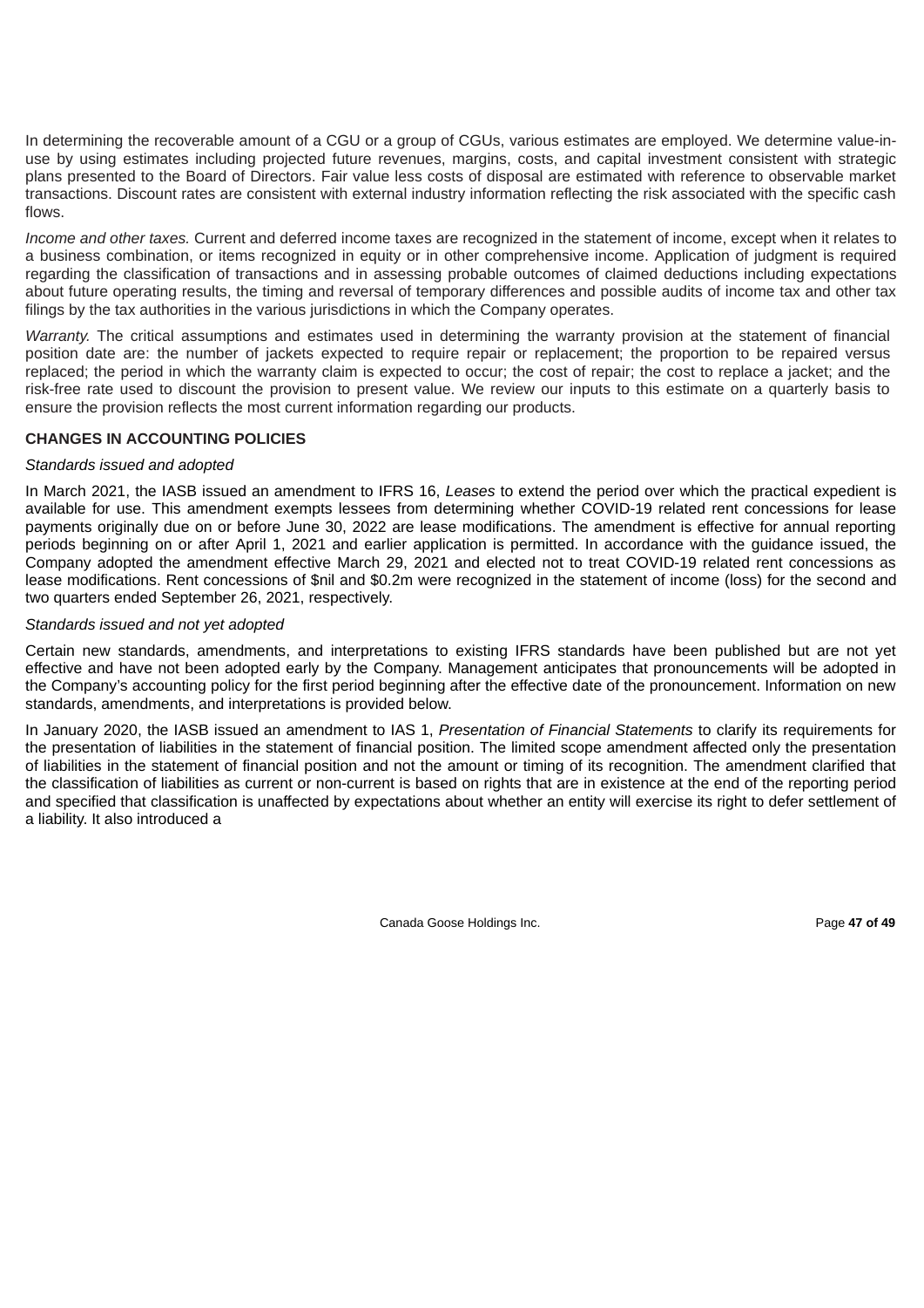In determining the recoverable amount of a CGU or a group of CGUs, various estimates are employed. We determine value-in-use by using estimates including projected future revenues, margins, costs, and capital investment consistent with strategic plans presented to the Board of Directors. Fair value less costs of disposal are estimated with reference to observable market transactions. Discount rates are consistent with external industry information reflecting the risk associated with the specific cash flows.

*Income and other taxes.* Current and deferred income taxes are recognized in the statement of income, except when it relates to a business combination, or items recognized in equity or in other comprehensive income. Application of judgment is required regarding the classification of transactions and in assessing probable outcomes of claimed deductions including expectations about future operating results, the timing and reversal of temporary differences and possible audits of income tax and other tax filings by the tax authorities in the various jurisdictions in which the Company operates.

*Warranty.* The critical assumptions and estimates used in determining the warranty provision at the statement of financial position date are: the number of jackets expected to require repair or replacement; the proportion to be repaired versus replaced; the period in which the warranty claim is expected to occur; the cost of repair; the cost to replace a jacket; and the risk-free rate used to discount the provision to present value. We review our inputs to this estimate on a quarterly basis to ensure the provision reflects the most current information regarding our products.

**CHANGES IN ACCOUNTING POLICIES**

*Standards issued and adopted*

In March 2021, the IASB issued an amendment to IFRS 16, *Leases* to extend the period over which the practical expedient is available for use. This amendment exempts lessees from determining whether COVID-19 related rent concessions for lease payments originally due on or before June 30, 2022 are lease modifications. The amendment is effective for annual reporting periods beginning on or after April 1, 2021 and earlier application is permitted. In accordance with the guidance issued, the Company adopted the amendment effective March 29, 2021 and elected not to treat COVID-19 related rent concessions as lease modifications. Rent concessions of $nil and $0.2m were recognized in the statement of income (loss) for the second and two quarters ended September 26, 2021, respectively.

*Standards issued and not yet adopted*

Certain new standards, amendments, and interpretations to existing IFRS standards have been published but are not yet effective and have not been adopted early by the Company. Management anticipates that pronouncements will be adopted in the Company's accounting policy for the first period beginning after the effective date of the pronouncement. Information on new standards, amendments, and interpretations is provided below.

In January 2020, the IASB issued an amendment to IAS 1, *Presentation of Financial Statements* to clarify its requirements for the presentation of liabilities in the statement of financial position. The limited scope amendment affected only the presentation of liabilities in the statement of financial position and not the amount or timing of its recognition. The amendment clarified that the classification of liabilities as current or non-current is based on rights that are in existence at the end of the reporting period and specified that classification is unaffected by expectations about whether an entity will exercise its right to defer settlement of a liability. It also introduced a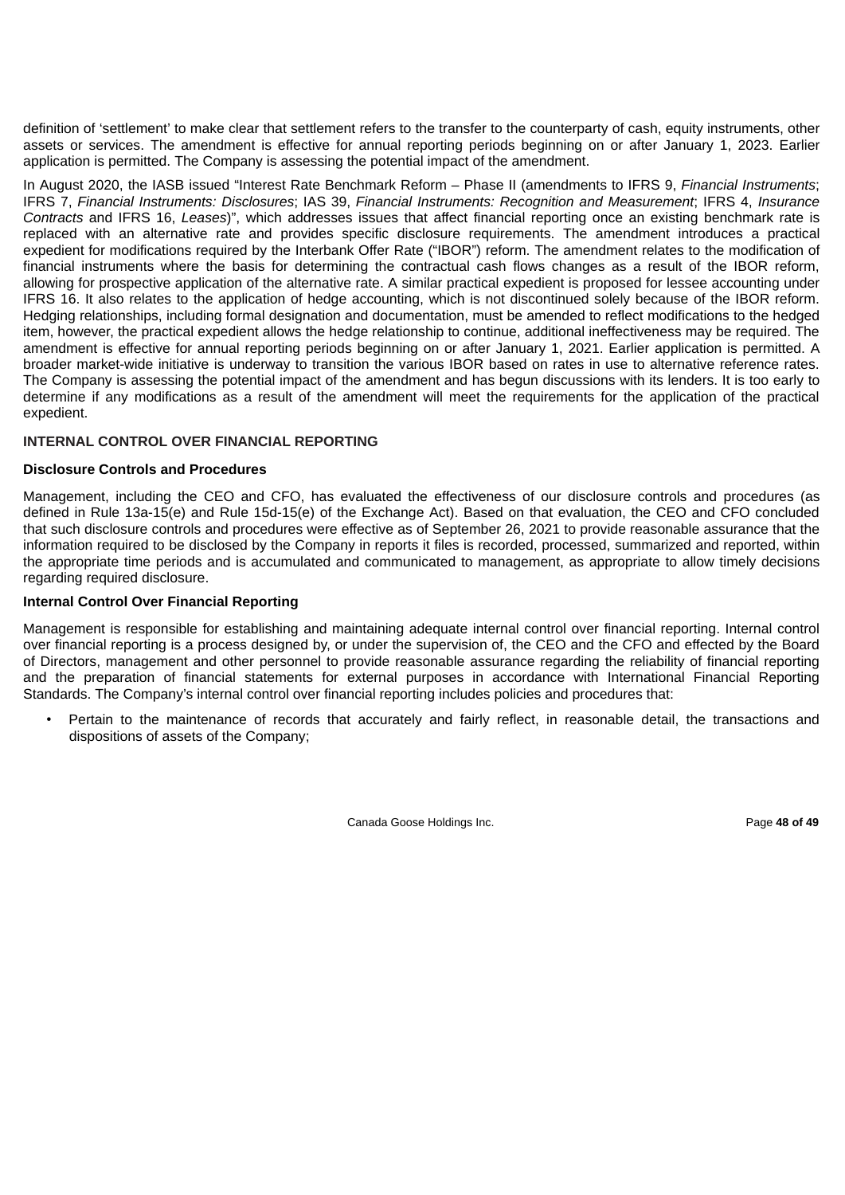definition of 'settlement' to make clear that settlement refers to the transfer to the counterparty of cash, equity instruments, other assets or services. The amendment is effective for annual reporting periods beginning on or after January 1, 2023. Earlier application is permitted. The Company is assessing the potential impact of the amendment.

In August 2020, the IASB issued "Interest Rate Benchmark Reform – Phase II (amendments to IFRS 9, *Financial Instruments*; IFRS 7, *Financial Instruments: Disclosures*; IAS 39, *Financial Instruments: Recognition and Measurement*; IFRS 4, *Insurance Contracts* and IFRS 16, *Leases*)", which addresses issues that affect financial reporting once an existing benchmark rate is replaced with an alternative rate and provides specific disclosure requirements. The amendment introduces a practical expedient for modifications required by the Interbank Offer Rate ("IBOR") reform. The amendment relates to the modification of financial instruments where the basis for determining the contractual cash flows changes as a result of the IBOR reform, allowing for prospective application of the alternative rate. A similar practical expedient is proposed for lessee accounting under IFRS 16. It also relates to the application of hedge accounting, which is not discontinued solely because of the IBOR reform. Hedging relationships, including formal designation and documentation, must be amended to reflect modifications to the hedged item, however, the practical expedient allows the hedge relationship to continue, additional ineffectiveness may be required. The amendment is effective for annual reporting periods beginning on or after January 1, 2021. Earlier application is permitted. A broader market-wide initiative is underway to transition the various IBOR based on rates in use to alternative reference rates. The Company is assessing the potential impact of the amendment and has begun discussions with its lenders. It is too early to determine if any modifications as a result of the amendment will meet the requirements for the application of the practical expedient.

## INTERNAL CONTROL OVER FINANCIAL REPORTING

### Disclosure Controls and Procedures

Management, including the CEO and CFO, has evaluated the effectiveness of our disclosure controls and procedures (as defined in Rule 13a-15(e) and Rule 15d-15(e) of the Exchange Act). Based on that evaluation, the CEO and CFO concluded that such disclosure controls and procedures were effective as of September 26, 2021 to provide reasonable assurance that the information required to be disclosed by the Company in reports it files is recorded, processed, summarized and reported, within the appropriate time periods and is accumulated and communicated to management, as appropriate to allow timely decisions regarding required disclosure.

### Internal Control Over Financial Reporting

Management is responsible for establishing and maintaining adequate internal control over financial reporting. Internal control over financial reporting is a process designed by, or under the supervision of, the CEO and the CFO and effected by the Board of Directors, management and other personnel to provide reasonable assurance regarding the reliability of financial reporting and the preparation of financial statements for external purposes in accordance with International Financial Reporting Standards. The Company's internal control over financial reporting includes policies and procedures that:

- Pertain to the maintenance of records that accurately and fairly reflect, in reasonable detail, the transactions and dispositions of assets of the Company;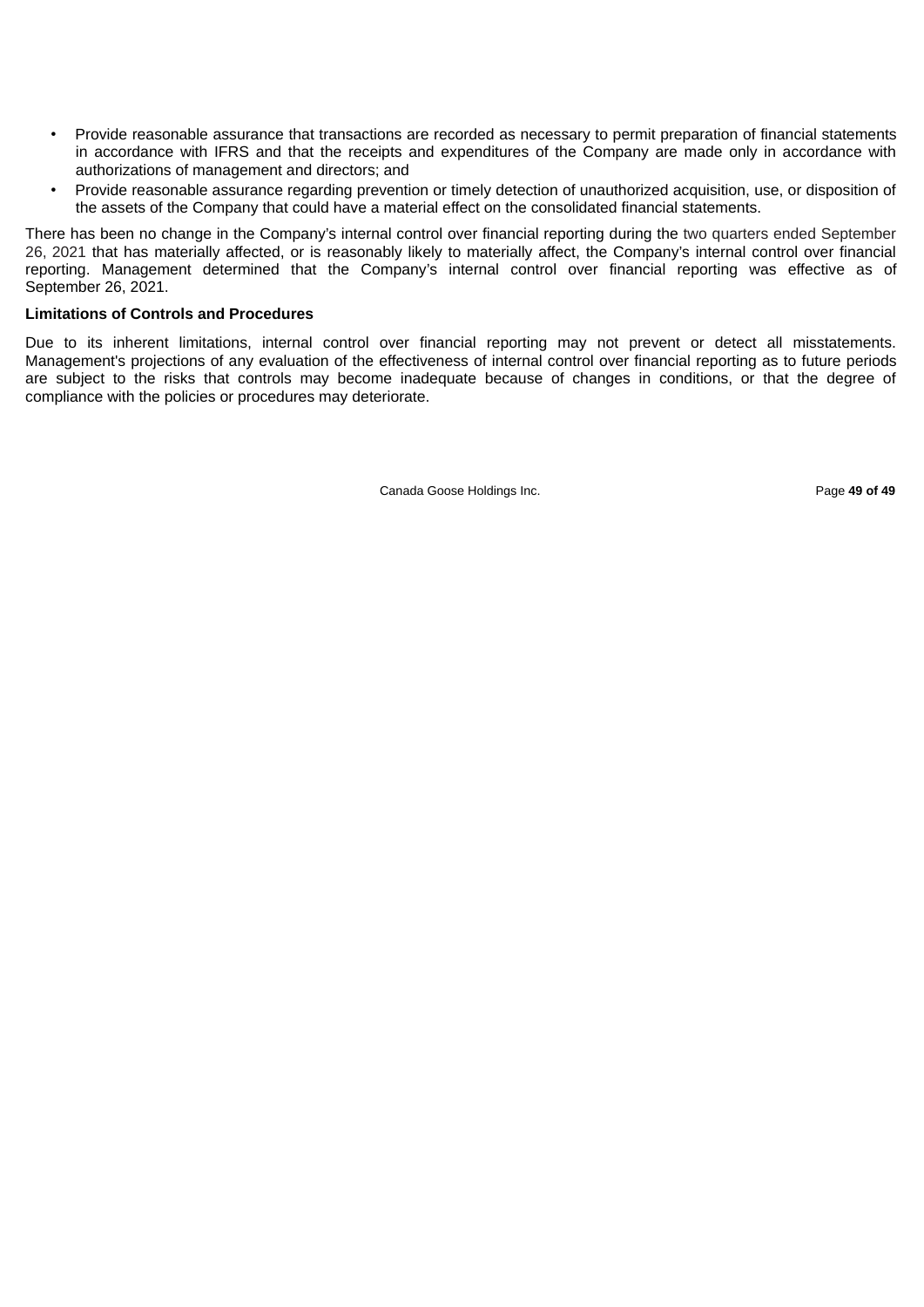- Provide reasonable assurance that transactions are recorded as necessary to permit preparation of financial statements in accordance with IFRS and that the receipts and expenditures of the Company are made only in accordance with authorizations of management and directors; and
- Provide reasonable assurance regarding prevention or timely detection of unauthorized acquisition, use, or disposition of the assets of the Company that could have a material effect on the consolidated financial statements.

There has been no change in the Company's internal control over financial reporting during the two quarters ended September 26, 2021 that has materially affected, or is reasonably likely to materially affect, the Company's internal control over financial reporting. Management determined that the Company's internal control over financial reporting was effective as of September 26, 2021.

**Limitations of Controls and Procedures**

Due to its inherent limitations, internal control over financial reporting may not prevent or detect all misstatements. Management's projections of any evaluation of the effectiveness of internal control over financial reporting as to future periods are subject to the risks that controls may become inadequate because of changes in conditions, or that the degree of compliance with the policies or procedures may deteriorate.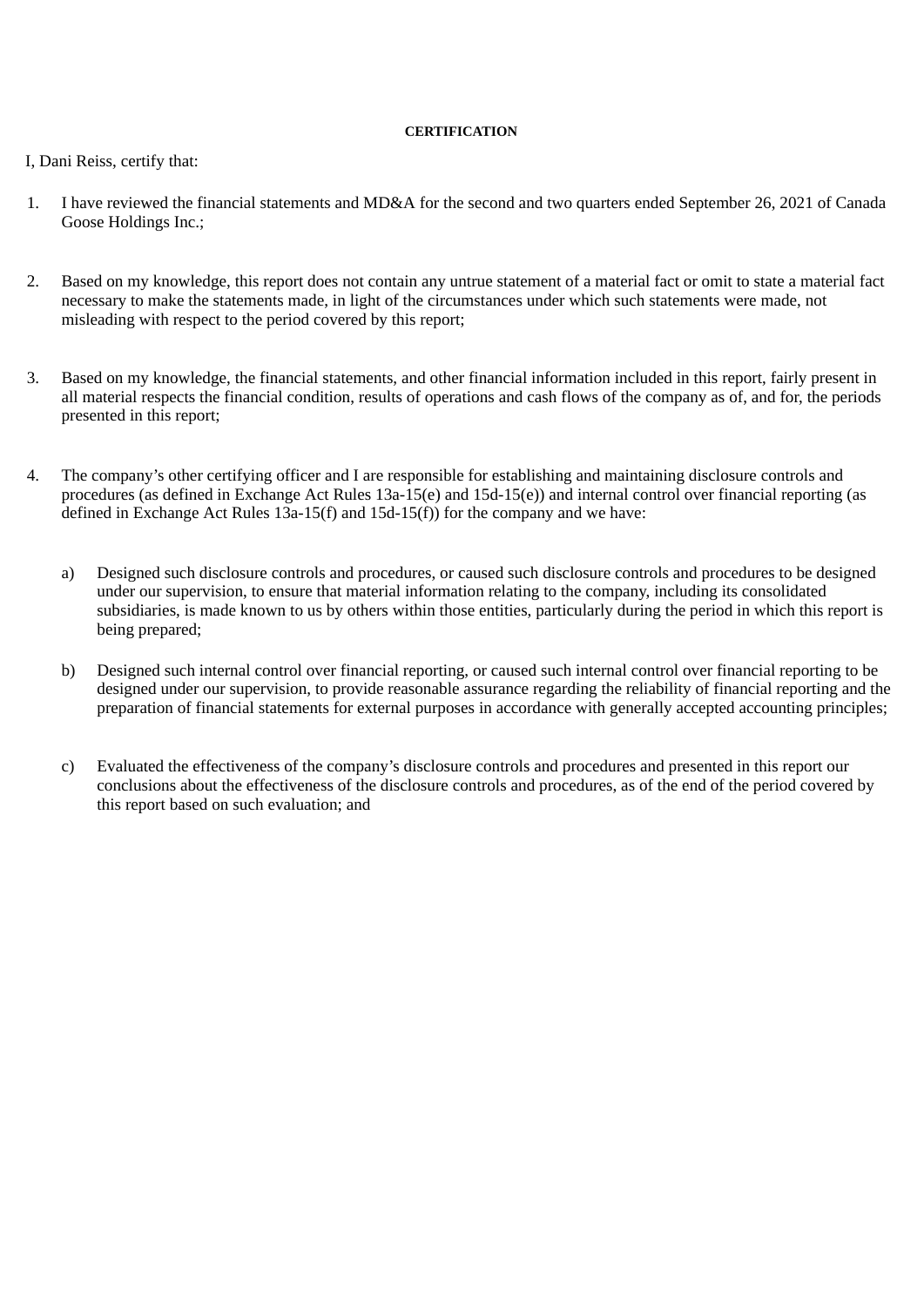**CERTIFICATION**

I, Dani Reiss, certify that:

1. I have reviewed the financial statements and MD&A for the second and two quarters ended September 26, 2021 of Canada Goose Holdings Inc.;

2. Based on my knowledge, this report does not contain any untrue statement of a material fact or omit to state a material fact necessary to make the statements made, in light of the circumstances under which such statements were made, not misleading with respect to the period covered by this report;

3. Based on my knowledge, the financial statements, and other financial information included in this report, fairly present in all material respects the financial condition, results of operations and cash flows of the company as of, and for, the periods presented in this report;

4. The company's other certifying officer and I are responsible for establishing and maintaining disclosure controls and procedures (as defined in Exchange Act Rules 13a-15(e) and 15d-15(e)) and internal control over financial reporting (as defined in Exchange Act Rules 13a-15(f) and 15d-15(f)) for the company and we have:

   a) Designed such disclosure controls and procedures, or caused such disclosure controls and procedures to be designed under our supervision, to ensure that material information relating to the company, including its consolidated subsidiaries, is made known to us by others within those entities, particularly during the period in which this report is being prepared;

   b) Designed such internal control over financial reporting, or caused such internal control over financial reporting to be designed under our supervision, to provide reasonable assurance regarding the reliability of financial reporting and the preparation of financial statements for external purposes in accordance with generally accepted accounting principles;

   c) Evaluated the effectiveness of the company's disclosure controls and procedures and presented in this report our conclusions about the effectiveness of the disclosure controls and procedures, as of the end of the period covered by this report based on such evaluation; and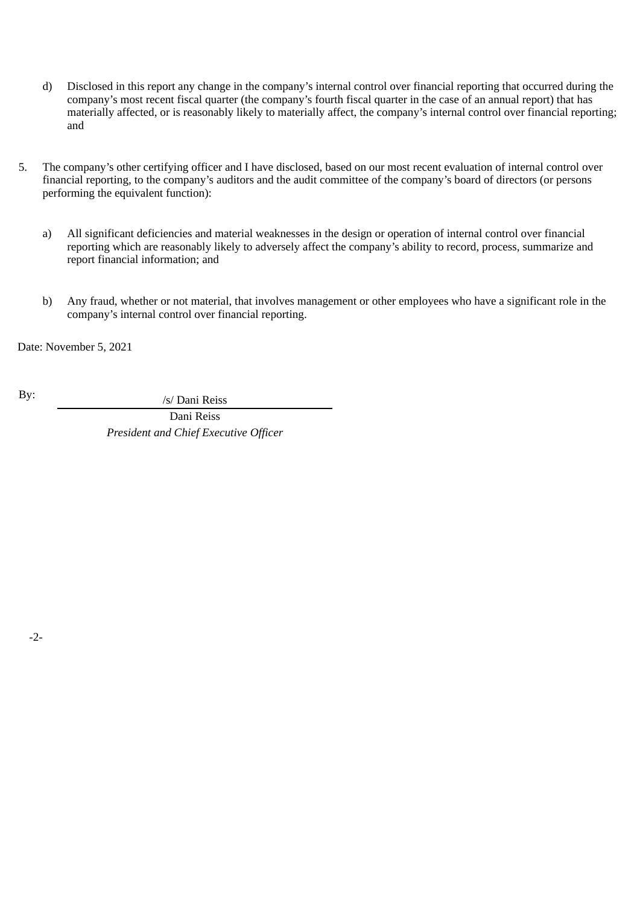d) Disclosed in this report any change in the company’s internal control over financial reporting that occurred during the company’s most recent fiscal quarter (the company’s fourth fiscal quarter in the case of an annual report) that has materially affected, or is reasonably likely to materially affect, the company’s internal control over financial reporting; and

5. The company’s other certifying officer and I have disclosed, based on our most recent evaluation of internal control over financial reporting, to the company’s auditors and the audit committee of the company’s board of directors (or persons performing the equivalent function):

   a) All significant deficiencies and material weaknesses in the design or operation of internal control over financial reporting which are reasonably likely to adversely affect the company’s ability to record, process, summarize and report financial information; and

   b) Any fraud, whether or not material, that involves management or other employees who have a significant role in the company’s internal control over financial reporting.

Date: November 5, 2021

By: /s/ Dani Reiss

Dani Reiss

*President and Chief Executive Officer*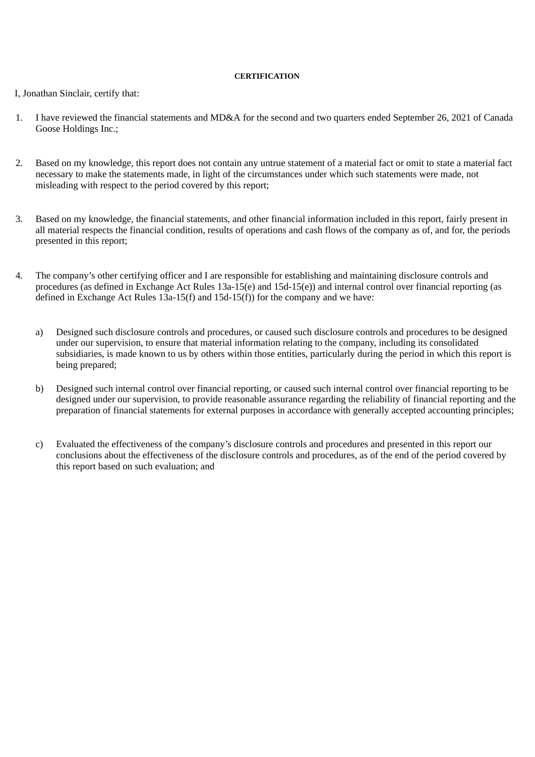**CERTIFICATION**

I, Jonathan Sinclair, certify that:

1. I have reviewed the financial statements and MD&A for the second and two quarters ended September 26, 2021 of Canada Goose Holdings Inc.;

2. Based on my knowledge, this report does not contain any untrue statement of a material fact or omit to state a material fact necessary to make the statements made, in light of the circumstances under which such statements were made, not misleading with respect to the period covered by this report;

3. Based on my knowledge, the financial statements, and other financial information included in this report, fairly present in all material respects the financial condition, results of operations and cash flows of the company as of, and for, the periods presented in this report;

4. The company's other certifying officer and I are responsible for establishing and maintaining disclosure controls and procedures (as defined in Exchange Act Rules 13a-15(e) and 15d-15(e)) and internal control over financial reporting (as defined in Exchange Act Rules 13a-15(f) and 15d-15(f)) for the company and we have:

    a) Designed such disclosure controls and procedures, or caused such disclosure controls and procedures to be designed under our supervision, to ensure that material information relating to the company, including its consolidated subsidiaries, is made known to us by others within those entities, particularly during the period in which this report is being prepared;

    b) Designed such internal control over financial reporting, or caused such internal control over financial reporting to be designed under our supervision, to provide reasonable assurance regarding the reliability of financial reporting and the preparation of financial statements for external purposes in accordance with generally accepted accounting principles;

    c) Evaluated the effectiveness of the company's disclosure controls and procedures and presented in this report our conclusions about the effectiveness of the disclosure controls and procedures, as of the end of the period covered by this report based on such evaluation; and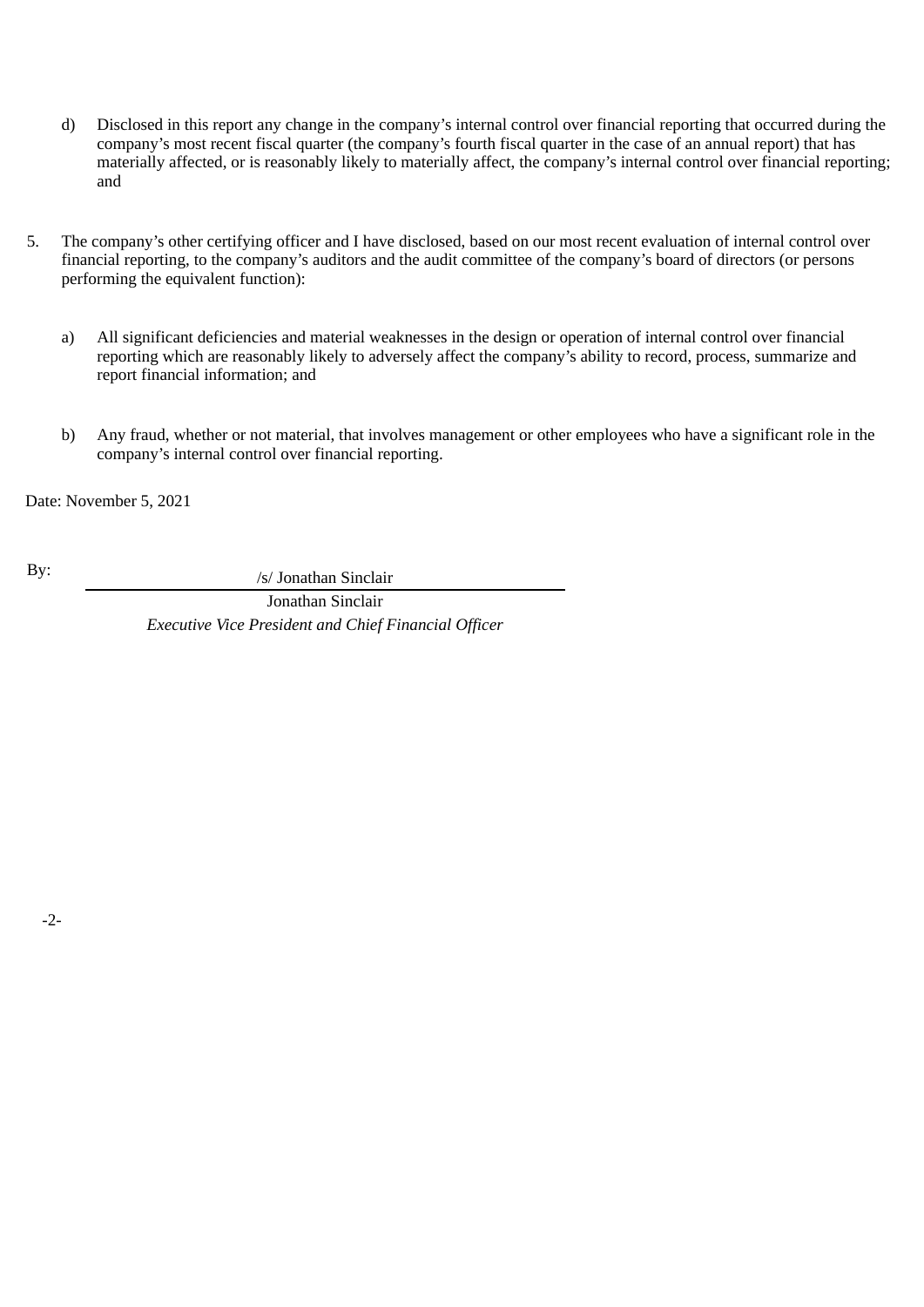d) Disclosed in this report any change in the company's internal control over financial reporting that occurred during the company's most recent fiscal quarter (the company's fourth fiscal quarter in the case of an annual report) that has materially affected, or is reasonably likely to materially affect, the company's internal control over financial reporting; and

5. The company's other certifying officer and I have disclosed, based on our most recent evaluation of internal control over financial reporting, to the company's auditors and the audit committee of the company's board of directors (or persons performing the equivalent function):

   a) All significant deficiencies and material weaknesses in the design or operation of internal control over financial reporting which are reasonably likely to adversely affect the company's ability to record, process, summarize and report financial information; and

   b) Any fraud, whether or not material, that involves management or other employees who have a significant role in the company's internal control over financial reporting.

Date: November 5, 2021

By: /s/ Jonathan Sinclair

Jonathan Sinclair

*Executive Vice President and Chief Financial Officer*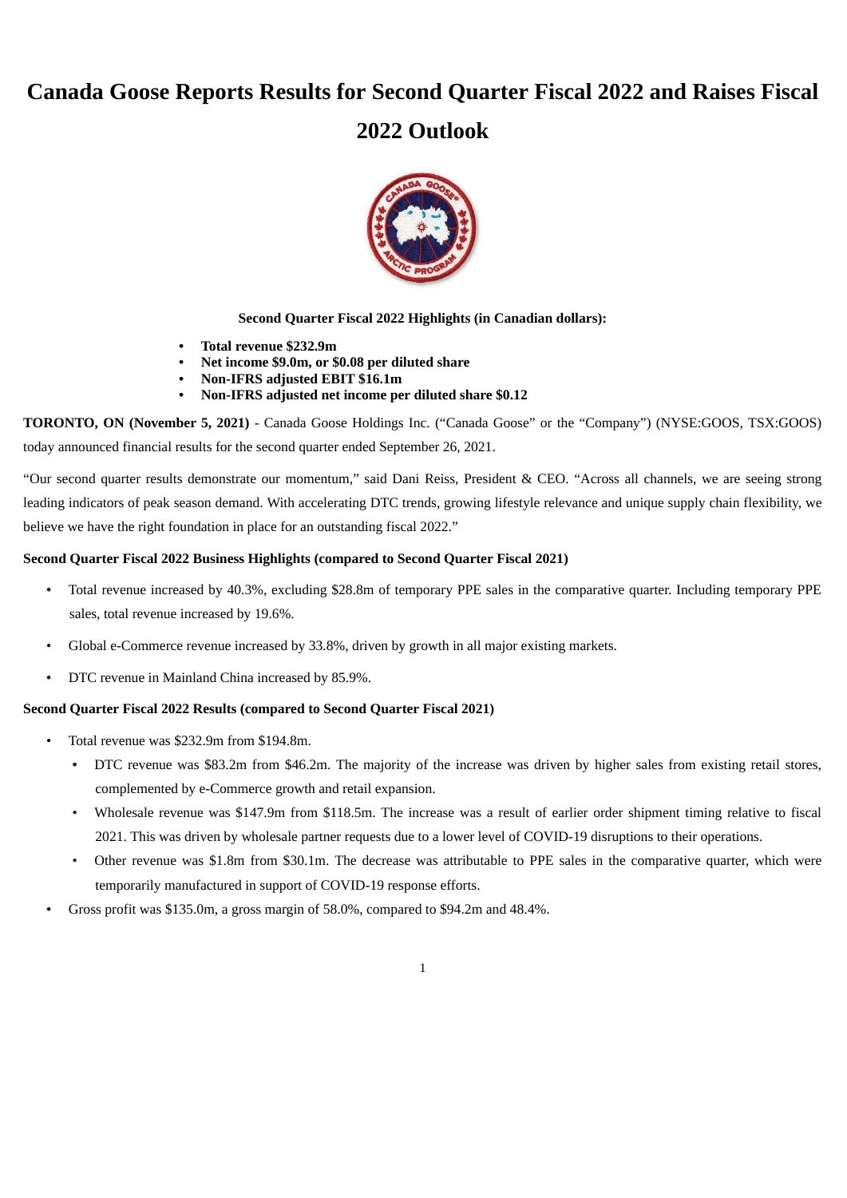# Canada Goose Reports Results for Second Quarter Fiscal 2022 and Raises Fiscal 2022 Outlook

**Second Quarter Fiscal 2022 Highlights (in Canadian dollars):**

- **Total revenue $232.9m**
- **Net income $9.0m, or $0.08 per diluted share**
- **Non-IFRS adjusted EBIT $16.1m**
- **Non-IFRS adjusted net income per diluted share $0.12**

**TORONTO, ON (November 5, 2021)** - Canada Goose Holdings Inc. ("Canada Goose" or the "Company") (NYSE:GOOS, TSX:GOOS) today announced financial results for the second quarter ended September 26, 2021.

"Our second quarter results demonstrate our momentum," said Dani Reiss, President & CEO. "Across all channels, we are seeing strong leading indicators of peak season demand. With accelerating DTC trends, growing lifestyle relevance and unique supply chain flexibility, we believe we have the right foundation in place for an outstanding fiscal 2022."

**Second Quarter Fiscal 2022 Business Highlights (compared to Second Quarter Fiscal 2021)**

- Total revenue increased by 40.3%, excluding $28.8m of temporary PPE sales in the comparative quarter. Including temporary PPE sales, total revenue increased by 19.6%.
- Global e-Commerce revenue increased by 33.8%, driven by growth in all major existing markets.
- DTC revenue in Mainland China increased by 85.9%.

**Second Quarter Fiscal 2022 Results (compared to Second Quarter Fiscal 2021)**

- Total revenue was $232.9m from $194.8m.
  - DTC revenue was $83.2m from $46.2m. The majority of the increase was driven by higher sales from existing retail stores, complemented by e-Commerce growth and retail expansion.
  - Wholesale revenue was $147.9m from $118.5m. The increase was a result of earlier order shipment timing relative to fiscal 2021. This was driven by wholesale partner requests due to a lower level of COVID-19 disruptions to their operations.
  - Other revenue was $1.8m from $30.1m. The decrease was attributable to PPE sales in the comparative quarter, which were temporarily manufactured in support of COVID-19 response efforts.
- Gross profit was $135.0m, a gross margin of 58.0%, compared to $94.2m and 48.4%.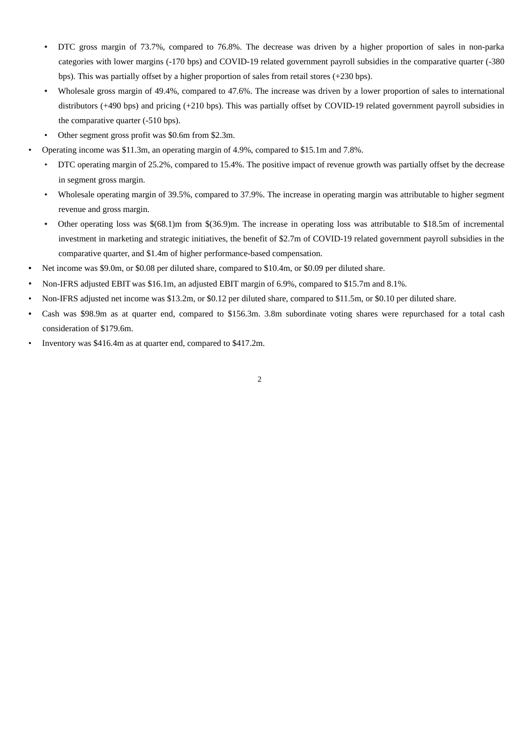- DTC gross margin of 73.7%, compared to 76.8%. The decrease was driven by a higher proportion of sales in non-parka categories with lower margins (-170 bps) and COVID-19 related government payroll subsidies in the comparative quarter (-380 bps). This was partially offset by a higher proportion of sales from retail stores (+230 bps).
  - Wholesale gross margin of 49.4%, compared to 47.6%. The increase was driven by a lower proportion of sales to international distributors (+490 bps) and pricing (+210 bps). This was partially offset by COVID-19 related government payroll subsidies in the comparative quarter (-510 bps).
  - Other segment gross profit was $0.6m from $2.3m.
- Operating income was $11.3m, an operating margin of 4.9%, compared to $15.1m and 7.8%.
  - DTC operating margin of 25.2%, compared to 15.4%. The positive impact of revenue growth was partially offset by the decrease in segment gross margin.
  - Wholesale operating margin of 39.5%, compared to 37.9%. The increase in operating margin was attributable to higher segment revenue and gross margin.
  - Other operating loss was $(68.1)m from $(36.9)m. The increase in operating loss was attributable to $18.5m of incremental investment in marketing and strategic initiatives, the benefit of $2.7m of COVID-19 related government payroll subsidies in the comparative quarter, and $1.4m of higher performance-based compensation.
- Net income was $9.0m, or $0.08 per diluted share, compared to $10.4m, or $0.09 per diluted share.
- Non-IFRS adjusted EBIT was $16.1m, an adjusted EBIT margin of 6.9%, compared to $15.7m and 8.1%.
- Non-IFRS adjusted net income was $13.2m, or $0.12 per diluted share, compared to $11.5m, or $0.10 per diluted share.
- Cash was $98.9m as at quarter end, compared to $156.3m. 3.8m subordinate voting shares were repurchased for a total cash consideration of $179.6m.
- Inventory was $416.4m as at quarter end, compared to $417.2m.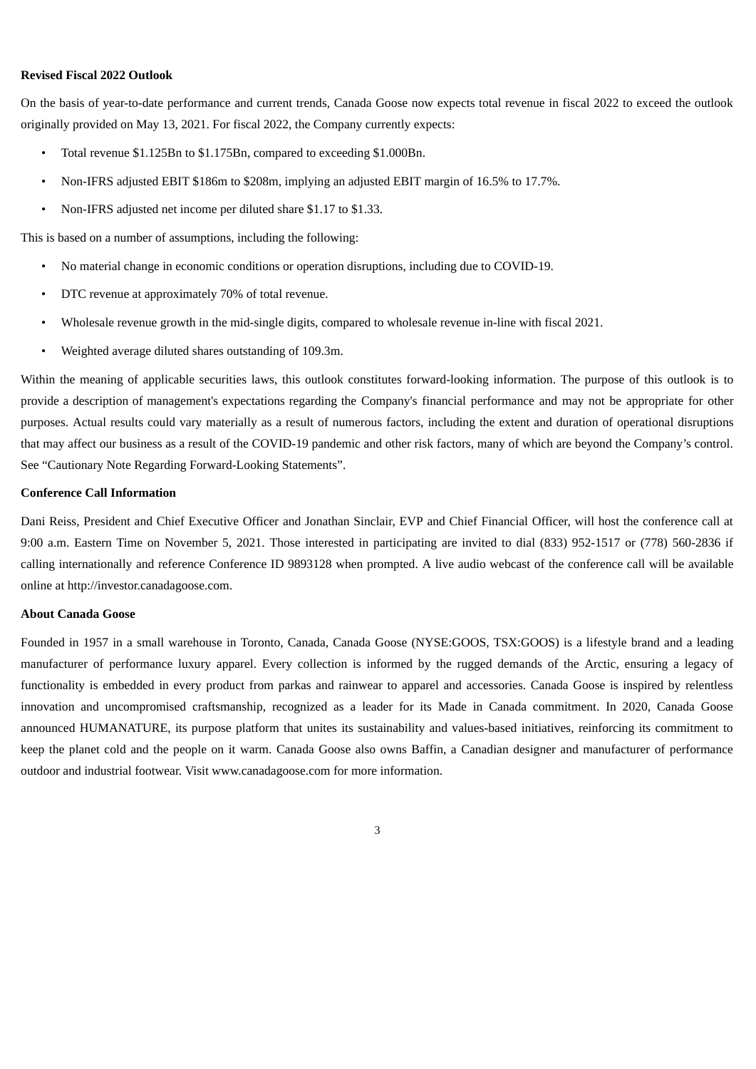**Revised Fiscal 2022 Outlook**

On the basis of year-to-date performance and current trends, Canada Goose now expects total revenue in fiscal 2022 to exceed the outlook originally provided on May 13, 2021. For fiscal 2022, the Company currently expects:

- Total revenue $1.125Bn to $1.175Bn, compared to exceeding $1.000Bn.
- Non-IFRS adjusted EBIT $186m to $208m, implying an adjusted EBIT margin of 16.5% to 17.7%.
- Non-IFRS adjusted net income per diluted share $1.17 to $1.33.

This is based on a number of assumptions, including the following:

- No material change in economic conditions or operation disruptions, including due to COVID-19.
- DTC revenue at approximately 70% of total revenue.
- Wholesale revenue growth in the mid-single digits, compared to wholesale revenue in-line with fiscal 2021.
- Weighted average diluted shares outstanding of 109.3m.

Within the meaning of applicable securities laws, this outlook constitutes forward-looking information. The purpose of this outlook is to provide a description of management's expectations regarding the Company's financial performance and may not be appropriate for other purposes. Actual results could vary materially as a result of numerous factors, including the extent and duration of operational disruptions that may affect our business as a result of the COVID-19 pandemic and other risk factors, many of which are beyond the Company's control. See "Cautionary Note Regarding Forward-Looking Statements".

**Conference Call Information**

Dani Reiss, President and Chief Executive Officer and Jonathan Sinclair, EVP and Chief Financial Officer, will host the conference call at 9:00 a.m. Eastern Time on November 5, 2021. Those interested in participating are invited to dial (833) 952-1517 or (778) 560-2836 if calling internationally and reference Conference ID 9893128 when prompted. A live audio webcast of the conference call will be available online at http://investor.canadagoose.com.

**About Canada Goose**

Founded in 1957 in a small warehouse in Toronto, Canada, Canada Goose (NYSE:GOOS, TSX:GOOS) is a lifestyle brand and a leading manufacturer of performance luxury apparel. Every collection is informed by the rugged demands of the Arctic, ensuring a legacy of functionality is embedded in every product from parkas and rainwear to apparel and accessories. Canada Goose is inspired by relentless innovation and uncompromised craftsmanship, recognized as a leader for its Made in Canada commitment. In 2020, Canada Goose announced HUMANATURE, its purpose platform that unites its sustainability and values-based initiatives, reinforcing its commitment to keep the planet cold and the people on it warm. Canada Goose also owns Baffin, a Canadian designer and manufacturer of performance outdoor and industrial footwear. Visit www.canadagoose.com for more information.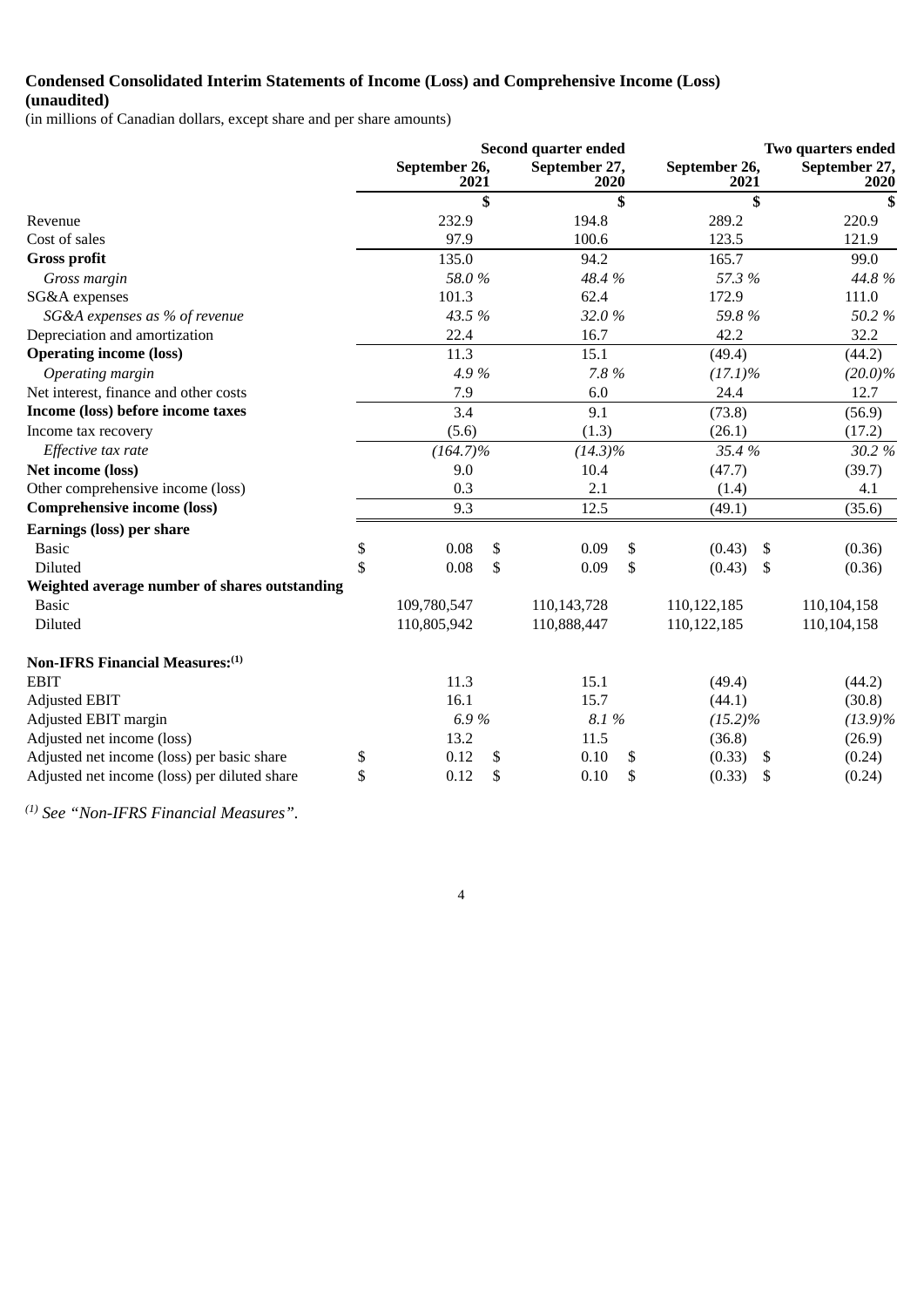**Condensed Consolidated Interim Statements of Income (Loss) and Comprehensive Income (Loss) (unaudited)**

(in millions of Canadian dollars, except share and per share amounts)

| | Second quarter ended | | Two quarters ended | |
|---|---|---|---|---|
| | September 26, 2021 | September 27, 2020 | September 26, 2021 | September 27, 2020 |
| | $ | $ | $ | $ |
| Revenue | 232.9 | 194.8 | 289.2 | 220.9 |
| Cost of sales | 97.9 | 100.6 | 123.5 | 121.9 |
| **Gross profit** | 135.0 | 94.2 | 165.7 | 99.0 |
| *Gross margin* | *58.0 %* | *48.4 %* | *57.3 %* | *44.8 %* |
| SG&A expenses | 101.3 | 62.4 | 172.9 | 111.0 |
| *SG&A expenses as % of revenue* | *43.5 %* | *32.0 %* | *59.8 %* | *50.2 %* |
| Depreciation and amortization | 22.4 | 16.7 | 42.2 | 32.2 |
| **Operating income (loss)** | 11.3 | 15.1 | (49.4) | (44.2) |
| *Operating margin* | *4.9 %* | *7.8 %* | *(17.1)%* | *(20.0)%* |
| Net interest, finance and other costs | 7.9 | 6.0 | 24.4 | 12.7 |
| **Income (loss) before income taxes** | 3.4 | 9.1 | (73.8) | (56.9) |
| Income tax recovery | (5.6) | (1.3) | (26.1) | (17.2) |
| *Effective tax rate* | *(164.7)%* | *(14.3)%* | *35.4 %* | *30.2 %* |
| **Net income (loss)** | 9.0 | 10.4 | (47.7) | (39.7) |
| Other comprehensive income (loss) | 0.3 | 2.1 | (1.4) | 4.1 |
| **Comprehensive income (loss)** | 9.3 | 12.5 | (49.1) | (35.6) |
| **Earnings (loss) per share** | | | | |
| Basic | $ 0.08 | $ 0.09 | $ (0.43) | $ (0.36) |
| Diluted | $ 0.08 | $ 0.09 | $ (0.43) | $ (0.36) |
| **Weighted average number of shares outstanding** | | | | |
| Basic | 109,780,547 | 110,143,728 | 110,122,185 | 110,104,158 |
| Diluted | 110,805,942 | 110,888,447 | 110,122,185 | 110,104,158 |
| | | | | |
| **Non-IFRS Financial Measures:(1)** | | | | |
| EBIT | 11.3 | 15.1 | (49.4) | (44.2) |
| Adjusted EBIT | 16.1 | 15.7 | (44.1) | (30.8) |
| Adjusted EBIT margin | *6.9 %* | *8.1 %* | *(15.2)%* | *(13.9)%* |
| Adjusted net income (loss) | 13.2 | 11.5 | (36.8) | (26.9) |
| Adjusted net income (loss) per basic share | $ 0.12 | $ 0.10 | $ (0.33) | $ (0.24) |
| Adjusted net income (loss) per diluted share | $ 0.12 | $ 0.10 | $ (0.33) | $ (0.24) |

*(1) See "Non-IFRS Financial Measures".*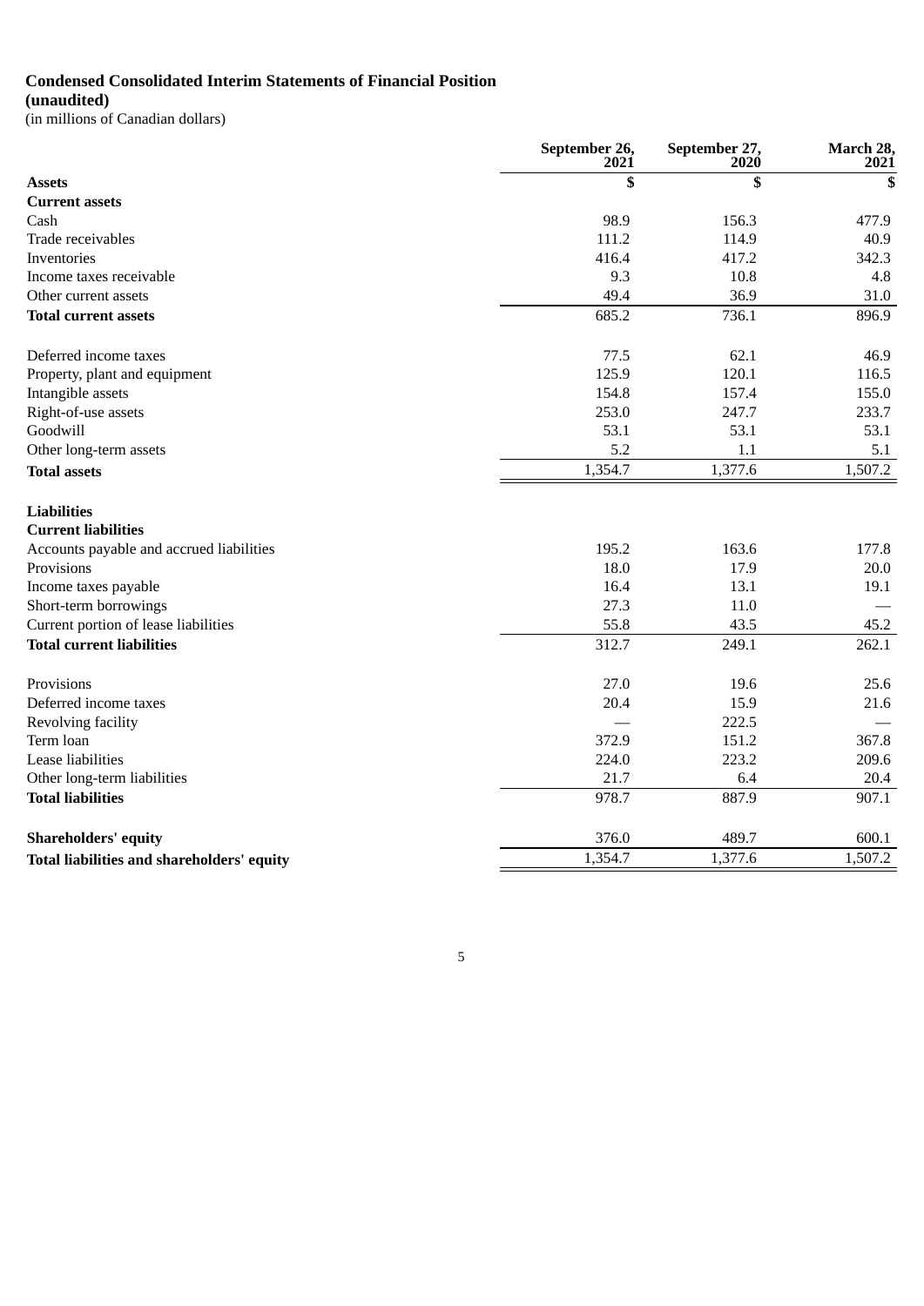**Condensed Consolidated Interim Statements of Financial Position (unaudited)**

(in millions of Canadian dollars)

| | September 26, 2021 | September 27, 2020 | March 28, 2021 |
|---|---|---|---|
| **Assets** | **$** | **$** | **$** |
| **Current assets** | | | |
| Cash | 98.9 | 156.3 | 477.9 |
| Trade receivables | 111.2 | 114.9 | 40.9 |
| Inventories | 416.4 | 417.2 | 342.3 |
| Income taxes receivable | 9.3 | 10.8 | 4.8 |
| Other current assets | 49.4 | 36.9 | 31.0 |
| **Total current assets** | 685.2 | 736.1 | 896.9 |
| | | | |
| Deferred income taxes | 77.5 | 62.1 | 46.9 |
| Property, plant and equipment | 125.9 | 120.1 | 116.5 |
| Intangible assets | 154.8 | 157.4 | 155.0 |
| Right-of-use assets | 253.0 | 247.7 | 233.7 |
| Goodwill | 53.1 | 53.1 | 53.1 |
| Other long-term assets | 5.2 | 1.1 | 5.1 |
| **Total assets** | 1,354.7 | 1,377.6 | 1,507.2 |
| | | | |
| **Liabilities** | | | |
| **Current liabilities** | | | |
| Accounts payable and accrued liabilities | 195.2 | 163.6 | 177.8 |
| Provisions | 18.0 | 17.9 | 20.0 |
| Income taxes payable | 16.4 | 13.1 | 19.1 |
| Short-term borrowings | 27.3 | 11.0 | — |
| Current portion of lease liabilities | 55.8 | 43.5 | 45.2 |
| **Total current liabilities** | 312.7 | 249.1 | 262.1 |
| | | | |
| Provisions | 27.0 | 19.6 | 25.6 |
| Deferred income taxes | 20.4 | 15.9 | 21.6 |
| Revolving facility | — | 222.5 | — |
| Term loan | 372.9 | 151.2 | 367.8 |
| Lease liabilities | 224.0 | 223.2 | 209.6 |
| Other long-term liabilities | 21.7 | 6.4 | 20.4 |
| **Total liabilities** | 978.7 | 887.9 | 907.1 |
| | | | |
| **Shareholders' equity** | 376.0 | 489.7 | 600.1 |
| **Total liabilities and shareholders' equity** | 1,354.7 | 1,377.6 | 1,507.2 |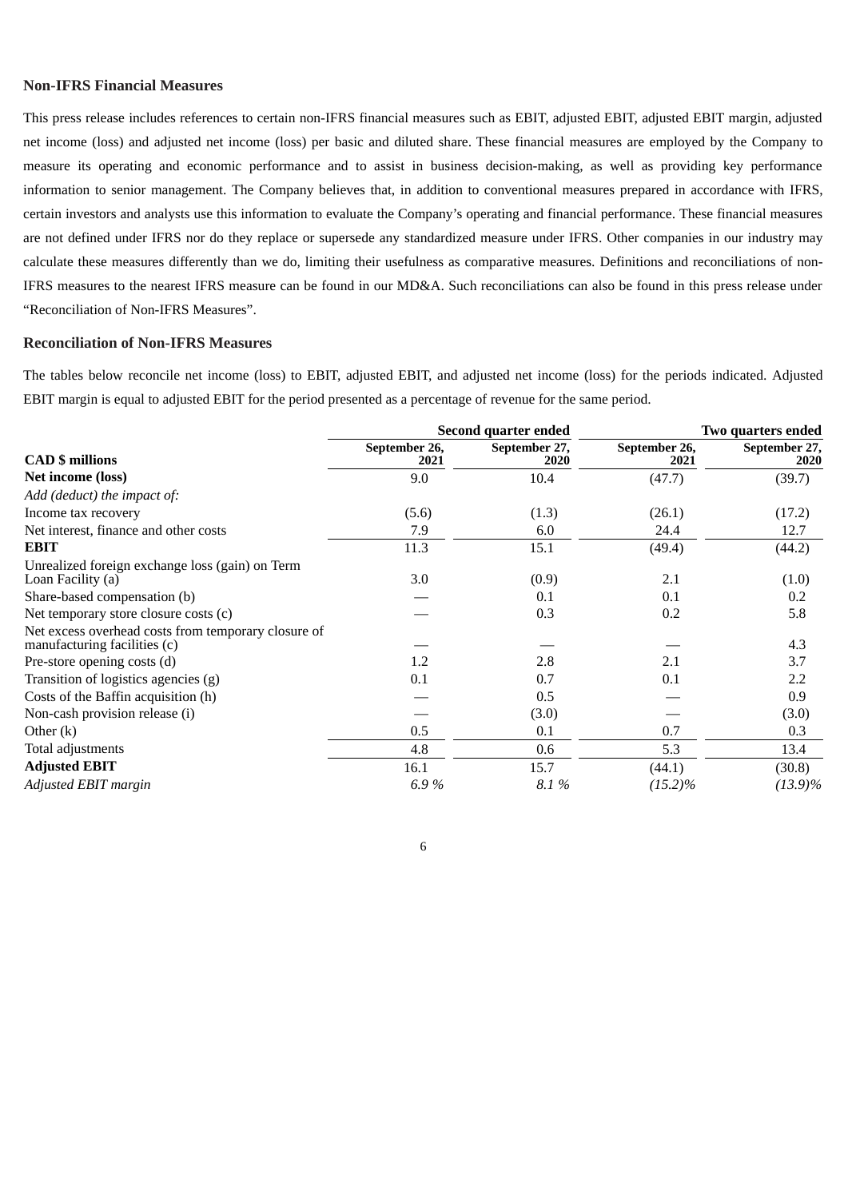### Non-IFRS Financial Measures

This press release includes references to certain non-IFRS financial measures such as EBIT, adjusted EBIT, adjusted EBIT margin, adjusted net income (loss) and adjusted net income (loss) per basic and diluted share. These financial measures are employed by the Company to measure its operating and economic performance and to assist in business decision-making, as well as providing key performance information to senior management. The Company believes that, in addition to conventional measures prepared in accordance with IFRS, certain investors and analysts use this information to evaluate the Company's operating and financial performance. These financial measures are not defined under IFRS nor do they replace or supersede any standardized measure under IFRS. Other companies in our industry may calculate these measures differently than we do, limiting their usefulness as comparative measures. Definitions and reconciliations of non-IFRS measures to the nearest IFRS measure can be found in our MD&A. Such reconciliations can also be found in this press release under "Reconciliation of Non-IFRS Measures".

### Reconciliation of Non-IFRS Measures

The tables below reconcile net income (loss) to EBIT, adjusted EBIT, and adjusted net income (loss) for the periods indicated. Adjusted EBIT margin is equal to adjusted EBIT for the period presented as a percentage of revenue for the same period.

| | Second quarter ended | | Two quarters ended | |
|---|---|---|---|---|
| **CAD $ millions** | **September 26, 2021** | **September 27, 2020** | **September 26, 2021** | **September 27, 2020** |
| **Net income (loss)** | 9.0 | 10.4 | (47.7) | (39.7) |
| *Add (deduct) the impact of:* | | | | |
| Income tax recovery | (5.6) | (1.3) | (26.1) | (17.2) |
| Net interest, finance and other costs | 7.9 | 6.0 | 24.4 | 12.7 |
| **EBIT** | 11.3 | 15.1 | (49.4) | (44.2) |
| Unrealized foreign exchange loss (gain) on Term Loan Facility (a) | 3.0 | (0.9) | 2.1 | (1.0) |
| Share-based compensation (b) | — | 0.1 | 0.1 | 0.2 |
| Net temporary store closure costs (c) | — | 0.3 | 0.2 | 5.8 |
| Net excess overhead costs from temporary closure of manufacturing facilities (c) | — | — | — | 4.3 |
| Pre-store opening costs (d) | 1.2 | 2.8 | 2.1 | 3.7 |
| Transition of logistics agencies (g) | 0.1 | 0.7 | 0.1 | 2.2 |
| Costs of the Baffin acquisition (h) | — | 0.5 | — | 0.9 |
| Non-cash provision release (i) | — | (3.0) | — | (3.0) |
| Other (k) | 0.5 | 0.1 | 0.7 | 0.3 |
| Total adjustments | 4.8 | 0.6 | 5.3 | 13.4 |
| **Adjusted EBIT** | 16.1 | 15.7 | (44.1) | (30.8) |
| *Adjusted EBIT margin* | *6.9 %* | *8.1 %* | *(15.2)%* | *(13.9)%* |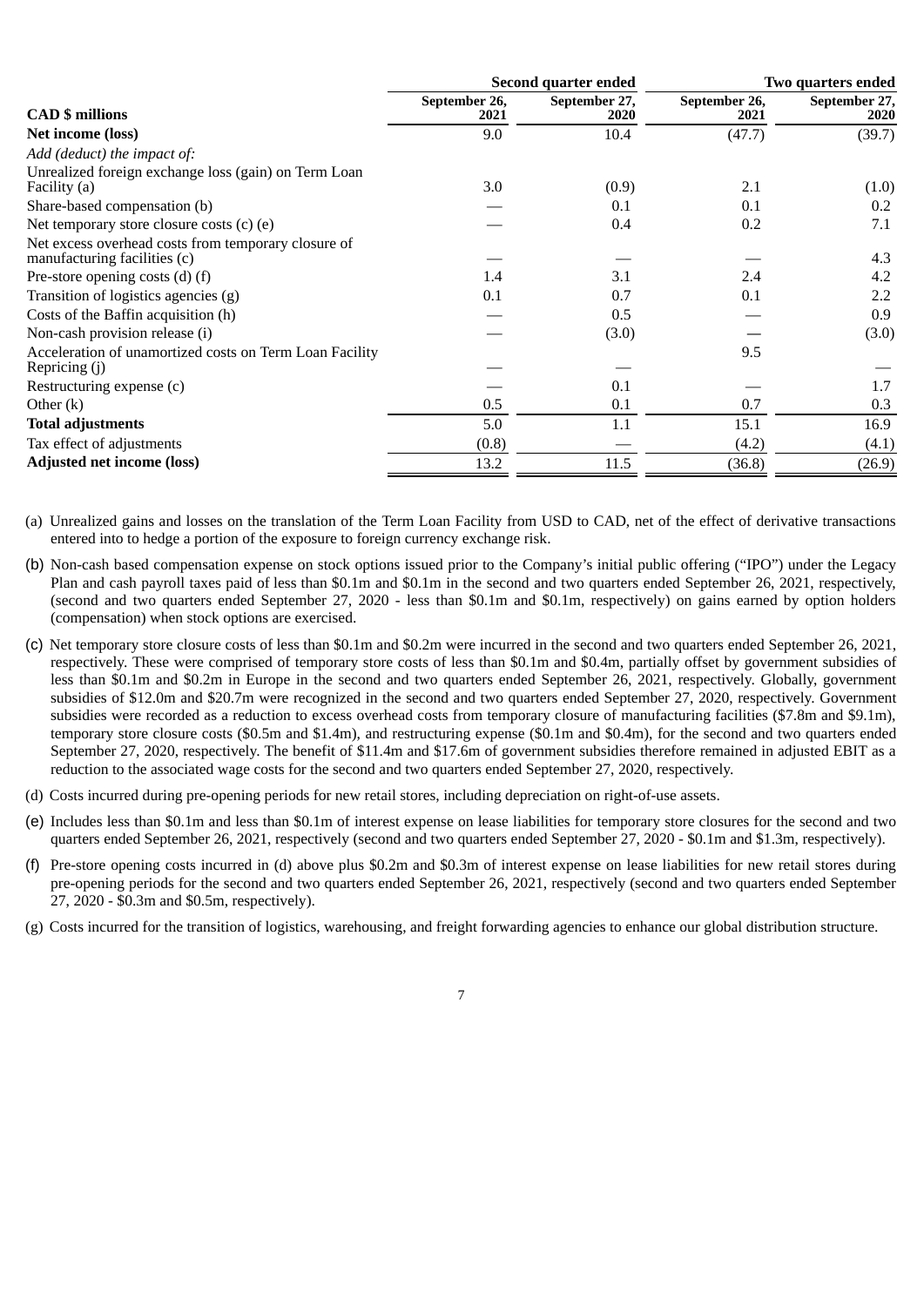| CAD $ millions | Second quarter ended | | Two quarters ended | |
|---|---|---|---|---|
| | September 26, 2021 | September 27, 2020 | September 26, 2021 | September 27, 2020 |
| **Net income (loss)** | 9.0 | 10.4 | (47.7) | (39.7) |
| *Add (deduct) the impact of:* | | | | |
| Unrealized foreign exchange loss (gain) on Term Loan Facility (a) | 3.0 | (0.9) | 2.1 | (1.0) |
| Share-based compensation (b) | — | 0.1 | 0.1 | 0.2 |
| Net temporary store closure costs (c) (e) | — | 0.4 | 0.2 | 7.1 |
| Net excess overhead costs from temporary closure of manufacturing facilities (c) | — | — | — | 4.3 |
| Pre-store opening costs (d) (f) | 1.4 | 3.1 | 2.4 | 4.2 |
| Transition of logistics agencies (g) | 0.1 | 0.7 | 0.1 | 2.2 |
| Costs of the Baffin acquisition (h) | — | 0.5 | — | 0.9 |
| Non-cash provision release (i) | — | (3.0) | — | (3.0) |
| Acceleration of unamortized costs on Term Loan Facility Repricing (j) | — | — | 9.5 | — |
| Restructuring expense (c) | — | 0.1 | — | 1.7 |
| Other (k) | 0.5 | 0.1 | 0.7 | 0.3 |
| **Total adjustments** | 5.0 | 1.1 | 15.1 | 16.9 |
| Tax effect of adjustments | (0.8) | — | (4.2) | (4.1) |
| **Adjusted net income (loss)** | 13.2 | 11.5 | (36.8) | (26.9) |

(a) Unrealized gains and losses on the translation of the Term Loan Facility from USD to CAD, net of the effect of derivative transactions entered into to hedge a portion of the exposure to foreign currency exchange risk.

(b) Non-cash based compensation expense on stock options issued prior to the Company's initial public offering ("IPO") under the Legacy Plan and cash payroll taxes paid of less than $0.1m and $0.1m in the second and two quarters ended September 26, 2021, respectively, (second and two quarters ended September 27, 2020 - less than $0.1m and $0.1m, respectively) on gains earned by option holders (compensation) when stock options are exercised.

(c) Net temporary store closure costs of less than $0.1m and $0.2m were incurred in the second and two quarters ended September 26, 2021, respectively. These were comprised of temporary store costs of less than $0.1m and $0.4m, partially offset by government subsidies of less than $0.1m and $0.2m in Europe in the second and two quarters ended September 26, 2021, respectively. Globally, government subsidies of $12.0m and $20.7m were recognized in the second and two quarters ended September 27, 2020, respectively. Government subsidies were recorded as a reduction to excess overhead costs from temporary closure of manufacturing facilities ($7.8m and $9.1m), temporary store closure costs ($0.5m and $1.4m), and restructuring expense ($0.1m and $0.4m), for the second and two quarters ended September 27, 2020, respectively. The benefit of $11.4m and $17.6m of government subsidies therefore remained in adjusted EBIT as a reduction to the associated wage costs for the second and two quarters ended September 27, 2020, respectively.

(d) Costs incurred during pre-opening periods for new retail stores, including depreciation on right-of-use assets.

(e) Includes less than $0.1m and less than $0.1m of interest expense on lease liabilities for temporary store closures for the second and two quarters ended September 26, 2021, respectively (second and two quarters ended September 27, 2020 - $0.1m and $1.3m, respectively).

(f) Pre-store opening costs incurred in (d) above plus $0.2m and $0.3m of interest expense on lease liabilities for new retail stores during pre-opening periods for the second and two quarters ended September 26, 2021, respectively (second and two quarters ended September 27, 2020 - $0.3m and $0.5m, respectively).

(g) Costs incurred for the transition of logistics, warehousing, and freight forwarding agencies to enhance our global distribution structure.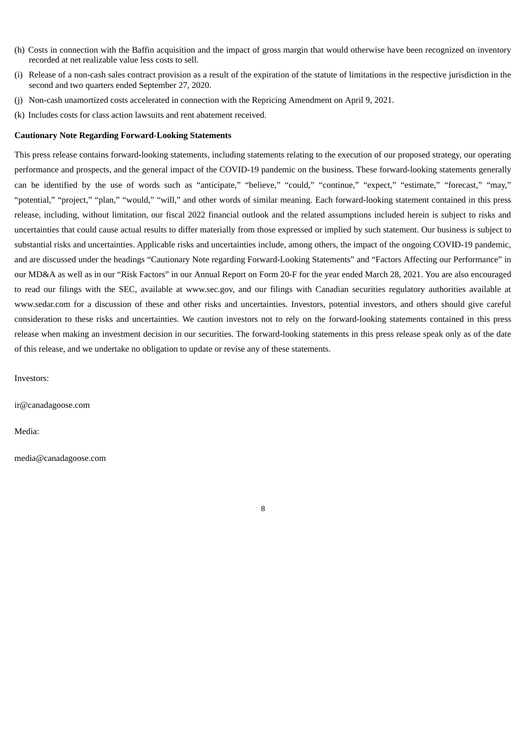(h) Costs in connection with the Baffin acquisition and the impact of gross margin that would otherwise have been recognized on inventory recorded at net realizable value less costs to sell.

(i) Release of a non-cash sales contract provision as a result of the expiration of the statute of limitations in the respective jurisdiction in the second and two quarters ended September 27, 2020.

(j) Non-cash unamortized costs accelerated in connection with the Repricing Amendment on April 9, 2021.

(k) Includes costs for class action lawsuits and rent abatement received.

**Cautionary Note Regarding Forward-Looking Statements**

This press release contains forward-looking statements, including statements relating to the execution of our proposed strategy, our operating performance and prospects, and the general impact of the COVID-19 pandemic on the business. These forward-looking statements generally can be identified by the use of words such as "anticipate," "believe," "could," "continue," "expect," "estimate," "forecast," "may," "potential," "project," "plan," "would," "will," and other words of similar meaning. Each forward-looking statement contained in this press release, including, without limitation, our fiscal 2022 financial outlook and the related assumptions included herein is subject to risks and uncertainties that could cause actual results to differ materially from those expressed or implied by such statement. Our business is subject to substantial risks and uncertainties. Applicable risks and uncertainties include, among others, the impact of the ongoing COVID-19 pandemic, and are discussed under the headings "Cautionary Note regarding Forward-Looking Statements" and "Factors Affecting our Performance" in our MD&A as well as in our "Risk Factors" in our Annual Report on Form 20-F for the year ended March 28, 2021. You are also encouraged to read our filings with the SEC, available at www.sec.gov, and our filings with Canadian securities regulatory authorities available at www.sedar.com for a discussion of these and other risks and uncertainties. Investors, potential investors, and others should give careful consideration to these risks and uncertainties. We caution investors not to rely on the forward-looking statements contained in this press release when making an investment decision in our securities. The forward-looking statements in this press release speak only as of the date of this release, and we undertake no obligation to update or revise any of these statements.

Investors:

ir@canadagoose.com

Media:

media@canadagoose.com